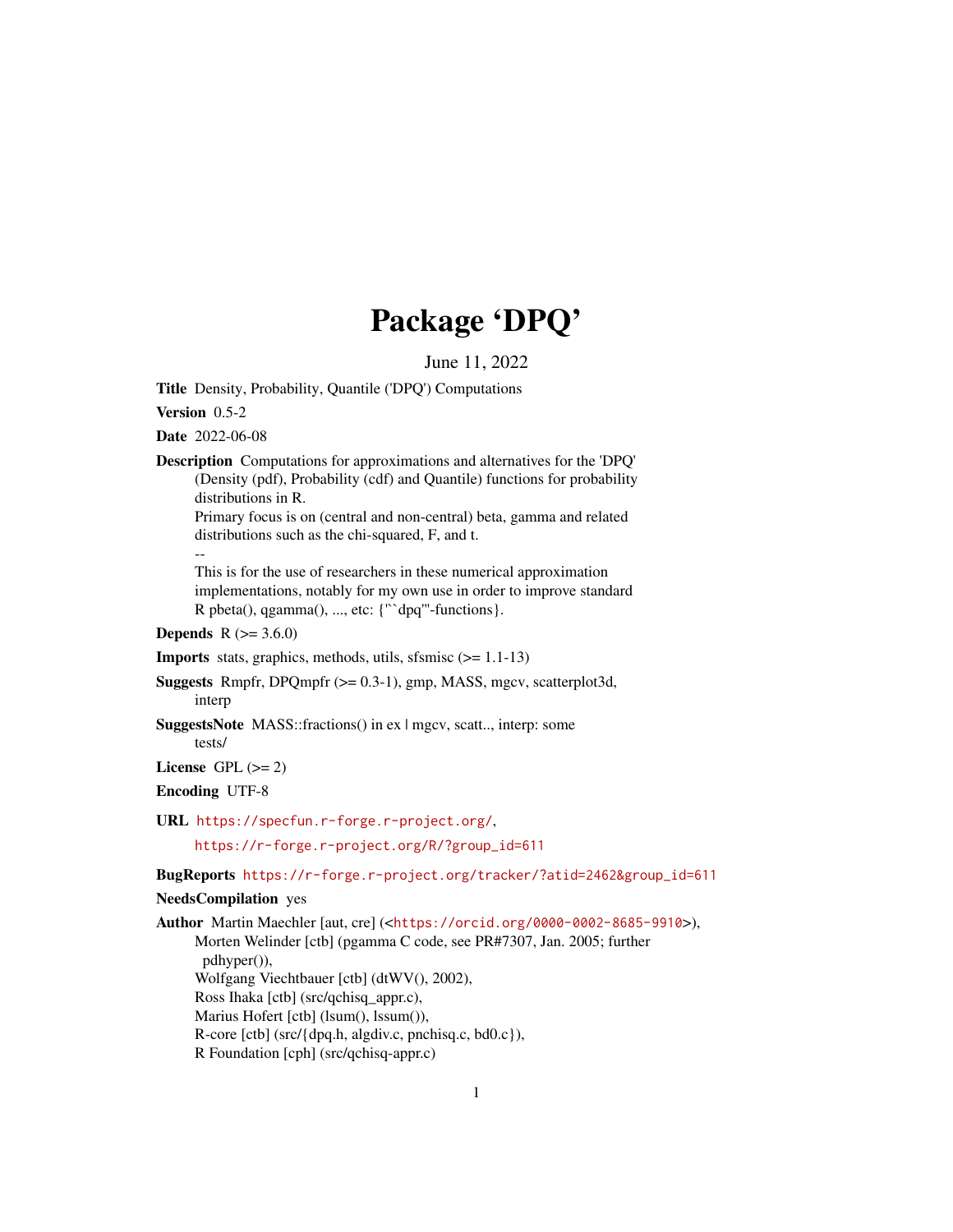# Package 'DPQ'

June 11, 2022

**Title** Density, Probability, Quantile ('DPQ') Computations

**Version** 0.5-2

**Date** 2022-06-08

**Description** Computations for approximations and alternatives for the 'DPQ' (Density (pdf), Probability (cdf) and Quantile) functions for probability distributions in R.
Primary focus is on (central and non-central) beta, gamma and related distributions such as the chi-squared, F, and t.
--
This is for the use of researchers in these numerical approximation implementations, notably for my own use in order to improve standard R pbeta(), qgamma(), ..., etc: {'``dpq'''-functions}.

**Depends** R (>= 3.6.0)

**Imports** stats, graphics, methods, utils, sfsmisc (>= 1.1-13)

**Suggests** Rmpfr, DPQmpfr (>= 0.3-1), gmp, MASS, mgcv, scatterplot3d, interp

**SuggestsNote** MASS::fractions() in ex | mgcv, scatt.., interp: some tests/

**License** GPL (>= 2)

**Encoding** UTF-8

**URL** https://specfun.r-forge.r-project.org/,
https://r-forge.r-project.org/R/?group_id=611

**BugReports** https://r-forge.r-project.org/tracker/?atid=2462&group_id=611

**NeedsCompilation** yes

**Author** Martin Maechler [aut, cre] (<https://orcid.org/0000-0002-8685-9910>),
Morten Welinder [ctb] (pgamma C code, see PR#7307, Jan. 2005; further pdhyper()),
Wolfgang Viechtbauer [ctb] (dtWV(), 2002),
Ross Ihaka [ctb] (src/qchisq_appr.c),
Marius Hofert [ctb] (lsum(), lssum()),
R-core [ctb] (src/{dpq.h, algdiv.c, pnchisq.c, bd0.c}),
R Foundation [cph] (src/qchisq-appr.c)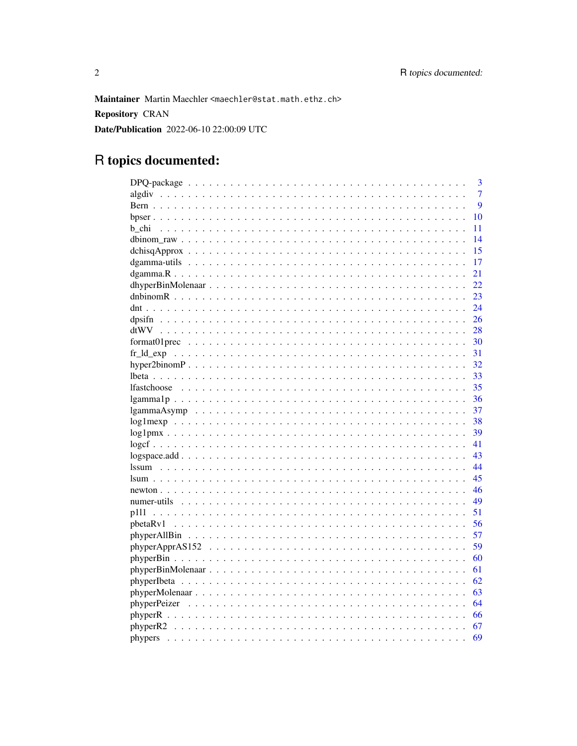**Maintainer** Martin Maechler <maechler@stat.math.ethz.ch>

**Repository** CRAN

**Date/Publication** 2022-06-10 22:00:09 UTC

# R topics documented:

| | |
|---|---|
| DPQ-package | 3 |
| algdiv | 7 |
| Bern | 9 |
| bpser | 10 |
| b_chi | 11 |
| dbinom_raw | 14 |
| dchisqApprox | 15 |
| dgamma-utils | 17 |
| dgamma.R | 21 |
| dhyperBinMolenaar | 22 |
| dnbinomR | 23 |
| dnt | 24 |
| dpsifn | 26 |
| dtWV | 28 |
| format01prec | 30 |
| fr_ld_exp | 31 |
| hyper2binomP | 32 |
| lbeta | 33 |
| lfastchoose | 35 |
| lgamma1p | 36 |
| lgammaAsymp | 37 |
| log1mexp | 38 |
| log1pmx | 39 |
| logcf | 41 |
| logspace.add | 43 |
| lssum | 44 |
| lsum | 45 |
| newton | 46 |
| numer-utils | 49 |
| p1l1 | 51 |
| pbetaRv1 | 56 |
| phyperAllBin | 57 |
| phyperApprAS152 | 59 |
| phyperBin | 60 |
| phyperBinMolenaar | 61 |
| phyperIbeta | 62 |
| phyperMolenaar | 63 |
| phyperPeizer | 64 |
| phyperR | 66 |
| phyperR2 | 67 |
| phypers | 69 |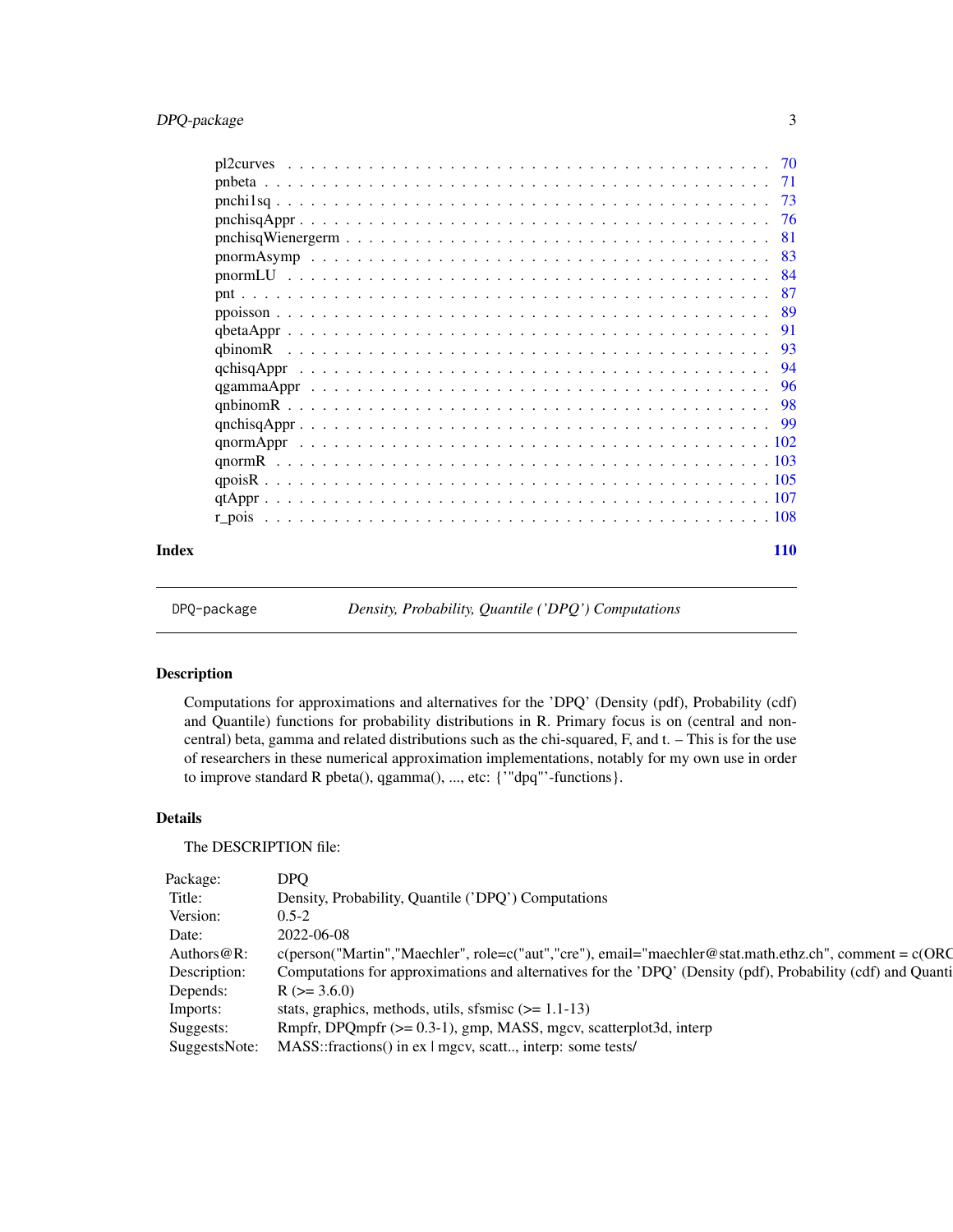| | |
|---|---|
| pl2curves | 70 |
| pnbeta | 71 |
| pnchi1sq | 73 |
| pnchisqAppr | 76 |
| pnchisqWienergerm | 81 |
| pnormAsymp | 83 |
| pnormLU | 84 |
| pnt | 87 |
| ppoisson | 89 |
| qbetaAppr | 91 |
| qbinomR | 93 |
| qchisqAppr | 94 |
| qgammaAppr | 96 |
| qnbinomR | 98 |
| qnchisqAppr | 99 |
| qnormAppr | 102 |
| qnormR | 103 |
| qpoisR | 105 |
| qtAppr | 107 |
| r_pois | 108 |

**Index** **110**

---

DPQ-package *Density, Probability, Quantile ('DPQ') Computations*

---

## Description

Computations for approximations and alternatives for the 'DPQ' (Density (pdf), Probability (cdf) and Quantile) functions for probability distributions in R. Primary focus is on (central and non-central) beta, gamma and related distributions such as the chi-squared, F, and t. – This is for the use of researchers in these numerical approximation implementations, notably for my own use in order to improve standard R pbeta(), qgamma(), ..., etc: {'"dpq"'-functions}.

## Details

The DESCRIPTION file:

| | |
|---|---|
| Package: | DPQ |
| Title: | Density, Probability, Quantile ('DPQ') Computations |
| Version: | 0.5-2 |
| Date: | 2022-06-08 |
| Authors@R: | c(person("Martin","Maechler", role=c("aut","cre"), email="maechler@stat.math.ethz.ch", comment = c(ORC |
| Description: | Computations for approximations and alternatives for the 'DPQ' (Density (pdf), Probability (cdf) and Quanti |
| Depends: | R (>= 3.6.0) |
| Imports: | stats, graphics, methods, utils, sfsmisc (>= 1.1-13) |
| Suggests: | Rmpfr, DPQmpfr (>= 0.3-1), gmp, MASS, mgcv, scatterplot3d, interp |
| SuggestsNote: | MASS::fractions() in ex \| mgcv, scatt.., interp: some tests/ |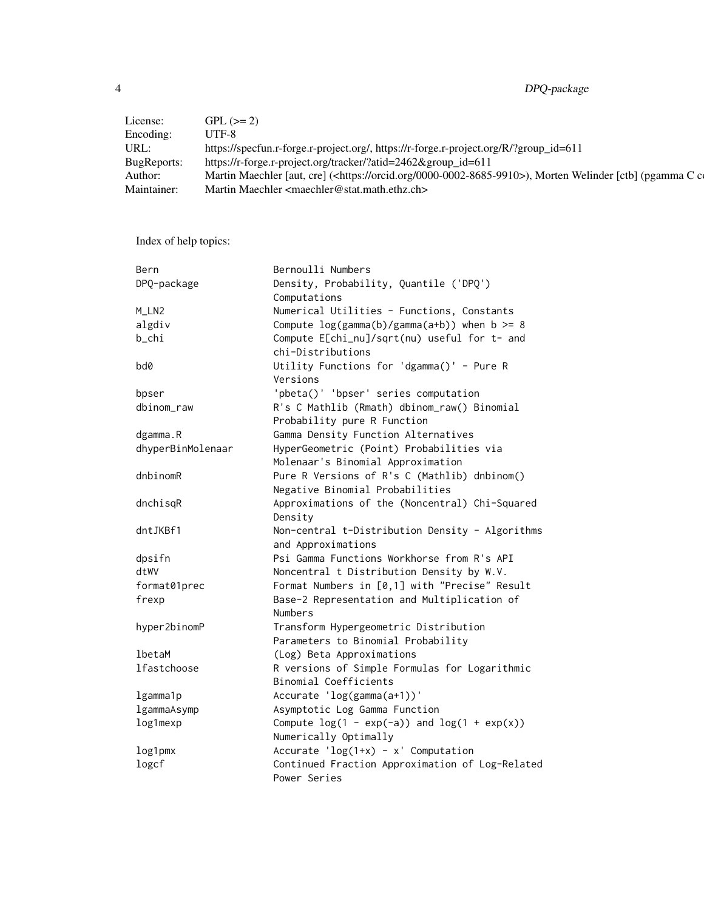| | |
|---|---|
| License: | GPL (>= 2) |
| Encoding: | UTF-8 |
| URL: | https://specfun.r-forge.r-project.org/, https://r-forge.r-project.org/R/?group_id=611 |
| BugReports: | https://r-forge.r-project.org/tracker/?atid=2462&group_id=611 |
| Author: | Martin Maechler [aut, cre] (<https://orcid.org/0000-0002-8685-9910>), Morten Welinder [ctb] (pgamma C co |
| Maintainer: | Martin Maechler <maechler@stat.math.ethz.ch> |

Index of help topics:

```
Bern                    Bernoulli Numbers
DPQ-package             Density, Probability, Quantile ('DPQ')
                        Computations
M_LN2                   Numerical Utilities - Functions, Constants
algdiv                  Compute log(gamma(b)/gamma(a+b)) when b >= 8
b_chi                   Compute E[chi_nu]/sqrt(nu) useful for t- and
                        chi-Distributions
bd0                     Utility Functions for 'dgamma()' - Pure R
                        Versions
bpser                   'pbeta()' 'bpser' series computation
dbinom_raw              R's C Mathlib (Rmath) dbinom_raw() Binomial
                        Probability pure R Function
dgamma.R                Gamma Density Function Alternatives
dhyperBinMolenaar       HyperGeometric (Point) Probabilities via
                        Molenaar's Binomial Approximation
dnbinomR                Pure R Versions of R's C (Mathlib) dnbinom()
                        Negative Binomial Probabilities
dnchisqR                Approximations of the (Noncentral) Chi-Squared
                        Density
dntJKBf1                Non-central t-Distribution Density - Algorithms
                        and Approximations
dpsifn                  Psi Gamma Functions Workhorse from R's API
dtWV                    Noncentral t Distribution Density by W.V.
format01prec            Format Numbers in [0,1] with "Precise" Result
frexp                   Base-2 Representation and Multiplication of
                        Numbers
hyper2binomP            Transform Hypergeometric Distribution
                        Parameters to Binomial Probability
lbetaM                  (Log) Beta Approximations
lfastchoose             R versions of Simple Formulas for Logarithmic
                        Binomial Coefficients
lgamma1p                Accurate 'log(gamma(a+1))'
lgammaAsymp             Asymptotic Log Gamma Function
log1mexp                Compute log(1 - exp(-a)) and log(1 + exp(x))
                        Numerically Optimally
log1pmx                 Accurate 'log(1+x) - x' Computation
logcf                   Continued Fraction Approximation of Log-Related
                        Power Series
```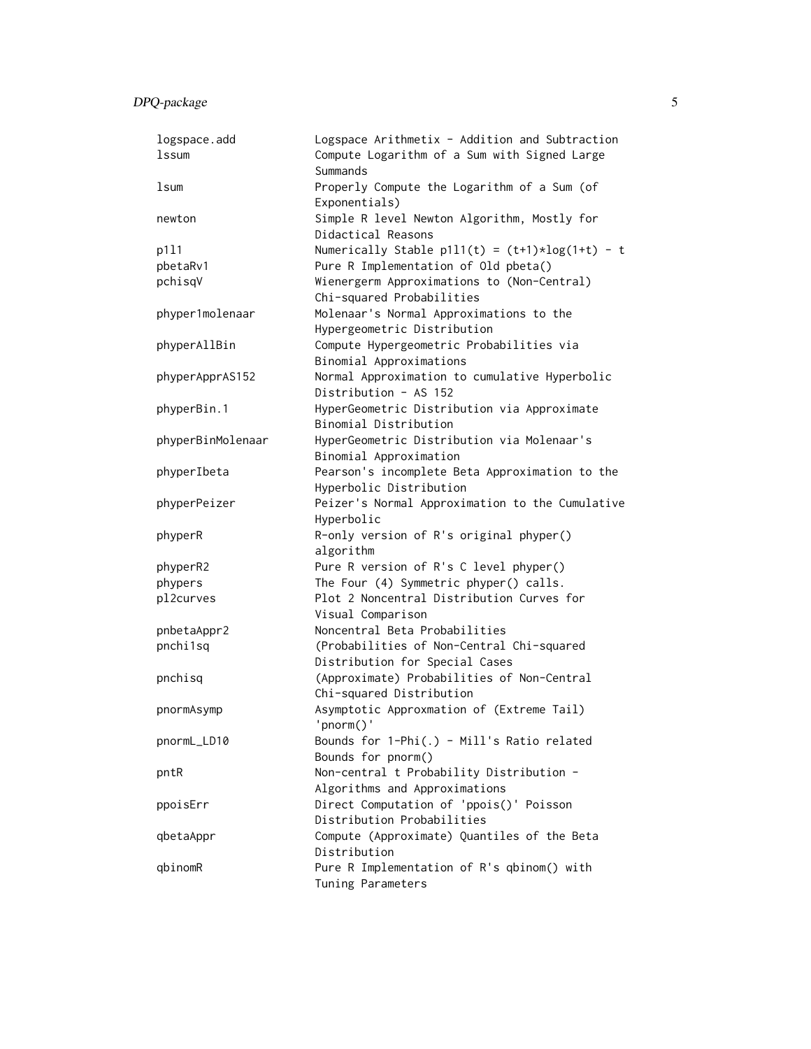| | |
|---|---|
| logspace.add | Logspace Arithmetix - Addition and Subtraction |
| lssum | Compute Logarithm of a Sum with Signed Large Summands |
| lsum | Properly Compute the Logarithm of a Sum (of Exponentials) |
| newton | Simple R level Newton Algorithm, Mostly for Didactical Reasons |
| p1l1 | Numerically Stable p1l1(t) = (t+1)*log(1+t) - t |
| pbetaRv1 | Pure R Implementation of Old pbeta() |
| pchisqV | Wienergerm Approximations to (Non-Central) Chi-squared Probabilities |
| phyper1molenaar | Molenaar's Normal Approximations to the Hypergeometric Distribution |
| phyperAllBin | Compute Hypergeometric Probabilities via Binomial Approximations |
| phyperApprAS152 | Normal Approximation to cumulative Hyperbolic Distribution - AS 152 |
| phyperBin.1 | HyperGeometric Distribution via Approximate Binomial Distribution |
| phyperBinMolenaar | HyperGeometric Distribution via Molenaar's Binomial Approximation |
| phyperIbeta | Pearson's incomplete Beta Approximation to the Hyperbolic Distribution |
| phyperPeizer | Peizer's Normal Approximation to the Cumulative Hyperbolic |
| phyperR | R-only version of R's original phyper() algorithm |
| phyperR2 | Pure R version of R's C level phyper() |
| phypers | The Four (4) Symmetric phyper() calls. |
| pl2curves | Plot 2 Noncentral Distribution Curves for Visual Comparison |
| pnbetaAppr2 | Noncentral Beta Probabilities |
| pnchi1sq | (Probabilities of Non-Central Chi-squared Distribution for Special Cases |
| pnchisq | (Approximate) Probabilities of Non-Central Chi-squared Distribution |
| pnormAsymp | Asymptotic Approxmation of (Extreme Tail) 'pnorm()' |
| pnormL_LD10 | Bounds for 1-Phi(.) - Mill's Ratio related Bounds for pnorm() |
| pntR | Non-central t Probability Distribution - Algorithms and Approximations |
| ppoisErr | Direct Computation of 'ppois()' Poisson Distribution Probabilities |
| qbetaAppr | Compute (Approximate) Quantiles of the Beta Distribution |
| qbinomR | Pure R Implementation of R's qbinom() with Tuning Parameters |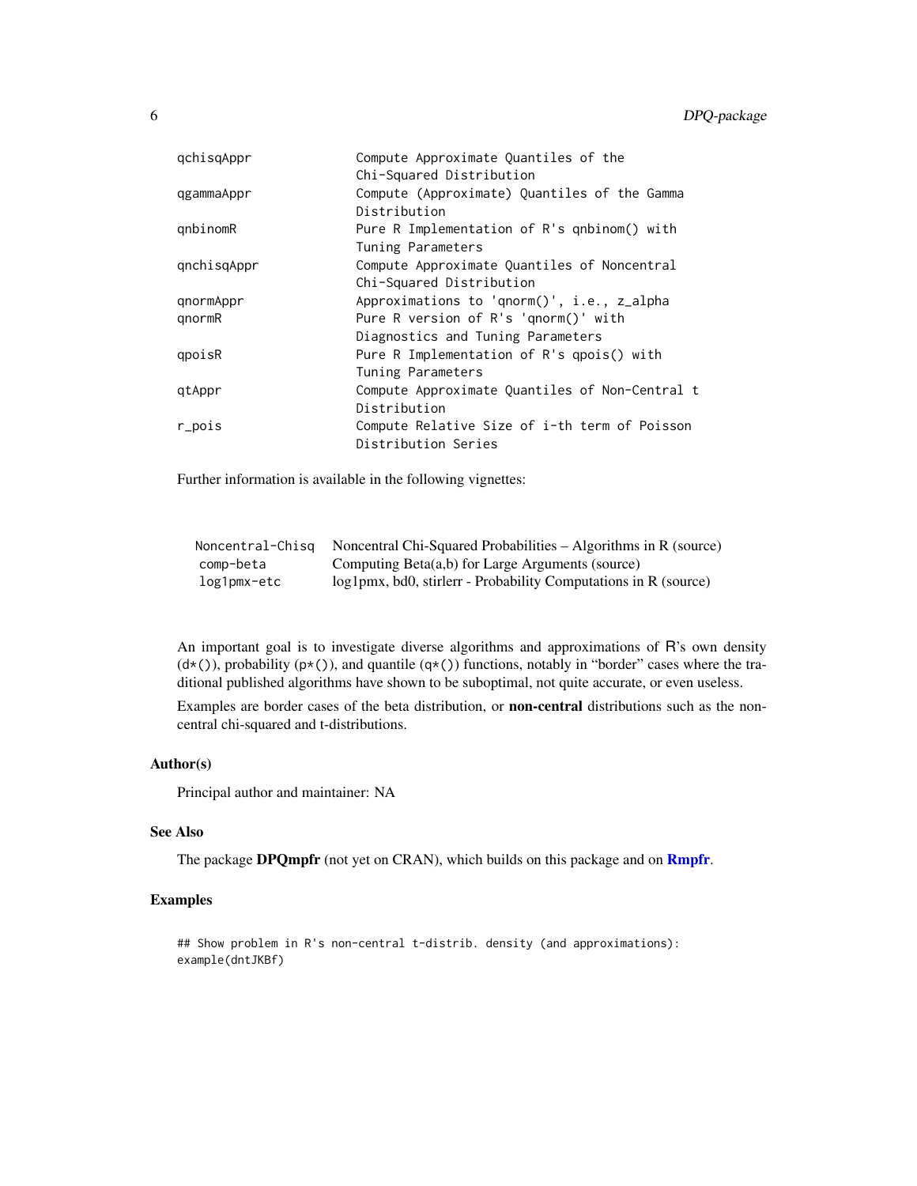| | |
|---|---|
| qchisqAppr | Compute Approximate Quantiles of the Chi-Squared Distribution |
| qgammaAppr | Compute (Approximate) Quantiles of the Gamma Distribution |
| qnbinomR | Pure R Implementation of R's qnbinom() with Tuning Parameters |
| qnchisqAppr | Compute Approximate Quantiles of Noncentral Chi-Squared Distribution |
| qnormAppr | Approximations to 'qnorm()', i.e., z_alpha |
| qnormR | Pure R version of R's 'qnorm()' with Diagnostics and Tuning Parameters |
| qpoisR | Pure R Implementation of R's qpois() with Tuning Parameters |
| qtAppr | Compute Approximate Quantiles of Non-Central t Distribution |
| r_pois | Compute Relative Size of i-th term of Poisson Distribution Series |

Further information is available in the following vignettes:

| | |
|---|---|
| Noncentral-Chisq | Noncentral Chi-Squared Probabilities – Algorithms in R (source) |
| comp-beta | Computing Beta(a,b) for Large Arguments (source) |
| log1pmx-etc | log1pmx, bd0, stirlerr - Probability Computations in R (source) |

An important goal is to investigate diverse algorithms and approximations of R's own density (`d*()`), probability (`p*()`), and quantile (`q*()`) functions, notably in "border" cases where the traditional published algorithms have shown to be suboptimal, not quite accurate, or even useless.

Examples are border cases of the beta distribution, or **non-central** distributions such as the non-central chi-squared and t-distributions.

### Author(s)

Principal author and maintainer: NA

### See Also

The package **DPQmpfr** (not yet on CRAN), which builds on this package and on **Rmpfr**.

### Examples

```
## Show problem in R's non-central t-distrib. density (and approximations):
example(dntJKBf)
```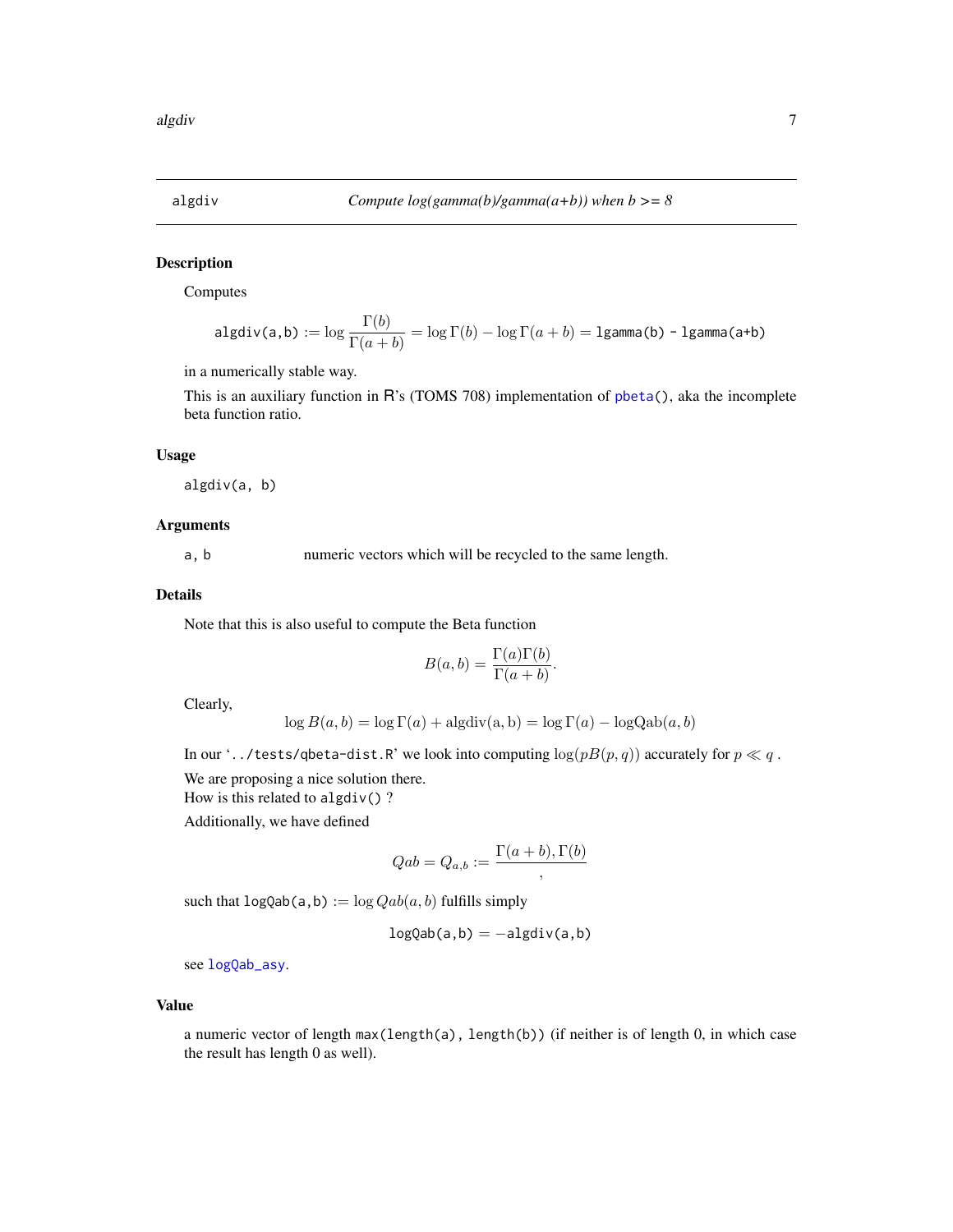# algdiv — *Compute log(gamma(b)/gamma(a+b)) when b >= 8*

## Description

Computes

$$\texttt{algdiv(a,b)} := \log \frac{\Gamma(b)}{\Gamma(a+b)} = \log \Gamma(b) - \log \Gamma(a+b) = \texttt{lgamma(b) - lgamma(a+b)}$$

in a numerically stable way.

This is an auxiliary function in R's (TOMS 708) implementation of `pbeta()`, aka the incomplete beta function ratio.

## Usage

```
algdiv(a, b)
```

## Arguments

`a, b` numeric vectors which will be recycled to the same length.

## Details

Note that this is also useful to compute the Beta function

$$B(a,b) = \frac{\Gamma(a)\Gamma(b)}{\Gamma(a+b)}.$$

Clearly,

$$\log B(a,b) = \log \Gamma(a) + \mathrm{algdiv(a,b)} = \log \Gamma(a) - \mathrm{logQab}(a,b)$$

In our '`../tests/qbeta-dist.R`' we look into computing $\log(pB(p,q))$ accurately for $p \ll q$ .

We are proposing a nice solution there.
How is this related to `algdiv()` ?

Additionally, we have defined

$$Qab = Q_{a,b} := \frac{\Gamma(a+b), \Gamma(b)}{,}$$

such that `logQab(a,b)` $:= \log Qab(a,b)$ fulfills simply

$$\texttt{logQab(a,b)} = -\texttt{algdiv(a,b)}$$

see `logQab_asy`.

## Value

a numeric vector of length `max(length(a), length(b))` (if neither is of length 0, in which case the result has length 0 as well).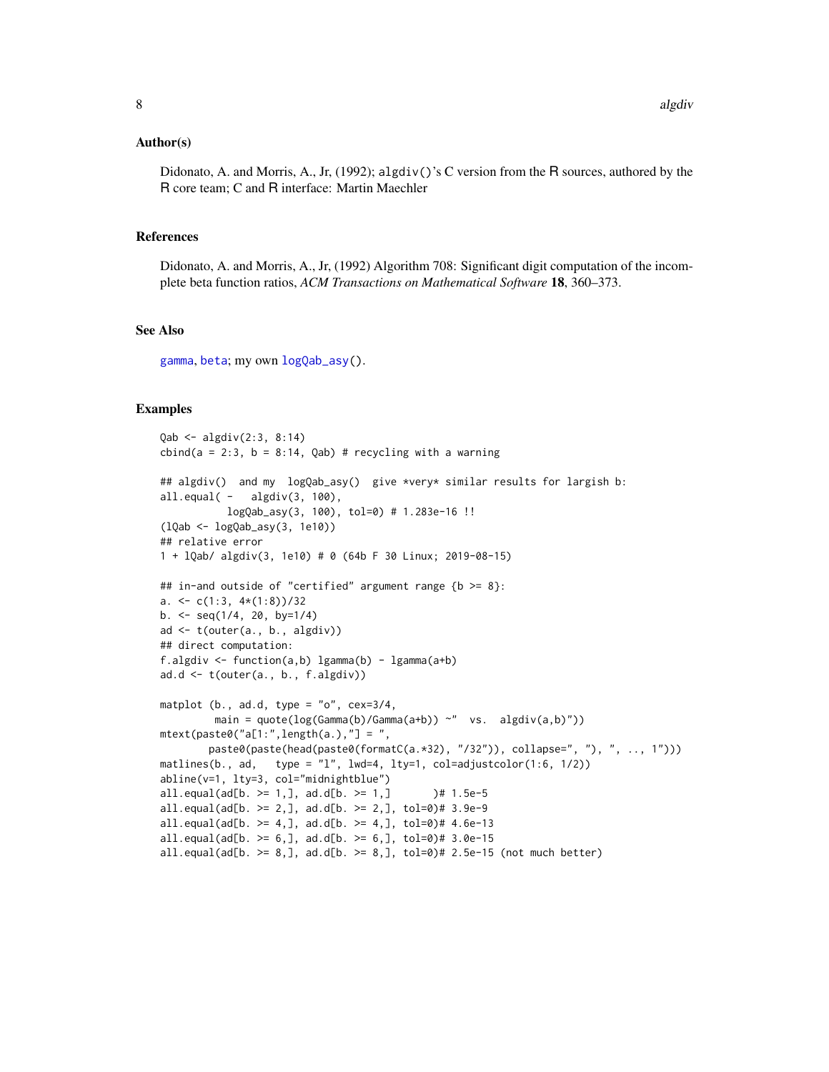### Author(s)

Didonato, A. and Morris, A., Jr, (1992); `algdiv()`'s C version from the R sources, authored by the R core team; C and R interface: Martin Maechler

### References

Didonato, A. and Morris, A., Jr, (1992) Algorithm 708: Significant digit computation of the incomplete beta function ratios, *ACM Transactions on Mathematical Software* **18**, 360–373.

### See Also

`gamma`, `beta`; my own `logQab_asy()`.

### Examples

```
Qab <- algdiv(2:3, 8:14)
cbind(a = 2:3, b = 8:14, Qab) # recycling with a warning

## algdiv()  and my  logQab_asy()  give *very* similar results for largish b:
all.equal( -   algdiv(3, 100),
            logQab_asy(3, 100), tol=0) # 1.283e-16 !!
(lQab <- logQab_asy(3, 1e10))
## relative error
1 + lQab/ algdiv(3, 1e10) # 0 (64b F 30 Linux; 2019-08-15)

## in-and outside of "certified" argument range {b >= 8}:
a. <- c(1:3, 4*(1:8))/32
b. <- seq(1/4, 20, by=1/4)
ad <- t(outer(a., b., algdiv))
## direct computation:
f.algdiv <- function(a,b) lgamma(b) - lgamma(a+b)
ad.d <- t(outer(a., b., f.algdiv))

matplot (b., ad.d, type = "o", cex=3/4,
          main = quote(log(Gamma(b)/Gamma(a+b)) ~"  vs.  algdiv(a,b)"))
mtext(paste0("a[1:",length(a.),"] = ",
        paste0(paste(head(paste0(formatC(a.*32), "/32")), collapse=", "), ", .., 1")))
matlines(b., ad,   type = "l", lwd=4, lty=1, col=adjustcolor(1:6, 1/2))
abline(v=1, lty=3, col="midnightblue")
all.equal(ad[b. >= 1,], ad.d[b. >= 1,]       )# 1.5e-5
all.equal(ad[b. >= 2,], ad.d[b. >= 2,], tol=0)# 3.9e-9
all.equal(ad[b. >= 4,], ad.d[b. >= 4,], tol=0)# 4.6e-13
all.equal(ad[b. >= 6,], ad.d[b. >= 6,], tol=0)# 3.0e-15
all.equal(ad[b. >= 8,], ad.d[b. >= 8,], tol=0)# 2.5e-15 (not much better)
```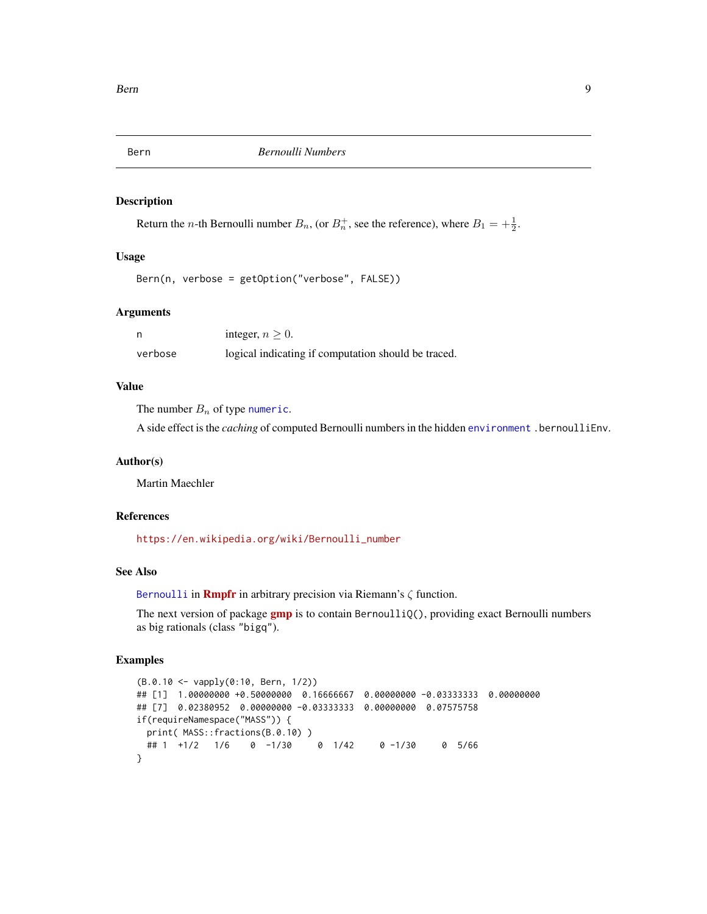# Bern — *Bernoulli Numbers*

## Description

Return the $n$-th Bernoulli number $B_n$, (or $B_n^+$, see the reference), where $B_1 = +\frac{1}{2}$.

## Usage

```
Bern(n, verbose = getOption("verbose", FALSE))
```

## Arguments

| | |
|---|---|
| `n` | integer, $n \geq 0$. |
| `verbose` | logical indicating if computation should be traced. |

## Value

The number $B_n$ of type `numeric`.

A side effect is the *caching* of computed Bernoulli numbers in the hidden `environment` `.bernoulliEnv`.

## Author(s)

Martin Maechler

## References

https://en.wikipedia.org/wiki/Bernoulli_number

## See Also

`Bernoulli` in **Rmpfr** in arbitrary precision via Riemann's $\zeta$ function.

The next version of package **gmp** is to contain `BernoulliQ()`, providing exact Bernoulli numbers as big rationals (class `"bigq"`).

## Examples

```
(B.0.10 <- vapply(0:10, Bern, 1/2))
## [1]  1.00000000 +0.50000000  0.16666667  0.00000000 -0.03333333  0.00000000
## [7]  0.02380952  0.00000000 -0.03333333  0.00000000  0.07575758
if(requireNamespace("MASS")) {
  print( MASS::fractions(B.0.10) )
  ## 1  +1/2   1/6    0  -1/30     0  1/42     0 -1/30     0  5/66
}
```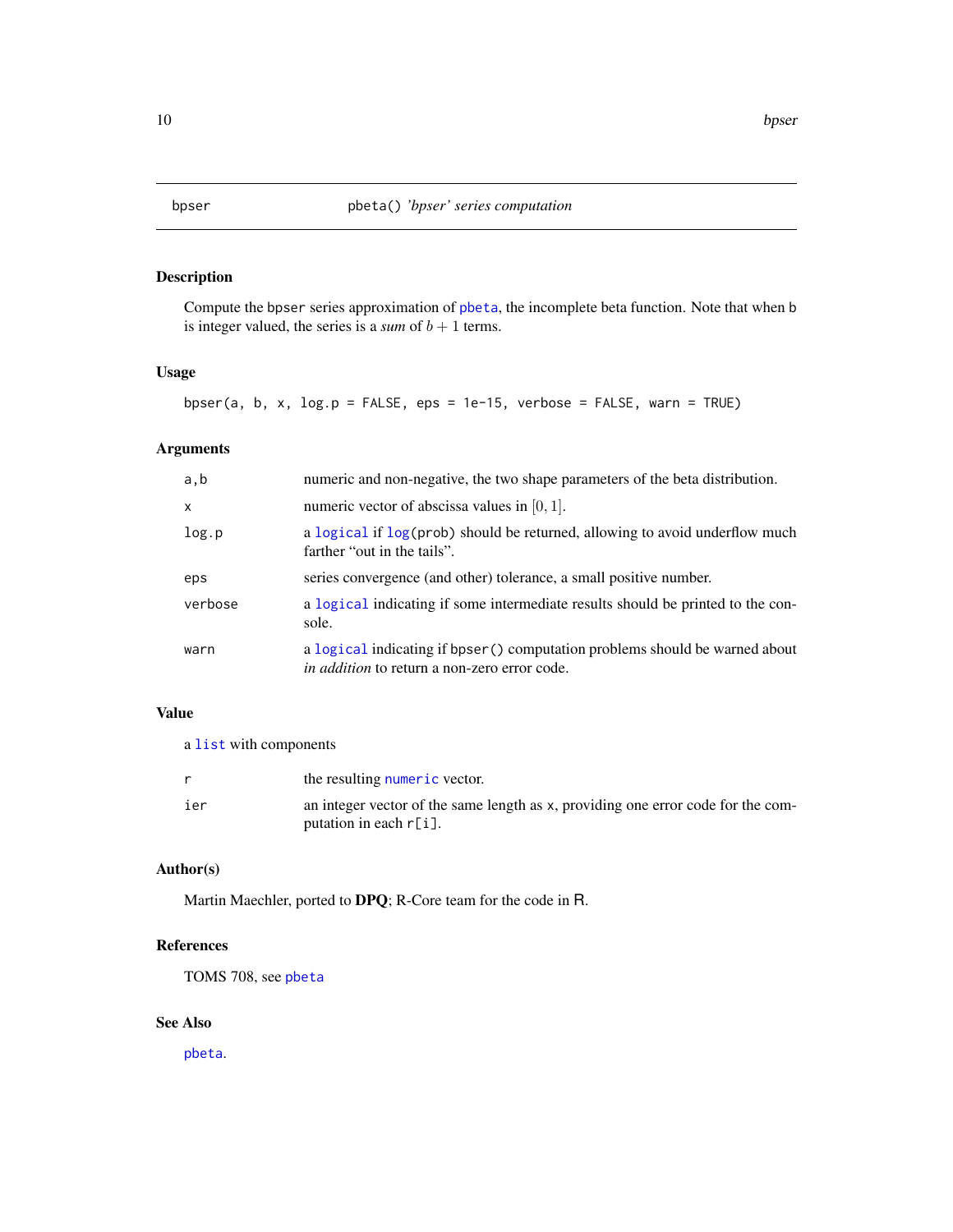# bpser — pbeta() *'bpser' series computation*

## Description

Compute the bpser series approximation of pbeta, the incomplete beta function. Note that when b is integer valued, the series is a *sum* of $b + 1$ terms.

## Usage

```
bpser(a, b, x, log.p = FALSE, eps = 1e-15, verbose = FALSE, warn = TRUE)
```

## Arguments

| | |
|---|---|
| a,b | numeric and non-negative, the two shape parameters of the beta distribution. |
| x | numeric vector of abscissa values in $[0, 1]$. |
| log.p | a logical if log(prob) should be returned, allowing to avoid underflow much farther "out in the tails". |
| eps | series convergence (and other) tolerance, a small positive number. |
| verbose | a logical indicating if some intermediate results should be printed to the console. |
| warn | a logical indicating if bpser() computation problems should be warned about *in addition* to return a non-zero error code. |

## Value

a list with components

| | |
|---|---|
| r | the resulting numeric vector. |
| ier | an integer vector of the same length as x, providing one error code for the computation in each r[i]. |

## Author(s)

Martin Maechler, ported to **DPQ**; R-Core team for the code in R.

## References

TOMS 708, see pbeta

## See Also

pbeta.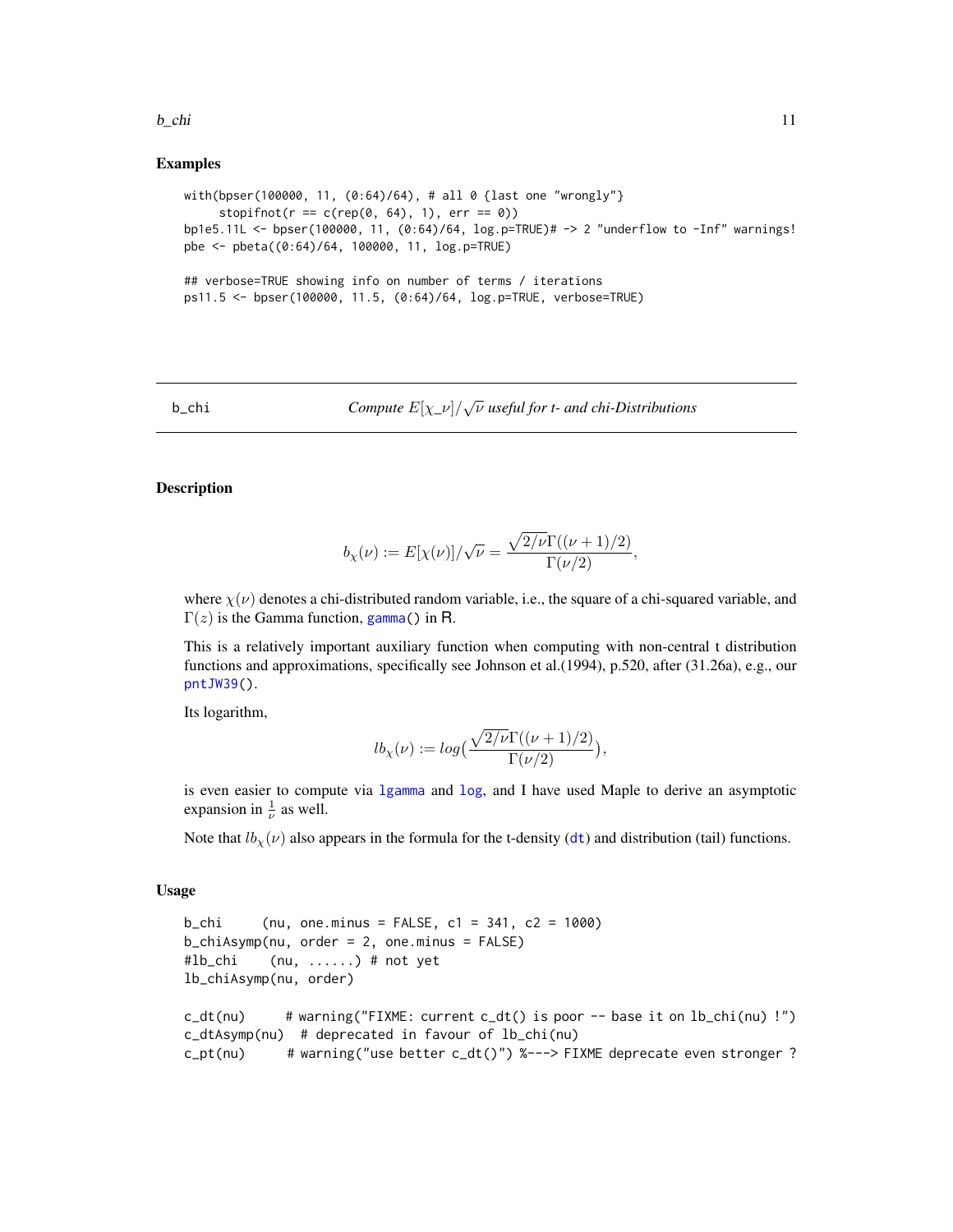### Examples

```
with(bpser(100000, 11, (0:64)/64), # all 0 {last one "wrongly"}
     stopifnot(r == c(rep(0, 64), 1), err == 0))
bp1e5.11L <- bpser(100000, 11, (0:64)/64, log.p=TRUE)# -> 2 "underflow to -Inf" warnings!
pbe <- pbeta((0:64)/64, 100000, 11, log.p=TRUE)

## verbose=TRUE showing info on number of terms / iterations
ps11.5 <- bpser(100000, 11.5, (0:64)/64, log.p=TRUE, verbose=TRUE)
```

---

## b_chi — *Compute $E[\chi\_\nu]/\sqrt{\nu}$ useful for t- and chi-Distributions*

### Description

$$b_\chi(\nu) := E[\chi(\nu)]/\sqrt{\nu} = \frac{\sqrt{2/\nu}\Gamma((\nu+1)/2)}{\Gamma(\nu/2)},$$

where $\chi(\nu)$ denotes a chi-distributed random variable, i.e., the square of a chi-squared variable, and $\Gamma(z)$ is the Gamma function, `gamma()` in R.

This is a relatively important auxiliary function when computing with non-central t distribution functions and approximations, specifically see Johnson et al.(1994), p.520, after (31.26a), e.g., our `pntJW39()`.

Its logarithm,

$$lb_\chi(\nu) := log\big(\frac{\sqrt{2/\nu}\Gamma((\nu+1)/2)}{\Gamma(\nu/2)}\big),$$

is even easier to compute via `lgamma` and `log`, and I have used Maple to derive an asymptotic expansion in $\frac{1}{\nu}$ as well.

Note that $lb_\chi(\nu)$ also appears in the formula for the t-density (`dt`) and distribution (tail) functions.

### Usage

```
b_chi     (nu, one.minus = FALSE, c1 = 341, c2 = 1000)
b_chiAsymp(nu, order = 2, one.minus = FALSE)
#lb_chi    (nu, ......) # not yet
lb_chiAsymp(nu, order)

c_dt(nu)      # warning("FIXME: current c_dt() is poor -- base it on lb_chi(nu) !")
c_dtAsymp(nu)  # deprecated in favour of lb_chi(nu)
c_pt(nu)      # warning("use better c_dt()") %---> FIXME deprecate even stronger ?
```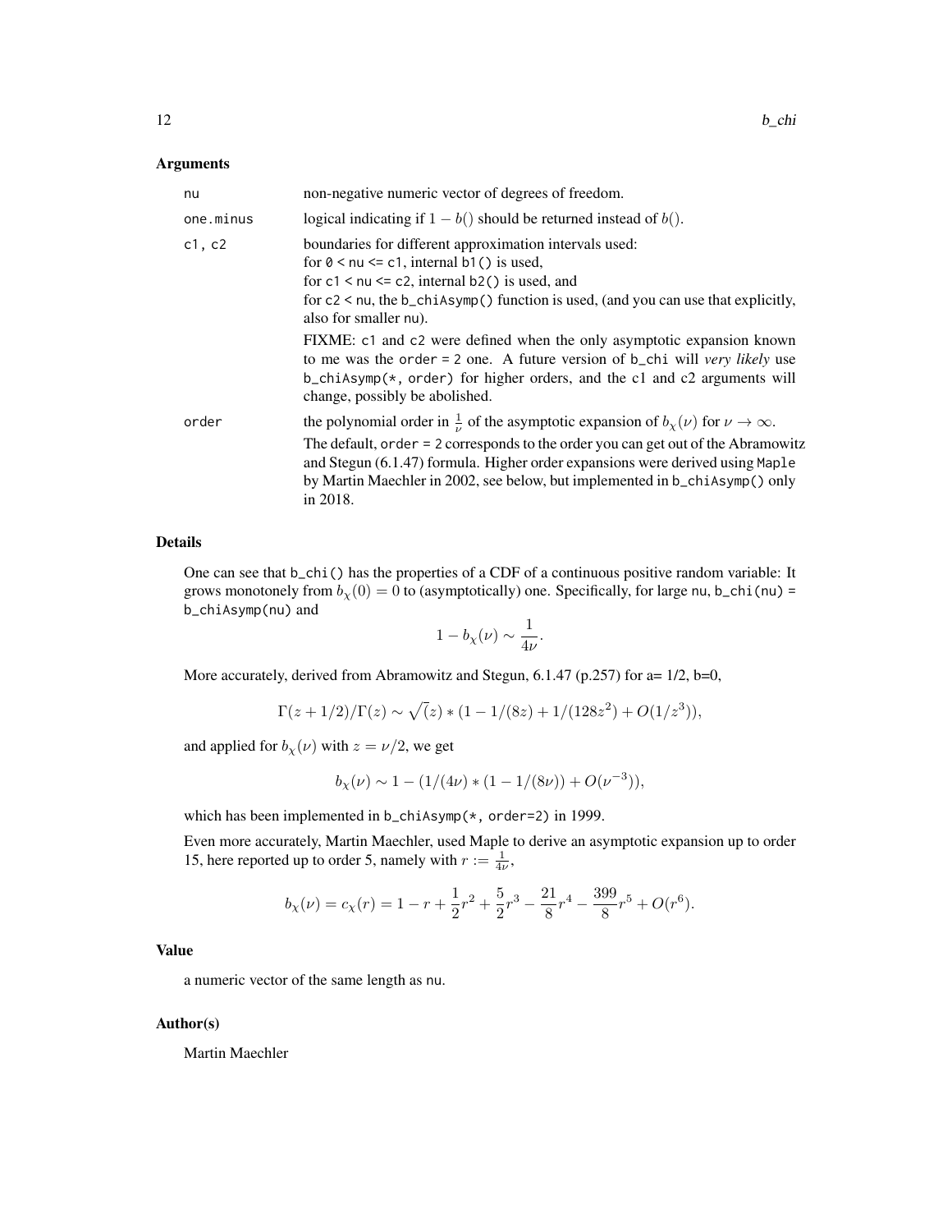## Arguments

| | |
|---|---|
| nu | non-negative numeric vector of degrees of freedom. |
| one.minus | logical indicating if $1 - b()$ should be returned instead of $b()$. |
| c1, c2 | boundaries for different approximation intervals used: for `0 < nu <= c1`, internal `b1()` is used, for `c1 < nu <= c2`, internal `b2()` is used, and for `c2 < nu`, the `b_chiAsymp()` function is used, (and you can use that explicitly, also for smaller `nu`). FIXME: `c1` and `c2` were defined when the only asymptotic expansion known to me was the `order = 2` one. A future version of `b_chi` will *very likely* use `b_chiAsymp(*, order)` for higher orders, and the `c1` and `c2` arguments will change, possibly be abolished. |
| order | the polynomial order in $\frac{1}{\nu}$ of the asymptotic expansion of $b_\chi(\nu)$ for $\nu \to \infty$. The default, `order = 2` corresponds to the order you can get out of the Abramowitz and Stegun (6.1.47) formula. Higher order expansions were derived using `Maple` by Martin Maechler in 2002, see below, but implemented in `b_chiAsymp()` only in 2018. |

## Details

One can see that `b_chi()` has the properties of a CDF of a continuous positive random variable: It grows monotonely from $b_\chi(0) = 0$ to (asymptotically) one. Specifically, for large `nu`, `b_chi(nu) = b_chiAsymp(nu)` and

$$1 - b_\chi(\nu) \sim \frac{1}{4\nu}.$$

More accurately, derived from Abramowitz and Stegun, 6.1.47 (p.257) for a= 1/2, b=0,

$$\Gamma(z + 1/2)/\Gamma(z) \sim \sqrt(z) * (1 - 1/(8z) + 1/(128z^2) + O(1/z^3)),$$

and applied for $b_\chi(\nu)$ with $z = \nu/2$, we get

$$b_\chi(\nu) \sim 1 - (1/(4\nu) * (1 - 1/(8\nu)) + O(\nu^{-3})),$$

which has been implemented in `b_chiAsymp(*, order=2)` in 1999.

Even more accurately, Martin Maechler, used Maple to derive an asymptotic expansion up to order 15, here reported up to order 5, namely with $r := \frac{1}{4\nu}$,

$$b_\chi(\nu) = c_\chi(r) = 1 - r + \frac{1}{2}r^2 + \frac{5}{2}r^3 - \frac{21}{8}r^4 - \frac{399}{8}r^5 + O(r^6).$$

## Value

a numeric vector of the same length as `nu`.

## Author(s)

Martin Maechler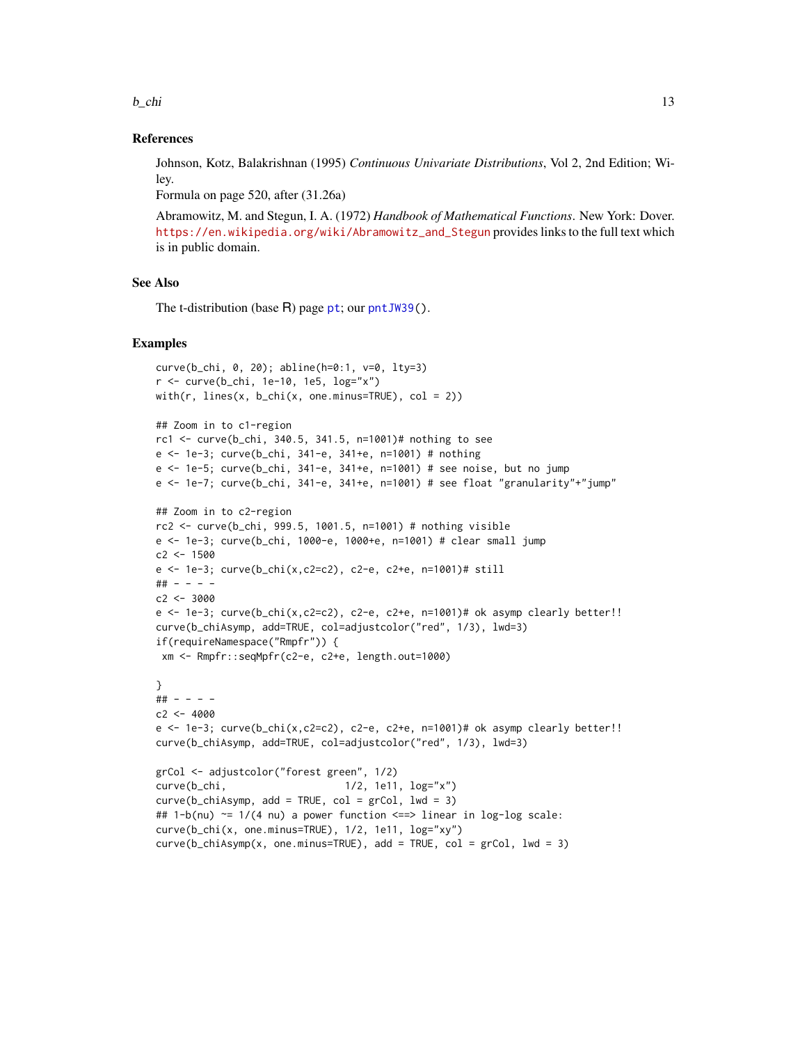## References

Johnson, Kotz, Balakrishnan (1995) *Continuous Univariate Distributions*, Vol 2, 2nd Edition; Wiley.
Formula on page 520, after (31.26a)

Abramowitz, M. and Stegun, I. A. (1972) *Handbook of Mathematical Functions*. New York: Dover. https://en.wikipedia.org/wiki/Abramowitz_and_Stegun provides links to the full text which is in public domain.

## See Also

The t-distribution (base R) page pt; our pntJW39().

## Examples

```
curve(b_chi, 0, 20); abline(h=0:1, v=0, lty=3)
r <- curve(b_chi, 1e-10, 1e5, log="x")
with(r, lines(x, b_chi(x, one.minus=TRUE), col = 2))

## Zoom in to c1-region
rc1 <- curve(b_chi, 340.5, 341.5, n=1001)# nothing to see
e <- 1e-3; curve(b_chi, 341-e, 341+e, n=1001) # nothing
e <- 1e-5; curve(b_chi, 341-e, 341+e, n=1001) # see noise, but no jump
e <- 1e-7; curve(b_chi, 341-e, 341+e, n=1001) # see float "granularity"+"jump"

## Zoom in to c2-region
rc2 <- curve(b_chi, 999.5, 1001.5, n=1001) # nothing visible
e <- 1e-3; curve(b_chi, 1000-e, 1000+e, n=1001) # clear small jump
c2 <- 1500
e <- 1e-3; curve(b_chi(x,c2=c2), c2-e, c2+e, n=1001)# still
## - - - -
c2 <- 3000
e <- 1e-3; curve(b_chi(x,c2=c2), c2-e, c2+e, n=1001)# ok asymp clearly better!!
curve(b_chiAsymp, add=TRUE, col=adjustcolor("red", 1/3), lwd=3)
if(requireNamespace("Rmpfr")) {
 xm <- Rmpfr::seqMpfr(c2-e, c2+e, length.out=1000)

}
## - - - -
c2 <- 4000
e <- 1e-3; curve(b_chi(x,c2=c2), c2-e, c2+e, n=1001)# ok asymp clearly better!!
curve(b_chiAsymp, add=TRUE, col=adjustcolor("red", 1/3), lwd=3)

grCol <- adjustcolor("forest green", 1/2)
curve(b_chi,                    1/2, 1e11, log="x")
curve(b_chiAsymp, add = TRUE, col = grCol, lwd = 3)
## 1-b(nu) ~= 1/(4 nu) a power function <==> linear in log-log scale:
curve(b_chi(x, one.minus=TRUE), 1/2, 1e11, log="xy")
curve(b_chiAsymp(x, one.minus=TRUE), add = TRUE, col = grCol, lwd = 3)
```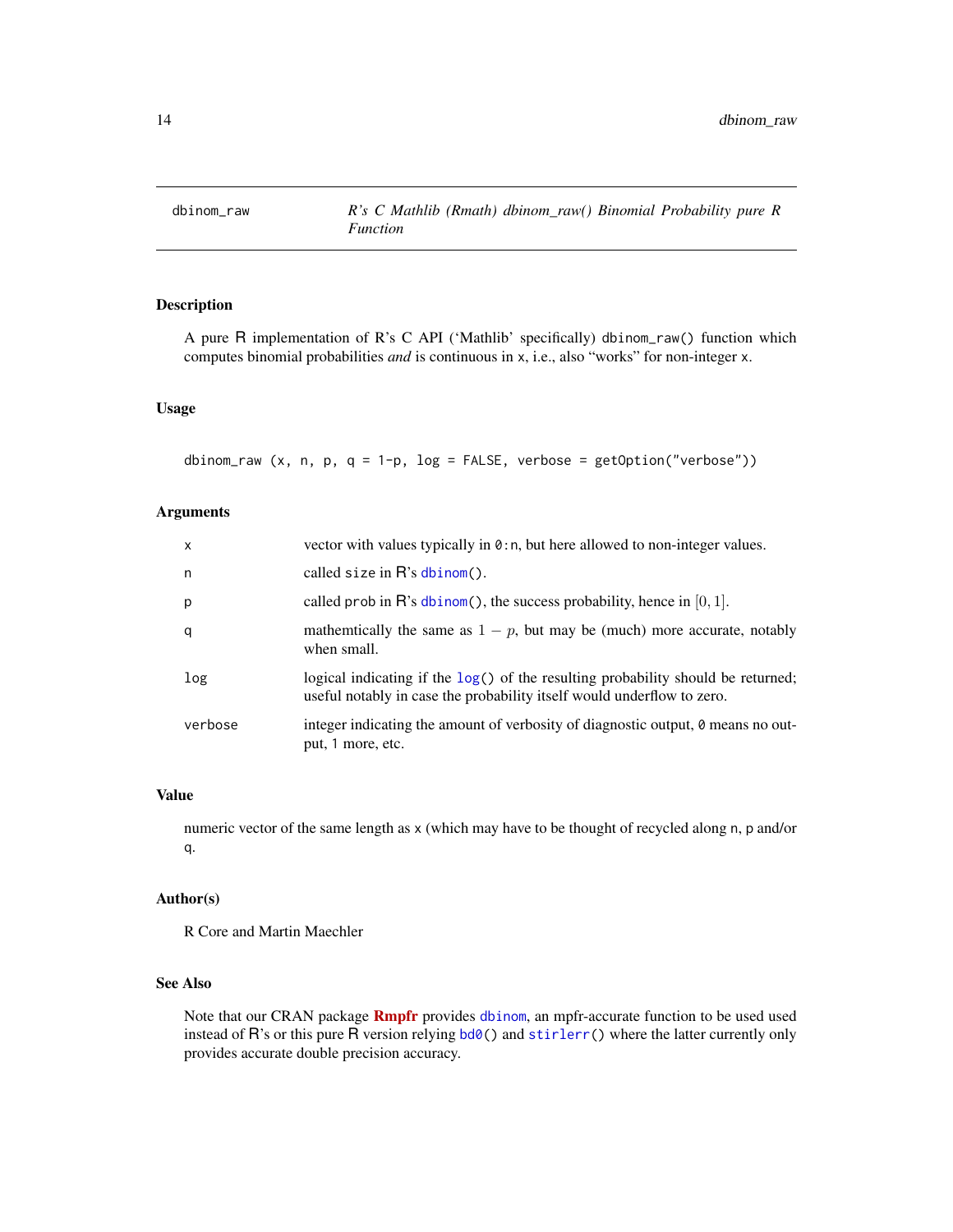# dbinom_raw — R's C Mathlib (Rmath) dbinom_raw() Binomial Probability pure R Function

## Description

A pure R implementation of R's C API ('Mathlib' specifically) `dbinom_raw()` function which computes binomial probabilities *and* is continuous in `x`, i.e., also "works" for non-integer `x`.

## Usage

```
dbinom_raw (x, n, p, q = 1-p, log = FALSE, verbose = getOption("verbose"))
```

## Arguments

| | |
|---|---|
| `x` | vector with values typically in `0:n`, but here allowed to non-integer values. |
| `n` | called `size` in R's `dbinom()`. |
| `p` | called `prob` in R's `dbinom()`, the success probability, hence in $[0, 1]$. |
| `q` | mathemtically the same as $1 - p$, but may be (much) more accurate, notably when small. |
| `log` | logical indicating if the `log()` of the resulting probability should be returned; useful notably in case the probability itself would underflow to zero. |
| `verbose` | integer indicating the amount of verbosity of diagnostic output, `0` means no output, `1` more, etc. |

## Value

numeric vector of the same length as `x` (which may have to be thought of recycled along `n`, `p` and/or `q`.

## Author(s)

R Core and Martin Maechler

## See Also

Note that our CRAN package **Rmpfr** provides `dbinom`, an mpfr-accurate function to be used used instead of R's or this pure R version relying `bd0()` and `stirlerr()` where the latter currently only provides accurate double precision accuracy.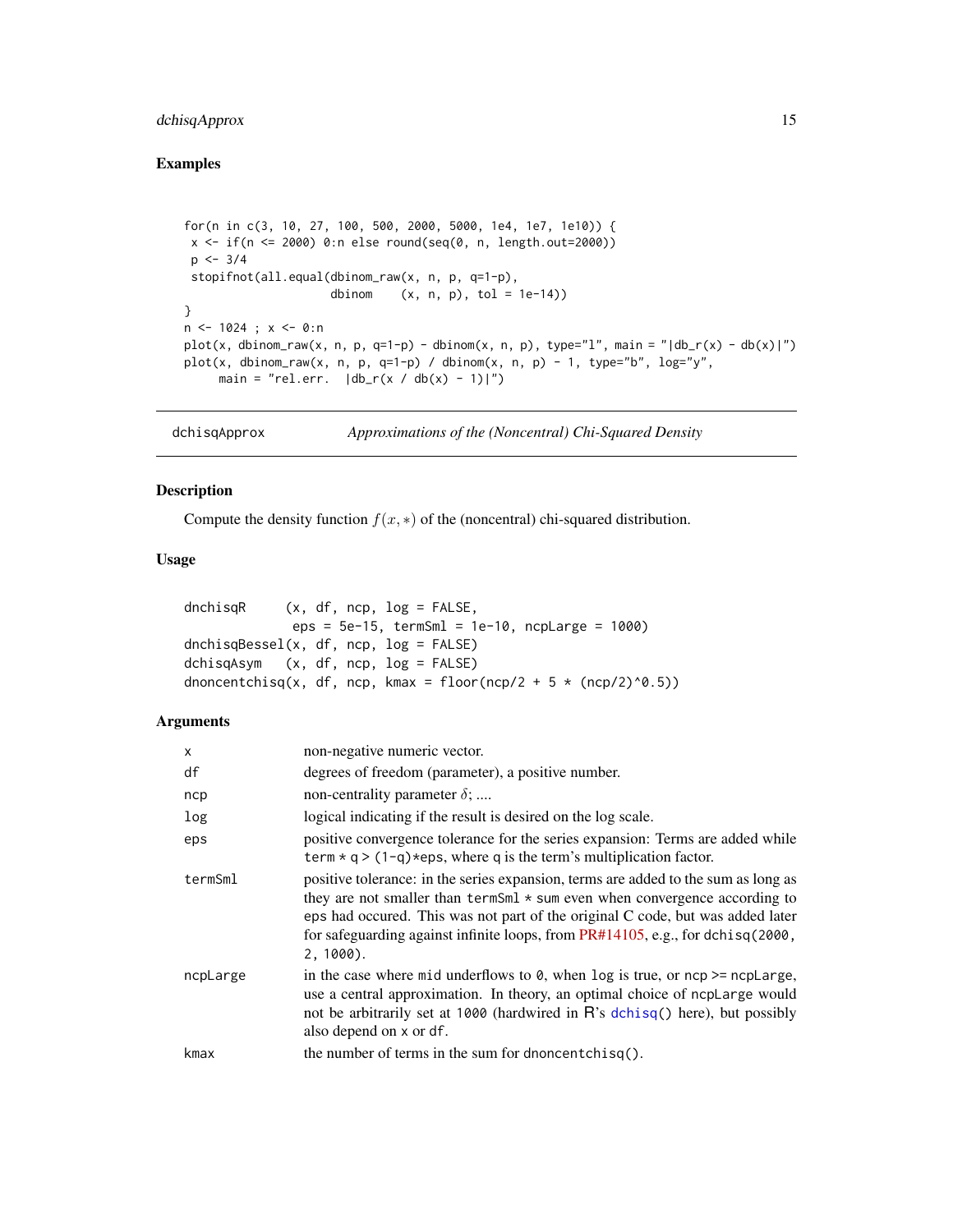## Examples

```
for(n in c(3, 10, 27, 100, 500, 2000, 5000, 1e4, 1e7, 1e10)) {
 x <- if(n <= 2000) 0:n else round(seq(0, n, length.out=2000))
 p <- 3/4
 stopifnot(all.equal(dbinom_raw(x, n, p, q=1-p),
                     dbinom    (x, n, p), tol = 1e-14))
}
n <- 1024 ; x <- 0:n
plot(x, dbinom_raw(x, n, p, q=1-p) - dbinom(x, n, p), type="l", main = "|db_r(x) - db(x)|")
plot(x, dbinom_raw(x, n, p, q=1-p) / dbinom(x, n, p) - 1, type="b", log="y",
     main = "rel.err.  |db_r(x / db(x) - 1)|")
```

---

`dchisqApprox` *Approximations of the (Noncentral) Chi-Squared Density*

---

## Description

Compute the density function $f(x, *)$ of the (noncentral) chi-squared distribution.

## Usage

```
dnchisqR     (x, df, ncp, log = FALSE,
              eps = 5e-15, termSml = 1e-10, ncpLarge = 1000)
dnchisqBessel(x, df, ncp, log = FALSE)
dchisqAsym   (x, df, ncp, log = FALSE)
dnoncentchisq(x, df, ncp, kmax = floor(ncp/2 + 5 * (ncp/2)^0.5))
```

## Arguments

| | |
|---|---|
| `x` | non-negative numeric vector. |
| `df` | degrees of freedom (parameter), a positive number. |
| `ncp` | non-centrality parameter $\delta$; .... |
| `log` | logical indicating if the result is desired on the log scale. |
| `eps` | positive convergence tolerance for the series expansion: Terms are added while `term * q > (1-q)*eps`, where `q` is the term's multiplication factor. |
| `termSml` | positive tolerance: in the series expansion, terms are added to the sum as long as they are not smaller than `termSml * sum` even when convergence according to `eps` had occured. This was not part of the original C code, but was added later for safeguarding against infinite loops, from PR#14105, e.g., for `dchisq(2000, 2, 1000)`. |
| `ncpLarge` | in the case where `mid` underflows to `0`, when `log` is true, or `ncp >= ncpLarge`, use a central approximation. In theory, an optimal choice of `ncpLarge` would not be arbitrarily set at `1000` (hardwired in R's `dchisq()` here), but possibly also depend on `x` or `df`. |
| `kmax` | the number of terms in the sum for `dnoncentchisq()`. |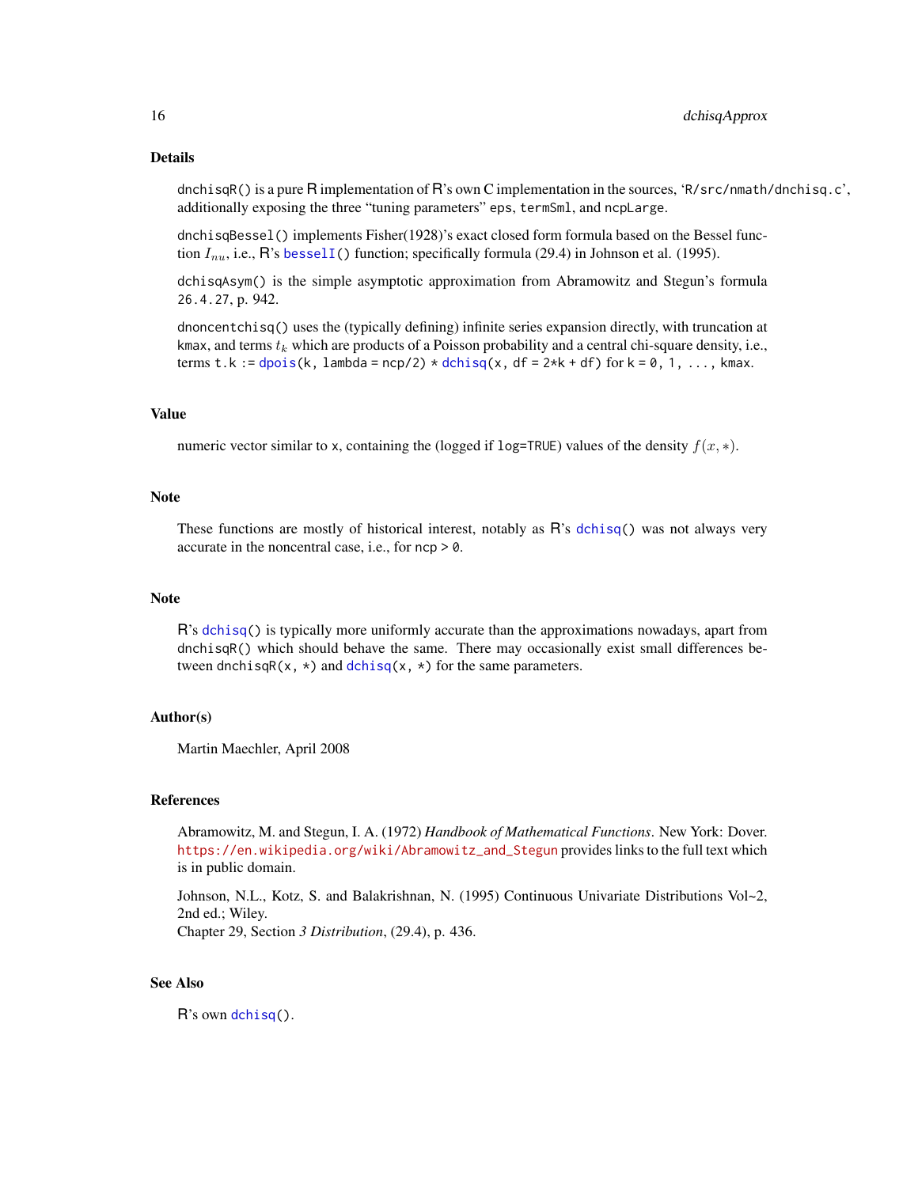## Details

`dnchisqR()` is a pure R implementation of R's own C implementation in the sources, '`R/src/nmath/dnchisq.c`', additionally exposing the three "tuning parameters" `eps`, `termSml`, and `ncpLarge`.

`dnchisqBessel()` implements Fisher(1928)'s exact closed form formula based on the Bessel function $I_{nu}$, i.e., R's `besselI()` function; specifically formula (29.4) in Johnson et al. (1995).

`dchisqAsym()` is the simple asymptotic approximation from Abramowitz and Stegun's formula `26.4.27`, p. 942.

`dnoncentchisq()` uses the (typically defining) infinite series expansion directly, with truncation at `kmax`, and terms $t_k$ which are products of a Poisson probability and a central chi-square density, i.e., terms `t.k := dpois(k, lambda = ncp/2) * dchisq(x, df = 2*k + df)` for `k = 0, 1, ..., kmax`.

## Value

numeric vector similar to `x`, containing the (logged if `log=TRUE`) values of the density $f(x, *)$.

## Note

These functions are mostly of historical interest, notably as R's `dchisq()` was not always very accurate in the noncentral case, i.e., for `ncp > 0`.

## Note

R's `dchisq()` is typically more uniformly accurate than the approximations nowadays, apart from `dnchisqR()` which should behave the same. There may occasionally exist small differences between `dnchisqR(x, *)` and `dchisq(x, *)` for the same parameters.

## Author(s)

Martin Maechler, April 2008

## References

Abramowitz, M. and Stegun, I. A. (1972) *Handbook of Mathematical Functions*. New York: Dover. https://en.wikipedia.org/wiki/Abramowitz_and_Stegun provides links to the full text which is in public domain.

Johnson, N.L., Kotz, S. and Balakrishnan, N. (1995) Continuous Univariate Distributions Vol~2, 2nd ed.; Wiley.
Chapter 29, Section *3 Distribution*, (29.4), p. 436.

## See Also

R's own `dchisq()`.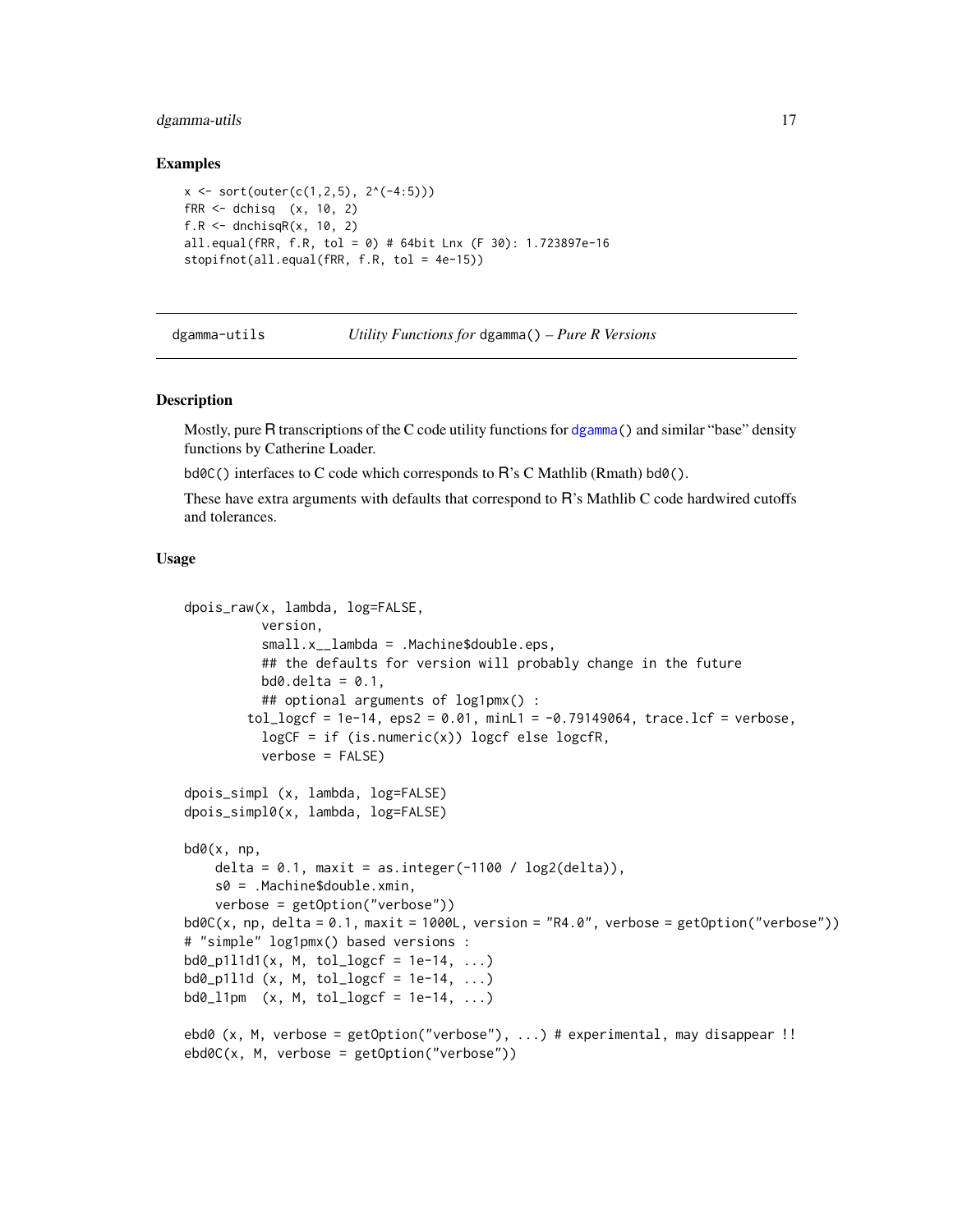## Examples

```
x <- sort(outer(c(1,2,5), 2^(-4:5)))
fRR <- dchisq  (x, 10, 2)
f.R <- dnchisqR(x, 10, 2)
all.equal(fRR, f.R, tol = 0) # 64bit Lnx (F 30): 1.723897e-16
stopifnot(all.equal(fRR, f.R, tol = 4e-15))
```

---

# dgamma-utils — *Utility Functions for* `dgamma()` *– Pure R Versions*

## Description

Mostly, pure R transcriptions of the C code utility functions for `dgamma()` and similar "base" density functions by Catherine Loader.

`bd0C()` interfaces to C code which corresponds to R's C Mathlib (Rmath) `bd0()`.

These have extra arguments with defaults that correspond to R's Mathlib C code hardwired cutoffs and tolerances.

## Usage

```
dpois_raw(x, lambda, log=FALSE,
          version,
          small.x__lambda = .Machine$double.eps,
          ## the defaults for version will probably change in the future
          bd0.delta = 0.1,
          ## optional arguments of log1pmx() :
        tol_logcf = 1e-14, eps2 = 0.01, minL1 = -0.79149064, trace.lcf = verbose,
          logCF = if (is.numeric(x)) logcf else logcfR,
          verbose = FALSE)

dpois_simpl (x, lambda, log=FALSE)
dpois_simpl0(x, lambda, log=FALSE)

bd0(x, np,
    delta = 0.1, maxit = as.integer(-1100 / log2(delta)),
    s0 = .Machine$double.xmin,
    verbose = getOption("verbose"))
bd0C(x, np, delta = 0.1, maxit = 1000L, version = "R4.0", verbose = getOption("verbose"))
# "simple" log1pmx() based versions :
bd0_p1l1d1(x, M, tol_logcf = 1e-14, ...)
bd0_p1l1d (x, M, tol_logcf = 1e-14, ...)
bd0_l1pm  (x, M, tol_logcf = 1e-14, ...)

ebd0 (x, M, verbose = getOption("verbose"), ...) # experimental, may disappear !!
ebd0C(x, M, verbose = getOption("verbose"))
```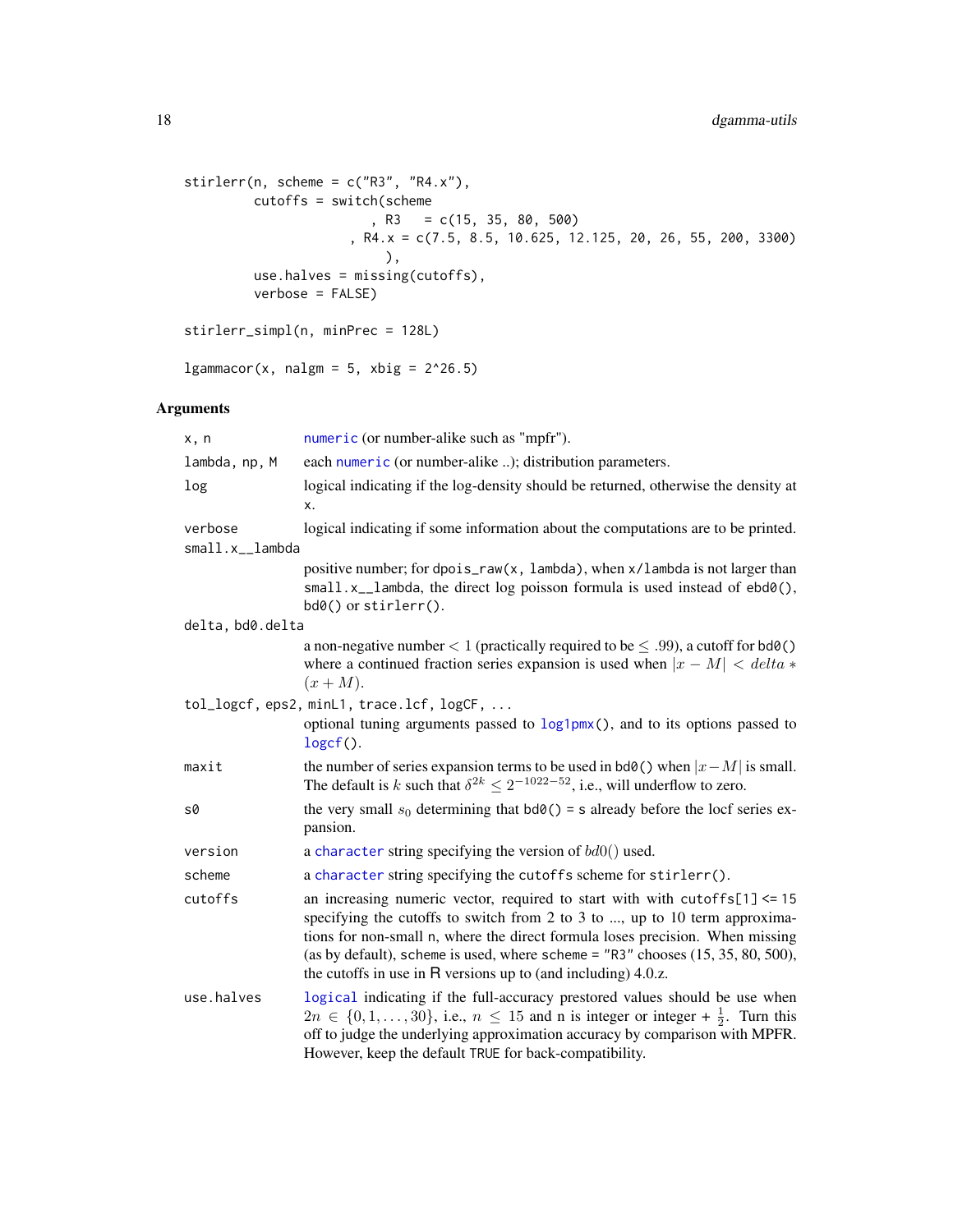```
stirlerr(n, scheme = c("R3", "R4.x"),
         cutoffs = switch(scheme
                        , R3   = c(15, 35, 80, 500)
                      , R4.x = c(7.5, 8.5, 10.625, 12.125, 20, 26, 55, 200, 3300)
                          ),
         use.halves = missing(cutoffs),
         verbose = FALSE)

stirlerr_simpl(n, minPrec = 128L)

lgammacor(x, nalgm = 5, xbig = 2^26.5)
```

### Arguments

- `x, n` — numeric (or number-alike such as "mpfr").
- `lambda, np, M` — each numeric (or number-alike ..); distribution parameters.
- `log` — logical indicating if the log-density should be returned, otherwise the density at `x`.
- `verbose` — logical indicating if some information about the computations are to be printed.
- `small.x__lambda` — positive number; for `dpois_raw(x, lambda)`, when `x/lambda` is not larger than `small.x__lambda`, the direct log poisson formula is used instead of `ebd0()`, `bd0()` or `stirlerr()`.
- `delta, bd0.delta` — a non-negative number $< 1$ (practically required to be $\le .99$), a cutoff for `bd0()` where a continued fraction series expansion is used when $|x - M| < delta * (x + M)$.
- `tol_logcf, eps2, minL1, trace.lcf, logCF, ...` — optional tuning arguments passed to `log1pmx()`, and to its options passed to `logcf()`.
- `maxit` — the number of series expansion terms to be used in `bd0()` when $|x - M|$ is small. The default is $k$ such that $\delta^{2k} \le 2^{-1022-52}$, i.e., will underflow to zero.
- `s0` — the very small $s_0$ determining that `bd0() = s` already before the locf series expansion.
- `version` — a character string specifying the version of $bd0()$ used.
- `scheme` — a character string specifying the `cutoffs` scheme for `stirlerr()`.
- `cutoffs` — an increasing numeric vector, required to start with with `cutoffs[1] <= 15` specifying the cutoffs to switch from 2 to 3 to ..., up to 10 term approximations for non-small `n`, where the direct formula loses precision. When missing (as by default), `scheme` is used, where `scheme = "R3"` chooses (15, 35, 80, 500), the cutoffs in use in R versions up to (and including) 4.0.z.
- `use.halves` — logical indicating if the full-accuracy prestored values should be use when $2n \in \{0, 1, \ldots, 30\}$, i.e., $n \le 15$ and n is integer or integer + $\frac{1}{2}$. Turn this off to judge the underlying approximation accuracy by comparison with MPFR. However, keep the default `TRUE` for back-compatibility.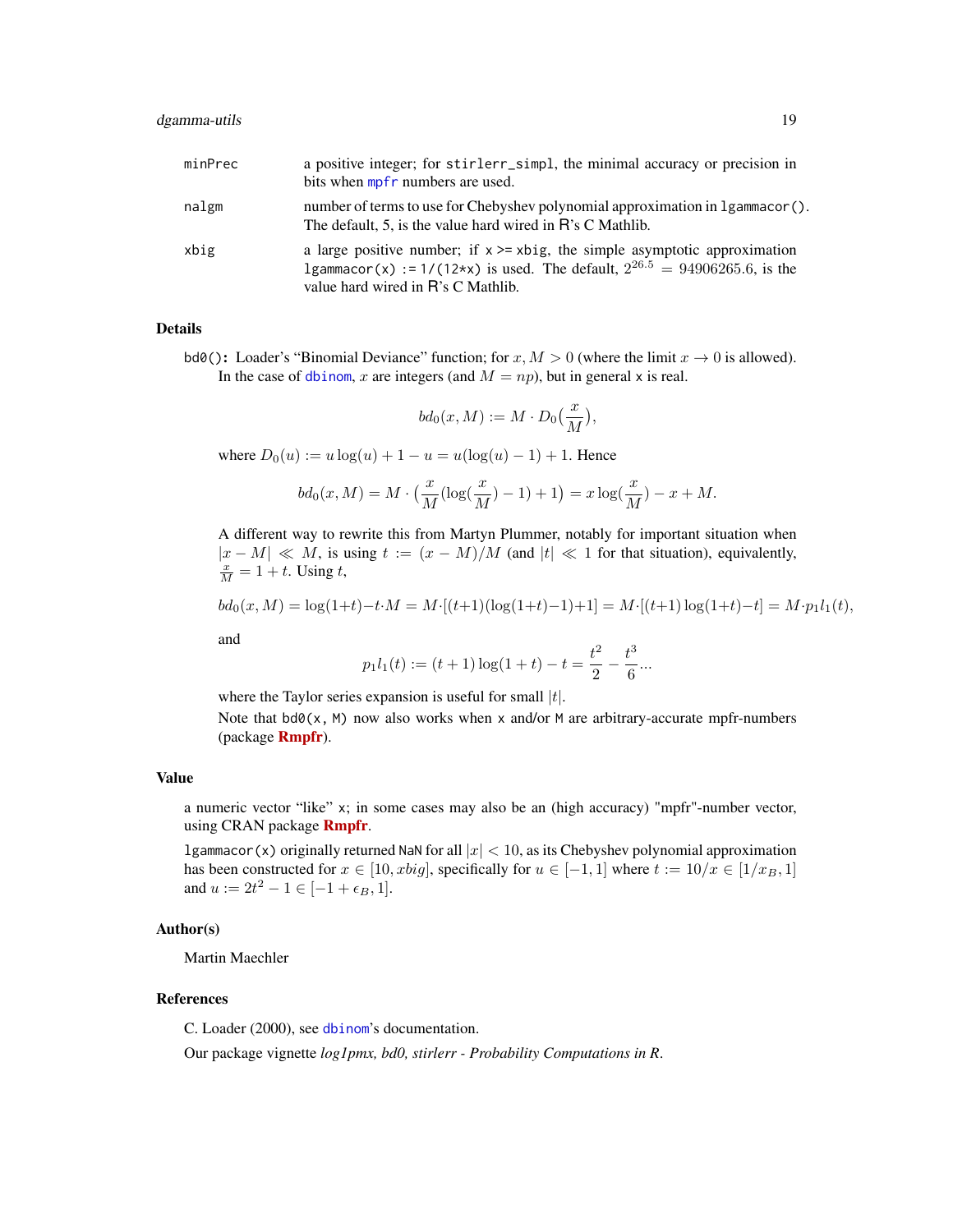| | |
|---|---|
| minPrec | a positive integer; for stirlerr_simpl, the minimal accuracy or precision in bits when mpfr numbers are used. |
| nalgm | number of terms to use for Chebyshev polynomial approximation in lgammacor(). The default, 5, is the value hard wired in R's C Mathlib. |
| xbig | a large positive number; if x >= xbig, the simple asymptotic approximation lgammacor(x) := 1/(12*x) is used. The default, $2^{26.5} = 94906265.6$, is the value hard wired in R's C Mathlib. |

## Details

**bd0():** Loader's "Binomial Deviance" function; for $x, M > 0$ (where the limit $x \to 0$ is allowed). In the case of dbinom, $x$ are integers (and $M = np$), but in general x is real.

$$bd_0(x, M) := M \cdot D_0\big(\frac{x}{M}\big),$$

where $D_0(u) := u\log(u) + 1 - u = u(\log(u) - 1) + 1$. Hence

$$bd_0(x, M) = M \cdot \big(\frac{x}{M}(\log(\frac{x}{M}) - 1) + 1\big) = x\log(\frac{x}{M}) - x + M.$$

A different way to rewrite this from Martyn Plummer, notably for important situation when $|x - M| \ll M$, is using $t := (x - M)/M$ (and $|t| \ll 1$ for that situation), equivalently, $\frac{x}{M} = 1 + t$. Using $t$,

$$bd_0(x, M) = \log(1+t) - t \cdot M = M \cdot [(t+1)(\log(1+t) - 1) + 1] = M \cdot [(t+1)\log(1+t) - t] = M \cdot p_1 l_1(t),$$

and

$$p_1 l_1(t) := (t+1)\log(1+t) - t = \frac{t^2}{2} - \frac{t^3}{6} \cdots$$

where the Taylor series expansion is useful for small $|t|$.

Note that bd0(x, M) now also works when x and/or M are arbitrary-accurate mpfr-numbers (package **Rmpfr**).

## Value

a numeric vector "like" x; in some cases may also be an (high accuracy) "mpfr"-number vector, using CRAN package **Rmpfr**.

lgammacor(x) originally returned NaN for all $|x| < 10$, as its Chebyshev polynomial approximation has been constructed for $x \in [10, xbig]$, specifically for $u \in [-1, 1]$ where $t := 10/x \in [1/x_B, 1]$ and $u := 2t^2 - 1 \in [-1 + \epsilon_B, 1]$.

## Author(s)

Martin Maechler

## References

C. Loader (2000), see dbinom's documentation.

Our package vignette *log1pmx, bd0, stirlerr - Probability Computations in R*.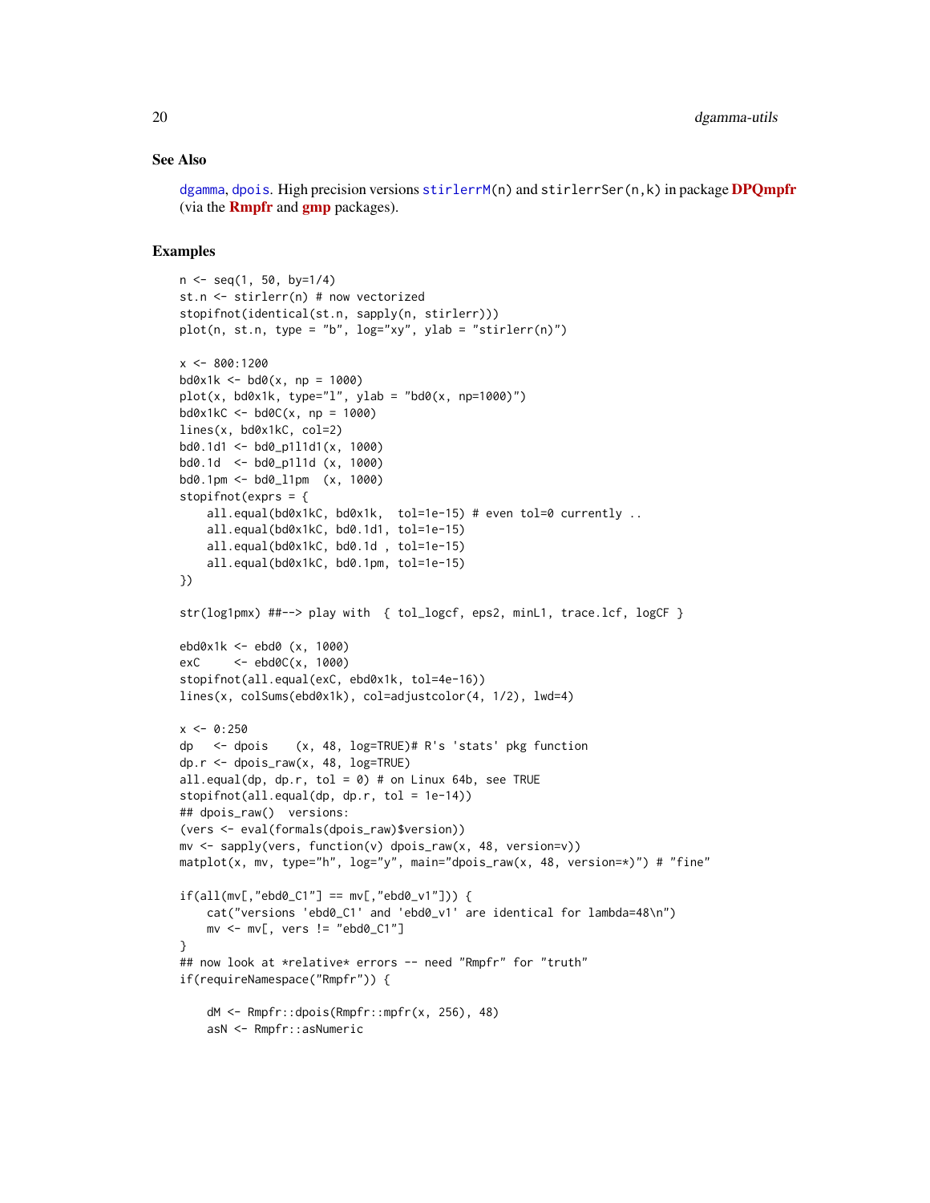### See Also

dgamma, dpois. High precision versions stirlerrM(n) and stirlerrSer(n,k) in package **DPQmpfr** (via the **Rmpfr** and **gmp** packages).

### Examples

```
n <- seq(1, 50, by=1/4)
st.n <- stirlerr(n) # now vectorized
stopifnot(identical(st.n, sapply(n, stirlerr)))
plot(n, st.n, type = "b", log="xy", ylab = "stirlerr(n)")

x <- 800:1200
bd0x1k <- bd0(x, np = 1000)
plot(x, bd0x1k, type="l", ylab = "bd0(x, np=1000)")
bd0x1kC <- bd0C(x, np = 1000)
lines(x, bd0x1kC, col=2)
bd0.1d1 <- bd0_p1l1d1(x, 1000)
bd0.1d  <- bd0_p1l1d (x, 1000)
bd0.1pm <- bd0_l1pm  (x, 1000)
stopifnot(exprs = {
    all.equal(bd0x1kC, bd0x1k,  tol=1e-15) # even tol=0 currently ..
    all.equal(bd0x1kC, bd0.1d1, tol=1e-15)
    all.equal(bd0x1kC, bd0.1d , tol=1e-15)
    all.equal(bd0x1kC, bd0.1pm, tol=1e-15)
})

str(log1pmx) ##--> play with  { tol_logcf, eps2, minL1, trace.lcf, logCF }

ebd0x1k <- ebd0 (x, 1000)
exC     <- ebd0C(x, 1000)
stopifnot(all.equal(exC, ebd0x1k, tol=4e-16))
lines(x, colSums(ebd0x1k), col=adjustcolor(4, 1/2), lwd=4)

x <- 0:250
dp   <- dpois    (x, 48, log=TRUE)# R's 'stats' pkg function
dp.r <- dpois_raw(x, 48, log=TRUE)
all.equal(dp, dp.r, tol = 0) # on Linux 64b, see TRUE
stopifnot(all.equal(dp, dp.r, tol = 1e-14))
## dpois_raw()  versions:
(vers <- eval(formals(dpois_raw)$version))
mv <- sapply(vers, function(v) dpois_raw(x, 48, version=v))
matplot(x, mv, type="h", log="y", main="dpois_raw(x, 48, version=*)") # "fine"

if(all(mv[,"ebd0_C1"] == mv[,"ebd0_v1"])) {
    cat("versions 'ebd0_C1' and 'ebd0_v1' are identical for lambda=48\n")
    mv <- mv[, vers != "ebd0_C1"]
}
## now look at *relative* errors -- need "Rmpfr" for "truth"
if(requireNamespace("Rmpfr")) {

    dM <- Rmpfr::dpois(Rmpfr::mpfr(x, 256), 48)
    asN <- Rmpfr::asNumeric
```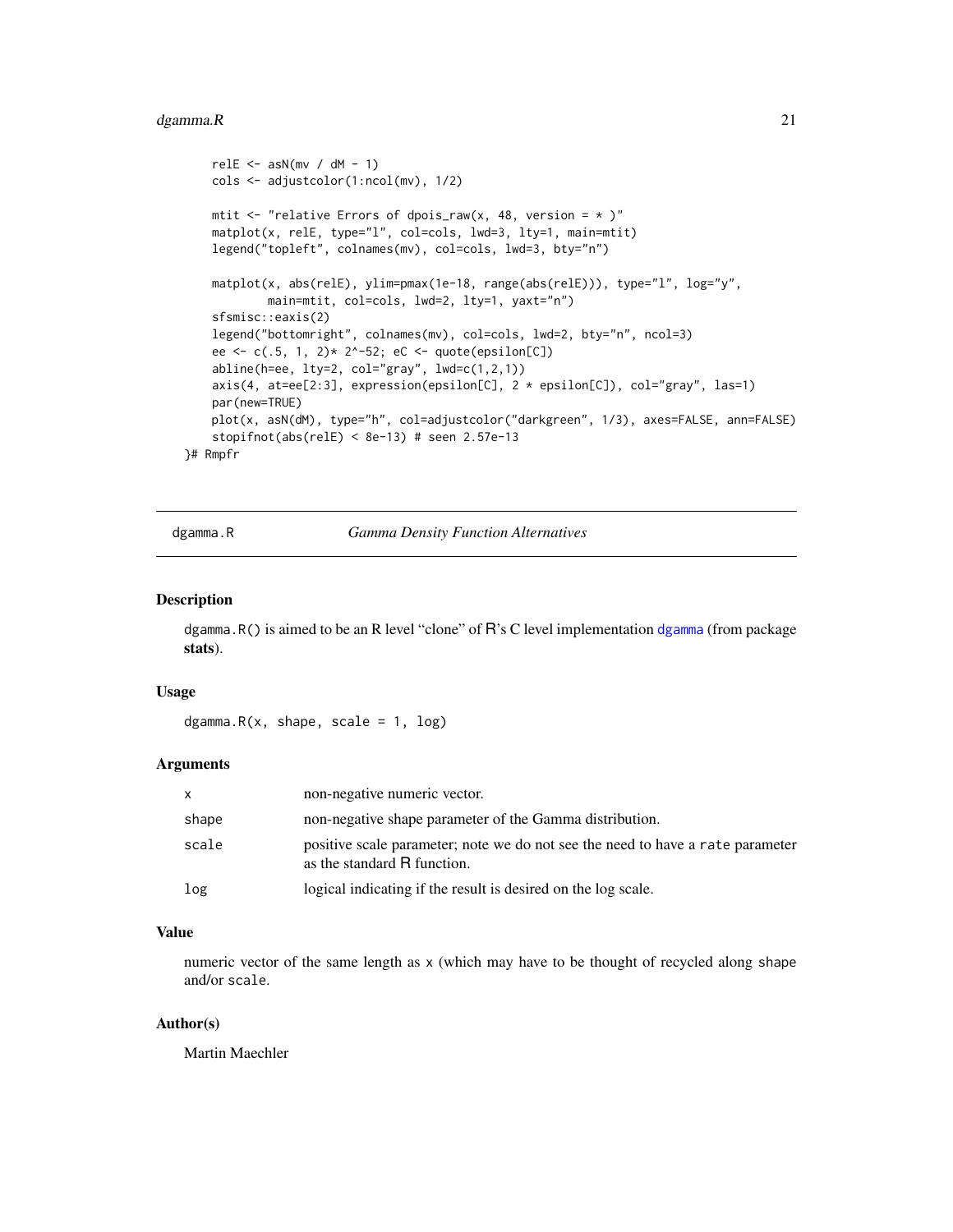```
    relE <- asN(mv / dM - 1)
    cols <- adjustcolor(1:ncol(mv), 1/2)

    mtit <- "relative Errors of dpois_raw(x, 48, version = * )"
    matplot(x, relE, type="l", col=cols, lwd=3, lty=1, main=mtit)
    legend("topleft", colnames(mv), col=cols, lwd=3, bty="n")

    matplot(x, abs(relE), ylim=pmax(1e-18, range(abs(relE))), type="l", log="y",
            main=mtit, col=cols, lwd=2, lty=1, yaxt="n")
    sfsmisc::eaxis(2)
    legend("bottomright", colnames(mv), col=cols, lwd=2, bty="n", ncol=3)
    ee <- c(.5, 1, 2)* 2^-52; eC <- quote(epsilon[C])
    abline(h=ee, lty=2, col="gray", lwd=c(1,2,1))
    axis(4, at=ee[2:3], expression(epsilon[C], 2 * epsilon[C]), col="gray", las=1)
    par(new=TRUE)
    plot(x, asN(dM), type="h", col=adjustcolor("darkgreen", 1/3), axes=FALSE, ann=FALSE)
    stopifnot(abs(relE) < 8e-13) # seen 2.57e-13
}# Rmpfr
```

---

## dgamma.R *Gamma Density Function Alternatives*

### Description

`dgamma.R()` is aimed to be an R level "clone" of R's C level implementation `dgamma` (from package **stats**).

### Usage

```
dgamma.R(x, shape, scale = 1, log)
```

### Arguments

| | |
|---|---|
| `x` | non-negative numeric vector. |
| `shape` | non-negative shape parameter of the Gamma distribution. |
| `scale` | positive scale parameter; note we do not see the need to have a `rate` parameter as the standard R function. |
| `log` | logical indicating if the result is desired on the log scale. |

### Value

numeric vector of the same length as `x` (which may have to be thought of recycled along `shape` and/or `scale`.

### Author(s)

Martin Maechler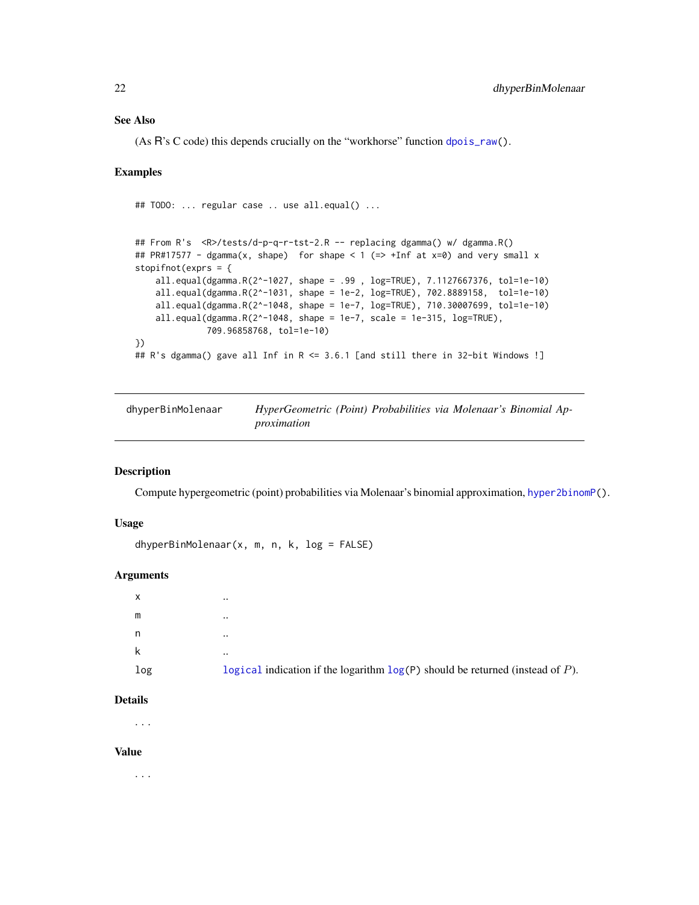## See Also

(As R's C code) this depends crucially on the "workhorse" function dpois_raw().

## Examples

```
## TODO: ... regular case .. use all.equal() ...


## From R's  <R>/tests/d-p-q-r-tst-2.R -- replacing dgamma() w/ dgamma.R()
## PR#17577 - dgamma(x, shape)  for shape < 1 (=> +Inf at x=0) and very small x
stopifnot(exprs = {
    all.equal(dgamma.R(2^-1027, shape = .99 , log=TRUE), 7.1127667376, tol=1e-10)
    all.equal(dgamma.R(2^-1031, shape = 1e-2, log=TRUE), 702.8889158,  tol=1e-10)
    all.equal(dgamma.R(2^-1048, shape = 1e-7, log=TRUE), 710.30007699, tol=1e-10)
    all.equal(dgamma.R(2^-1048, shape = 1e-7, scale = 1e-315, log=TRUE),
              709.96858768, tol=1e-10)
})
## R's dgamma() gave all Inf in R <= 3.6.1 [and still there in 32-bit Windows !]
```

---

# dhyperBinMolenaar — *HyperGeometric (Point) Probabilities via Molenaar's Binomial Approximation*

## Description

Compute hypergeometric (point) probabilities via Molenaar's binomial approximation, hyper2binomP().

## Usage

```
dhyperBinMolenaar(x, m, n, k, log = FALSE)
```

## Arguments

| | |
|---|---|
| x | .. |
| m | .. |
| n | .. |
| k | .. |
| log | logical indication if the logarithm log(P) should be returned (instead of $P$). |

## Details

...

## Value

...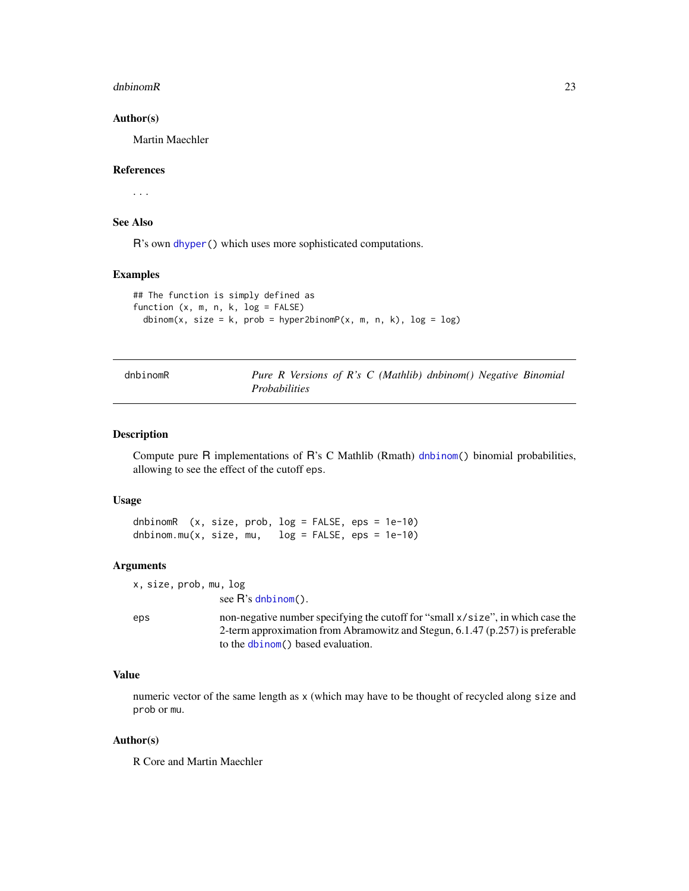### Author(s)

Martin Maechler

### References

...

### See Also

R's own `dhyper()` which uses more sophisticated computations.

### Examples

```
## The function is simply defined as
function (x, m, n, k, log = FALSE)
  dbinom(x, size = k, prob = hyper2binomP(x, m, n, k), log = log)
```

---

## dnbinomR — *Pure R Versions of R's C (Mathlib) dnbinom() Negative Binomial Probabilities*

### Description

Compute pure R implementations of R's C Mathlib (Rmath) `dnbinom()` binomial probabilities, allowing to see the effect of the cutoff `eps`.

### Usage

```
dnbinomR  (x, size, prob, log = FALSE, eps = 1e-10)
dnbinom.mu(x, size, mu,   log = FALSE, eps = 1e-10)
```

### Arguments

| | |
|---|---|
| `x, size, prob, mu, log` | see R's `dnbinom()`. |
| `eps` | non-negative number specifying the cutoff for "small `x/size`", in which case the 2-term approximation from Abramowitz and Stegun, 6.1.47 (p.257) is preferable to the `dbinom()` based evaluation. |

### Value

numeric vector of the same length as `x` (which may have to be thought of recycled along `size` and `prob` or `mu`.

### Author(s)

R Core and Martin Maechler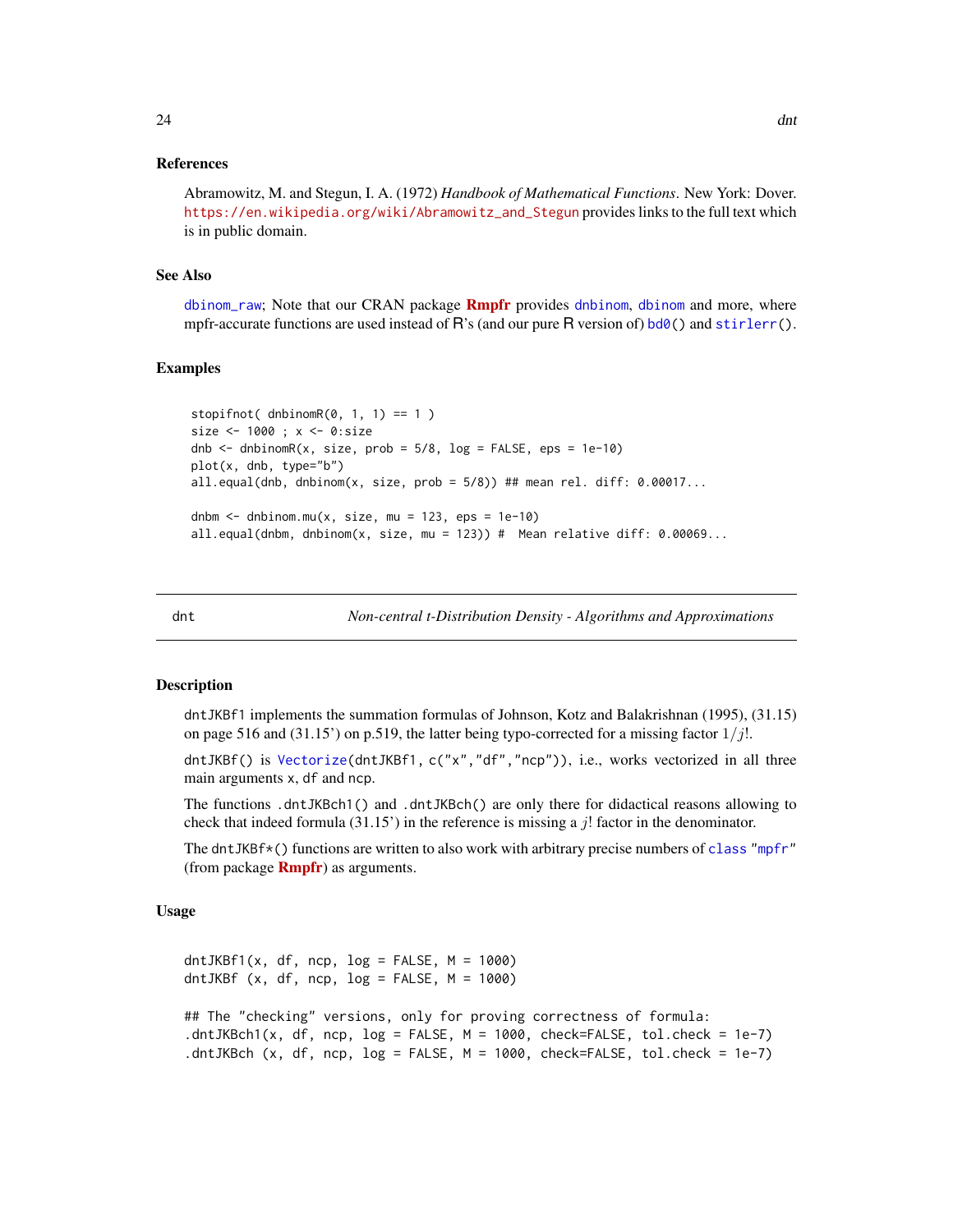### References

Abramowitz, M. and Stegun, I. A. (1972) *Handbook of Mathematical Functions*. New York: Dover. https://en.wikipedia.org/wiki/Abramowitz_and_Stegun provides links to the full text which is in public domain.

### See Also

dbinom_raw; Note that our CRAN package **Rmpfr** provides dnbinom, dbinom and more, where mpfr-accurate functions are used instead of R's (and our pure R version of) bd0() and stirlerr().

### Examples

```
stopifnot( dnbinomR(0, 1, 1) == 1 )
size <- 1000 ; x <- 0:size
dnb <- dnbinomR(x, size, prob = 5/8, log = FALSE, eps = 1e-10)
plot(x, dnb, type="b")
all.equal(dnb, dnbinom(x, size, prob = 5/8)) ## mean rel. diff: 0.00017...

dnbm <- dnbinom.mu(x, size, mu = 123, eps = 1e-10)
all.equal(dnbm, dnbinom(x, size, mu = 123)) #  Mean relative diff: 0.00069...
```

---

## dnt — *Non-central t-Distribution Density - Algorithms and Approximations*

### Description

dntJKBf1 implements the summation formulas of Johnson, Kotz and Balakrishnan (1995), (31.15) on page 516 and (31.15') on p.519, the latter being typo-corrected for a missing factor $1/j!$.

dntJKBf() is Vectorize(dntJKBf1, c("x","df","ncp")), i.e., works vectorized in all three main arguments x, df and ncp.

The functions .dntJKBch1() and .dntJKBch() are only there for didactical reasons allowing to check that indeed formula (31.15') in the reference is missing a $j!$ factor in the denominator.

The dntJKBf*() functions are written to also work with arbitrary precise numbers of class "mpfr" (from package **Rmpfr**) as arguments.

### Usage

```
dntJKBf1(x, df, ncp, log = FALSE, M = 1000)
dntJKBf (x, df, ncp, log = FALSE, M = 1000)

## The "checking" versions, only for proving correctness of formula:
.dntJKBch1(x, df, ncp, log = FALSE, M = 1000, check=FALSE, tol.check = 1e-7)
.dntJKBch (x, df, ncp, log = FALSE, M = 1000, check=FALSE, tol.check = 1e-7)
```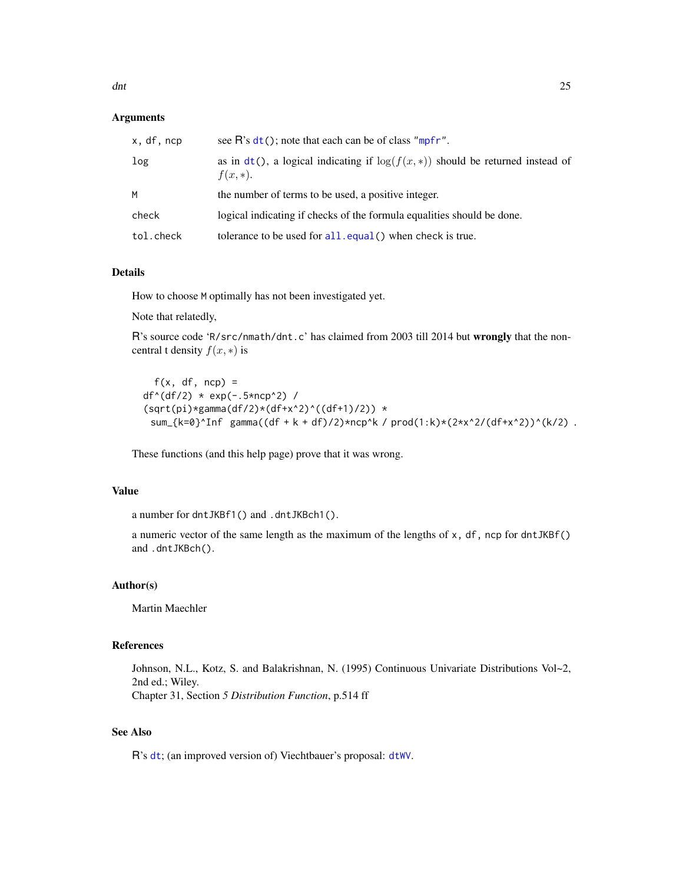## Arguments

| | |
|---|---|
| x, df, ncp | see R's `dt()`; note that each can be of class `"mpfr"`. |
| log | as in `dt()`, a logical indicating if $\log(f(x, *))$ should be returned instead of $f(x, *)$. |
| M | the number of terms to be used, a positive integer. |
| check | logical indicating if checks of the formula equalities should be done. |
| tol.check | tolerance to be used for `all.equal()` when check is true. |

## Details

How to choose `M` optimally has not been investigated yet.

Note that relatedly,

R's source code '`R/src/nmath/dnt.c`' has claimed from 2003 till 2014 but **wrongly** that the non-central t density $f(x, *)$ is

```
   f(x, df, ncp) =
  df^(df/2) * exp(-.5*ncp^2) /
  (sqrt(pi)*gamma(df/2)*(df+x^2)^((df+1)/2)) *
   sum_{k=0}^Inf  gamma((df + k + df)/2)*ncp^k / prod(1:k)*(2*x^2/(df+x^2))^(k/2) .
```

These functions (and this help page) prove that it was wrong.

## Value

a number for `dntJKBf1()` and `.dntJKBch1()`.

a numeric vector of the same length as the maximum of the lengths of `x, df, ncp` for `dntJKBf()` and `.dntJKBch()`.

## Author(s)

Martin Maechler

## References

Johnson, N.L., Kotz, S. and Balakrishnan, N. (1995) Continuous Univariate Distributions Vol~2, 2nd ed.; Wiley.
Chapter 31, Section *5 Distribution Function*, p.514 ff

## See Also

R's `dt`; (an improved version of) Viechtbauer's proposal: `dtWV`.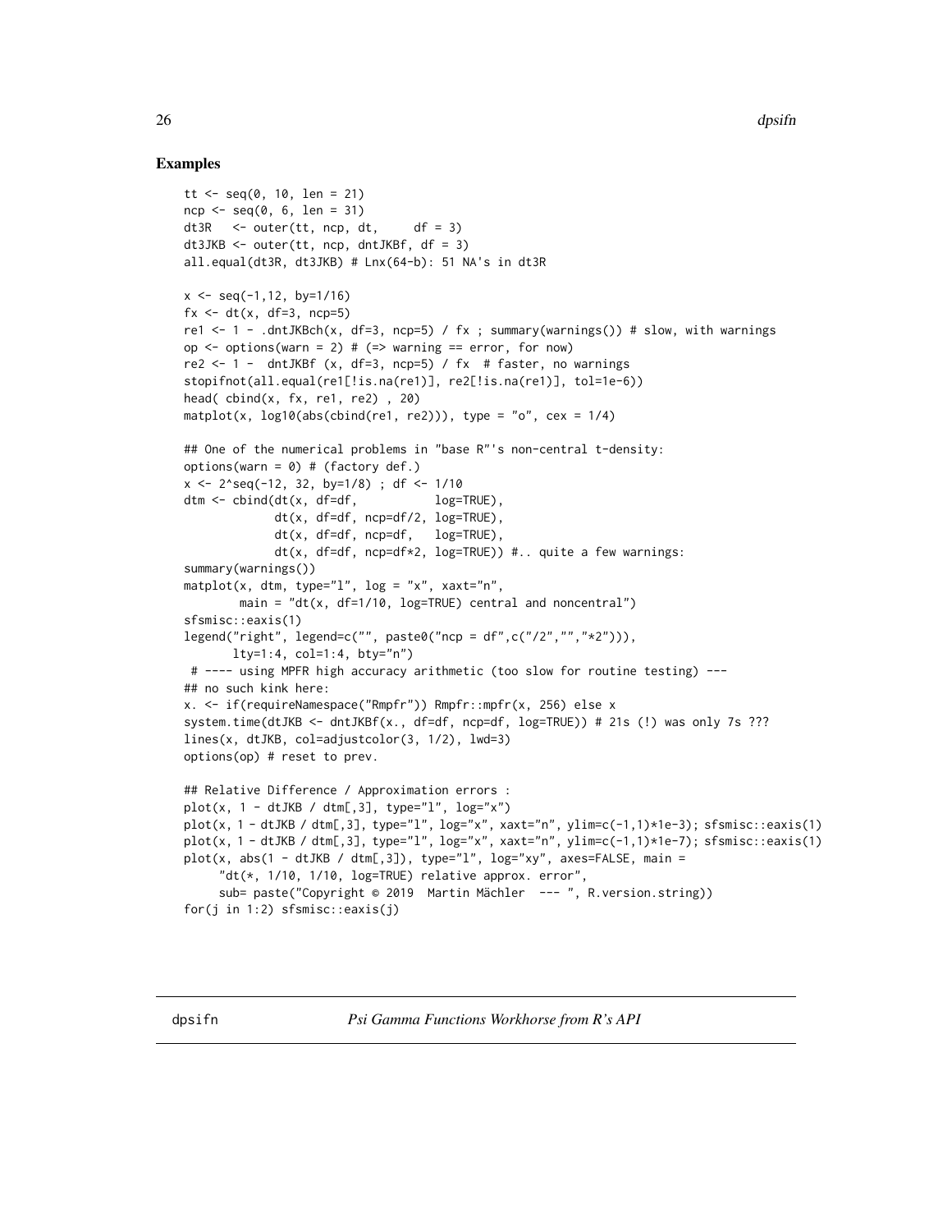### Examples

```
tt <- seq(0, 10, len = 21)
ncp <- seq(0, 6, len = 31)
dt3R   <- outer(tt, ncp, dt,     df = 3)
dt3JKB <- outer(tt, ncp, dntJKBf, df = 3)
all.equal(dt3R, dt3JKB) # Lnx(64-b): 51 NA's in dt3R

x <- seq(-1,12, by=1/16)
fx <- dt(x, df=3, ncp=5)
re1 <- 1 - .dntJKBch(x, df=3, ncp=5) / fx ; summary(warnings()) # slow, with warnings
op <- options(warn = 2) # (=> warning == error, for now)
re2 <- 1 -  dntJKBf (x, df=3, ncp=5) / fx  # faster, no warnings
stopifnot(all.equal(re1[!is.na(re1)], re2[!is.na(re1)], tol=1e-6))
head( cbind(x, fx, re1, re2) , 20)
matplot(x, log10(abs(cbind(re1, re2))), type = "o", cex = 1/4)

## One of the numerical problems in "base R"'s non-central t-density:
options(warn = 0) # (factory def.)
x <- 2^seq(-12, 32, by=1/8) ; df <- 1/10
dtm <- cbind(dt(x, df=df,           log=TRUE),
             dt(x, df=df, ncp=df/2, log=TRUE),
             dt(x, df=df, ncp=df,   log=TRUE),
             dt(x, df=df, ncp=df*2, log=TRUE)) #.. quite a few warnings:
summary(warnings())
matplot(x, dtm, type="l", log = "x", xaxt="n",
        main = "dt(x, df=1/10, log=TRUE) central and noncentral")
sfsmisc::eaxis(1)
legend("right", legend=c("", paste0("ncp = df",c("/2","","*2"))),
       lty=1:4, col=1:4, bty="n")
 # ---- using MPFR high accuracy arithmetic (too slow for routine testing) ---
## no such kink here:
x. <- if(requireNamespace("Rmpfr")) Rmpfr::mpfr(x, 256) else x
system.time(dtJKB <- dntJKBf(x., df=df, ncp=df, log=TRUE)) # 21s (!) was only 7s ???
lines(x, dtJKB, col=adjustcolor(3, 1/2), lwd=3)
options(op) # reset to prev.

## Relative Difference / Approximation errors :
plot(x, 1 - dtJKB / dtm[,3], type="l", log="x")
plot(x, 1 - dtJKB / dtm[,3], type="l", log="x", xaxt="n", ylim=c(-1,1)*1e-3); sfsmisc::eaxis(1)
plot(x, 1 - dtJKB / dtm[,3], type="l", log="x", xaxt="n", ylim=c(-1,1)*1e-7); sfsmisc::eaxis(1)
plot(x, abs(1 - dtJKB / dtm[,3]), type="l", log="xy", axes=FALSE, main =
     "dt(*, 1/10, 1/10, log=TRUE) relative approx. error",
     sub= paste("Copyright © 2019  Martin Mächler  --- ", R.version.string))
for(j in 1:2) sfsmisc::eaxis(j)
```

---

## dpsifn — *Psi Gamma Functions Workhorse from R's API*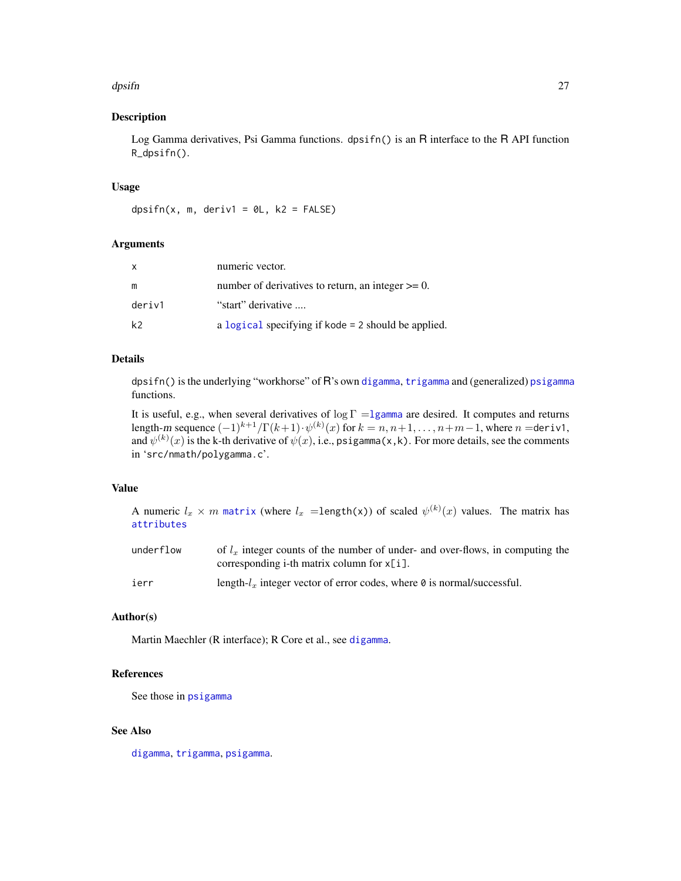## Description

Log Gamma derivatives, Psi Gamma functions. `dpsifn()` is an R interface to the R API function `R_dpsifn()`.

## Usage

```
dpsifn(x, m, deriv1 = 0L, k2 = FALSE)
```

## Arguments

| | |
|---|---|
| `x` | numeric vector. |
| `m` | number of derivatives to return, an integer >= 0. |
| `deriv1` | "start" derivative .... |
| `k2` | a `logical` specifying if `kode = 2` should be applied. |

## Details

`dpsifn()` is the underlying "workhorse" of R's own `digamma`, `trigamma` and (generalized) `psigamma` functions.

It is useful, e.g., when several derivatives of $\log\Gamma$ =`lgamma` are desired. It computes and returns length-*m* sequence $(-1)^{k+1}/\Gamma(k+1) \cdot \psi^{(k)}(x)$ for $k = n, n+1, \ldots, n+m-1$, where $n$ =`deriv1`, and $\psi^{(k)}(x)$ is the k-th derivative of $\psi(x)$, i.e., `psigamma(x,k)`. For more details, see the comments in '`src/nmath/polygamma.c`'.

## Value

A numeric $l_x \times m$ `matrix` (where $l_x$ =`length(x)`) of scaled $\psi^{(k)}(x)$ values. The matrix has `attributes`

| | |
|---|---|
| `underflow` | of $l_x$ integer counts of the number of under- and over-flows, in computing the corresponding i-th matrix column for `x[i]`. |
| `ierr` | length-$l_x$ integer vector of error codes, where `0` is normal/successful. |

## Author(s)

Martin Maechler (R interface); R Core et al., see `digamma`.

## References

See those in `psigamma`

## See Also

`digamma`, `trigamma`, `psigamma`.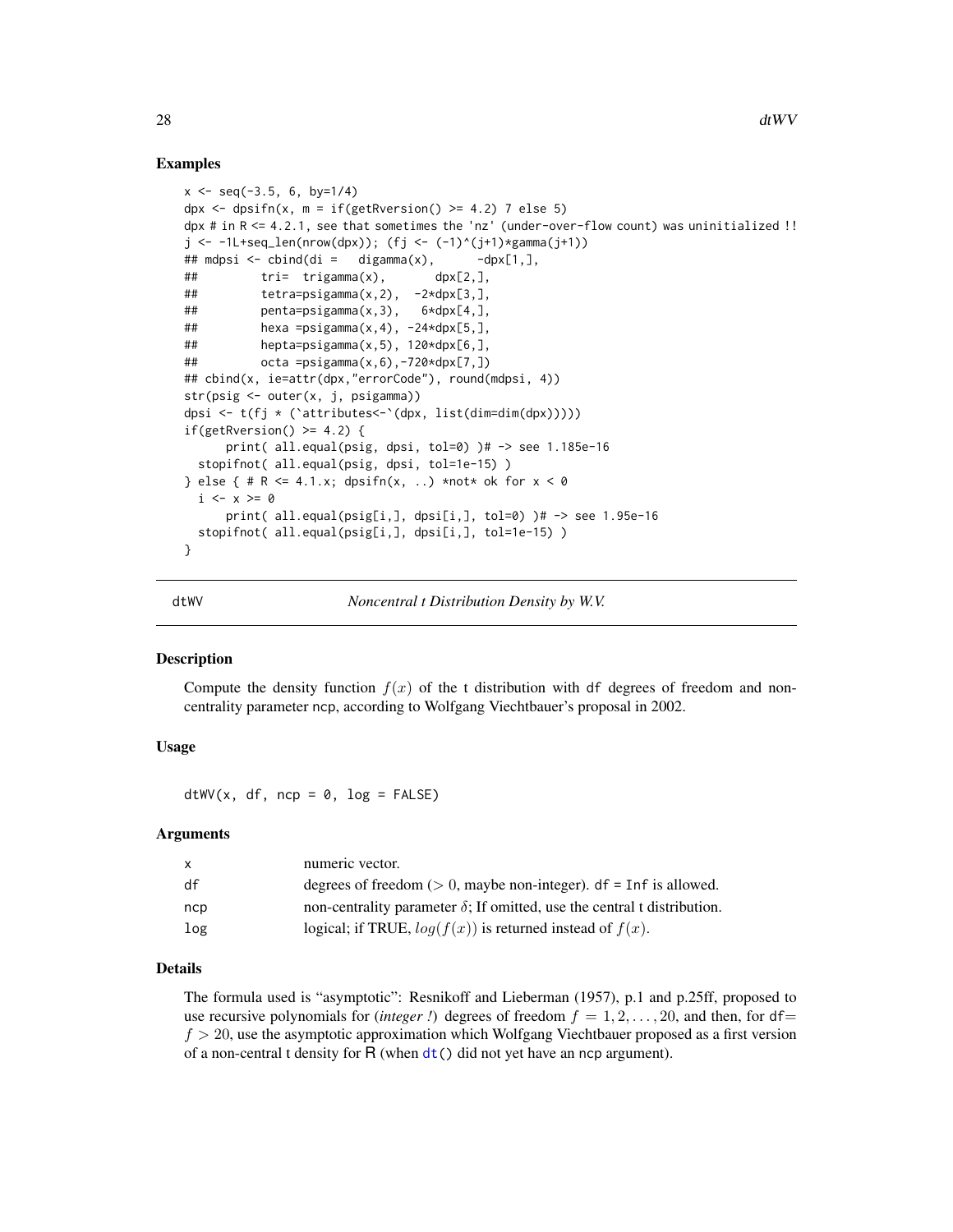### Examples

```
x <- seq(-3.5, 6, by=1/4)
dpx <- dpsifn(x, m = if(getRversion() >= 4.2) 7 else 5)
dpx # in R <= 4.2.1, see that sometimes the 'nz' (under-over-flow count) was uninitialized !!
j <- -1L+seq_len(nrow(dpx)); (fj <- (-1)^(j+1)*gamma(j+1))
## mdpsi <- cbind(di =   digamma(x),      -dpx[1,],
##         tri=  trigamma(x),       dpx[2,],
##         tetra=psigamma(x,2),  -2*dpx[3,],
##         penta=psigamma(x,3),   6*dpx[4,],
##         hexa =psigamma(x,4), -24*dpx[5,],
##         hepta=psigamma(x,5), 120*dpx[6,],
##         octa =psigamma(x,6),-720*dpx[7,])
## cbind(x, ie=attr(dpx,"errorCode"), round(mdpsi, 4))
str(psig <- outer(x, j, psigamma))
dpsi <- t(fj * (`attributes<-`(dpx, list(dim=dim(dpx)))))
if(getRversion() >= 4.2) {
      print( all.equal(psig, dpsi, tol=0) )# -> see 1.185e-16
  stopifnot( all.equal(psig, dpsi, tol=1e-15) )
} else { # R <= 4.1.x; dpsifn(x, ..) *not* ok for x < 0
  i <- x >= 0
      print( all.equal(psig[i,], dpsi[i,], tol=0) )# -> see 1.95e-16
  stopifnot( all.equal(psig[i,], dpsi[i,], tol=1e-15) )
}
```

## dtWV — *Noncentral t Distribution Density by W.V.*

### Description

Compute the density function $f(x)$ of the t distribution with df degrees of freedom and non-centrality parameter ncp, according to Wolfgang Viechtbauer's proposal in 2002.

### Usage

```
dtWV(x, df, ncp = 0, log = FALSE)
```

### Arguments

| | |
|---|---|
| x | numeric vector. |
| df | degrees of freedom ($> 0$, maybe non-integer). df = Inf is allowed. |
| ncp | non-centrality parameter $\delta$; If omitted, use the central t distribution. |
| log | logical; if TRUE, $log(f(x))$ is returned instead of $f(x)$. |

### Details

The formula used is "asymptotic": Resnikoff and Lieberman (1957), p.1 and p.25ff, proposed to use recursive polynomials for (*integer !*) degrees of freedom $f = 1, 2, \ldots, 20$, and then, for df$=$ $f > 20$, use the asymptotic approximation which Wolfgang Viechtbauer proposed as a first version of a non-central t density for R (when dt() did not yet have an ncp argument).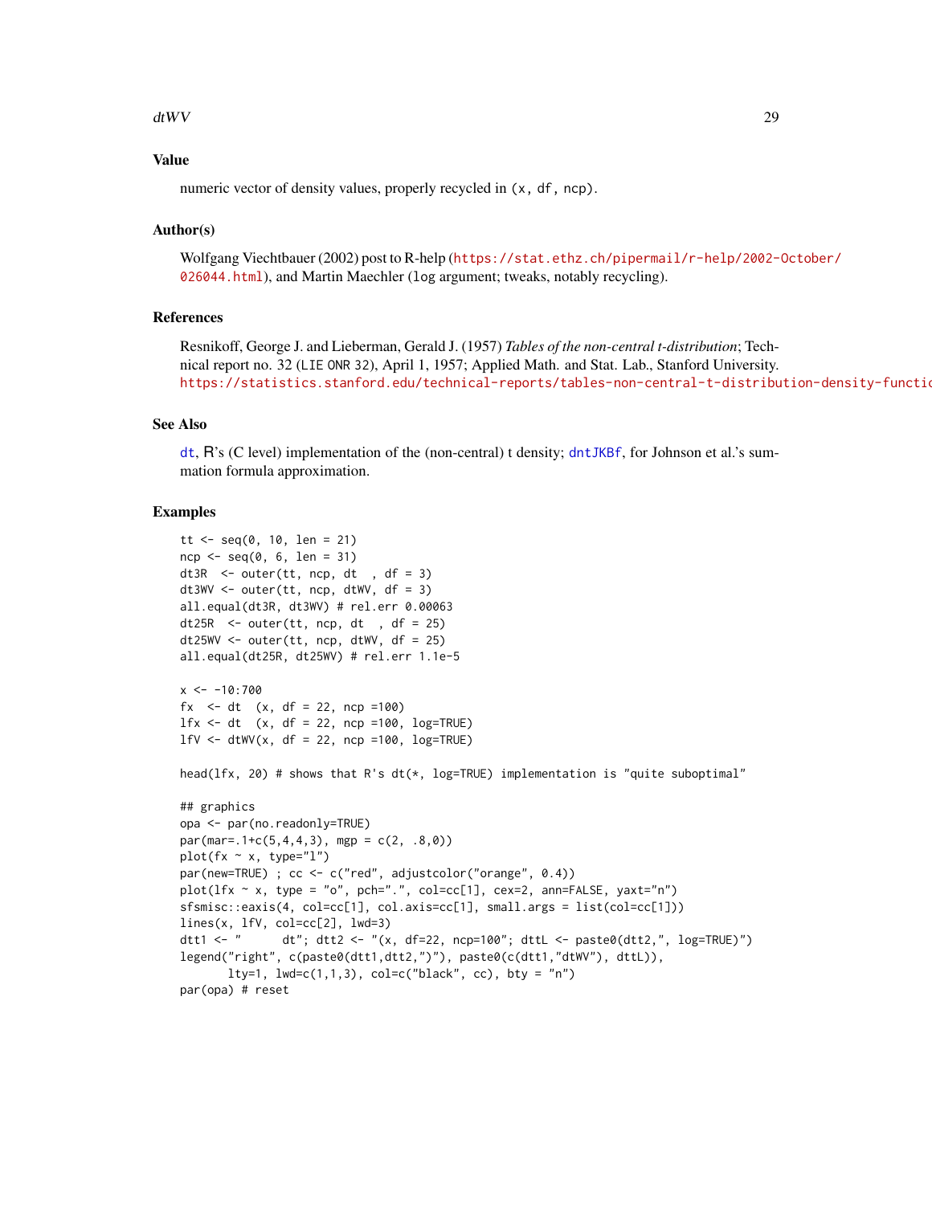## Value

numeric vector of density values, properly recycled in (x, df, ncp).

## Author(s)

Wolfgang Viechtbauer (2002) post to R-help (https://stat.ethz.ch/pipermail/r-help/2002-October/026044.html), and Martin Maechler (log argument; tweaks, notably recycling).

## References

Resnikoff, George J. and Lieberman, Gerald J. (1957) *Tables of the non-central t-distribution*; Technical report no. 32 (LIE ONR 32), April 1, 1957; Applied Math. and Stat. Lab., Stanford University. https://statistics.stanford.edu/technical-reports/tables-non-central-t-distribution-density-functio

## See Also

dt, R's (C level) implementation of the (non-central) t density; dntJKBf, for Johnson et al.'s summation formula approximation.

## Examples

```
tt <- seq(0, 10, len = 21)
ncp <- seq(0, 6, len = 31)
dt3R  <- outer(tt, ncp, dt  , df = 3)
dt3WV <- outer(tt, ncp, dtWV, df = 3)
all.equal(dt3R, dt3WV) # rel.err 0.00063
dt25R  <- outer(tt, ncp, dt  , df = 25)
dt25WV <- outer(tt, ncp, dtWV, df = 25)
all.equal(dt25R, dt25WV) # rel.err 1.1e-5

x <- -10:700
fx  <- dt  (x, df = 22, ncp =100)
lfx <- dt  (x, df = 22, ncp =100, log=TRUE)
lfV <- dtWV(x, df = 22, ncp =100, log=TRUE)

head(lfx, 20) # shows that R's dt(*, log=TRUE) implementation is "quite suboptimal"

## graphics
opa <- par(no.readonly=TRUE)
par(mar=.1+c(5,4,4,3), mgp = c(2, .8,0))
plot(fx ~ x, type="l")
par(new=TRUE) ; cc <- c("red", adjustcolor("orange", 0.4))
plot(lfx ~ x, type = "o", pch=".", col=cc[1], cex=2, ann=FALSE, yaxt="n")
sfsmisc::eaxis(4, col=cc[1], col.axis=cc[1], small.args = list(col=cc[1]))
lines(x, lfV, col=cc[2], lwd=3)
dtt1 <- "      dt"; dtt2 <- "(x, df=22, ncp=100"; dttL <- paste0(dtt2,", log=TRUE)")
legend("right", c(paste0(dtt1,dtt2,")"), paste0(c(dtt1,"dtWV"), dttL)),
       lty=1, lwd=c(1,1,3), col=c("black", cc), bty = "n")
par(opa) # reset
```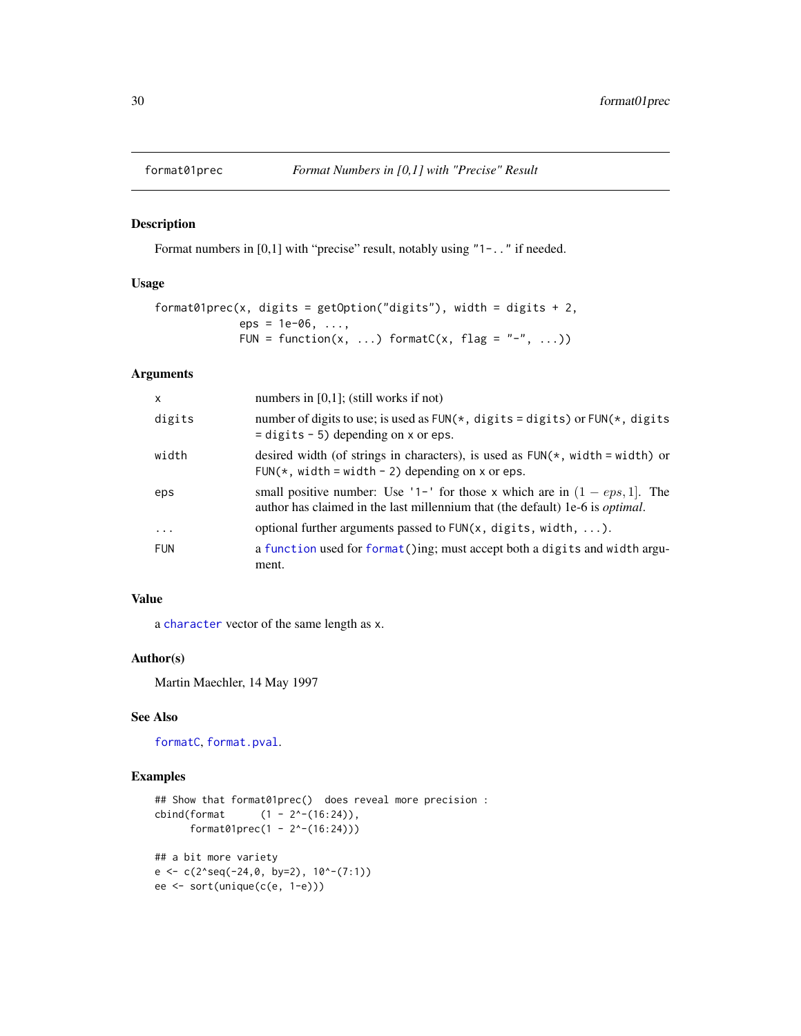## format01prec — *Format Numbers in [0,1] with "Precise" Result*

### Description

Format numbers in [0,1] with "precise" result, notably using `"1-.."` if needed.

### Usage

```
format01prec(x, digits = getOption("digits"), width = digits + 2,
             eps = 1e-06, ...,
             FUN = function(x, ...) formatC(x, flag = "-", ...))
```

### Arguments

| | |
|---|---|
| `x` | numbers in [0,1]; (still works if not) |
| `digits` | number of digits to use; is used as `FUN(*, digits = digits)` or `FUN(*, digits = digits - 5)` depending on `x` or `eps`. |
| `width` | desired width (of strings in characters), is used as `FUN(*, width = width)` or `FUN(*, width = width - 2)` depending on `x` or `eps`. |
| `eps` | small positive number: Use `'1-'` for those `x` which are in $(1 - eps, 1]$. The author has claimed in the last millennium that (the default) 1e-6 is *optimal*. |
| `...` | optional further arguments passed to `FUN(x, digits, width, ...)`. |
| `FUN` | a `function` used for `format()`ing; must accept both a `digits` and `width` argument. |

### Value

a `character` vector of the same length as `x`.

### Author(s)

Martin Maechler, 14 May 1997

### See Also

`formatC`, `format.pval`.

### Examples

```
## Show that format01prec()  does reveal more precision :
cbind(format      (1 - 2^-(16:24)),
      format01prec(1 - 2^-(16:24)))

## a bit more variety
e <- c(2^seq(-24,0, by=2), 10^-(7:1))
ee <- sort(unique(c(e, 1-e)))
```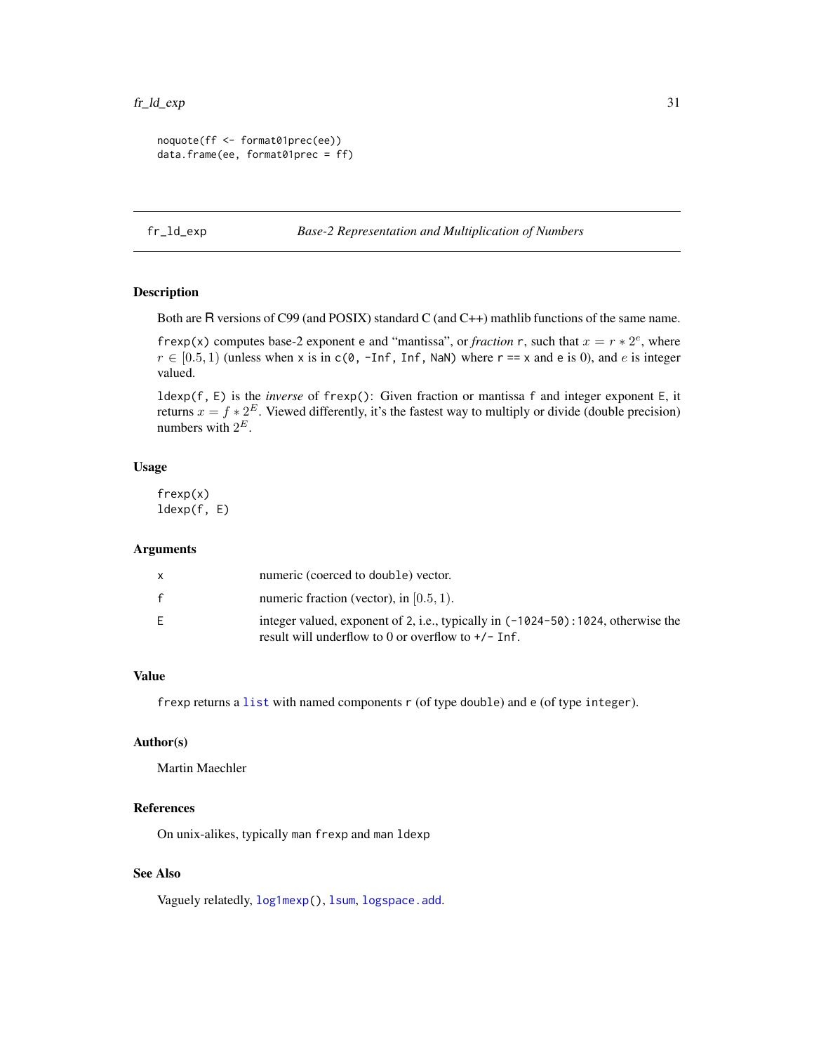```
noquote(ff <- format01prec(ee))
data.frame(ee, format01prec = ff)
```

---

`fr_ld_exp` — *Base-2 Representation and Multiplication of Numbers*

---

### Description

Both are R versions of C99 (and POSIX) standard C (and C++) mathlib functions of the same name.

`frexp(x)` computes base-2 exponent `e` and "mantissa", or *fraction* `r`, such that $x = r * 2^e$, where $r \in [0.5, 1)$ (unless when `x` is in `c(0, -Inf, Inf, NaN)` where `r == x` and `e` is 0), and $e$ is integer valued.

`ldexp(f, E)` is the *inverse* of `frexp()`: Given fraction or mantissa `f` and integer exponent `E`, it returns $x = f * 2^E$. Viewed differently, it's the fastest way to multiply or divide (double precision) numbers with $2^E$.

### Usage

```
frexp(x)
ldexp(f, E)
```

### Arguments

| | |
|---|---|
| `x` | numeric (coerced to `double`) vector. |
| `f` | numeric fraction (vector), in $[0.5, 1)$. |
| `E` | integer valued, exponent of `2`, i.e., typically in `(-1024-50):1024`, otherwise the result will underflow to 0 or overflow to `+/- Inf`. |

### Value

`frexp` returns a `list` with named components `r` (of type `double`) and `e` (of type `integer`).

### Author(s)

Martin Maechler

### References

On unix-alikes, typically `man frexp` and `man ldexp`

### See Also

Vaguely relatedly, `log1mexp()`, `lsum`, `logspace.add`.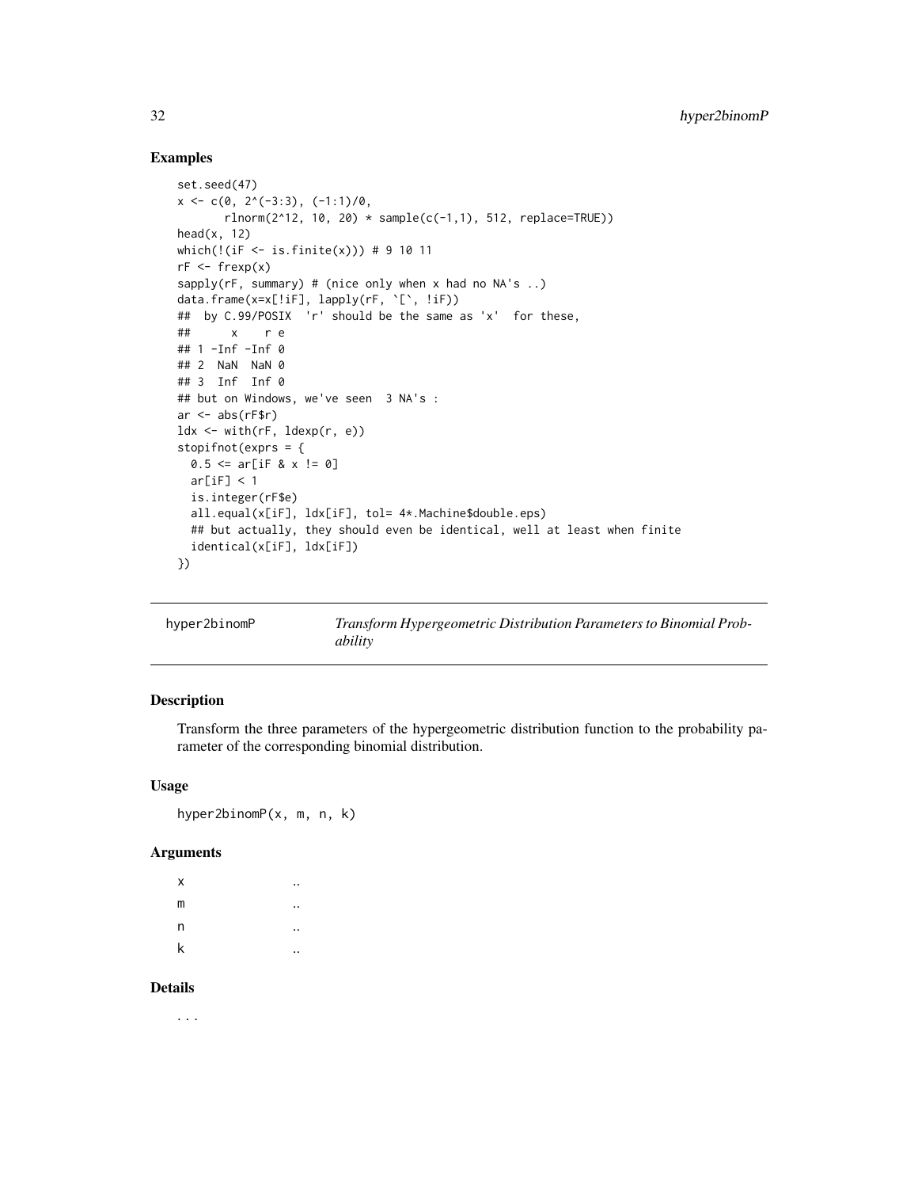## Examples

```
set.seed(47)
x <- c(0, 2^(-3:3), (-1:1)/0,
       rlnorm(2^12, 10, 20) * sample(c(-1,1), 512, replace=TRUE))
head(x, 12)
which(!(iF <- is.finite(x))) # 9 10 11
rF <- frexp(x)
sapply(rF, summary) # (nice only when x had no NA's ..)
data.frame(x=x[!iF], lapply(rF, `[`, !iF))
##  by C.99/POSIX  'r' should be the same as 'x'  for these,
##      x    r e
## 1 -Inf -Inf 0
## 2  NaN  NaN 0
## 3  Inf  Inf 0
## but on Windows, we've seen  3 NA's :
ar <- abs(rF$r)
ldx <- with(rF, ldexp(r, e))
stopifnot(exprs = {
  0.5 <= ar[iF & x != 0]
  ar[iF] < 1
  is.integer(rF$e)
  all.equal(x[iF], ldx[iF], tol= 4*.Machine$double.eps)
  ## but actually, they should even be identical, well at least when finite
  identical(x[iF], ldx[iF])
})
```

---

`hyper2binomP` *Transform Hypergeometric Distribution Parameters to Binomial Probability*

---

## Description

Transform the three parameters of the hypergeometric distribution function to the probability parameter of the corresponding binomial distribution.

## Usage

```
hyper2binomP(x, m, n, k)
```

## Arguments

| | |
|---|---|
| x | .. |
| m | .. |
| n | .. |
| k | .. |

## Details

...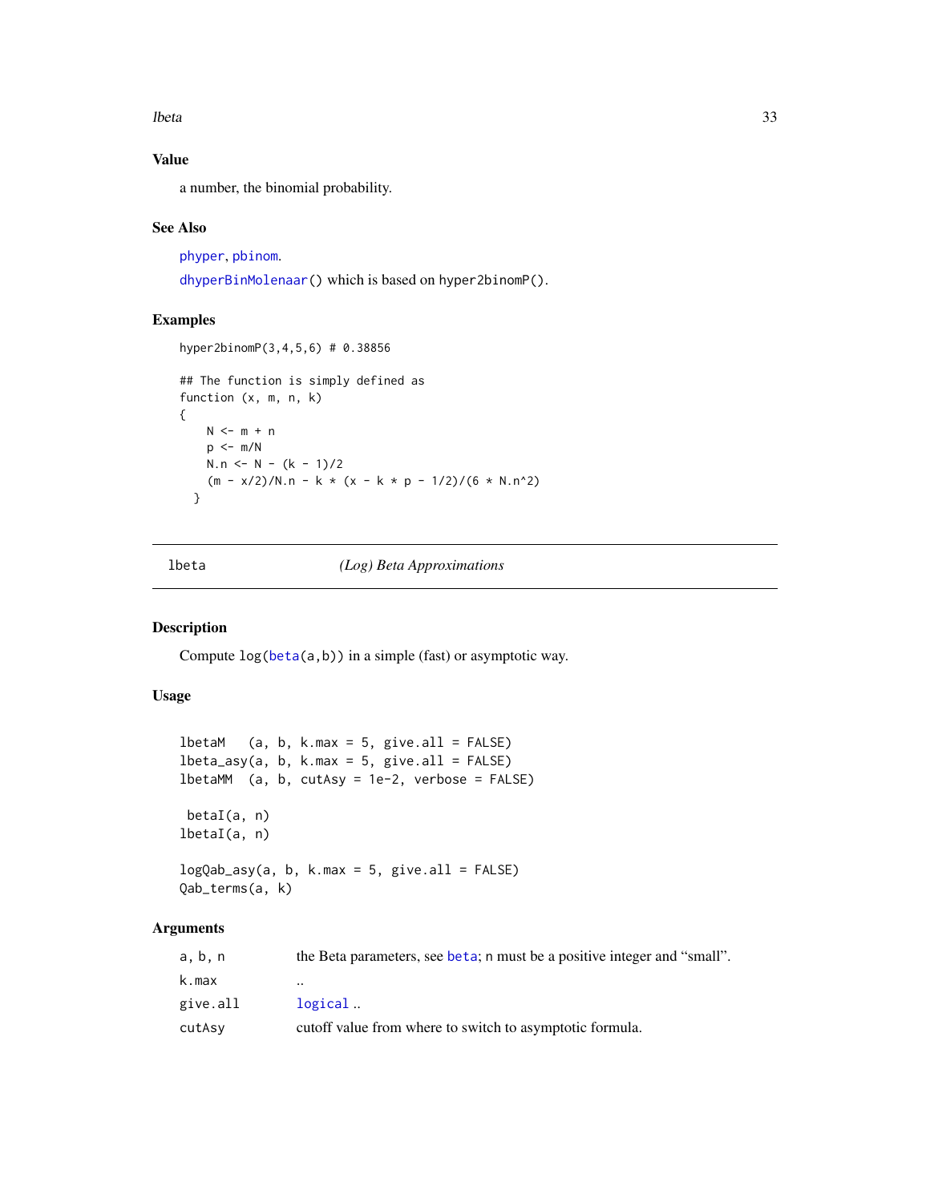### Value

a number, the binomial probability.

### See Also

phyper, pbinom.

dhyperBinMolenaar() which is based on hyper2binomP().

### Examples

```
hyper2binomP(3,4,5,6) # 0.38856

## The function is simply defined as
function (x, m, n, k)
{
    N <- m + n
    p <- m/N
    N.n <- N - (k - 1)/2
    (m - x/2)/N.n - k * (x - k * p - 1/2)/(6 * N.n^2)
  }
```

---

## lbeta *(Log) Beta Approximations*

### Description

Compute log(beta(a,b)) in a simple (fast) or asymptotic way.

### Usage

```
lbetaM   (a, b, k.max = 5, give.all = FALSE)
lbeta_asy(a, b, k.max = 5, give.all = FALSE)
lbetaMM  (a, b, cutAsy = 1e-2, verbose = FALSE)

 betaI(a, n)
lbetaI(a, n)

logQab_asy(a, b, k.max = 5, give.all = FALSE)
Qab_terms(a, k)
```

### Arguments

| | |
|---|---|
| a, b, n | the Beta parameters, see beta; n must be a positive integer and "small". |
| k.max | .. |
| give.all | logical .. |
| cutAsy | cutoff value from where to switch to asymptotic formula. |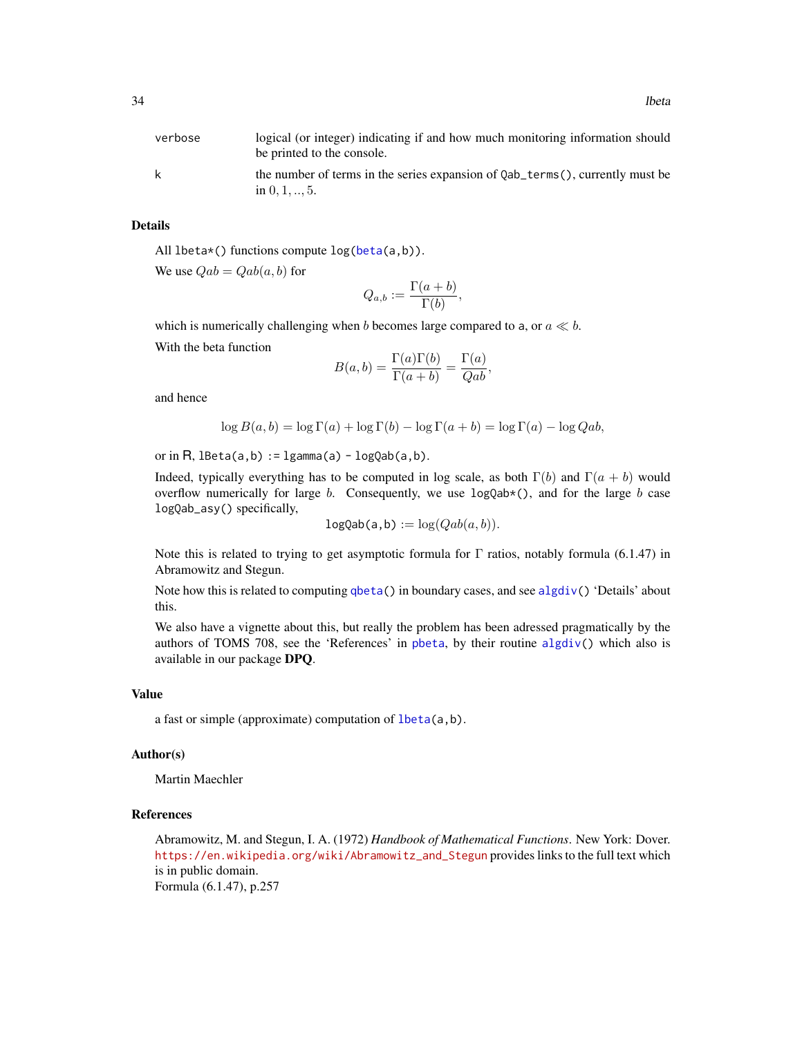| | |
|---|---|
| verbose | logical (or integer) indicating if and how much monitoring information should be printed to the console. |
| k | the number of terms in the series expansion of Qab_terms(), currently must be in $0, 1, .., 5$. |

### Details

All lbeta*() functions compute log(beta(a,b)).

We use $Qab = Qab(a, b)$ for

$$Q_{a,b} := \frac{\Gamma(a+b)}{\Gamma(b)},$$

which is numerically challenging when $b$ becomes large compared to a, or $a \ll b$.

With the beta function

$$B(a, b) = \frac{\Gamma(a)\Gamma(b)}{\Gamma(a+b)} = \frac{\Gamma(a)}{Qab},$$

and hence

$$\log B(a, b) = \log \Gamma(a) + \log \Gamma(b) - \log \Gamma(a+b) = \log \Gamma(a) - \log Qab,$$

or in R, lBeta(a,b) := lgamma(a) - logQab(a,b).

Indeed, typically everything has to be computed in log scale, as both $\Gamma(b)$ and $\Gamma(a + b)$ would overflow numerically for large $b$. Consequently, we use logQab*(), and for the large $b$ case logQab_asy() specifically,

$$\texttt{logQab(a,b)} := \log(Qab(a, b)).$$

Note this is related to trying to get asymptotic formula for $\Gamma$ ratios, notably formula (6.1.47) in Abramowitz and Stegun.

Note how this is related to computing qbeta() in boundary cases, and see algdiv() 'Details' about this.

We also have a vignette about this, but really the problem has been adressed pragmatically by the authors of TOMS 708, see the 'References' in pbeta, by their routine algdiv() which also is available in our package **DPQ**.

### Value

a fast or simple (approximate) computation of lbeta(a,b).

### Author(s)

Martin Maechler

### References

Abramowitz, M. and Stegun, I. A. (1972) *Handbook of Mathematical Functions*. New York: Dover. https://en.wikipedia.org/wiki/Abramowitz_and_Stegun provides links to the full text which is in public domain.
Formula (6.1.47), p.257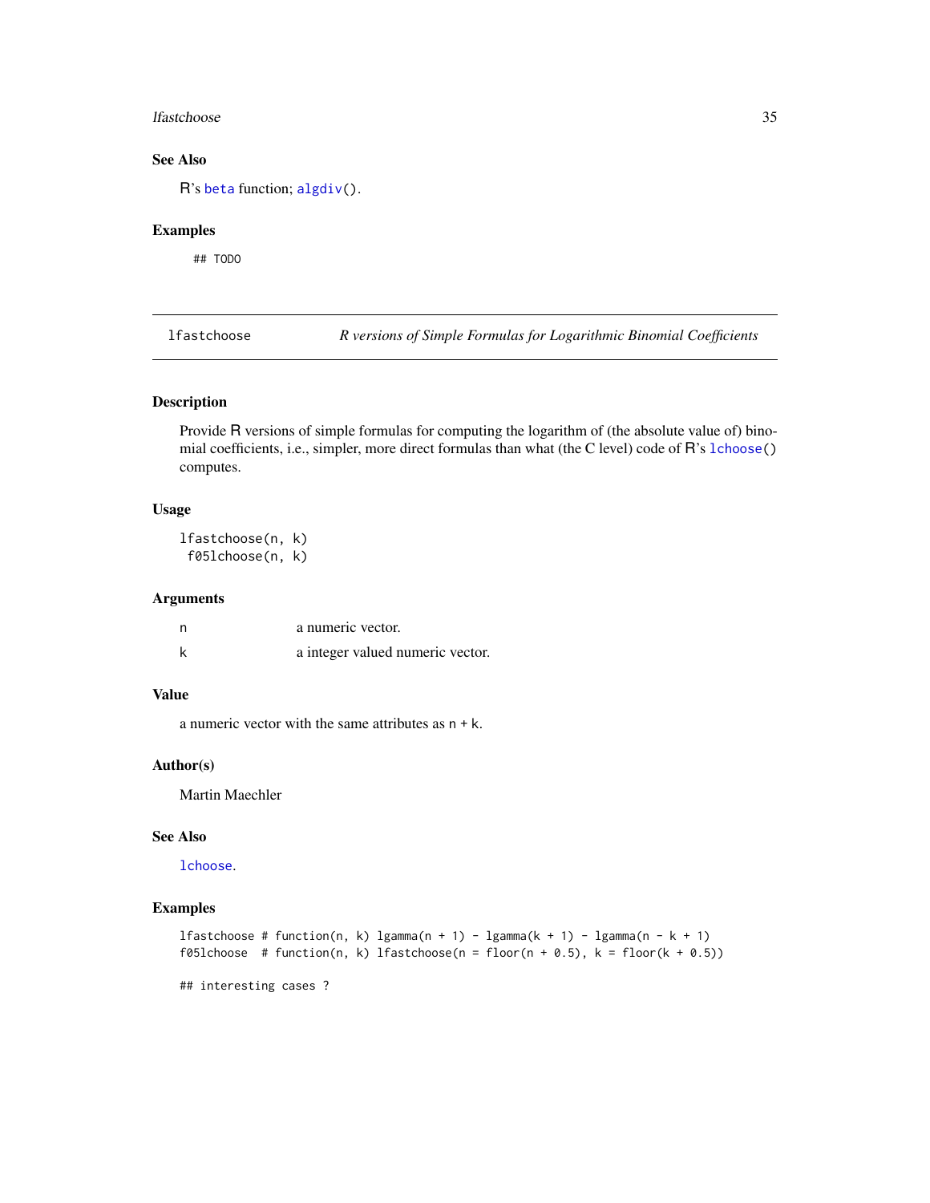### See Also

R's `beta` function; `algdiv()`.

### Examples

```
## TODO
```

---

## lfastchoose — *R versions of Simple Formulas for Logarithmic Binomial Coefficients*

### Description

Provide R versions of simple formulas for computing the logarithm of (the absolute value of) binomial coefficients, i.e., simpler, more direct formulas than what (the C level) code of R's `lchoose()` computes.

### Usage

```
lfastchoose(n, k)
 f05lchoose(n, k)
```

### Arguments

| | |
|---|---|
| `n` | a numeric vector. |
| `k` | a integer valued numeric vector. |

### Value

a numeric vector with the same attributes as `n + k`.

### Author(s)

Martin Maechler

### See Also

`lchoose`.

### Examples

```
lfastchoose # function(n, k) lgamma(n + 1) - lgamma(k + 1) - lgamma(n - k + 1)
f05lchoose  # function(n, k) lfastchoose(n = floor(n + 0.5), k = floor(k + 0.5))

## interesting cases ?
```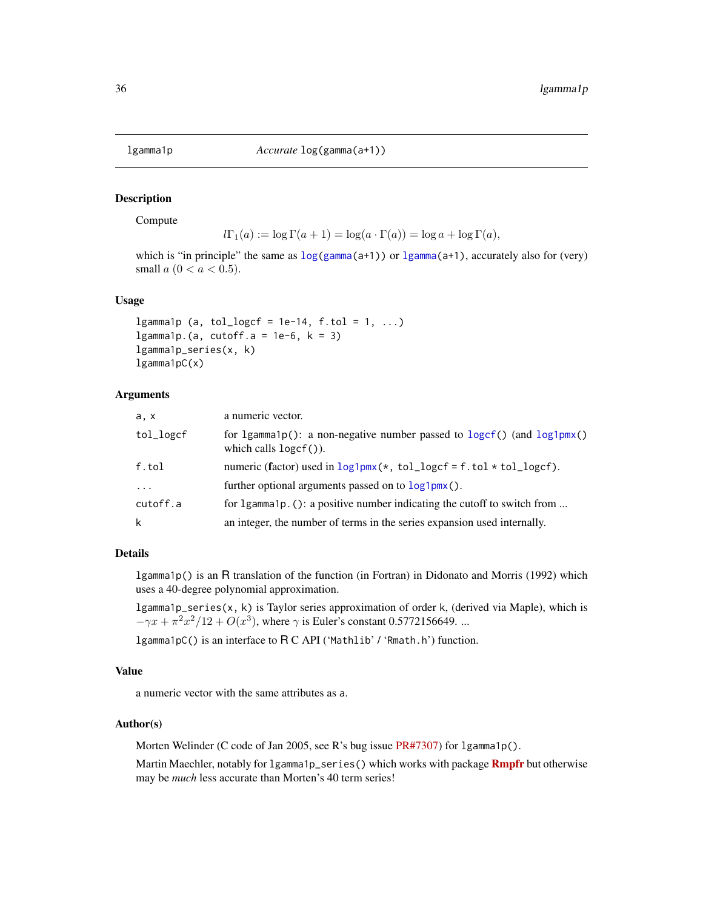## lgamma1p — *Accurate* `log(gamma(a+1))`

### Description

Compute

$$l\Gamma_1(a) := \log \Gamma(a+1) = \log(a \cdot \Gamma(a)) = \log a + \log \Gamma(a),$$

which is "in principle" the same as `log(gamma(a+1))` or `lgamma(a+1)`, accurately also for (very) small $a$ $(0 < a < 0.5)$.

### Usage

```
lgamma1p (a, tol_logcf = 1e-14, f.tol = 1, ...)
lgamma1p.(a, cutoff.a = 1e-6, k = 3)
lgamma1p_series(x, k)
lgamma1pC(x)
```

### Arguments

| | |
|---|---|
| `a, x` | a numeric vector. |
| `tol_logcf` | for `lgamma1p()`: a non-negative number passed to `logcf()` (and `log1pmx()` which calls `logcf()`). |
| `f.tol` | numeric (**f**actor) used in `log1pmx(*, tol_logcf = f.tol * tol_logcf)`. |
| `...` | further optional arguments passed on to `log1pmx()`. |
| `cutoff.a` | for `lgamma1p.()`: a positive number indicating the cutoff to switch from ... |
| `k` | an integer, the number of terms in the series expansion used internally. |

### Details

`lgamma1p()` is an R translation of the function (in Fortran) in Didonato and Morris (1992) which uses a 40-degree polynomial approximation.

`lgamma1p_series(x, k)` is Taylor series approximation of order `k`, (derived via Maple), which is $-\gamma x + \pi^2 x^2/12 + O(x^3)$, where $\gamma$ is Euler's constant 0.5772156649. ...

`lgamma1pC()` is an interface to R C API ('`Mathlib`' / '`Rmath.h`') function.

### Value

a numeric vector with the same attributes as `a`.

### Author(s)

Morten Welinder (C code of Jan 2005, see R's bug issue PR#7307) for `lgamma1p()`.

Martin Maechler, notably for `lgamma1p_series()` which works with package **Rmpfr** but otherwise may be *much* less accurate than Morten's 40 term series!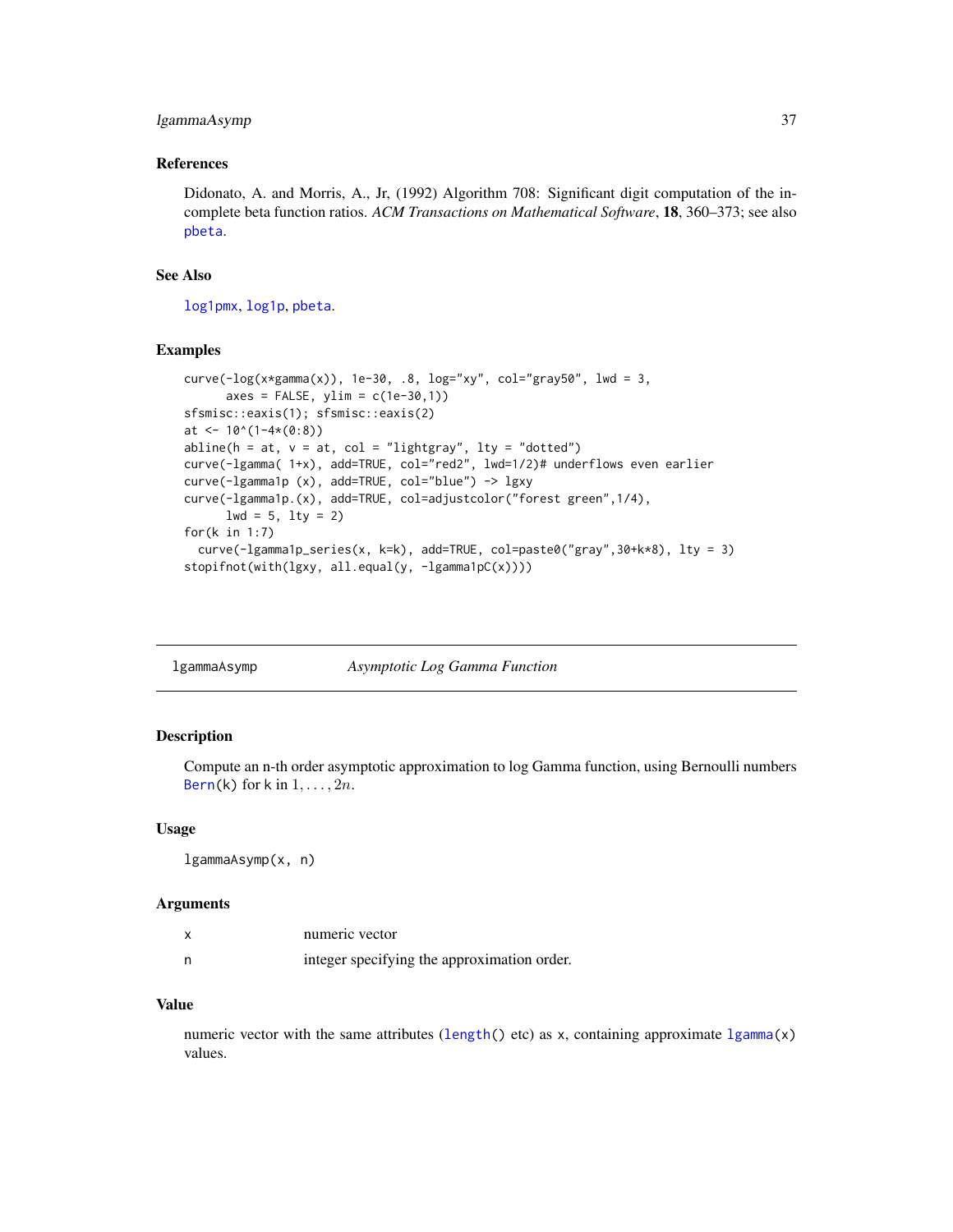### References

Didonato, A. and Morris, A., Jr, (1992) Algorithm 708: Significant digit computation of the incomplete beta function ratios. *ACM Transactions on Mathematical Software*, **18**, 360–373; see also pbeta.

### See Also

log1pmx, log1p, pbeta.

### Examples

```
curve(-log(x*gamma(x)), 1e-30, .8, log="xy", col="gray50", lwd = 3,
      axes = FALSE, ylim = c(1e-30,1))
sfsmisc::eaxis(1); sfsmisc::eaxis(2)
at <- 10^(1-4*(0:8))
abline(h = at, v = at, col = "lightgray", lty = "dotted")
curve(-lgamma( 1+x), add=TRUE, col="red2", lwd=1/2)# underflows even earlier
curve(-lgamma1p (x), add=TRUE, col="blue") -> lgxy
curve(-lgamma1p.(x), add=TRUE, col=adjustcolor("forest green",1/4),
      lwd = 5, lty = 2)
for(k in 1:7)
  curve(-lgamma1p_series(x, k=k), add=TRUE, col=paste0("gray",30+k*8), lty = 3)
stopifnot(with(lgxy, all.equal(y, -lgamma1pC(x))))
```

---

## lgammaAsymp — *Asymptotic Log Gamma Function*

### Description

Compute an n-th order asymptotic approximation to log Gamma function, using Bernoulli numbers Bern(k) for k in $1, \dots, 2n$.

### Usage

```
lgammaAsymp(x, n)
```

### Arguments

| | |
|---|---|
| x | numeric vector |
| n | integer specifying the approximation order. |

### Value

numeric vector with the same attributes (length() etc) as x, containing approximate lgamma(x) values.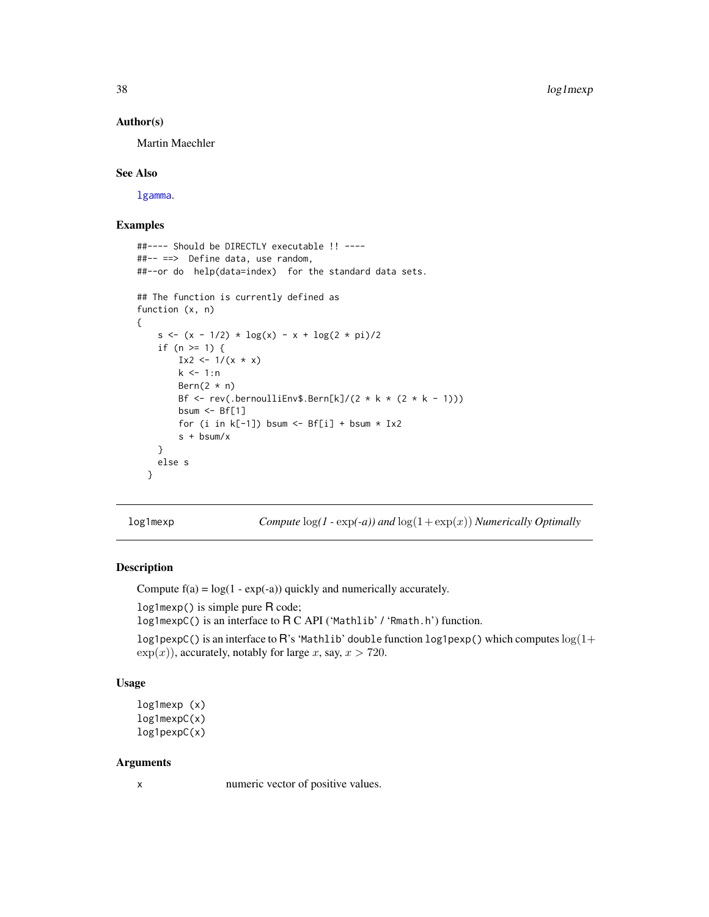### Author(s)

Martin Maechler

### See Also

lgamma.

### Examples

```
##---- Should be DIRECTLY executable !! ----
##-- ==>  Define data, use random,
##--or do  help(data=index)  for the standard data sets.

## The function is currently defined as
function (x, n)
{
    s <- (x - 1/2) * log(x) - x + log(2 * pi)/2
    if (n >= 1) {
        Ix2 <- 1/(x * x)
        k <- 1:n
        Bern(2 * n)
        Bf <- rev(.bernoulliEnv$.Bern[k]/(2 * k * (2 * k - 1)))
        bsum <- Bf[1]
        for (i in k[-1]) bsum <- Bf[i] + bsum * Ix2
        s + bsum/x
    }
    else s
  }
```

---

## log1mexp — *Compute* $\log(1 - \exp(-a))$ *and* $\log(1+\exp(x))$ *Numerically Optimally*

### Description

Compute f(a) = log(1 - exp(-a)) quickly and numerically accurately.

`log1mexp()` is simple pure R code;
`log1mexpC()` is an interface to R C API ('Mathlib' / 'Rmath.h') function.

`log1pexpC()` is an interface to R's 'Mathlib' double function `log1pexp()` which computes $\log(1+\exp(x))$, accurately, notably for large $x$, say, $x > 720$.

### Usage

```
log1mexp (x)
log1mexpC(x)
log1pexpC(x)
```

### Arguments

| | |
|---|---|
| x | numeric vector of positive values. |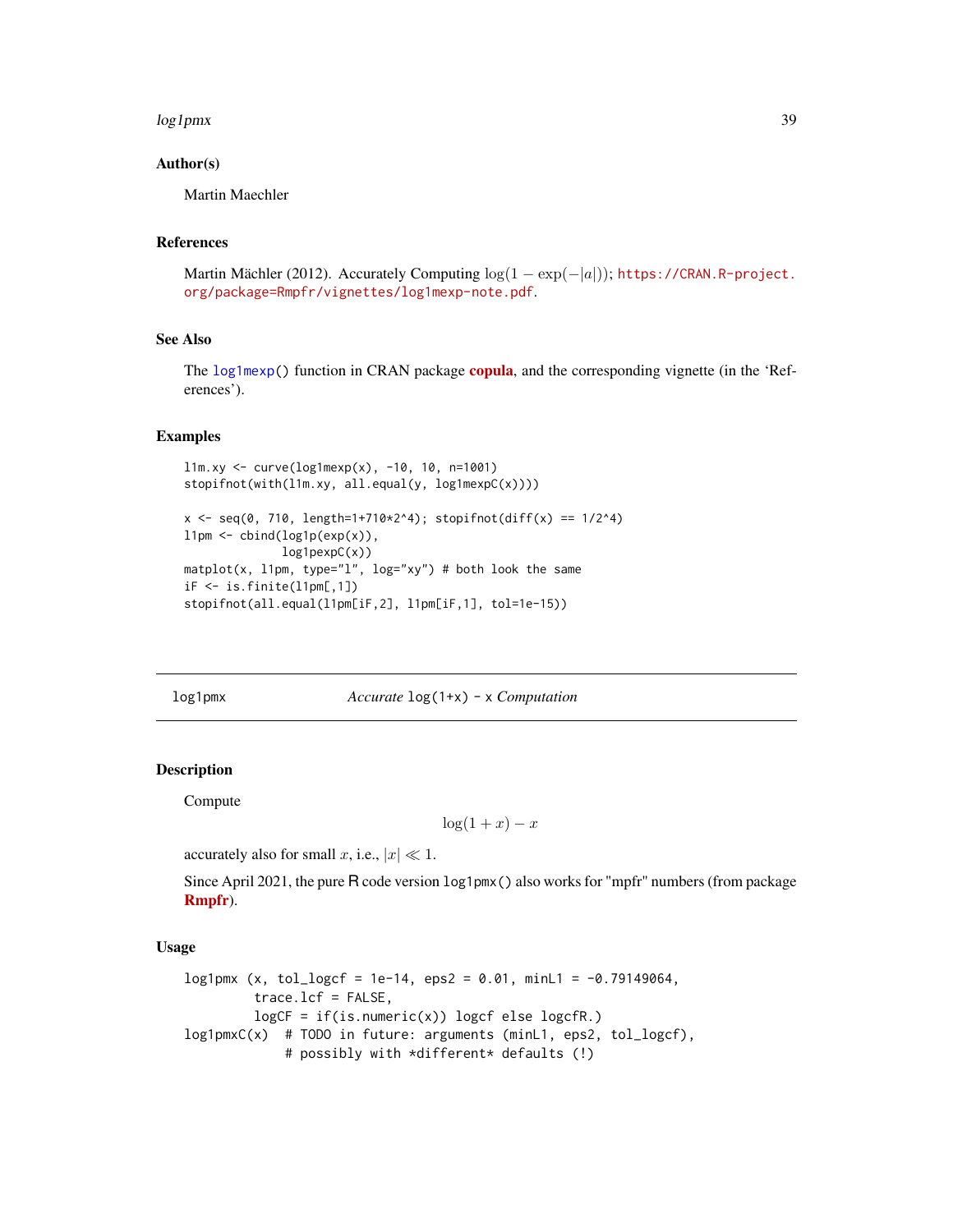### Author(s)

Martin Maechler

### References

Martin Mächler (2012). Accurately Computing $\log(1 - \exp(-|a|))$; https://CRAN.R-project.org/package=Rmpfr/vignettes/log1mexp-note.pdf.

### See Also

The `log1mexp()` function in CRAN package **copula**, and the corresponding vignette (in the 'References').

### Examples

```
l1m.xy <- curve(log1mexp(x), -10, 10, n=1001)
stopifnot(with(l1m.xy, all.equal(y, log1mexpC(x))))

x <- seq(0, 710, length=1+710*2^4); stopifnot(diff(x) == 1/2^4)
l1pm <- cbind(log1p(exp(x)),
              log1pexpC(x))
matplot(x, l1pm, type="l", log="xy") # both look the same
iF <- is.finite(l1pm[,1])
stopifnot(all.equal(l1pm[iF,2], l1pm[iF,1], tol=1e-15))
```

---

## log1pmx — *Accurate* `log(1+x) - x` *Computation*

### Description

Compute

$$\log(1 + x) - x$$

accurately also for small $x$, i.e., $|x| \ll 1$.

Since April 2021, the pure R code version `log1pmx()` also works for "mpfr" numbers (from package **Rmpfr**).

### Usage

```
log1pmx (x, tol_logcf = 1e-14, eps2 = 0.01, minL1 = -0.79149064,
         trace.lcf = FALSE,
         logCF = if(is.numeric(x)) logcf else logcfR.)
log1pmxC(x)  # TODO in future: arguments (minL1, eps2, tol_logcf),
             # possibly with *different* defaults (!)
```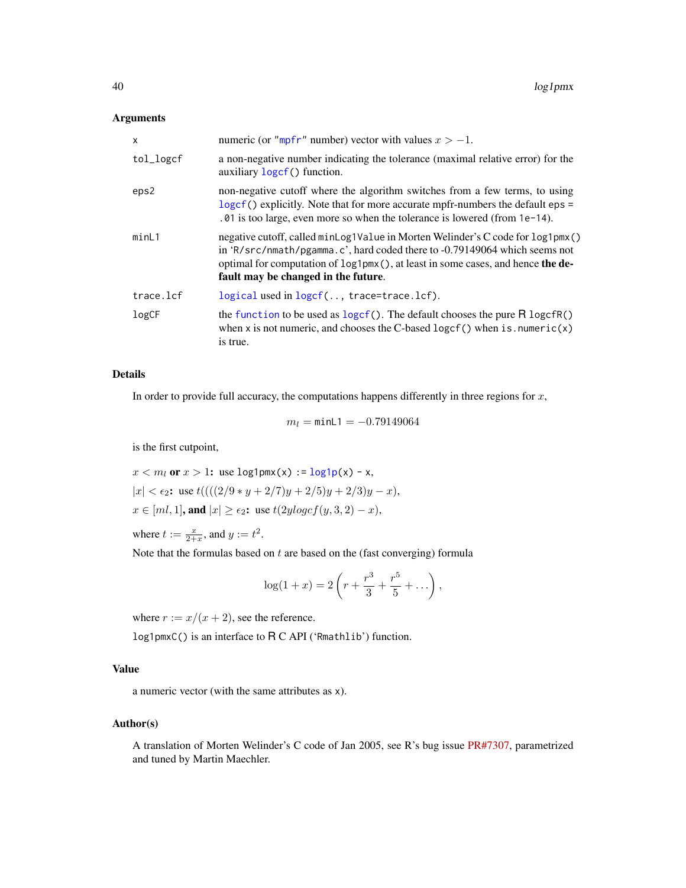### Arguments

| | |
|---|---|
| x | numeric (or "mpfr" number) vector with values $x > -1$. |
| tol_logcf | a non-negative number indicating the tolerance (maximal relative error) for the auxiliary `logcf()` function. |
| eps2 | non-negative cutoff where the algorithm switches from a few terms, to using `logcf()` explicitly. Note that for more accurate mpfr-numbers the default `eps = .01` is too large, even more so when the tolerance is lowered (from `1e-14`). |
| minL1 | negative cutoff, called `minLog1Value` in Morten Welinder's C code for `log1pmx()` in 'R/src/nmath/pgamma.c', hard coded there to -0.79149064 which seems not optimal for computation of `log1pmx()`, at least in some cases, and hence **the default may be changed in the future**. |
| trace.lcf | `logical` used in `logcf(.., trace=trace.lcf)`. |
| logCF | the `function` to be used as `logcf()`. The default chooses the pure R `logcfR()` when x is not numeric, and chooses the C-based `logcf()` when `is.numeric(x)` is true. |

### Details

In order to provide full accuracy, the computations happens differently in three regions for $x$,

$$m_l = \texttt{minL1} = -0.79149064$$

is the first cutpoint,

$x < m_l$ **or** $x > 1$**:** use `log1pmx(x) := log1p(x) - x`,

$|x| < \epsilon_2$**:** use $t((((2/9 * y + 2/7)y + 2/5)y + 2/3)y - x)$,

$x \in [ml, 1]$**, and** $|x| \geq \epsilon_2$**:** use $t(2ylogcf(y, 3, 2) - x)$,

where $t := \frac{x}{2+x}$, and $y := t^2$.

Note that the formulas based on $t$ are based on the (fast converging) formula

$$\log(1 + x) = 2\left(r + \frac{r^3}{3} + \frac{r^5}{5} + \ldots\right),$$

where $r := x/(x + 2)$, see the reference.

`log1pmxC()` is an interface to R C API ('Rmathlib') function.

### Value

a numeric vector (with the same attributes as `x`).

### Author(s)

A translation of Morten Welinder's C code of Jan 2005, see R's bug issue PR#7307, parametrized and tuned by Martin Maechler.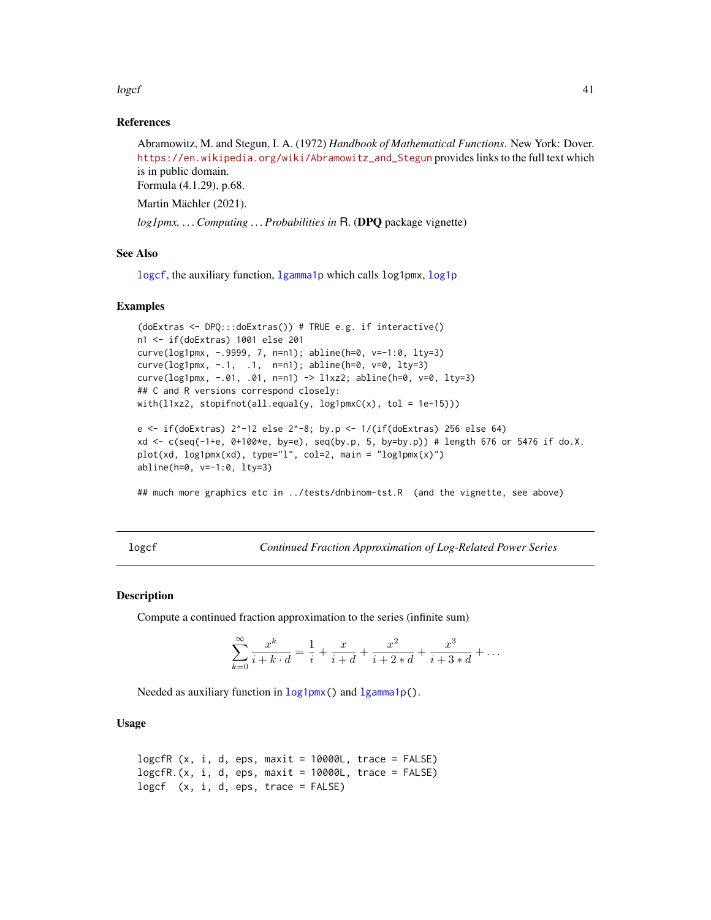### References

Abramowitz, M. and Stegun, I. A. (1972) *Handbook of Mathematical Functions*. New York: Dover. https://en.wikipedia.org/wiki/Abramowitz_and_Stegun provides links to the full text which is in public domain.
Formula (4.1.29), p.68.

Martin Mächler (2021).

*log1pmx, ... Computing ... Probabilities in* R. (**DPQ** package vignette)

### See Also

`logcf`, the auxiliary function, `lgamma1p` which calls `log1pmx`, `log1p`

### Examples

```
(doExtras <- DPQ:::doExtras()) # TRUE e.g. if interactive()
n1 <- if(doExtras) 1001 else 201
curve(log1pmx, -.9999, 7, n=n1); abline(h=0, v=-1:0, lty=3)
curve(log1pmx, -.1,  .1,  n=n1); abline(h=0, v=0, lty=3)
curve(log1pmx, -.01, .01, n=n1) -> l1xz2; abline(h=0, v=0, lty=3)
## C and R versions correspond closely:
with(l1xz2, stopifnot(all.equal(y, log1pmxC(x), tol = 1e-15)))

e <- if(doExtras) 2^-12 else 2^-8; by.p <- 1/(if(doExtras) 256 else 64)
xd <- c(seq(-1+e, 0+100*e, by=e), seq(by.p, 5, by=by.p)) # length 676 or 5476 if do.X.
plot(xd, log1pmx(xd), type="l", col=2, main = "log1pmx(x)")
abline(h=0, v=-1:0, lty=3)

## much more graphics etc in ../tests/dnbinom-tst.R  (and the vignette, see above)
```

---

## logcf — *Continued Fraction Approximation of Log-Related Power Series*

### Description

Compute a continued fraction approximation to the series (infinite sum)

$$\sum_{k=0}^{\infty} \frac{x^k}{i + k \cdot d} = \frac{1}{i} + \frac{x}{i+d} + \frac{x^2}{i+2*d} + \frac{x^3}{i+3*d} + \ldots$$

Needed as auxiliary function in `log1pmx()` and `lgamma1p()`.

### Usage

```
logcfR (x, i, d, eps, maxit = 10000L, trace = FALSE)
logcfR.(x, i, d, eps, maxit = 10000L, trace = FALSE)
logcf  (x, i, d, eps, trace = FALSE)
```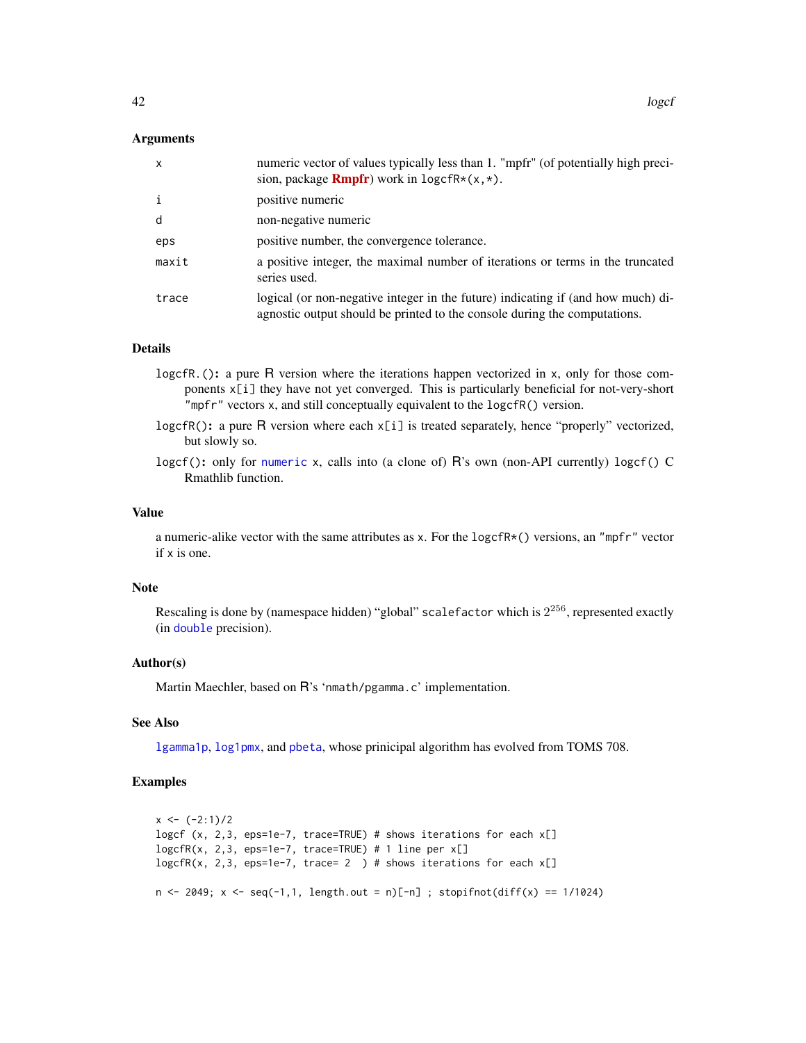### Arguments

| | |
|---|---|
| `x` | numeric vector of values typically less than 1. "mpfr" (of potentially high precision, package **Rmpfr**) work in `logcfR*(x,*)`. |
| `i` | positive numeric |
| `d` | non-negative numeric |
| `eps` | positive number, the convergence tolerance. |
| `maxit` | a positive integer, the maximal number of iterations or terms in the truncated series used. |
| `trace` | logical (or non-negative integer in the future) indicating if (and how much) diagnostic output should be printed to the console during the computations. |

### Details

- **`logcfR.()`:** a pure R version where the iterations happen vectorized in `x`, only for those components `x[i]` they have not yet converged. This is particularly beneficial for not-very-short `"mpfr"` vectors `x`, and still conceptually equivalent to the `logcfR()` version.
- **`logcfR()`:** a pure R version where each `x[i]` is treated separately, hence "properly" vectorized, but slowly so.
- **`logcf()`:** only for `numeric` `x`, calls into (a clone of) R's own (non-API currently) `logcf()` C Rmathlib function.

### Value

a numeric-alike vector with the same attributes as `x`. For the `logcfR*()` versions, an `"mpfr"` vector if `x` is one.

### Note

Rescaling is done by (namespace hidden) "global" `scalefactor` which is $2^{256}$, represented exactly (in `double` precision).

### Author(s)

Martin Maechler, based on R's 'nmath/pgamma.c' implementation.

### See Also

`lgamma1p`, `log1pmx`, and `pbeta`, whose prinicipal algorithm has evolved from TOMS 708.

### Examples

```
x <- (-2:1)/2
logcf (x, 2,3, eps=1e-7, trace=TRUE) # shows iterations for each x[]
logcfR(x, 2,3, eps=1e-7, trace=TRUE) # 1 line per x[]
logcfR(x, 2,3, eps=1e-7, trace= 2  ) # shows iterations for each x[]

n <- 2049; x <- seq(-1,1, length.out = n)[-n] ; stopifnot(diff(x) == 1/1024)
```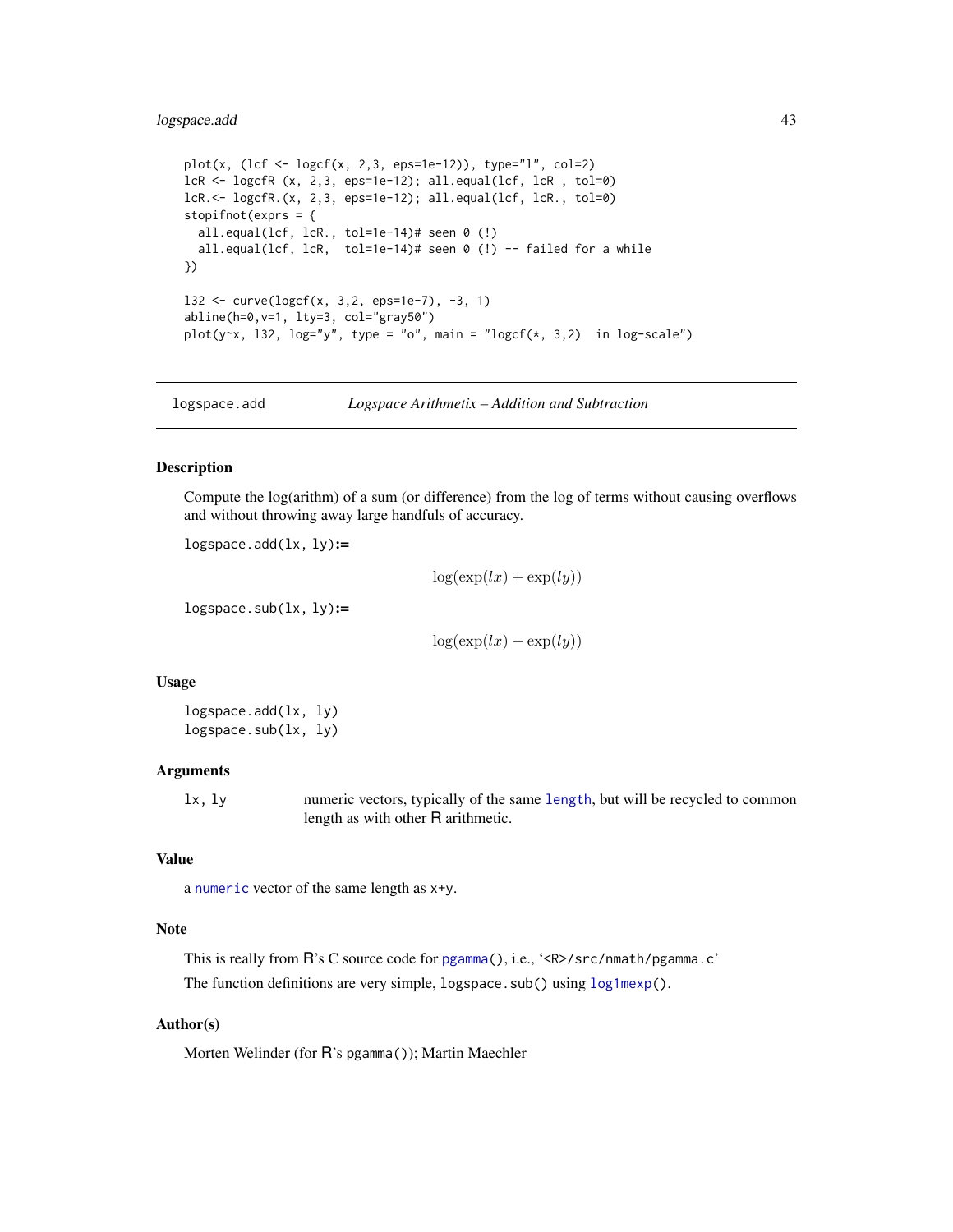```
plot(x, (lcf <- logcf(x, 2,3, eps=1e-12)), type="l", col=2)
lcR <- logcfR (x, 2,3, eps=1e-12); all.equal(lcf, lcR , tol=0)
lcR.<- logcfR.(x, 2,3, eps=1e-12); all.equal(lcf, lcR., tol=0)
stopifnot(exprs = {
  all.equal(lcf, lcR., tol=1e-14)# seen 0 (!)
  all.equal(lcf, lcR,  tol=1e-14)# seen 0 (!) -- failed for a while
})

l32 <- curve(logcf(x, 3,2, eps=1e-7), -3, 1)
abline(h=0,v=1, lty=3, col="gray50")
plot(y~x, l32, log="y", type = "o", main = "logcf(*, 3,2)  in log-scale")
```

---

`logspace.add` *Logspace Arithmetix – Addition and Subtraction*

---

## Description

Compute the log(arithm) of a sum (or difference) from the log of terms without causing overflows and without throwing away large handfuls of accuracy.

`logspace.add(lx, ly)`**:=**

$$\log(\exp(lx) + \exp(ly))$$

`logspace.sub(lx, ly)`**:=**

$$\log(\exp(lx) - \exp(ly))$$

## Usage

```
logspace.add(lx, ly)
logspace.sub(lx, ly)
```

## Arguments

| | |
|---|---|
| `lx, ly` | numeric vectors, typically of the same `length`, but will be recycled to common length as with other R arithmetic. |

## Value

a `numeric` vector of the same length as `x+y`.

## Note

This is really from R's C source code for `pgamma()`, i.e., '`<R>/src/nmath/pgamma.c`'

The function definitions are very simple, `logspace.sub()` using `log1mexp()`.

## Author(s)

Morten Welinder (for R's `pgamma()`); Martin Maechler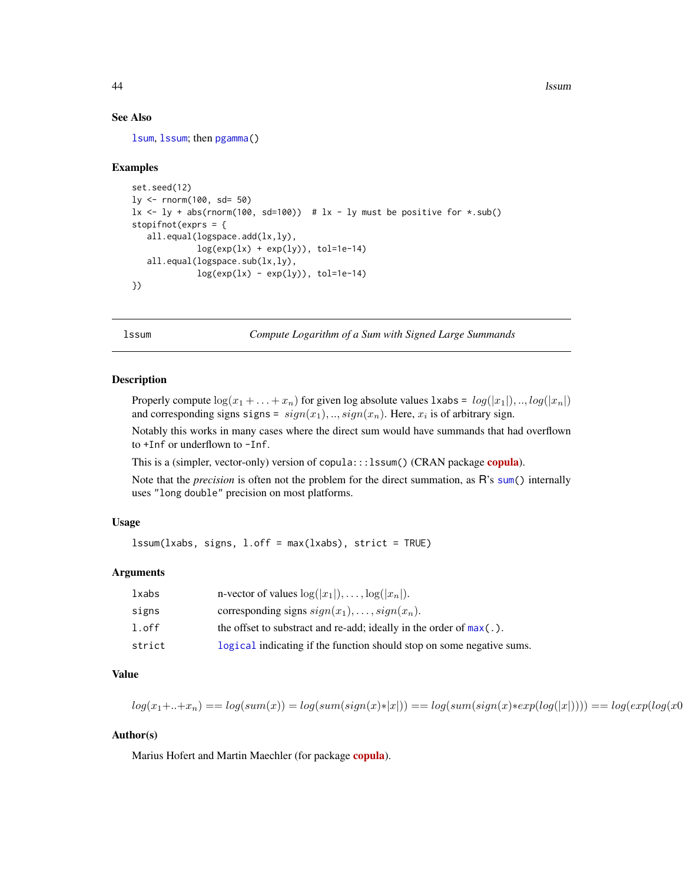## See Also

lsum, lssum; then pgamma()

## Examples

```
set.seed(12)
ly <- rnorm(100, sd= 50)
lx <- ly + abs(rnorm(100, sd=100))  # lx - ly must be positive for *.sub()
stopifnot(exprs = {
   all.equal(logspace.add(lx,ly),
             log(exp(lx) + exp(ly)), tol=1e-14)
   all.equal(logspace.sub(lx,ly),
             log(exp(lx) - exp(ly)), tol=1e-14)
})
```

---

# lssum — *Compute Logarithm of a Sum with Signed Large Summands*

## Description

Properly compute $\log(x_1 + \ldots + x_n)$ for given log absolute values `lxabs` = $log(|x_1|), .., log(|x_n|)$ and corresponding signs `signs` = $sign(x_1), .., sign(x_n)$. Here, $x_i$ is of arbitrary sign.

Notably this works in many cases where the direct sum would have summands that had overflown to `+Inf` or underflown to `-Inf`.

This is a (simpler, vector-only) version of `copula:::lssum()` (CRAN package **copula**).

Note that the *precision* is often not the problem for the direct summation, as R's `sum()` internally uses `"long double"` precision on most platforms.

## Usage

```
lssum(lxabs, signs, l.off = max(lxabs), strict = TRUE)
```

## Arguments

| | |
|---|---|
| `lxabs` | n-vector of values $\log(|x_1|), \ldots, \log(|x_n|)$. |
| `signs` | corresponding signs $sign(x_1), \ldots, sign(x_n)$. |
| `l.off` | the offset to substract and re-add; ideally in the order of `max(.)`. |
| `strict` | `logical` indicating if the function should stop on some negative sums. |

## Value

$$log(x_1 + .. + x_n) == log(sum(x)) = log(sum(sign(x) * |x|)) == log(sum(sign(x) * exp(log(|x|)))) == log(exp(log(x0$$

## Author(s)

Marius Hofert and Martin Maechler (for package **copula**).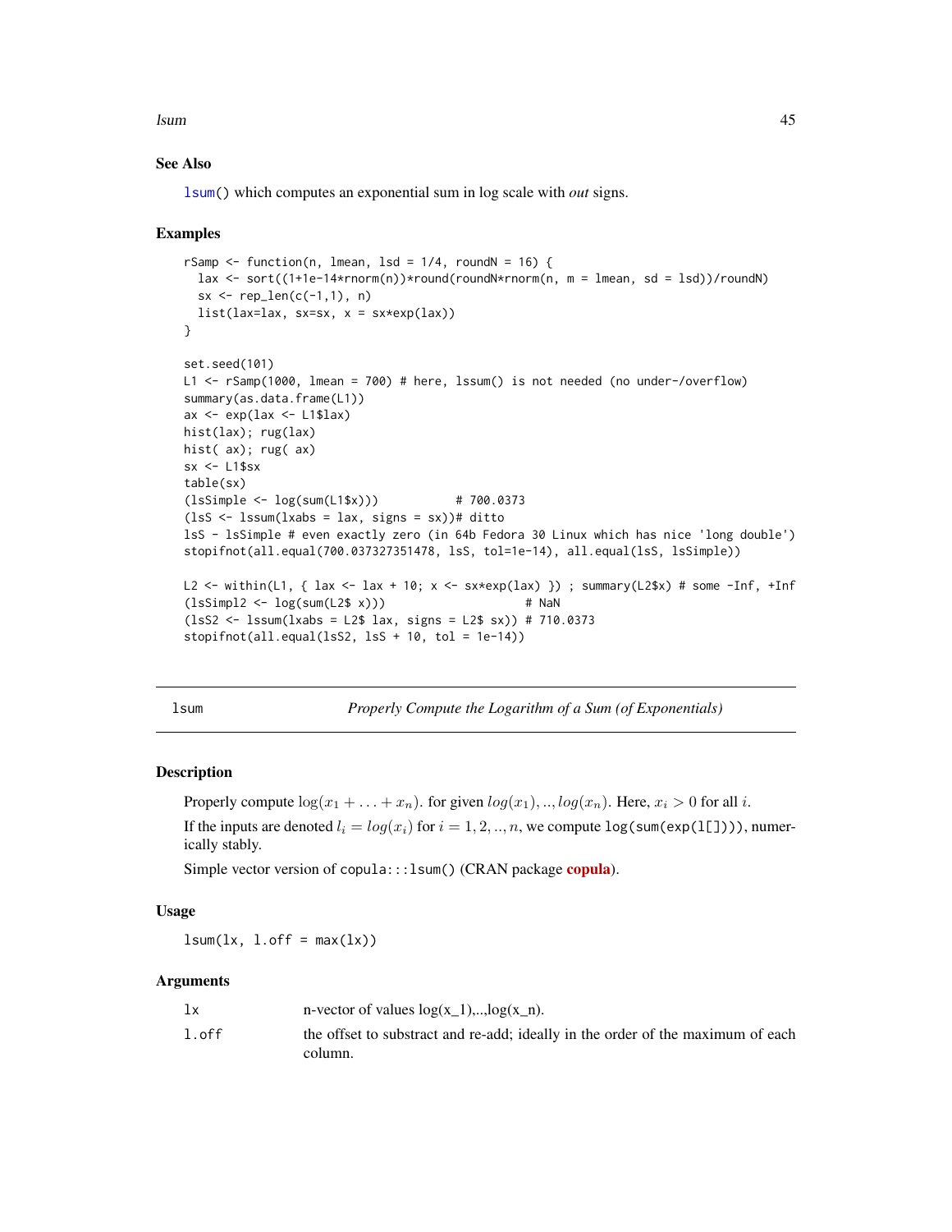## See Also

`lsum()` which computes an exponential sum in log scale with *out* signs.

## Examples

```
rSamp <- function(n, lmean, lsd = 1/4, roundN = 16) {
  lax <- sort((1+1e-14*rnorm(n))*round(roundN*rnorm(n, m = lmean, sd = lsd))/roundN)
  sx <- rep_len(c(-1,1), n)
  list(lax=lax, sx=sx, x = sx*exp(lax))
}

set.seed(101)
L1 <- rSamp(1000, lmean = 700) # here, lssum() is not needed (no under-/overflow)
summary(as.data.frame(L1))
ax <- exp(lax <- L1$lax)
hist(lax); rug(lax)
hist( ax); rug( ax)
sx <- L1$sx
table(sx)
(lsSimple <- log(sum(L1$x)))          # 700.0373
(lsS <- lssum(lxabs = lax, signs = sx))# ditto
lsS - lsSimple # even exactly zero (in 64b Fedora 30 Linux which has nice 'long double')
stopifnot(all.equal(700.037327351478, lsS, tol=1e-14), all.equal(lsS, lsSimple))

L2 <- within(L1, { lax <- lax + 10; x <- sx*exp(lax) }) ; summary(L2$x) # some -Inf, +Inf
(lsSimpl2 <- log(sum(L2$ x)))                    # NaN
(lsS2 <- lssum(lxabs = L2$ lax, signs = L2$ sx)) # 710.0373
stopifnot(all.equal(lsS2, lsS + 10, tol = 1e-14))
```

---

# lsum — *Properly Compute the Logarithm of a Sum (of Exponentials)*

## Description

Properly compute $\log(x_1 + \ldots + x_n)$. for given $log(x_1), .., log(x_n)$. Here, $x_i > 0$ for all $i$.

If the inputs are denoted $l_i = log(x_i)$ for $i = 1, 2, .., n$, we compute `log(sum(exp(l[])))`, numerically stably.

Simple vector version of `copula:::lsum()` (CRAN package **copula**).

## Usage

```
lsum(lx, l.off = max(lx))
```

## Arguments

| | |
|---|---|
| `lx` | n-vector of values log(x_1),..,log(x_n). |
| `l.off` | the offset to substract and re-add; ideally in the order of the maximum of each column. |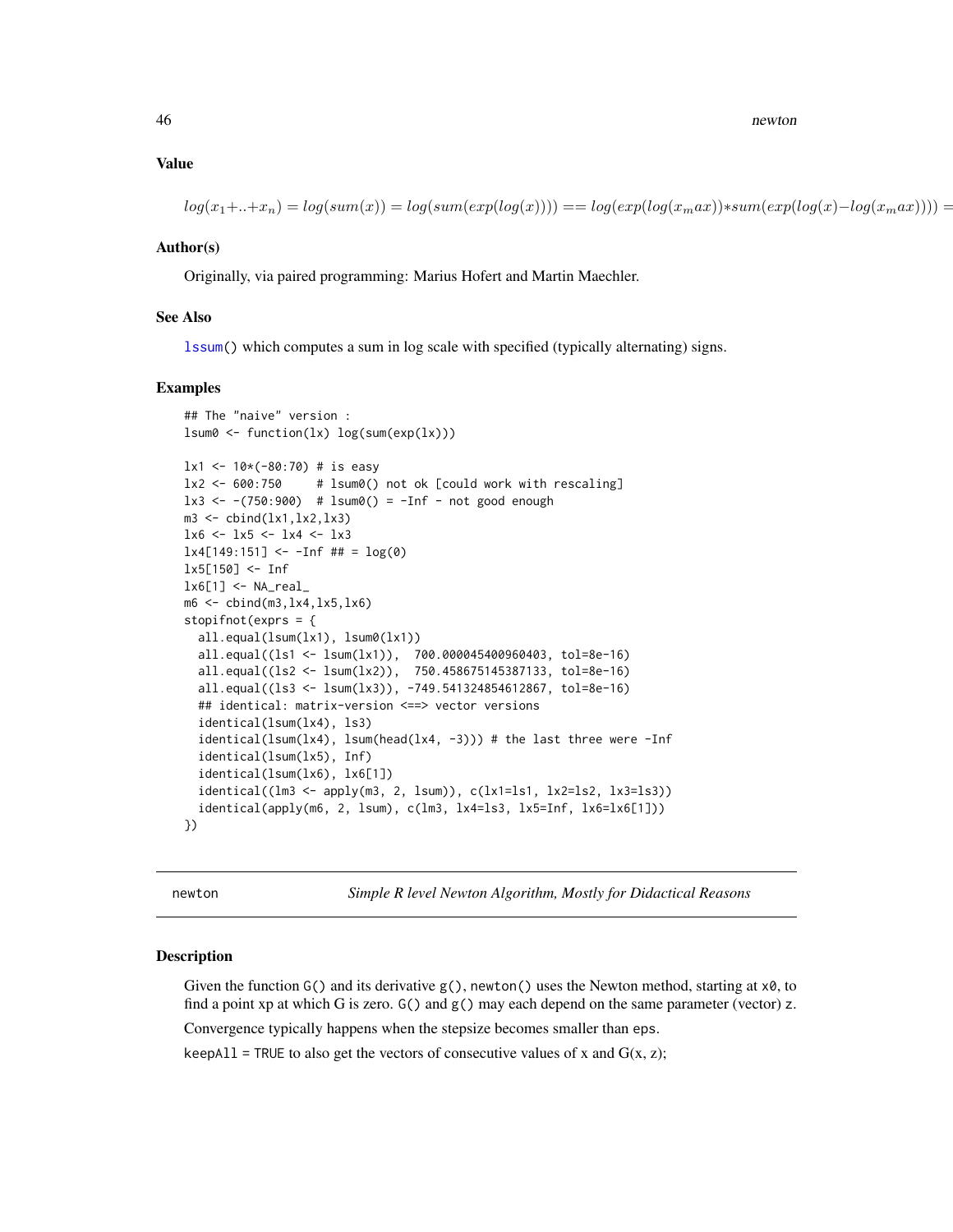### Value

$$log(x_1 + .. + x_n) = log(sum(x)) = log(sum(exp(log(x)))) == log(exp(log(x_max)) * sum(exp(log(x) - log(x_max)))) =$$

### Author(s)

Originally, via paired programming: Marius Hofert and Martin Maechler.

### See Also

lssum() which computes a sum in log scale with specified (typically alternating) signs.

### Examples

```
## The "naive" version :
lsum0 <- function(lx) log(sum(exp(lx)))

lx1 <- 10*(-80:70) # is easy
lx2 <- 600:750     # lsum0() not ok [could work with rescaling]
lx3 <- -(750:900)  # lsum0() = -Inf - not good enough
m3 <- cbind(lx1,lx2,lx3)
lx6 <- lx5 <- lx4 <- lx3
lx4[149:151] <- -Inf ## = log(0)
lx5[150] <- Inf
lx6[1] <- NA_real_
m6 <- cbind(m3,lx4,lx5,lx6)
stopifnot(exprs = {
  all.equal(lsum(lx1), lsum0(lx1))
  all.equal((ls1 <- lsum(lx1)),  700.000045400960403, tol=8e-16)
  all.equal((ls2 <- lsum(lx2)),  750.458675145387133, tol=8e-16)
  all.equal((ls3 <- lsum(lx3)), -749.541324854612867, tol=8e-16)
  ## identical: matrix-version <==> vector versions
  identical(lsum(lx4), ls3)
  identical(lsum(lx4), lsum(head(lx4, -3))) # the last three were -Inf
  identical(lsum(lx5), Inf)
  identical(lsum(lx6), lx6[1])
  identical((lm3 <- apply(m3, 2, lsum)), c(lx1=ls1, lx2=ls2, lx3=ls3))
  identical(apply(m6, 2, lsum), c(lm3, lx4=ls3, lx5=Inf, lx6=lx6[1]))
})
```

---

## newton — *Simple R level Newton Algorithm, Mostly for Didactical Reasons*

### Description

Given the function G() and its derivative g(), newton() uses the Newton method, starting at x0, to find a point xp at which G is zero. G() and g() may each depend on the same parameter (vector) z.

Convergence typically happens when the stepsize becomes smaller than eps.

keepAll = TRUE to also get the vectors of consecutive values of x and G(x, z);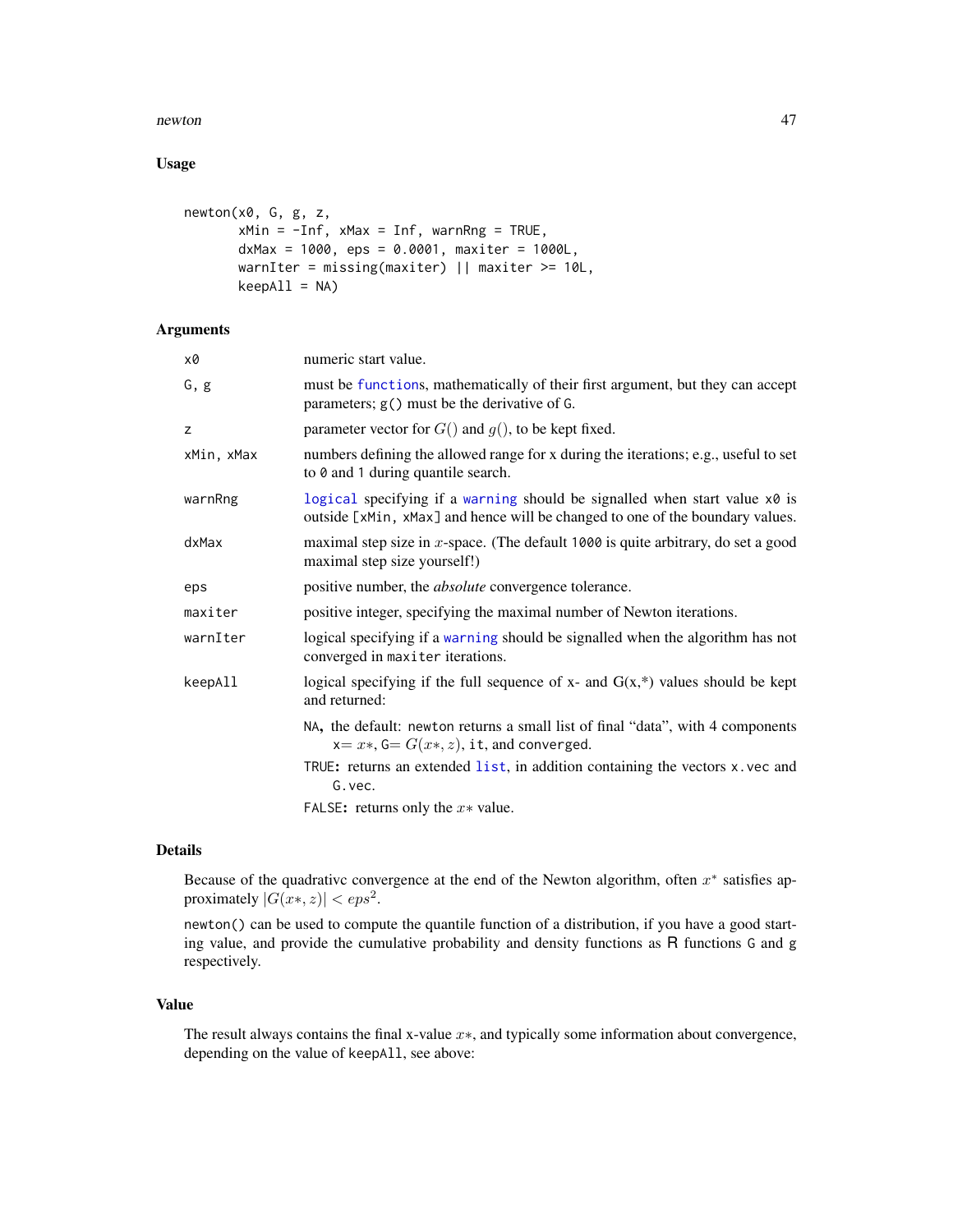## Usage

```
newton(x0, G, g, z,
       xMin = -Inf, xMax = Inf, warnRng = TRUE,
       dxMax = 1000, eps = 0.0001, maxiter = 1000L,
       warnIter = missing(maxiter) || maxiter >= 10L,
       keepAll = NA)
```

## Arguments

| | |
|---|---|
| `x0` | numeric start value. |
| `G, g` | must be `function`s, mathematically of their first argument, but they can accept parameters; `g()` must be the derivative of `G`. |
| `z` | parameter vector for $G()$ and $g()$, to be kept fixed. |
| `xMin, xMax` | numbers defining the allowed range for x during the iterations; e.g., useful to set to `0` and `1` during quantile search. |
| `warnRng` | `logical` specifying if a `warning` should be signalled when start value `x0` is outside `[xMin, xMax]` and hence will be changed to one of the boundary values. |
| `dxMax` | maximal step size in $x$-space. (The default `1000` is quite arbitrary, do set a good maximal step size yourself!) |
| `eps` | positive number, the *absolute* convergence tolerance. |
| `maxiter` | positive integer, specifying the maximal number of Newton iterations. |
| `warnIter` | logical specifying if a `warning` should be signalled when the algorithm has not converged in `maxiter` iterations. |
| `keepAll` | logical specifying if the full sequence of x- and G(x,*) values should be kept and returned: |

- `NA`**,** the default: `newton` returns a small list of final "data", with 4 components `x`= $x*$, `G`= $G(x*, z)$, `it`, and `converged`.
- `TRUE`**:** returns an extended `list`, in addition containing the vectors `x.vec` and `G.vec`.
- `FALSE`**:** returns only the $x*$ value.

## Details

Because of the quadrativc convergence at the end of the Newton algorithm, often $x^*$ satisfies approximately $|G(x*, z)| < eps^2$.

`newton()` can be used to compute the quantile function of a distribution, if you have a good starting value, and provide the cumulative probability and density functions as R functions `G` and `g` respectively.

## Value

The result always contains the final x-value $x*$, and typically some information about convergence, depending on the value of `keepAll`, see above: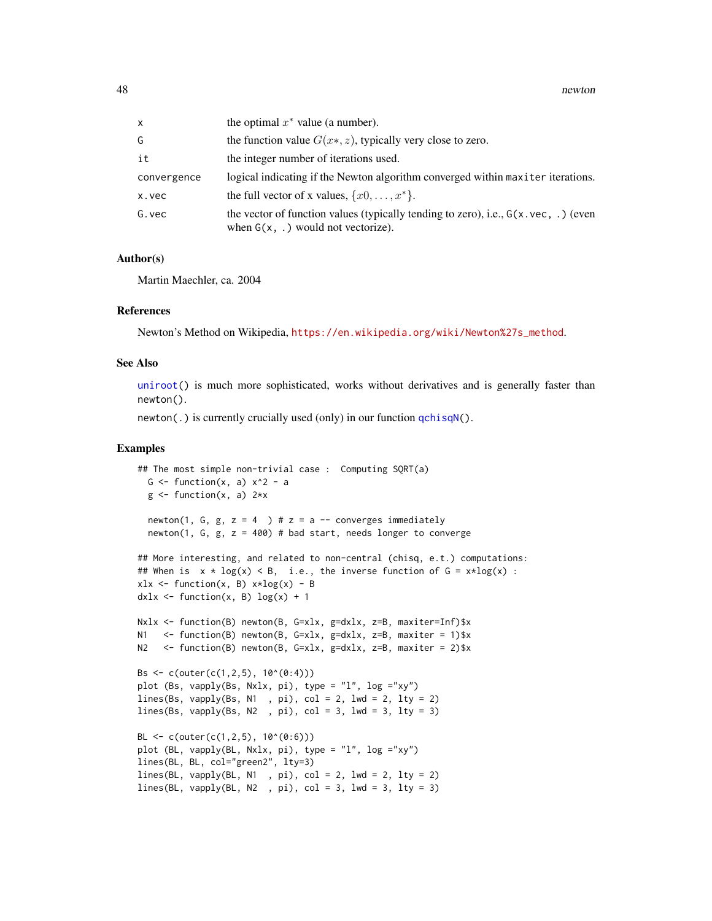| | |
|---|---|
| x | the optimal $x^*$ value (a number). |
| G | the function value $G(x*, z)$, typically very close to zero. |
| it | the integer number of iterations used. |
| convergence | logical indicating if the Newton algorithm converged within `maxiter` iterations. |
| x.vec | the full vector of x values, $\{x0, \ldots, x^*\}$. |
| G.vec | the vector of function values (typically tending to zero), i.e., `G(x.vec, .)` (even when `G(x, .)` would not vectorize). |

### Author(s)

Martin Maechler, ca. 2004

### References

Newton's Method on Wikipedia, https://en.wikipedia.org/wiki/Newton%27s_method.

### See Also

`uniroot()` is much more sophisticated, works without derivatives and is generally faster than `newton()`.

`newton(.)` is currently crucially used (only) in our function `qchisqN()`.

### Examples

```
## The most simple non-trivial case :  Computing SQRT(a)
  G <- function(x, a) x^2 - a
  g <- function(x, a) 2*x

  newton(1, G, g, z = 4  ) # z = a -- converges immediately
  newton(1, G, g, z = 400) # bad start, needs longer to converge

## More interesting, and related to non-central (chisq, e.t.) computations:
## When is  x * log(x) < B,  i.e., the inverse function of G = x*log(x) :
xlx <- function(x, B) x*log(x) - B
dxlx <- function(x, B) log(x) + 1

Nxlx <- function(B) newton(B, G=xlx, g=dxlx, z=B, maxiter=Inf)$x
N1   <- function(B) newton(B, G=xlx, g=dxlx, z=B, maxiter = 1)$x
N2   <- function(B) newton(B, G=xlx, g=dxlx, z=B, maxiter = 2)$x

Bs <- c(outer(c(1,2,5), 10^(0:4)))
plot (Bs, vapply(Bs, Nxlx, pi), type = "l", log ="xy")
lines(Bs, vapply(Bs, N1  , pi), col = 2, lwd = 2, lty = 2)
lines(Bs, vapply(Bs, N2  , pi), col = 3, lwd = 3, lty = 3)

BL <- c(outer(c(1,2,5), 10^(0:6)))
plot (BL, vapply(BL, Nxlx, pi), type = "l", log ="xy")
lines(BL, BL, col="green2", lty=3)
lines(BL, vapply(BL, N1  , pi), col = 2, lwd = 2, lty = 2)
lines(BL, vapply(BL, N2  , pi), col = 3, lwd = 3, lty = 3)
```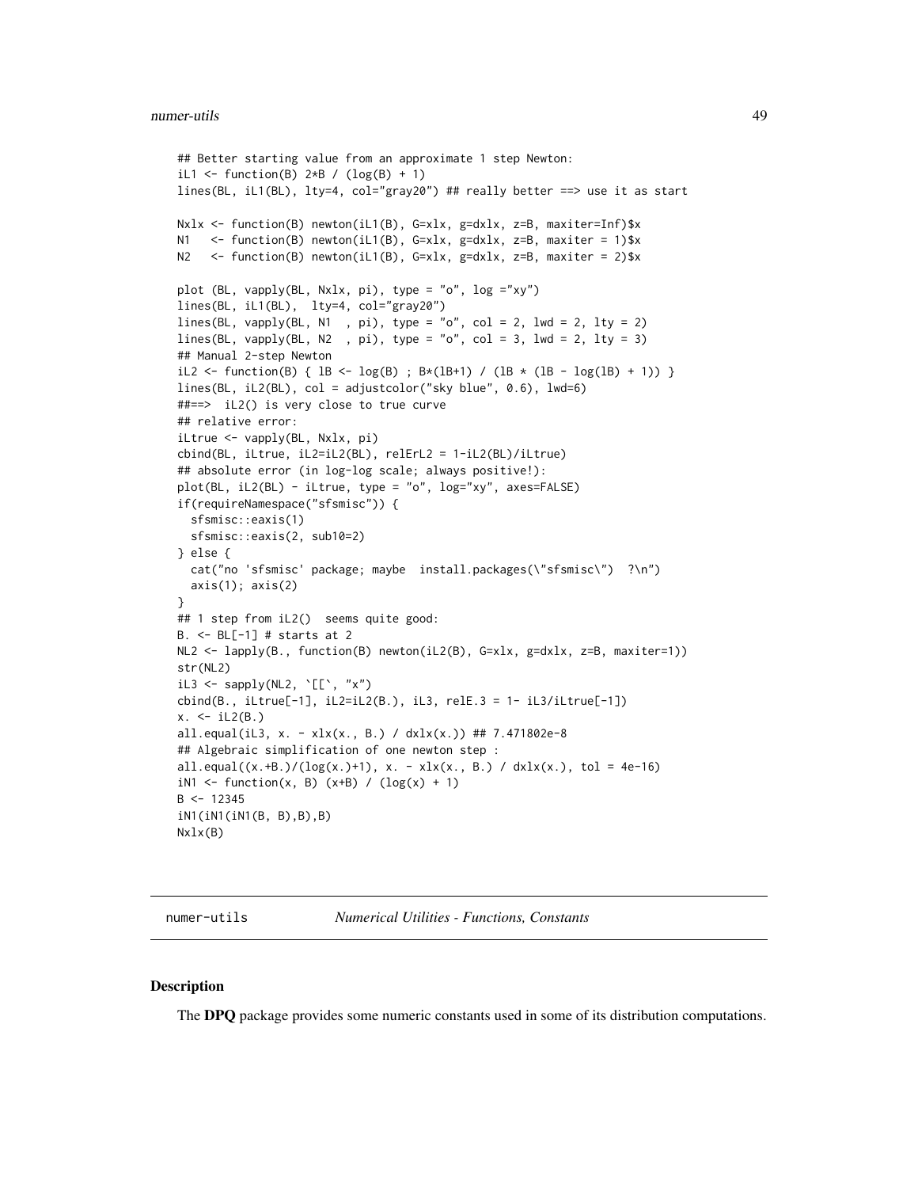```
## Better starting value from an approximate 1 step Newton:
iL1 <- function(B) 2*B / (log(B) + 1)
lines(BL, iL1(BL), lty=4, col="gray20") ## really better ==> use it as start

Nxlx <- function(B) newton(iL1(B), G=xlx, g=dxlx, z=B, maxiter=Inf)$x
N1   <- function(B) newton(iL1(B), G=xlx, g=dxlx, z=B, maxiter = 1)$x
N2   <- function(B) newton(iL1(B), G=xlx, g=dxlx, z=B, maxiter = 2)$x

plot (BL, vapply(BL, Nxlx, pi), type = "o", log ="xy")
lines(BL, iL1(BL),  lty=4, col="gray20")
lines(BL, vapply(BL, N1  , pi), type = "o", col = 2, lwd = 2, lty = 2)
lines(BL, vapply(BL, N2  , pi), type = "o", col = 3, lwd = 2, lty = 3)
## Manual 2-step Newton
iL2 <- function(B) { lB <- log(B) ; B*(lB+1) / (lB * (lB - log(lB) + 1)) }
lines(BL, iL2(BL), col = adjustcolor("sky blue", 0.6), lwd=6)
##==>  iL2() is very close to true curve
## relative error:
iLtrue <- vapply(BL, Nxlx, pi)
cbind(BL, iLtrue, iL2=iL2(BL), relErL2 = 1-iL2(BL)/iLtrue)
## absolute error (in log-log scale; always positive!):
plot(BL, iL2(BL) - iLtrue, type = "o", log="xy", axes=FALSE)
if(requireNamespace("sfsmisc")) {
  sfsmisc::eaxis(1)
  sfsmisc::eaxis(2, sub10=2)
} else {
  cat("no 'sfsmisc' package; maybe  install.packages(\"sfsmisc\")  ?\n")
  axis(1); axis(2)
}
## 1 step from iL2()  seems quite good:
B. <- BL[-1] # starts at 2
NL2 <- lapply(B., function(B) newton(iL2(B), G=xlx, g=dxlx, z=B, maxiter=1))
str(NL2)
iL3 <- sapply(NL2, `[[`, "x")
cbind(B., iLtrue[-1], iL2=iL2(B.), iL3, relE.3 = 1- iL3/iLtrue[-1])
x. <- iL2(B.)
all.equal(iL3, x. - xlx(x., B.) / dxlx(x.)) ## 7.471802e-8
## Algebraic simplification of one newton step :
all.equal((x.+B.)/(log(x.)+1), x. - xlx(x., B.) / dxlx(x.), tol = 4e-16)
iN1 <- function(x, B) (x+B) / (log(x) + 1)
B <- 12345
iN1(iN1(iN1(B, B),B),B)
Nxlx(B)
```

---

numer-utils *Numerical Utilities - Functions, Constants*

---

## Description

The **DPQ** package provides some numeric constants used in some of its distribution computations.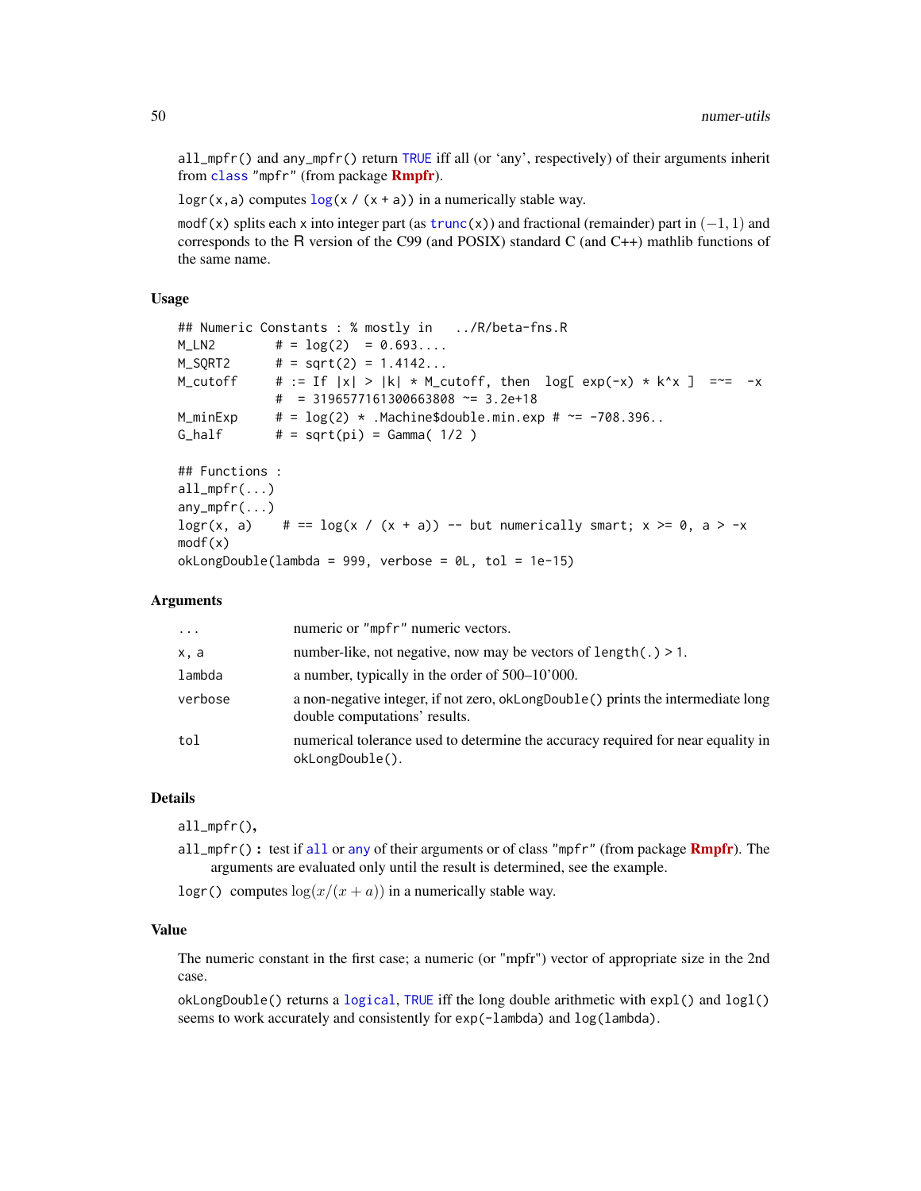all_mpfr() and any_mpfr() return TRUE iff all (or 'any', respectively) of their arguments inherit from class "mpfr" (from package **Rmpfr**).

logr(x,a) computes log(x / (x + a)) in a numerically stable way.

modf(x) splits each x into integer part (as trunc(x)) and fractional (remainder) part in $(-1, 1)$ and corresponds to the R version of the C99 (and POSIX) standard C (and C++) mathlib functions of the same name.

### Usage

```
## Numeric Constants : % mostly in   ../R/beta-fns.R
M_LN2        # = log(2)  = 0.693....
M_SQRT2      # = sqrt(2) = 1.4142...
M_cutoff     # := If |x| > |k| * M_cutoff, then  log[ exp(-x) * k^x ]  =~=  -x
             #  = 3196577161300663808 ~= 3.2e+18
M_minExp     # = log(2) * .Machine$double.min.exp # ~= -708.396..
G_half       # = sqrt(pi) = Gamma( 1/2 )

## Functions :
all_mpfr(...)
any_mpfr(...)
logr(x, a)    # == log(x / (x + a)) -- but numerically smart; x >= 0, a > -x
modf(x)
okLongDouble(lambda = 999, verbose = 0L, tol = 1e-15)
```

### Arguments

| | |
|---|---|
| ... | numeric or "mpfr" numeric vectors. |
| x, a | number-like, not negative, now may be vectors of length(.) > 1. |
| lambda | a number, typically in the order of 500–10'000. |
| verbose | a non-negative integer, if not zero, okLongDouble() prints the intermediate long double computations' results. |
| tol | numerical tolerance used to determine the accuracy required for near equality in okLongDouble(). |

### Details

all_mpfr(),

**all_mpfr():** test if all or any of their arguments or of class "mpfr" (from package **Rmpfr**). The arguments are evaluated only until the result is determined, see the example.

logr() computes $\log(x/(x + a))$ in a numerically stable way.

### Value

The numeric constant in the first case; a numeric (or "mpfr") vector of appropriate size in the 2nd case.

okLongDouble() returns a logical, TRUE iff the long double arithmetic with expl() and logl() seems to work accurately and consistently for exp(-lambda) and log(lambda).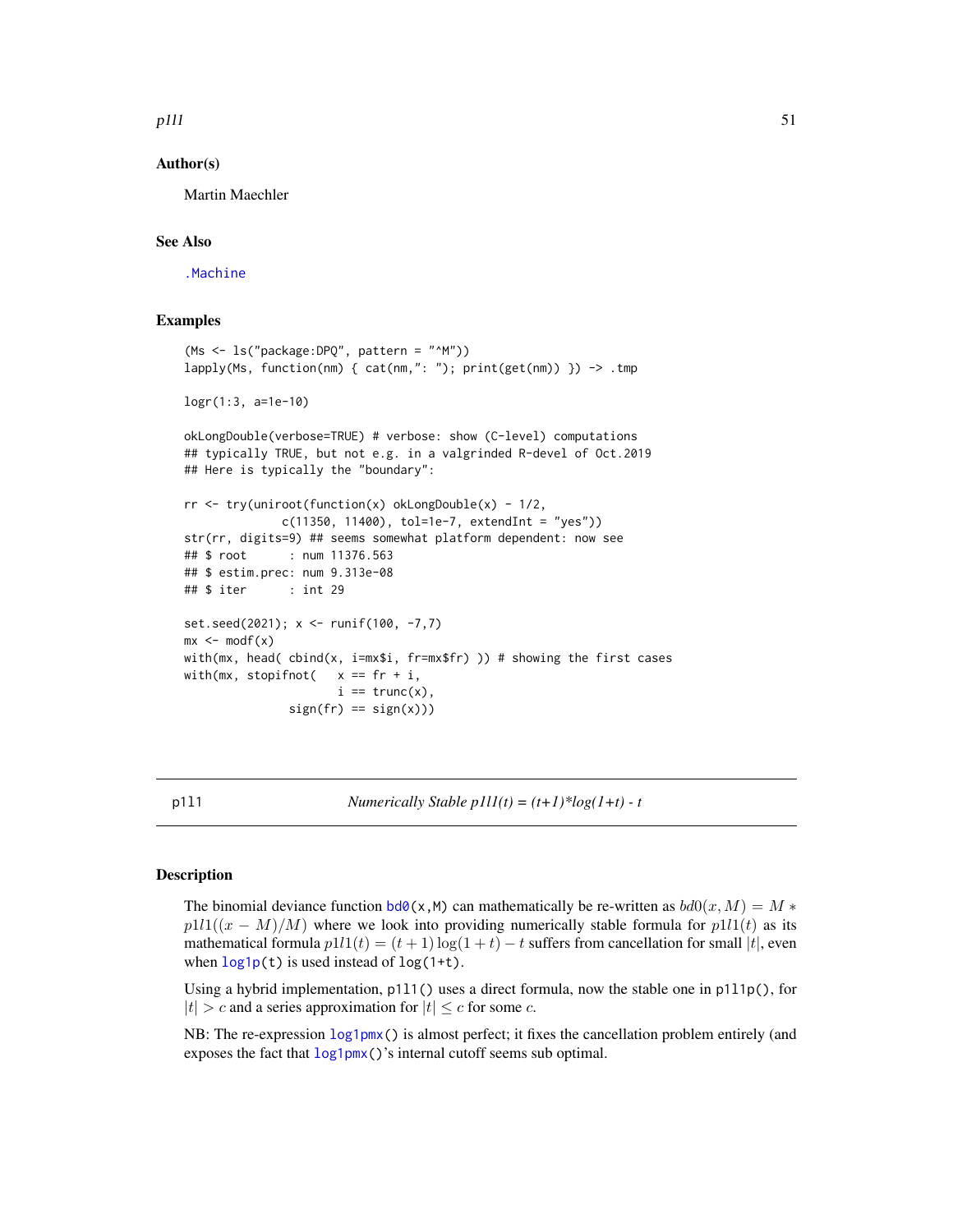### Author(s)

Martin Maechler

### See Also

`.Machine`

### Examples

```
(Ms <- ls("package:DPQ", pattern = "^M"))
lapply(Ms, function(nm) { cat(nm,": "); print(get(nm)) }) -> .tmp

logr(1:3, a=1e-10)

okLongDouble(verbose=TRUE) # verbose: show (C-level) computations
## typically TRUE, but not e.g. in a valgrinded R-devel of Oct.2019
## Here is typically the "boundary":

rr <- try(uniroot(function(x) okLongDouble(x) - 1/2,
             c(11350, 11400), tol=1e-7, extendInt = "yes"))
str(rr, digits=9) ## seems somewhat platform dependent: now see
## $ root      : num 11376.563
## $ estim.prec: num 9.313e-08
## $ iter      : int 29

set.seed(2021); x <- runif(100, -7,7)
mx <- modf(x)
with(mx, head( cbind(x, i=mx$i, fr=mx$fr) )) # showing the first cases
with(mx, stopifnot(   x == fr + i,
                      i == trunc(x),
              sign(fr) == sign(x)))
```

---

## p1l1 — *Numerically Stable p1l1(t) = (t+1)\*log(1+t) - t*

### Description

The binomial deviance function `bd0(x,M)` can mathematically be re-written as $bd0(x, M) = M * p1l1((x - M)/M)$ where we look into providing numerically stable formula for $p1l1(t)$ as its mathematical formula $p1l1(t) = (t + 1)\log(1 + t) - t$ suffers from cancellation for small $|t|$, even when `log1p(t)` is used instead of `log(1+t)`.

Using a hybrid implementation, `p1l1()` uses a direct formula, now the stable one in `p1l1p()`, for $|t| > c$ and a series approximation for $|t| \le c$ for some $c$.

NB: The re-expression `log1pmx()` is almost perfect; it fixes the cancellation problem entirely (and exposes the fact that `log1pmx()`'s internal cutoff seems sub optimal.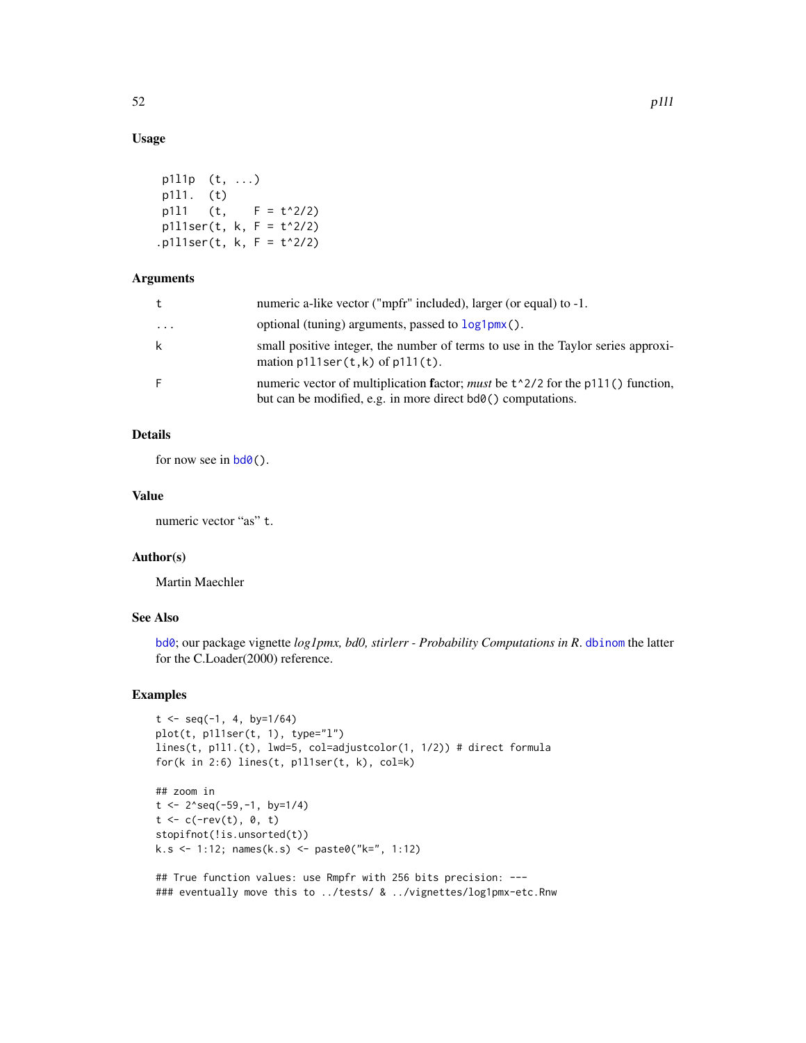## Usage

```
 p1l1p  (t, ...)
 p1l1.  (t)
 p1l1   (t,    F = t^2/2)
 p1l1ser(t, k, F = t^2/2)
.p1l1ser(t, k, F = t^2/2)
```

## Arguments

| | |
|---|---|
| `t` | numeric a-like vector ("mpfr" included), larger (or equal) to -1. |
| `...` | optional (tuning) arguments, passed to `log1pmx()`. |
| `k` | small positive integer, the number of terms to use in the Taylor series approximation `p1l1ser(t,k)` of `p1l1(t)`. |
| `F` | numeric vector of multiplication **f**actor; *must* be `t^2/2` for the `p1l1()` function, but can be modified, e.g. in more direct `bd0()` computations. |

## Details

for now see in `bd0()`.

## Value

numeric vector "as" `t`.

## Author(s)

Martin Maechler

## See Also

`bd0`; our package vignette *log1pmx, bd0, stirlerr - Probability Computations in R*. `dbinom` the latter for the C.Loader(2000) reference.

## Examples

```
t <- seq(-1, 4, by=1/64)
plot(t, p1l1ser(t, 1), type="l")
lines(t, p1l1.(t), lwd=5, col=adjustcolor(1, 1/2)) # direct formula
for(k in 2:6) lines(t, p1l1ser(t, k), col=k)

## zoom in
t <- 2^seq(-59,-1, by=1/4)
t <- c(-rev(t), 0, t)
stopifnot(!is.unsorted(t))
k.s <- 1:12; names(k.s) <- paste0("k=", 1:12)

## True function values: use Rmpfr with 256 bits precision: ---
### eventually move this to ../tests/ & ../vignettes/log1pmx-etc.Rnw
```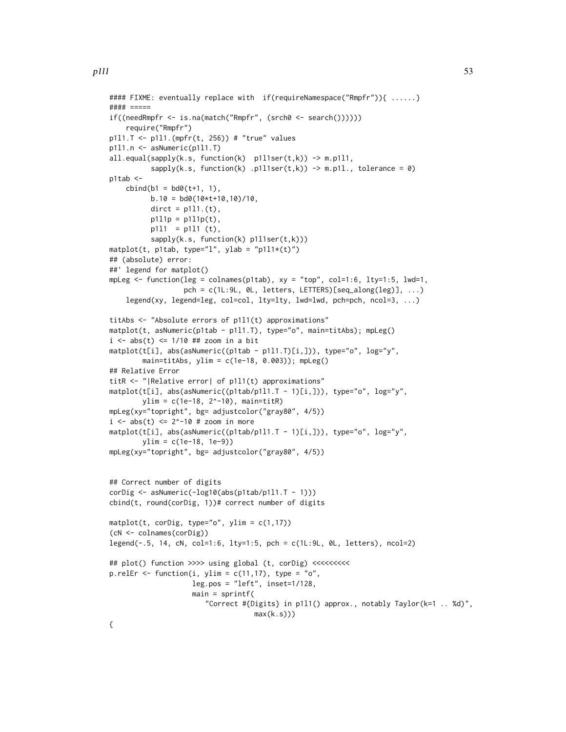```
#### FIXME: eventually replace with  if(requireNamespace("Rmpfr")){ ......}
#### =====
if((needRmpfr <- is.na(match("Rmpfr", (srch0 <- search())))))
    require("Rmpfr")
p1l1.T <- p1l1.(mpfr(t, 256)) # "true" values
p1l1.n <- asNumeric(p1l1.T)
all.equal(sapply(k.s, function(k)  p1l1ser(t,k)) -> m.p1l1,
          sapply(k.s, function(k) .p1l1ser(t,k)) -> m.p1l., tolerance = 0)
p1tab <-
    cbind(b1 = bd0(t+1, 1),
          b.10 = bd0(10*t+10,10)/10,
          dirct = p1l1.(t),
          p1l1p = p1l1p(t),
          p1l1  = p1l1 (t),
          sapply(k.s, function(k) p1l1ser(t,k)))
matplot(t, p1tab, type="l", ylab = "p1l1*(t)")
## (absolute) error:
##' legend for matplot()
mpLeg <- function(leg = colnames(p1tab), xy = "top", col=1:6, lty=1:5, lwd=1,
                  pch = c(1L:9L, 0L, letters, LETTERS)[seq_along(leg)], ...)
    legend(xy, legend=leg, col=col, lty=lty, lwd=lwd, pch=pch, ncol=3, ...)

titAbs <- "Absolute errors of p1l1(t) approximations"
matplot(t, asNumeric(p1tab - p1l1.T), type="o", main=titAbs); mpLeg()
i <- abs(t) <= 1/10 ## zoom in a bit
matplot(t[i], abs(asNumeric((p1tab - p1l1.T)[i,])), type="o", log="y",
        main=titAbs, ylim = c(1e-18, 0.003)); mpLeg()
## Relative Error
titR <- "|Relative error| of p1l1(t) approximations"
matplot(t[i], abs(asNumeric((p1tab/p1l1.T - 1)[i,])), type="o", log="y",
        ylim = c(1e-18, 2^-10), main=titR)
mpLeg(xy="topright", bg= adjustcolor("gray80", 4/5))
i <- abs(t) <= 2^-10 # zoom in more
matplot(t[i], abs(asNumeric((p1tab/p1l1.T - 1)[i,])), type="o", log="y",
        ylim = c(1e-18, 1e-9))
mpLeg(xy="topright", bg= adjustcolor("gray80", 4/5))


## Correct number of digits
corDig <- asNumeric(-log10(abs(p1tab/p1l1.T - 1)))
cbind(t, round(corDig, 1))# correct number of digits

matplot(t, corDig, type="o", ylim = c(1,17))
(cN <- colnames(corDig))
legend(-.5, 14, cN, col=1:6, lty=1:5, pch = c(1L:9L, 0L, letters), ncol=2)

## plot() function >>>> using global (t, corDig) <<<<<<<<<
p.relEr <- function(i, ylim = c(11,17), type = "o",
                    leg.pos = "left", inset=1/128,
                    main = sprintf(
                        "Correct #{Digits} in p1l1() approx., notably Taylor(k=1 .. %d)",
                                    max(k.s)))
{
```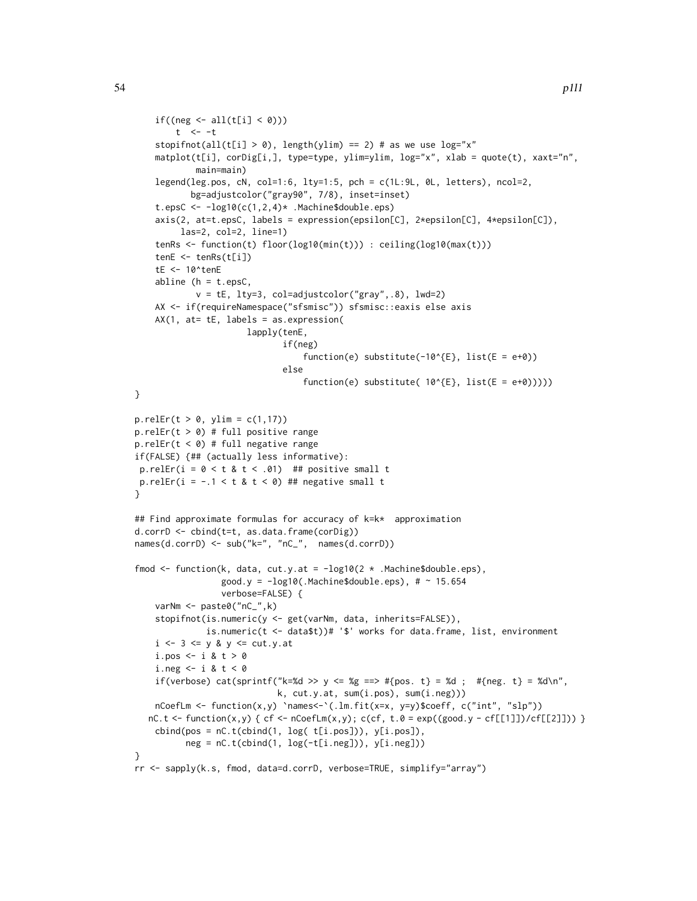```
    if((neg <- all(t[i] < 0)))
        t  <- -t
    stopifnot(all(t[i] > 0), length(ylim) == 2) # as we use log="x"
    matplot(t[i], corDig[i,], type=type, ylim=ylim, log="x", xlab = quote(t), xaxt="n",
            main=main)
    legend(leg.pos, cN, col=1:6, lty=1:5, pch = c(1L:9L, 0L, letters), ncol=2,
           bg=adjustcolor("gray90", 7/8), inset=inset)
    t.epsC <- -log10(c(1,2,4)* .Machine$double.eps)
    axis(2, at=t.epsC, labels = expression(epsilon[C], 2*epsilon[C], 4*epsilon[C]),
         las=2, col=2, line=1)
    tenRs <- function(t) floor(log10(min(t))) : ceiling(log10(max(t)))
    tenE <- tenRs(t[i])
    tE <- 10^tenE
    abline (h = t.epsC,
            v = tE, lty=3, col=adjustcolor("gray",.8), lwd=2)
    AX <- if(requireNamespace("sfsmisc")) sfsmisc::eaxis else axis
    AX(1, at= tE, labels = as.expression(
                      lapply(tenE,
                             if(neg)
                                 function(e) substitute(-10^{E}, list(E = e+0))
                             else
                                 function(e) substitute( 10^{E}, list(E = e+0)))))
}

p.relEr(t > 0, ylim = c(1,17))
p.relEr(t > 0) # full positive range
p.relEr(t < 0) # full negative range
if(FALSE) {## (actually less informative):
 p.relEr(i = 0 < t & t < .01)  ## positive small t
 p.relEr(i = -.1 < t & t < 0) ## negative small t
}

## Find approximate formulas for accuracy of k=k*  approximation
d.corrD <- cbind(t=t, as.data.frame(corDig))
names(d.corrD) <- sub("k=", "nC_",  names(d.corrD))

fmod <- function(k, data, cut.y.at = -log10(2 * .Machine$double.eps),
                 good.y = -log10(.Machine$double.eps), # ~ 15.654
                 verbose=FALSE) {
    varNm <- paste0("nC_",k)
    stopifnot(is.numeric(y <- get(varNm, data, inherits=FALSE)),
              is.numeric(t <- data$t))# '$' works for data.frame, list, environment
    i <- 3 <= y & y <= cut.y.at
    i.pos <- i & t > 0
    i.neg <- i & t < 0
    if(verbose) cat(sprintf("k=%d >> y <= %g ==> #{pos. t} = %d ;  #{neg. t} = %d\n",
                            k, cut.y.at, sum(i.pos), sum(i.neg)))
    nCoefLm <- function(x,y) `names<-`(.lm.fit(x=x, y=y)$coeff, c("int", "slp"))
   nC.t <- function(x,y) { cf <- nCoefLm(x,y); c(cf, t.0 = exp((good.y - cf[[1]])/cf[[2]])) }
    cbind(pos = nC.t(cbind(1, log( t[i.pos])), y[i.pos]),
          neg = nC.t(cbind(1, log(-t[i.neg])), y[i.neg]))
}
rr <- sapply(k.s, fmod, data=d.corrD, verbose=TRUE, simplify="array")
```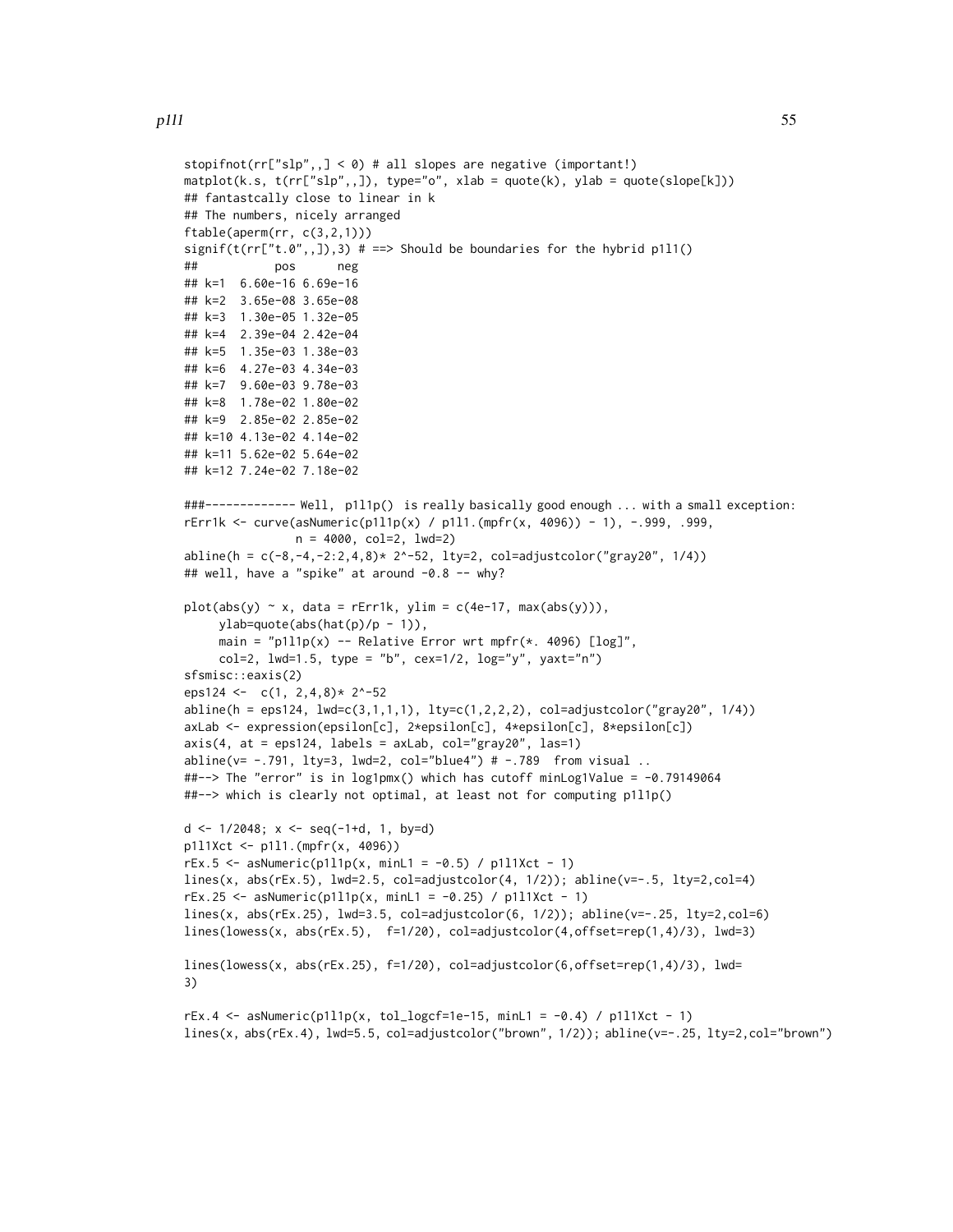```
stopifnot(rr["slp",,] < 0) # all slopes are negative (important!)
matplot(k.s, t(rr["slp",,]), type="o", xlab = quote(k), ylab = quote(slope[k]))
## fantastcally close to linear in k
## The numbers, nicely arranged
ftable(aperm(rr, c(3,2,1)))
signif(t(rr["t.0",,]),3) # ==> Should be boundaries for the hybrid p1l1()
##           pos      neg
## k=1  6.60e-16 6.69e-16
## k=2  3.65e-08 3.65e-08
## k=3  1.30e-05 1.32e-05
## k=4  2.39e-04 2.42e-04
## k=5  1.35e-03 1.38e-03
## k=6  4.27e-03 4.34e-03
## k=7  9.60e-03 9.78e-03
## k=8  1.78e-02 1.80e-02
## k=9  2.85e-02 2.85e-02
## k=10 4.13e-02 4.14e-02
## k=11 5.62e-02 5.64e-02
## k=12 7.24e-02 7.18e-02

###------------- Well,  p1l1p()  is really basically good enough ... with a small exception:
rErr1k <- curve(asNumeric(p1l1p(x) / p1l1.(mpfr(x, 4096)) - 1), -.999, .999,
                n = 4000, col=2, lwd=2)
abline(h = c(-8,-4,-2:2,4,8)* 2^-52, lty=2, col=adjustcolor("gray20", 1/4))
## well, have a "spike" at around -0.8 -- why?

plot(abs(y) ~ x, data = rErr1k, ylim = c(4e-17, max(abs(y))),
     ylab=quote(abs(hat(p)/p - 1)),
     main = "p1l1p(x) -- Relative Error wrt mpfr(*. 4096) [log]",
     col=2, lwd=1.5, type = "b", cex=1/2, log="y", yaxt="n")
sfsmisc::eaxis(2)
eps124 <-  c(1, 2,4,8)* 2^-52
abline(h = eps124, lwd=c(3,1,1,1), lty=c(1,2,2,2), col=adjustcolor("gray20", 1/4))
axLab <- expression(epsilon[c], 2*epsilon[c], 4*epsilon[c], 8*epsilon[c])
axis(4, at = eps124, labels = axLab, col="gray20", las=1)
abline(v= -.791, lty=3, lwd=2, col="blue4") # -.789  from visual ..
##--> The "error" is in log1pmx() which has cutoff minLog1Value = -0.79149064
##--> which is clearly not optimal, at least not for computing p1l1p()

d <- 1/2048; x <- seq(-1+d, 1, by=d)
p1l1Xct <- p1l1.(mpfr(x, 4096))
rEx.5 <- asNumeric(p1l1p(x, minL1 = -0.5) / p1l1Xct - 1)
lines(x, abs(rEx.5), lwd=2.5, col=adjustcolor(4, 1/2)); abline(v=-.5, lty=2,col=4)
rEx.25 <- asNumeric(p1l1p(x, minL1 = -0.25) / p1l1Xct - 1)
lines(x, abs(rEx.25), lwd=3.5, col=adjustcolor(6, 1/2)); abline(v=-.25, lty=2,col=6)
lines(lowess(x, abs(rEx.5),  f=1/20), col=adjustcolor(4,offset=rep(1,4)/3), lwd=3)

lines(lowess(x, abs(rEx.25), f=1/20), col=adjustcolor(6,offset=rep(1,4)/3), lwd=
3)

rEx.4 <- asNumeric(p1l1p(x, tol_logcf=1e-15, minL1 = -0.4) / p1l1Xct - 1)
lines(x, abs(rEx.4), lwd=5.5, col=adjustcolor("brown", 1/2)); abline(v=-.25, lty=2,col="brown")
```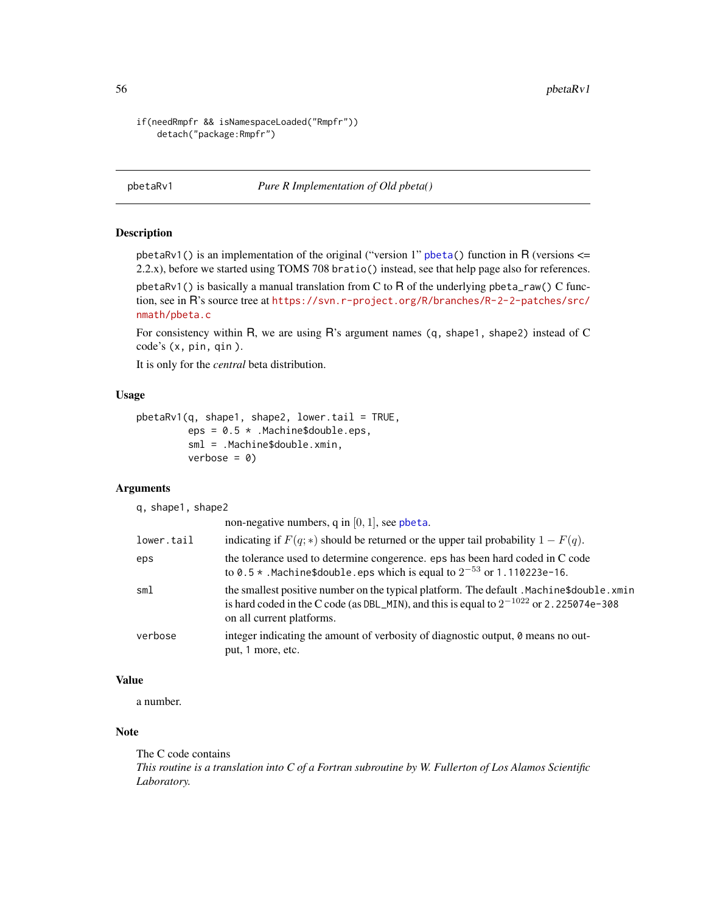```
if(needRmpfr && isNamespaceLoaded("Rmpfr"))
    detach("package:Rmpfr")
```

---

## pbetaRv1 — *Pure R Implementation of Old pbeta()*

### Description

pbetaRv1() is an implementation of the original ("version 1" pbeta() function in R (versions <= 2.2.x), before we started using TOMS 708 bratio() instead, see that help page also for references.

pbetaRv1() is basically a manual translation from C to R of the underlying pbeta_raw() C function, see in R's source tree at https://svn.r-project.org/R/branches/R-2-2-patches/src/nmath/pbeta.c

For consistency within R, we are using R's argument names (q, shape1, shape2) instead of C code's (x, pin, qin ).

It is only for the *central* beta distribution.

### Usage

```
pbetaRv1(q, shape1, shape2, lower.tail = TRUE,
         eps = 0.5 * .Machine$double.eps,
         sml = .Machine$double.xmin,
         verbose = 0)
```

### Arguments

| | |
|---|---|
| q, shape1, shape2 | non-negative numbers, q in $[0, 1]$, see pbeta. |
| lower.tail | indicating if $F(q; *)$ should be returned or the upper tail probability $1 - F(q)$. |
| eps | the tolerance used to determine congerence. eps has been hard coded in C code to 0.5 * .Machine$double.eps which is equal to $2^{-53}$ or 1.110223e-16. |
| sml | the smallest positive number on the typical platform. The default .Machine$double.xmin is hard coded in the C code (as DBL_MIN), and this is equal to $2^{-1022}$ or 2.225074e-308 on all current platforms. |
| verbose | integer indicating the amount of verbosity of diagnostic output, 0 means no output, 1 more, etc. |

### Value

a number.

### Note

The C code contains
*This routine is a translation into C of a Fortran subroutine by W. Fullerton of Los Alamos Scientific Laboratory.*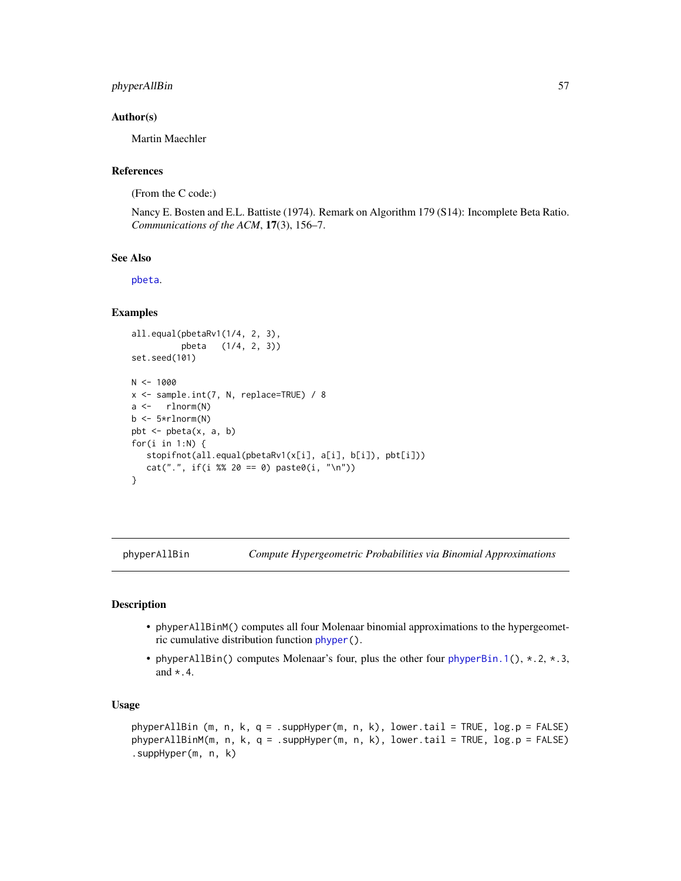### Author(s)

Martin Maechler

### References

(From the C code:)

Nancy E. Bosten and E.L. Battiste (1974). Remark on Algorithm 179 (S14): Incomplete Beta Ratio. *Communications of the ACM*, **17**(3), 156–7.

### See Also

`pbeta`.

### Examples

```
all.equal(pbetaRv1(1/4, 2, 3),
          pbeta   (1/4, 2, 3))
set.seed(101)

N <- 1000
x <- sample.int(7, N, replace=TRUE) / 8
a <-   rlnorm(N)
b <- 5*rlnorm(N)
pbt <- pbeta(x, a, b)
for(i in 1:N) {
   stopifnot(all.equal(pbetaRv1(x[i], a[i], b[i]), pbt[i]))
   cat(".", if(i %% 20 == 0) paste0(i, "\n"))
}
```

---

## phyperAllBin — *Compute Hypergeometric Probabilities via Binomial Approximations*

### Description

- `phyperAllBinM()` computes all four Molenaar binomial approximations to the hypergeometric cumulative distribution function `phyper()`.
- `phyperAllBin()` computes Molenaar's four, plus the other four `phyperBin.1()`, `*.2`, `*.3`, and `*.4`.

### Usage

```
phyperAllBin (m, n, k, q = .suppHyper(m, n, k), lower.tail = TRUE, log.p = FALSE)
phyperAllBinM(m, n, k, q = .suppHyper(m, n, k), lower.tail = TRUE, log.p = FALSE)
.suppHyper(m, n, k)
```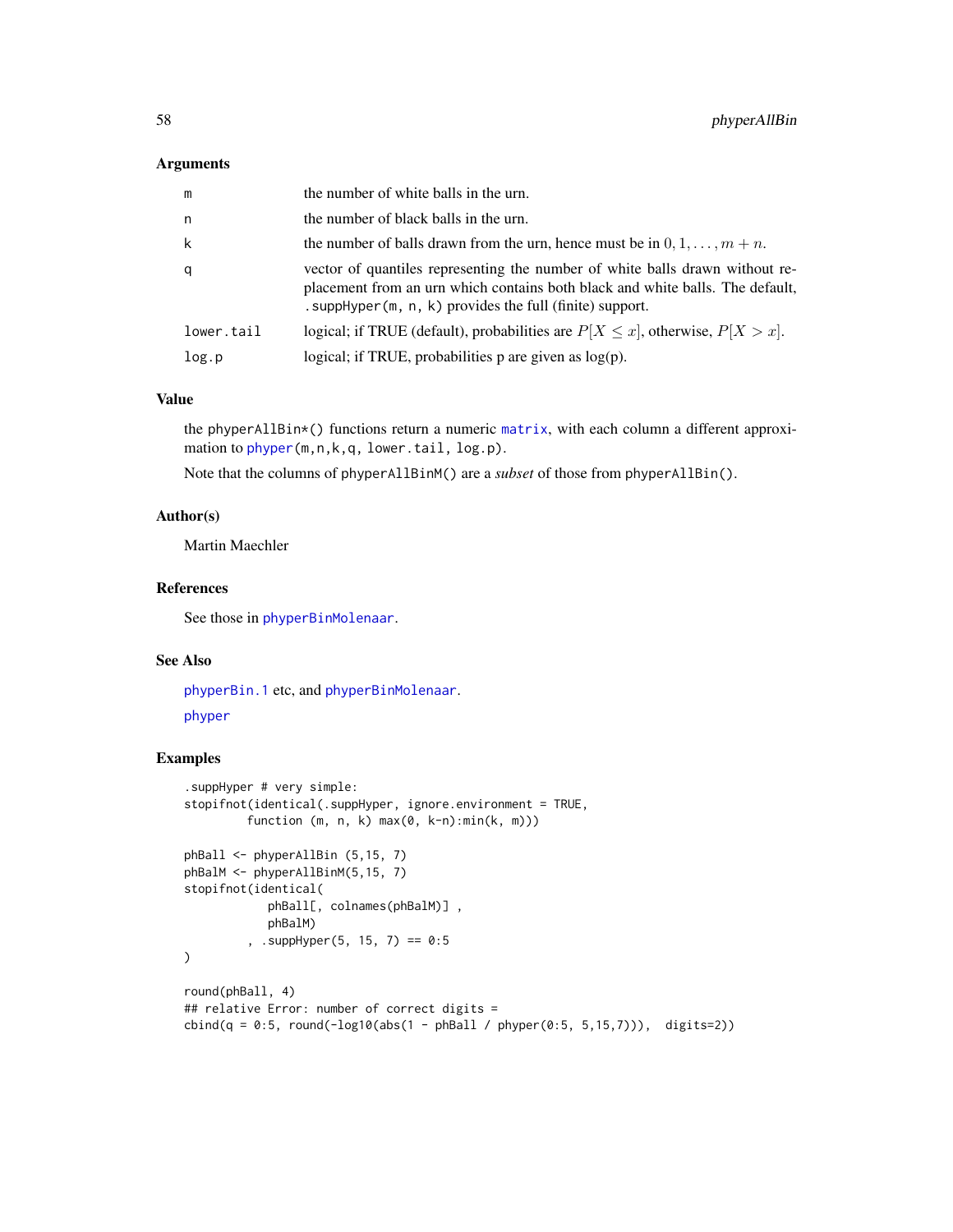### Arguments

| | |
|---|---|
| m | the number of white balls in the urn. |
| n | the number of black balls in the urn. |
| k | the number of balls drawn from the urn, hence must be in $0, 1, \ldots, m + n$. |
| q | vector of quantiles representing the number of white balls drawn without replacement from an urn which contains both black and white balls. The default, `.suppHyper(m, n, k)` provides the full (finite) support. |
| lower.tail | logical; if TRUE (default), probabilities are $P[X \leq x]$, otherwise, $P[X > x]$. |
| log.p | logical; if TRUE, probabilities p are given as log(p). |

### Value

the `phyperAllBin*()` functions return a numeric `matrix`, with each column a different approximation to `phyper(m,n,k,q, lower.tail, log.p)`.

Note that the columns of `phyperAllBinM()` are a *subset* of those from `phyperAllBin()`.

### Author(s)

Martin Maechler

### References

See those in `phyperBinMolenaar`.

### See Also

`phyperBin.1` etc, and `phyperBinMolenaar`.

`phyper`

### Examples

```
.suppHyper # very simple:
stopifnot(identical(.suppHyper, ignore.environment = TRUE,
         function (m, n, k) max(0, k-n):min(k, m)))

phBall <- phyperAllBin (5,15, 7)
phBalM <- phyperAllBinM(5,15, 7)
stopifnot(identical(
            phBall[, colnames(phBalM)] ,
            phBalM)
         , .suppHyper(5, 15, 7) == 0:5
)

round(phBall, 4)
## relative Error: number of correct digits =
cbind(q = 0:5, round(-log10(abs(1 - phBall / phyper(0:5, 5,15,7))),  digits=2))
```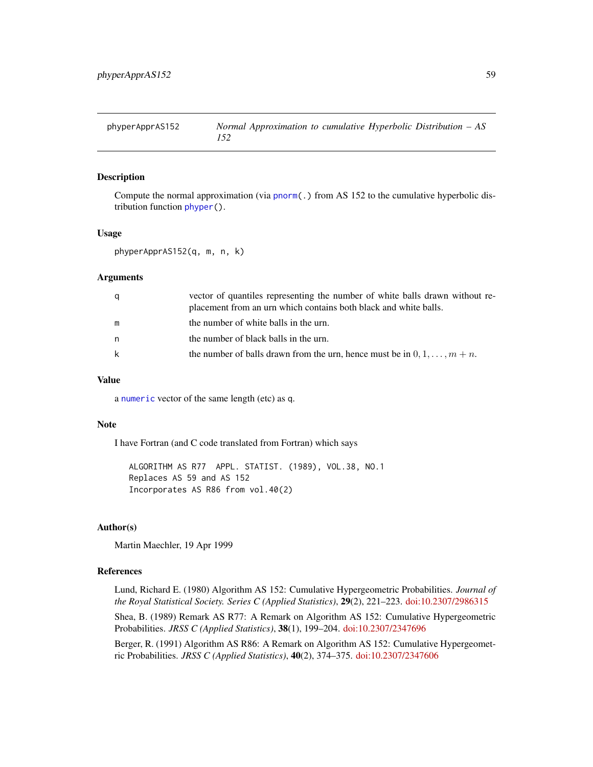# phyperApprAS152 — *Normal Approximation to cumulative Hyperbolic Distribution – AS 152*

## Description

Compute the normal approximation (via `pnorm(.)` from AS 152 to the cumulative hyperbolic distribution function `phyper()`.

## Usage

```
phyperApprAS152(q, m, n, k)
```

## Arguments

| | |
|---|---|
| `q` | vector of quantiles representing the number of white balls drawn without replacement from an urn which contains both black and white balls. |
| `m` | the number of white balls in the urn. |
| `n` | the number of black balls in the urn. |
| `k` | the number of balls drawn from the urn, hence must be in $0, 1, \ldots, m + n$. |

## Value

a `numeric` vector of the same length (etc) as `q`.

## Note

I have Fortran (and C code translated from Fortran) which says

```
ALGORITHM AS R77  APPL. STATIST. (1989), VOL.38, NO.1
Replaces AS 59 and AS 152
Incorporates AS R86 from vol.40(2)
```

## Author(s)

Martin Maechler, 19 Apr 1999

## References

Lund, Richard E. (1980) Algorithm AS 152: Cumulative Hypergeometric Probabilities. *Journal of the Royal Statistical Society. Series C (Applied Statistics)*, **29**(2), 221–223. doi:10.2307/2986315

Shea, B. (1989) Remark AS R77: A Remark on Algorithm AS 152: Cumulative Hypergeometric Probabilities. *JRSS C (Applied Statistics)*, **38**(1), 199–204. doi:10.2307/2347696

Berger, R. (1991) Algorithm AS R86: A Remark on Algorithm AS 152: Cumulative Hypergeometric Probabilities. *JRSS C (Applied Statistics)*, **40**(2), 374–375. doi:10.2307/2347606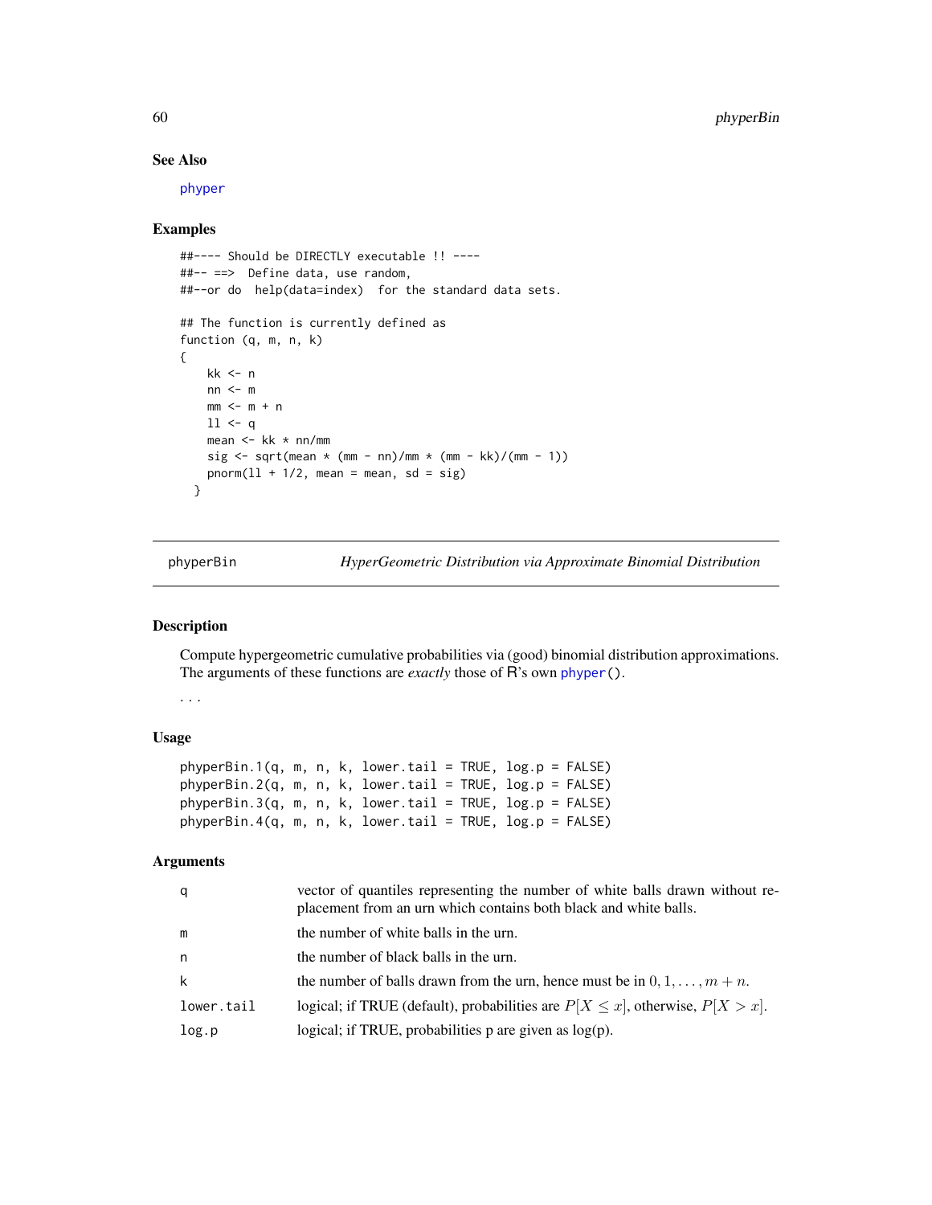### See Also

phyper

### Examples

```
##---- Should be DIRECTLY executable !! ----
##-- ==>  Define data, use random,
##--or do  help(data=index)  for the standard data sets.

## The function is currently defined as
function (q, m, n, k)
{
    kk <- n
    nn <- m
    mm <- m + n
    ll <- q
    mean <- kk * nn/mm
    sig <- sqrt(mean * (mm - nn)/mm * (mm - kk)/(mm - 1))
    pnorm(ll + 1/2, mean = mean, sd = sig)
  }
```

---

## phyperBin — *HyperGeometric Distribution via Approximate Binomial Distribution*

---

### Description

Compute hypergeometric cumulative probabilities via (good) binomial distribution approximations. The arguments of these functions are *exactly* those of R's own `phyper()`.

...

### Usage

```
phyperBin.1(q, m, n, k, lower.tail = TRUE, log.p = FALSE)
phyperBin.2(q, m, n, k, lower.tail = TRUE, log.p = FALSE)
phyperBin.3(q, m, n, k, lower.tail = TRUE, log.p = FALSE)
phyperBin.4(q, m, n, k, lower.tail = TRUE, log.p = FALSE)
```

### Arguments

| | |
|---|---|
| `q` | vector of quantiles representing the number of white balls drawn without replacement from an urn which contains both black and white balls. |
| `m` | the number of white balls in the urn. |
| `n` | the number of black balls in the urn. |
| `k` | the number of balls drawn from the urn, hence must be in $0, 1, \ldots, m + n$. |
| `lower.tail` | logical; if TRUE (default), probabilities are $P[X \leq x]$, otherwise, $P[X > x]$. |
| `log.p` | logical; if TRUE, probabilities p are given as log(p). |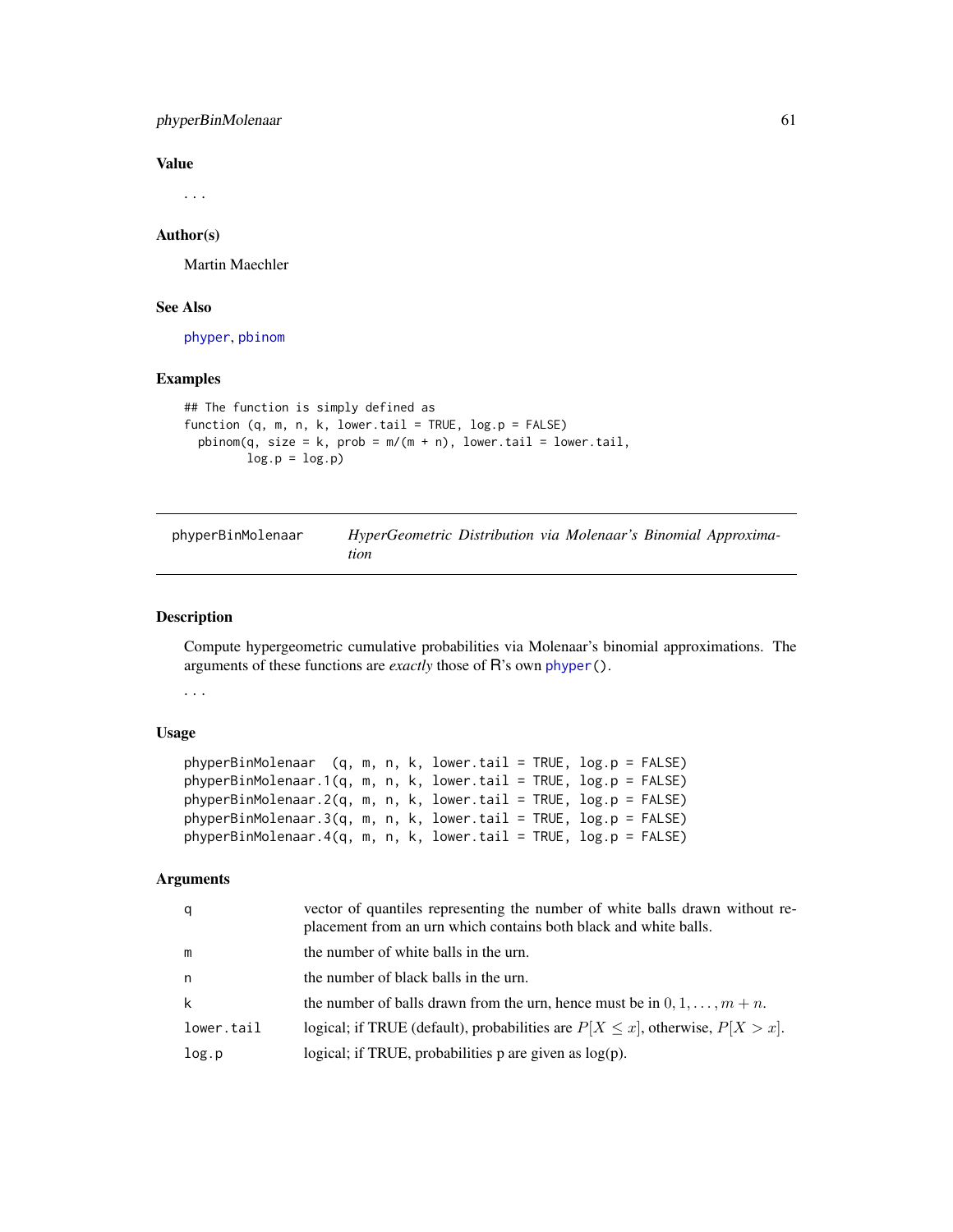### Value

...

### Author(s)

Martin Maechler

### See Also

phyper, pbinom

### Examples

```
## The function is simply defined as
function (q, m, n, k, lower.tail = TRUE, log.p = FALSE)
  pbinom(q, size = k, prob = m/(m + n), lower.tail = lower.tail,
         log.p = log.p)
```

---

## phyperBinMolenaar — *HyperGeometric Distribution via Molenaar's Binomial Approximation*

### Description

Compute hypergeometric cumulative probabilities via Molenaar's binomial approximations. The arguments of these functions are *exactly* those of R's own phyper().

...

### Usage

```
phyperBinMolenaar  (q, m, n, k, lower.tail = TRUE, log.p = FALSE)
phyperBinMolenaar.1(q, m, n, k, lower.tail = TRUE, log.p = FALSE)
phyperBinMolenaar.2(q, m, n, k, lower.tail = TRUE, log.p = FALSE)
phyperBinMolenaar.3(q, m, n, k, lower.tail = TRUE, log.p = FALSE)
phyperBinMolenaar.4(q, m, n, k, lower.tail = TRUE, log.p = FALSE)
```

### Arguments

| | |
|---|---|
| `q` | vector of quantiles representing the number of white balls drawn without replacement from an urn which contains both black and white balls. |
| `m` | the number of white balls in the urn. |
| `n` | the number of black balls in the urn. |
| `k` | the number of balls drawn from the urn, hence must be in $0, 1, \ldots, m + n$. |
| `lower.tail` | logical; if TRUE (default), probabilities are $P[X \leq x]$, otherwise, $P[X > x]$. |
| `log.p` | logical; if TRUE, probabilities p are given as log(p). |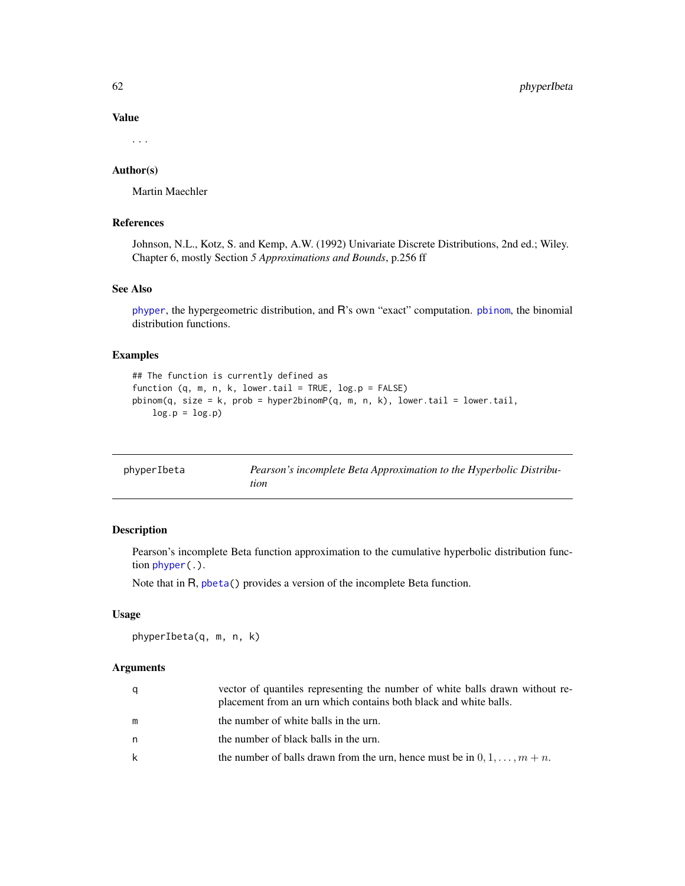### Value

...

### Author(s)

Martin Maechler

### References

Johnson, N.L., Kotz, S. and Kemp, A.W. (1992) Univariate Discrete Distributions, 2nd ed.; Wiley. Chapter 6, mostly Section *5 Approximations and Bounds*, p.256 ff

### See Also

`phyper`, the hypergeometric distribution, and R's own "exact" computation. `pbinom`, the binomial distribution functions.

### Examples

```
## The function is currently defined as
function (q, m, n, k, lower.tail = TRUE, log.p = FALSE)
pbinom(q, size = k, prob = hyper2binomP(q, m, n, k), lower.tail = lower.tail,
    log.p = log.p)
```

---

## phyperIbeta — *Pearson's incomplete Beta Approximation to the Hyperbolic Distribution*

### Description

Pearson's incomplete Beta function approximation to the cumulative hyperbolic distribution function `phyper(.)`.

Note that in R, `pbeta()` provides a version of the incomplete Beta function.

### Usage

```
phyperIbeta(q, m, n, k)
```

### Arguments

| | |
|---|---|
| q | vector of quantiles representing the number of white balls drawn without replacement from an urn which contains both black and white balls. |
| m | the number of white balls in the urn. |
| n | the number of black balls in the urn. |
| k | the number of balls drawn from the urn, hence must be in $0, 1, \ldots, m + n$. |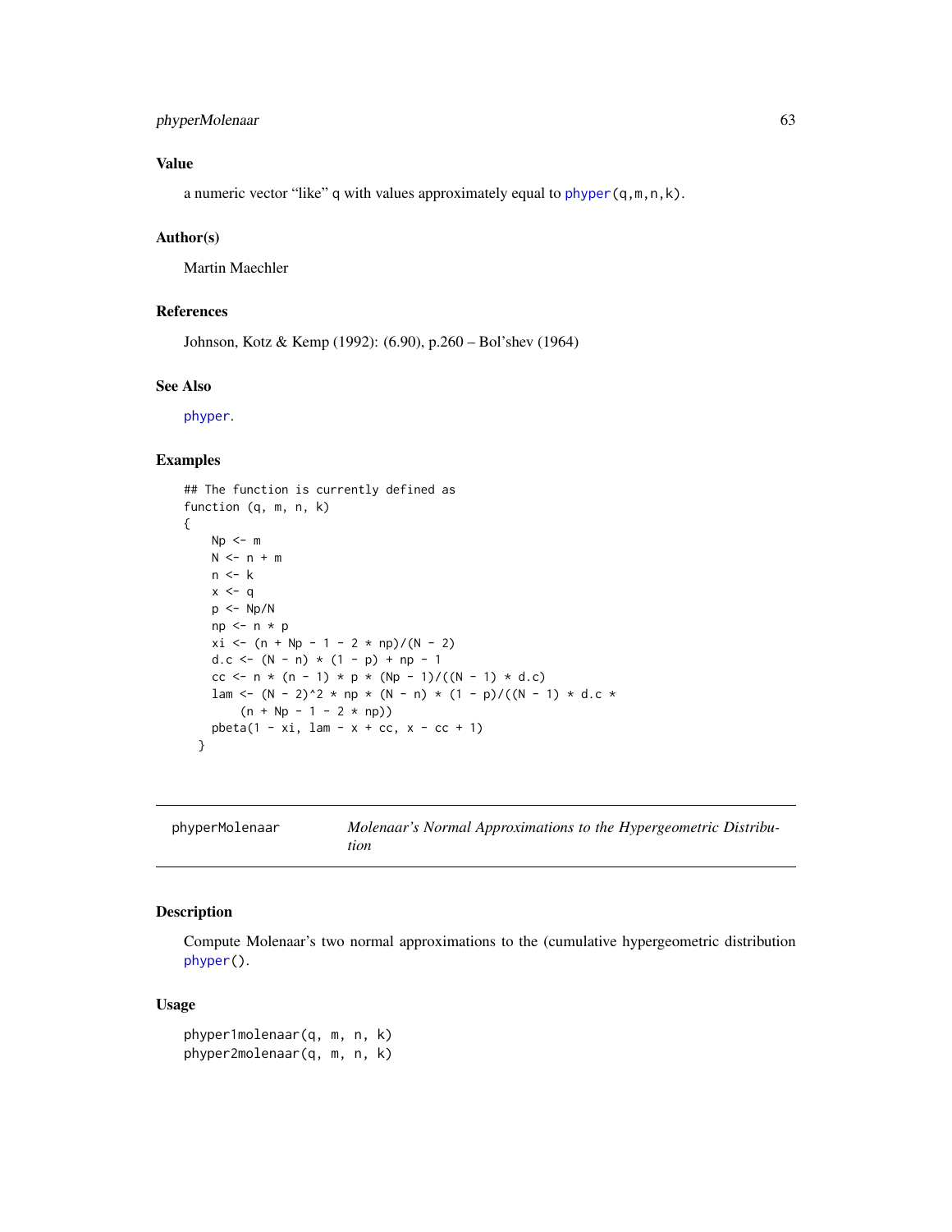## Value

a numeric vector "like" q with values approximately equal to phyper(q,m,n,k).

## Author(s)

Martin Maechler

## References

Johnson, Kotz & Kemp (1992): (6.90), p.260 – Bol'shev (1964)

## See Also

phyper.

## Examples

```
## The function is currently defined as
function (q, m, n, k)
{
    Np <- m
    N <- n + m
    n <- k
    x <- q
    p <- Np/N
    np <- n * p
    xi <- (n + Np - 1 - 2 * np)/(N - 2)
    d.c <- (N - n) * (1 - p) + np - 1
    cc <- n * (n - 1) * p * (Np - 1)/((N - 1) * d.c)
    lam <- (N - 2)^2 * np * (N - n) * (1 - p)/((N - 1) * d.c *
        (n + Np - 1 - 2 * np))
    pbeta(1 - xi, lam - x + cc, x - cc + 1)
  }
```

---

phyperMolenaar — *Molenaar's Normal Approximations to the Hypergeometric Distribution*

---

## Description

Compute Molenaar's two normal approximations to the (cumulative hypergeometric distribution phyper().

## Usage

```
phyper1molenaar(q, m, n, k)
phyper2molenaar(q, m, n, k)
```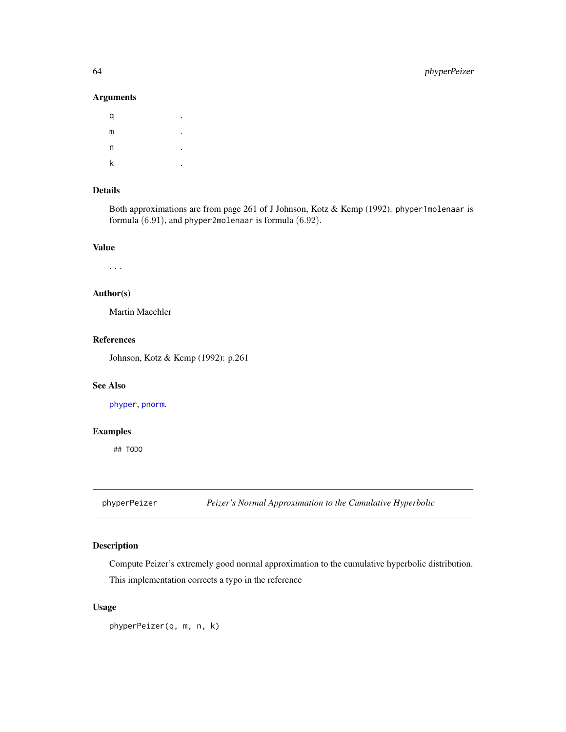### Arguments

| | |
|---|---|
| q | . |
| m | . |
| n | . |
| k | . |

### Details

Both approximations are from page 261 of J Johnson, Kotz & Kemp (1992). `phyper1molenaar` is formula $(6.91)$, and `phyper2molenaar` is formula $(6.92)$.

### Value

...

### Author(s)

Martin Maechler

### References

Johnson, Kotz & Kemp (1992): p.261

### See Also

`phyper`, `pnorm`.

### Examples

```
## TODO
```

---

## phyperPeizer — *Peizer's Normal Approximation to the Cumulative Hyperbolic*

### Description

Compute Peizer's extremely good normal approximation to the cumulative hyperbolic distribution.

This implementation corrects a typo in the reference

### Usage

```
phyperPeizer(q, m, n, k)
```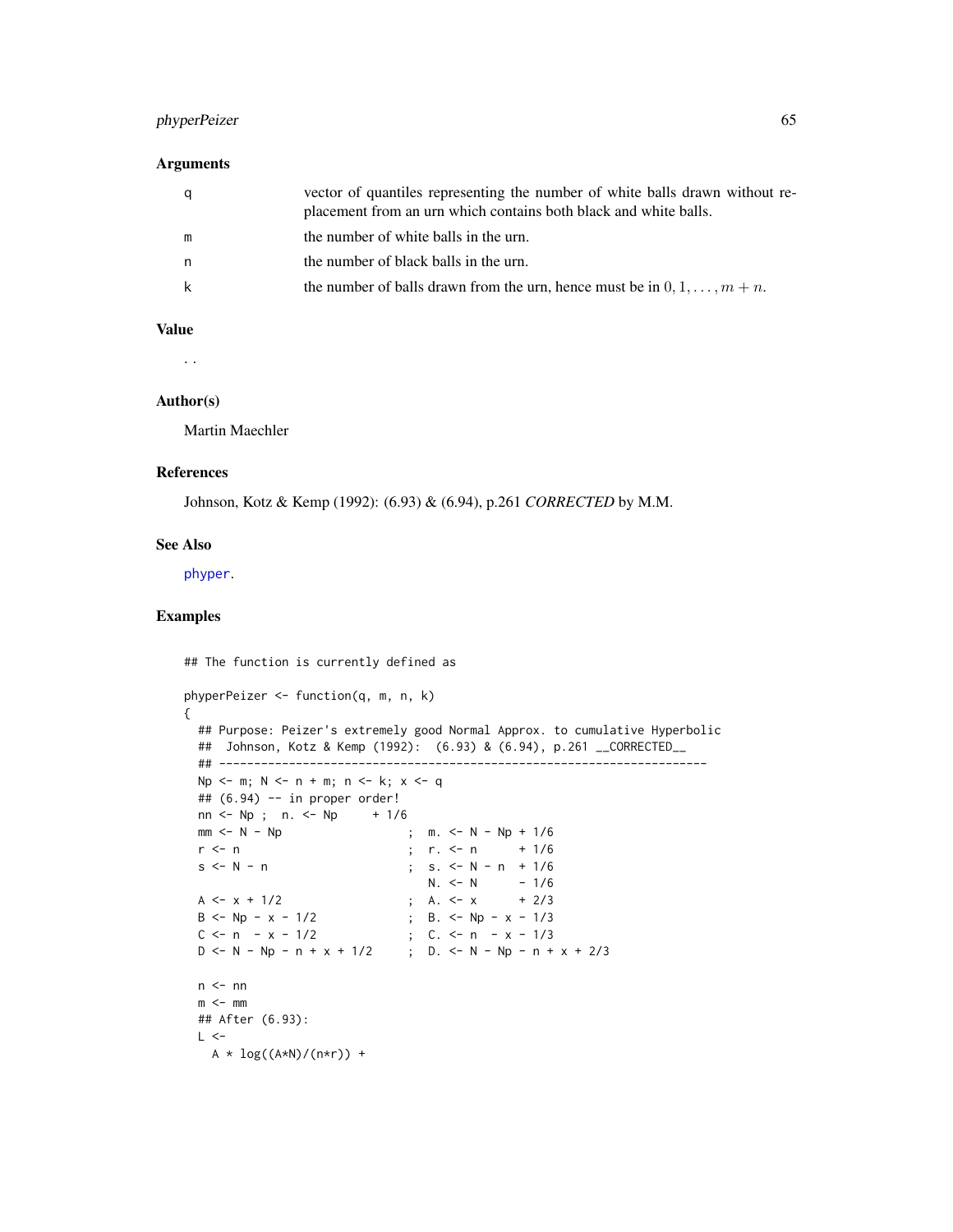### Arguments

| | |
|---|---|
| q | vector of quantiles representing the number of white balls drawn without replacement from an urn which contains both black and white balls. |
| m | the number of white balls in the urn. |
| n | the number of black balls in the urn. |
| k | the number of balls drawn from the urn, hence must be in $0, 1, \ldots, m + n$. |

### Value

. .

### Author(s)

Martin Maechler

### References

Johnson, Kotz & Kemp (1992): (6.93) & (6.94), p.261 *CORRECTED* by M.M.

### See Also

phyper.

### Examples

```
## The function is currently defined as

phyperPeizer <- function(q, m, n, k)
{
  ## Purpose: Peizer's extremely good Normal Approx. to cumulative Hyperbolic
  ##  Johnson, Kotz & Kemp (1992):  (6.93) & (6.94), p.261 __CORRECTED__
  ## ----------------------------------------------------------------------
  Np <- m; N <- n + m; n <- k; x <- q
  ## (6.94) -- in proper order!
  nn <- Np ;  n. <- Np     + 1/6
  mm <- N - Np                 ;  m. <- N - Np + 1/6
  r <- n                       ;  r. <- n      + 1/6
  s <- N - n                   ;  s. <- N - n  + 1/6
                                  N. <- N      - 1/6
  A <- x + 1/2                 ;  A. <- x      + 2/3
  B <- Np - x - 1/2            ;  B. <- Np - x - 1/3
  C <- n  - x - 1/2            ;  C. <- n  - x - 1/3
  D <- N - Np - n + x + 1/2    ;  D. <- N - Np - n + x + 2/3

  n <- nn
  m <- mm
  ## After (6.93):
  L <-
    A * log((A*N)/(n*r)) +
```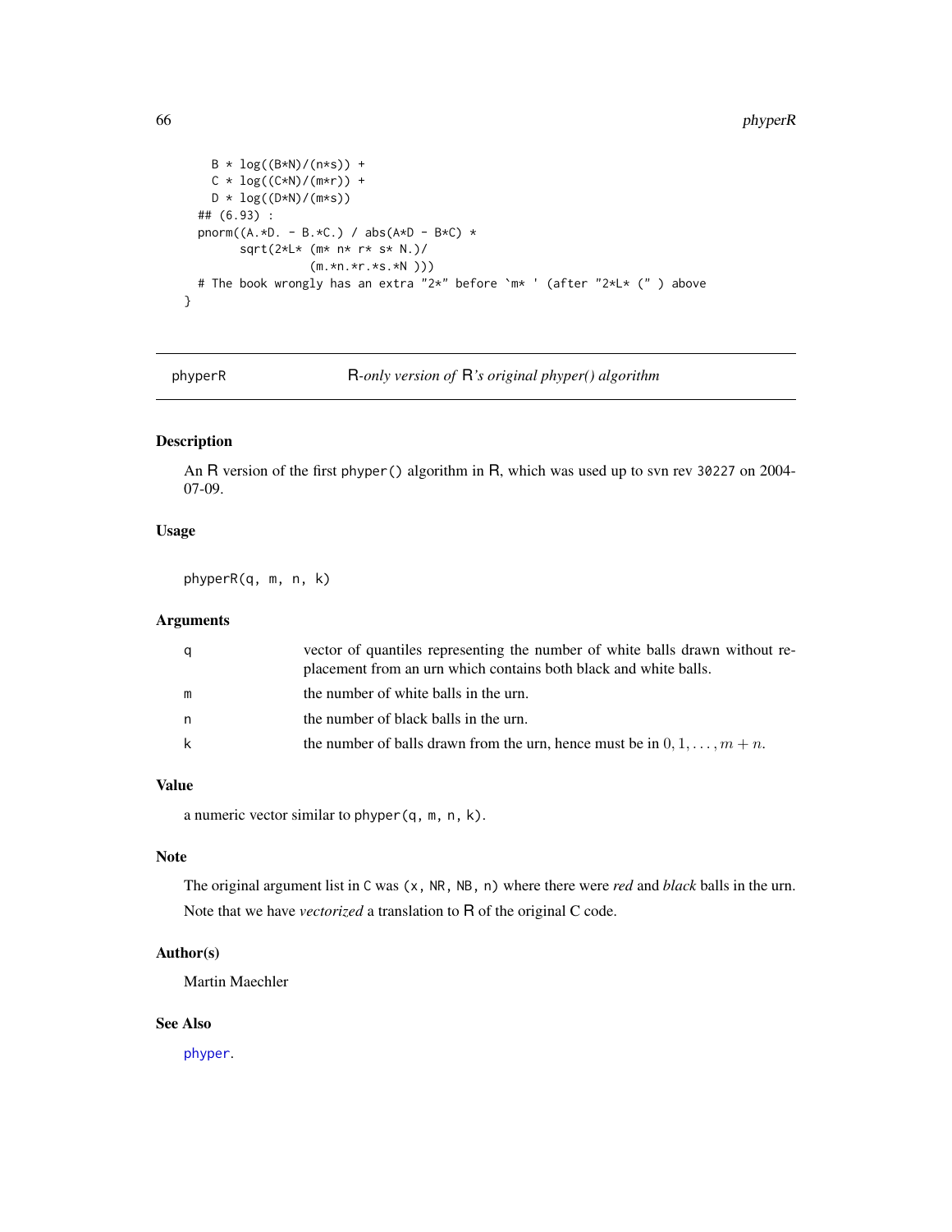```
    B * log((B*N)/(n*s)) +
    C * log((C*N)/(m*r)) +
    D * log((D*N)/(m*s))
  ## (6.93) :
  pnorm((A.*D. - B.*C.) / abs(A*D - B*C) *
        sqrt(2*L* (m* n* r* s* N.)/
                  (m.*n.*r.*s.*N )))
  # The book wrongly has an extra "2*" before `m* ' (after "2*L* (" ) above
}
```

---

## phyperR — R-only version of R's original phyper() algorithm

### Description

An R version of the first `phyper()` algorithm in R, which was used up to svn rev `30227` on 2004-07-09.

### Usage

```
phyperR(q, m, n, k)
```

### Arguments

| | |
|---|---|
| `q` | vector of quantiles representing the number of white balls drawn without replacement from an urn which contains both black and white balls. |
| `m` | the number of white balls in the urn. |
| `n` | the number of black balls in the urn. |
| `k` | the number of balls drawn from the urn, hence must be in $0, 1, \ldots, m+n$. |

### Value

a numeric vector similar to `phyper(q, m, n, k)`.

### Note

The original argument list in C was `(x, NR, NB, n)` where there were *red* and *black* balls in the urn.

Note that we have *vectorized* a translation to R of the original C code.

### Author(s)

Martin Maechler

### See Also

`phyper`.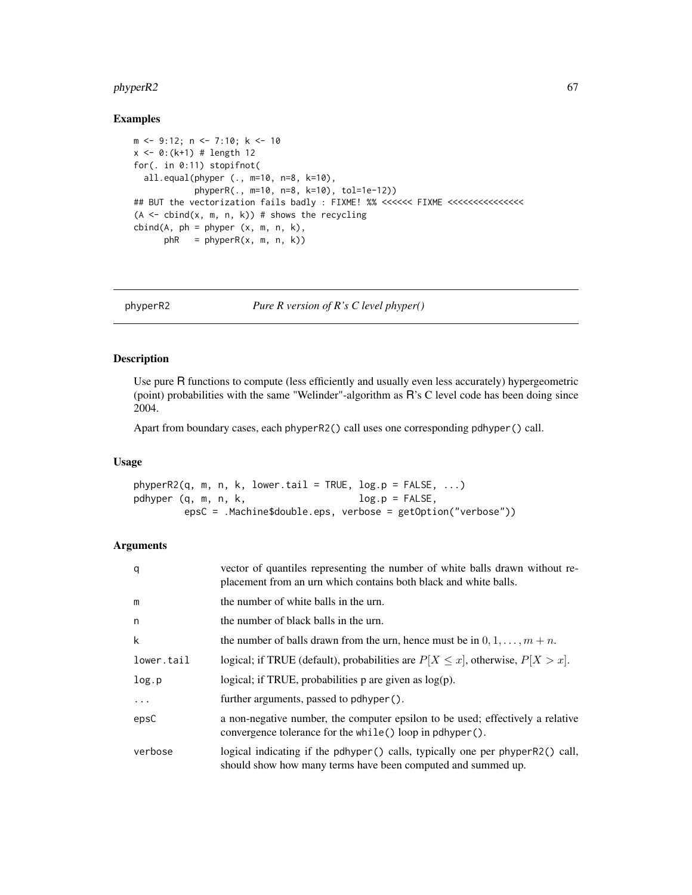## Examples

```
m <- 9:12; n <- 7:10; k <- 10
x <- 0:(k+1) # length 12
for(. in 0:11) stopifnot(
  all.equal(phyper (., m=10, n=8, k=10),
            phyperR(., m=10, n=8, k=10), tol=1e-12))
## BUT the vectorization fails badly : FIXME! %% <<<<<< FIXME <<<<<<<<<<<<<<<
(A <- cbind(x, m, n, k)) # shows the recycling
cbind(A, ph = phyper (x, m, n, k),
      phR   = phyperR(x, m, n, k))
```

---

## phyperR2 — *Pure R version of R's C level phyper()*

### Description

Use pure R functions to compute (less efficiently and usually even less accurately) hypergeometric (point) probabilities with the same "Welinder"-algorithm as R's C level code has been doing since 2004.

Apart from boundary cases, each `phyperR2()` call uses one corresponding `pdhyper()` call.

### Usage

```
phyperR2(q, m, n, k, lower.tail = TRUE, log.p = FALSE, ...)
pdhyper (q, m, n, k,                    log.p = FALSE,
         epsC = .Machine$double.eps, verbose = getOption("verbose"))
```

### Arguments

| | |
|---|---|
| `q` | vector of quantiles representing the number of white balls drawn without replacement from an urn which contains both black and white balls. |
| `m` | the number of white balls in the urn. |
| `n` | the number of black balls in the urn. |
| `k` | the number of balls drawn from the urn, hence must be in $0, 1, \dots, m + n$. |
| `lower.tail` | logical; if TRUE (default), probabilities are $P[X \le x]$, otherwise, $P[X > x]$. |
| `log.p` | logical; if TRUE, probabilities p are given as log(p). |
| `...` | further arguments, passed to `pdhyper()`. |
| `epsC` | a non-negative number, the computer epsilon to be used; effectively a relative convergence tolerance for the `while()` loop in `pdhyper()`. |
| `verbose` | logical indicating if the `pdhyper()` calls, typically one per `phyperR2()` call, should show how many terms have been computed and summed up. |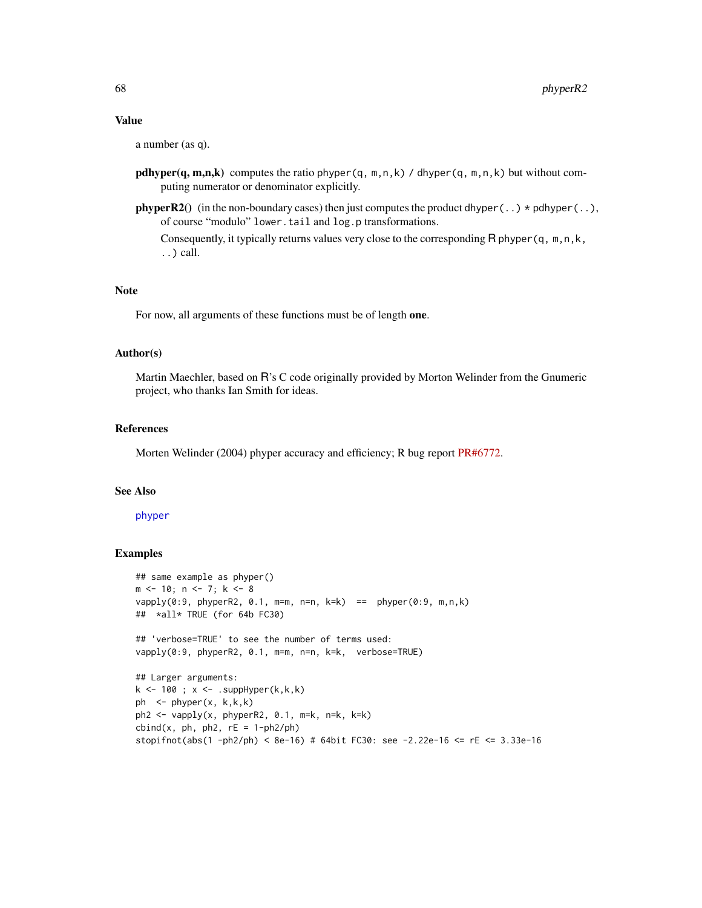### Value

a number (as q).

**pdhyper(q, m,n,k)** computes the ratio `phyper(q, m,n,k) / dhyper(q, m,n,k)` but without computing numerator or denominator explicitly.

**phyperR2()** (in the non-boundary cases) then just computes the product `dhyper(..) * pdhyper(..)`, of course "modulo" `lower.tail` and `log.p` transformations.

Consequently, it typically returns values very close to the corresponding R `phyper(q, m,n,k, ..)` call.

### Note

For now, all arguments of these functions must be of length **one**.

### Author(s)

Martin Maechler, based on R's C code originally provided by Morton Welinder from the Gnumeric project, who thanks Ian Smith for ideas.

### References

Morten Welinder (2004) phyper accuracy and efficiency; R bug report PR#6772.

### See Also

phyper

### Examples

```
## same example as phyper()
m <- 10; n <- 7; k <- 8
vapply(0:9, phyperR2, 0.1, m=m, n=n, k=k)  ==  phyper(0:9, m,n,k)
##  *all* TRUE (for 64b FC30)

## 'verbose=TRUE' to see the number of terms used:
vapply(0:9, phyperR2, 0.1, m=m, n=n, k=k,  verbose=TRUE)

## Larger arguments:
k <- 100 ; x <- .suppHyper(k,k,k)
ph  <- phyper(x, k,k,k)
ph2 <- vapply(x, phyperR2, 0.1, m=k, n=k, k=k)
cbind(x, ph, ph2, rE = 1-ph2/ph)
stopifnot(abs(1 -ph2/ph) < 8e-16) # 64bit FC30: see -2.22e-16 <= rE <= 3.33e-16
```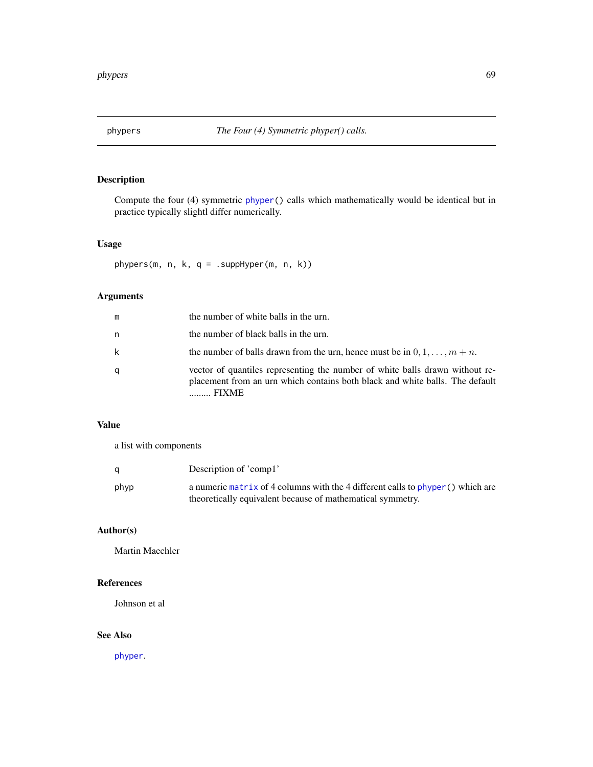# phypers — *The Four (4) Symmetric phyper() calls.*

## Description

Compute the four (4) symmetric `phyper()` calls which mathematically would be identical but in practice typically slightl differ numerically.

## Usage

```
phypers(m, n, k, q = .suppHyper(m, n, k))
```

## Arguments

| | |
|---|---|
| `m` | the number of white balls in the urn. |
| `n` | the number of black balls in the urn. |
| `k` | the number of balls drawn from the urn, hence must be in $0, 1, \ldots, m + n$. |
| `q` | vector of quantiles representing the number of white balls drawn without replacement from an urn which contains both black and white balls. The default ......... FIXME |

## Value

a list with components

| | |
|---|---|
| `q` | Description of 'comp1' |
| `phyp` | a numeric `matrix` of 4 columns with the 4 different calls to `phyper()` which are theoretically equivalent because of mathematical symmetry. |

## Author(s)

Martin Maechler

## References

Johnson et al

## See Also

`phyper`.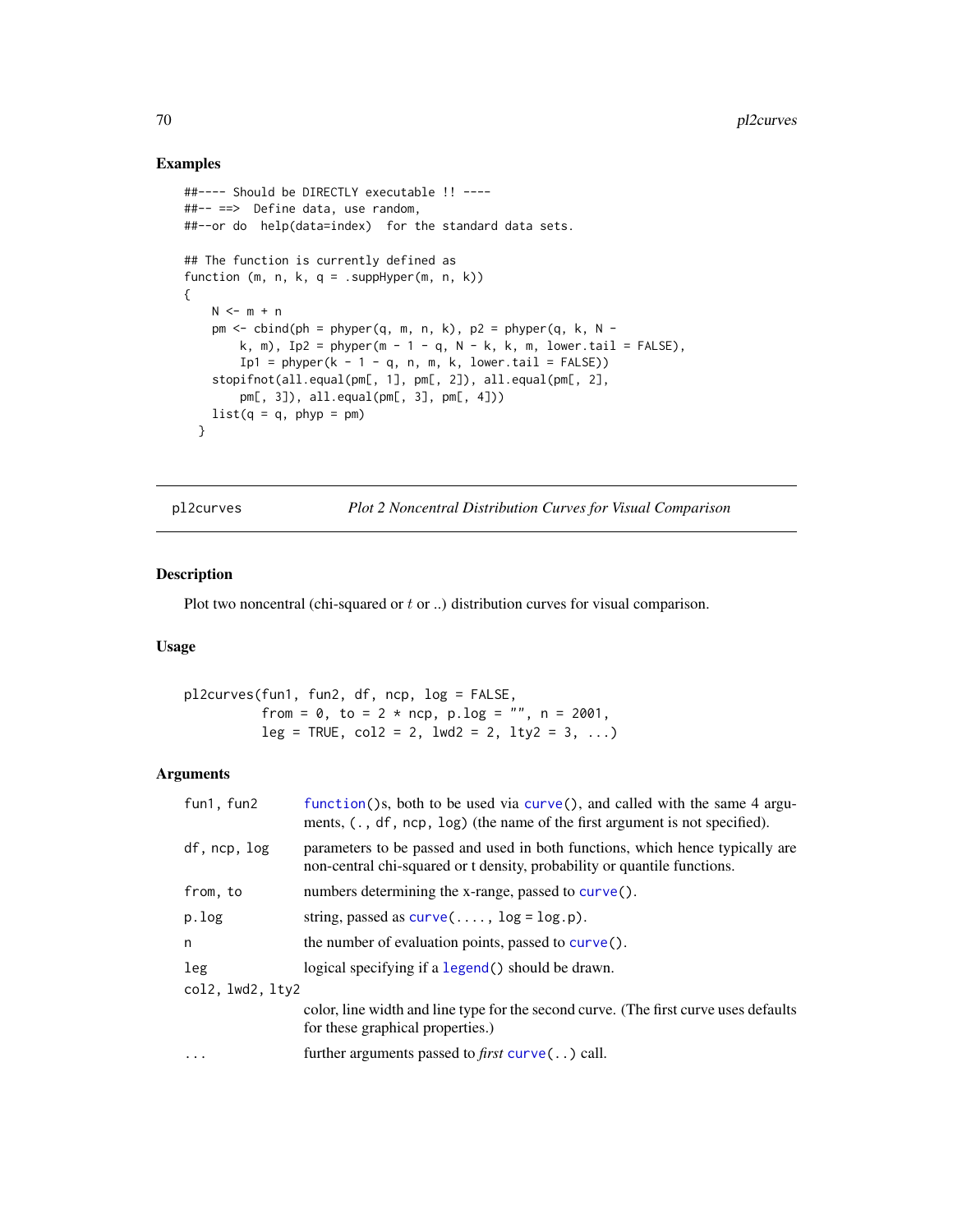## Examples

```
##---- Should be DIRECTLY executable !! ----
##-- ==>  Define data, use random,
##--or do  help(data=index)  for the standard data sets.

## The function is currently defined as
function (m, n, k, q = .suppHyper(m, n, k))
{
    N <- m + n
    pm <- cbind(ph = phyper(q, m, n, k), p2 = phyper(q, k, N -
        k, m), Ip2 = phyper(m - 1 - q, N - k, k, m, lower.tail = FALSE),
        Ip1 = phyper(k - 1 - q, n, m, k, lower.tail = FALSE))
    stopifnot(all.equal(pm[, 1], pm[, 2]), all.equal(pm[, 2],
        pm[, 3]), all.equal(pm[, 3], pm[, 4]))
    list(q = q, phyp = pm)
  }
```

---

# pl2curves *Plot 2 Noncentral Distribution Curves for Visual Comparison*

## Description

Plot two noncentral (chi-squared or $t$ or ..) distribution curves for visual comparison.

## Usage

```
pl2curves(fun1, fun2, df, ncp, log = FALSE,
          from = 0, to = 2 * ncp, p.log = "", n = 2001,
          leg = TRUE, col2 = 2, lwd2 = 2, lty2 = 3, ...)
```

## Arguments

| | |
|---|---|
| `fun1, fun2` | `function()`s, both to be used via `curve()`, and called with the same 4 arguments, `(., df, ncp, log)` (the name of the first argument is not specified). |
| `df, ncp, log` | parameters to be passed and used in both functions, which hence typically are non-central chi-squared or t density, probability or quantile functions. |
| `from, to` | numbers determining the x-range, passed to `curve()`. |
| `p.log` | string, passed as `curve(...., log = log.p)`. |
| `n` | the number of evaluation points, passed to `curve()`. |
| `leg` | logical specifying if a `legend()` should be drawn. |
| `col2, lwd2, lty2` | color, line width and line type for the second curve. (The first curve uses defaults for these graphical properties.) |
| `...` | further arguments passed to *first* `curve(..)` call. |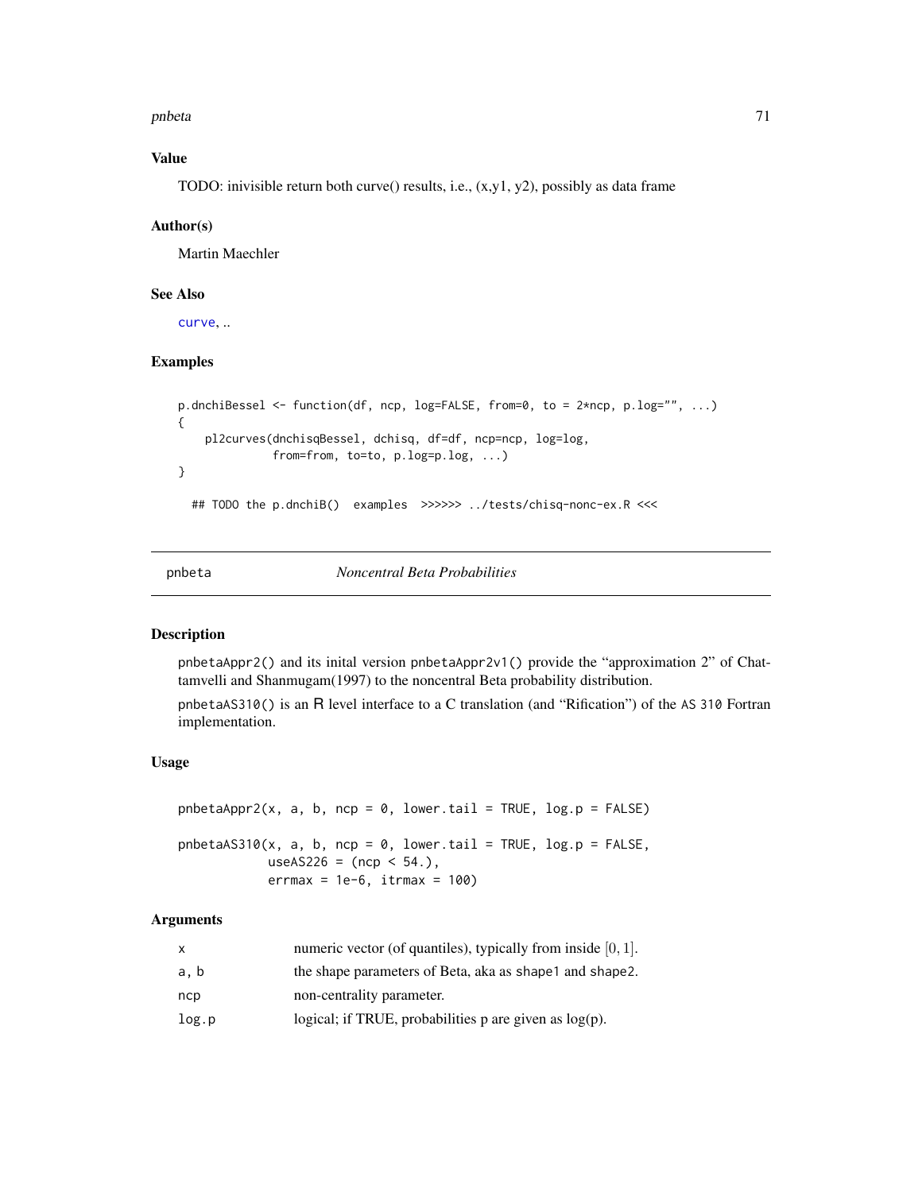### Value

TODO: inivisible return both curve() results, i.e., (x,y1, y2), possibly as data frame

### Author(s)

Martin Maechler

### See Also

curve, ..

### Examples

```
p.dnchiBessel <- function(df, ncp, log=FALSE, from=0, to = 2*ncp, p.log="", ...)
{
    pl2curves(dnchisqBessel, dchisq, df=df, ncp=ncp, log=log,
              from=from, to=to, p.log=p.log, ...)
}

  ## TODO the p.dnchiB()  examples  >>>>>> ../tests/chisq-nonc-ex.R <<<
```

---

## pnbeta — *Noncentral Beta Probabilities*

### Description

pnbetaAppr2() and its inital version pnbetaAppr2v1() provide the "approximation 2" of Chattamvelli and Shanmugam(1997) to the noncentral Beta probability distribution.

pnbetaAS310() is an R level interface to a C translation (and "Rification") of the AS 310 Fortran implementation.

### Usage

```
pnbetaAppr2(x, a, b, ncp = 0, lower.tail = TRUE, log.p = FALSE)

pnbetaAS310(x, a, b, ncp = 0, lower.tail = TRUE, log.p = FALSE,
            useAS226 = (ncp < 54.),
            errmax = 1e-6, itrmax = 100)
```

### Arguments

| | |
|---|---|
| x | numeric vector (of quantiles), typically from inside $[0, 1]$. |
| a, b | the shape parameters of Beta, aka as shape1 and shape2. |
| ncp | non-centrality parameter. |
| log.p | logical; if TRUE, probabilities p are given as log(p). |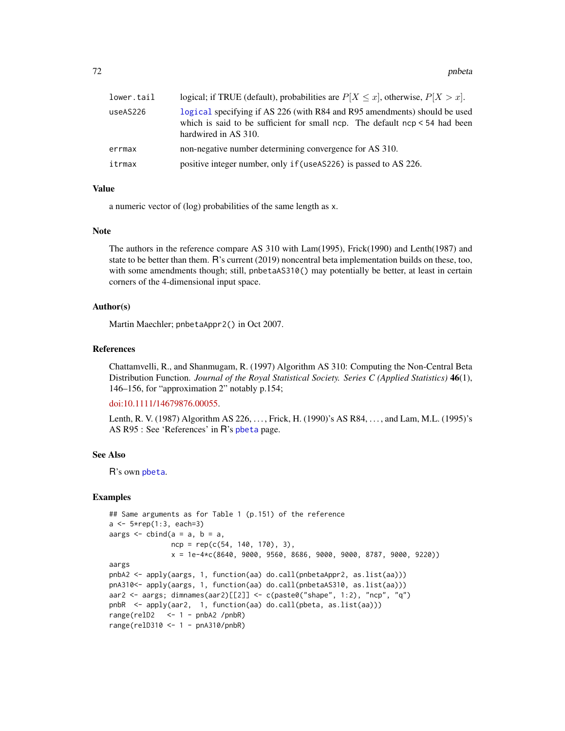| | |
|---|---|
| lower.tail | logical; if TRUE (default), probabilities are $P[X \le x]$, otherwise, $P[X > x]$. |
| useAS226 | logical specifying if AS 226 (with R84 and R95 amendments) should be used which is said to be sufficient for small ncp. The default ncp < 54 had been hardwired in AS 310. |
| errmax | non-negative number determining convergence for AS 310. |
| itrmax | positive integer number, only if(useAS226) is passed to AS 226. |

### Value

a numeric vector of (log) probabilities of the same length as x.

### Note

The authors in the reference compare AS 310 with Lam(1995), Frick(1990) and Lenth(1987) and state to be better than them. R's current (2019) noncentral beta implementation builds on these, too, with some amendments though; still, pnbetaAS310() may potentially be better, at least in certain corners of the 4-dimensional input space.

### Author(s)

Martin Maechler; pnbetaAppr2() in Oct 2007.

### References

Chattamvelli, R., and Shanmugam, R. (1997) Algorithm AS 310: Computing the Non-Central Beta Distribution Function. *Journal of the Royal Statistical Society. Series C (Applied Statistics)* **46**(1), 146–156, for "approximation 2" notably p.154;

doi:10.1111/14679876.00055.

Lenth, R. V. (1987) Algorithm AS 226, . . . , Frick, H. (1990)'s AS R84, . . . , and Lam, M.L. (1995)'s AS R95 : See 'References' in R's pbeta page.

### See Also

R's own pbeta.

### Examples

```
## Same arguments as for Table 1 (p.151) of the reference
a <- 5*rep(1:3, each=3)
aargs <- cbind(a = a, b = a,
               ncp = rep(c(54, 140, 170), 3),
               x = 1e-4*c(8640, 9000, 9560, 8686, 9000, 9000, 8787, 9000, 9220))
aargs
pnbA2 <- apply(aargs, 1, function(aa) do.call(pnbetaAppr2, as.list(aa)))
pnA310<- apply(aargs, 1, function(aa) do.call(pnbetaAS310, as.list(aa)))
aar2 <- aargs; dimnames(aar2)[[2]] <- c(paste0("shape", 1:2), "ncp", "q")
pnbR  <- apply(aar2,  1, function(aa) do.call(pbeta, as.list(aa)))
range(relD2   <- 1 - pnbA2 /pnbR)
range(relD310 <- 1 - pnA310/pnbR)
```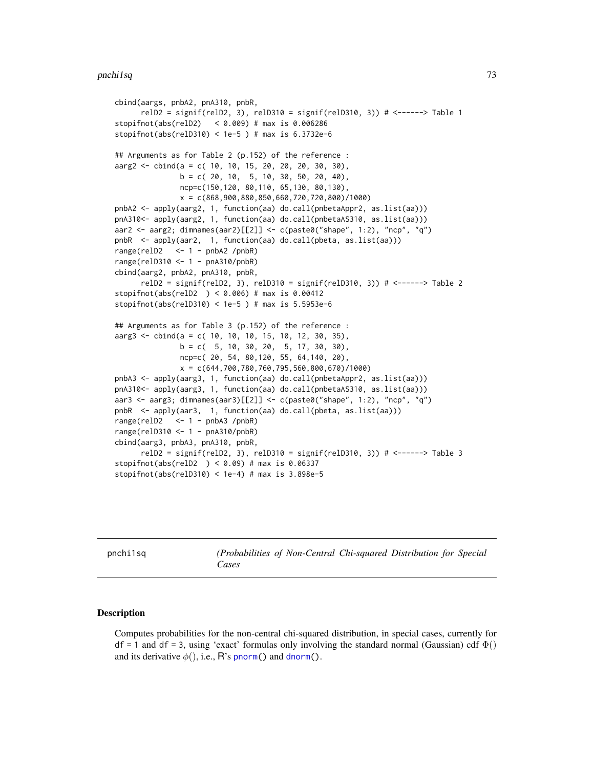```
cbind(aargs, pnbA2, pnA310, pnbR,
      relD2 = signif(relD2, 3), relD310 = signif(relD310, 3)) # <------> Table 1
stopifnot(abs(relD2)   < 0.009) # max is 0.006286
stopifnot(abs(relD310) < 1e-5 ) # max is 6.3732e-6

## Arguments as for Table 2 (p.152) of the reference :
aarg2 <- cbind(a = c( 10, 10, 15, 20, 20, 20, 30, 30),
               b = c( 20, 10,  5, 10, 30, 50, 20, 40),
               ncp=c(150,120, 80,110, 65,130, 80,130),
               x = c(868,900,880,850,660,720,720,800)/1000)
pnbA2 <- apply(aarg2, 1, function(aa) do.call(pnbetaAppr2, as.list(aa)))
pnA310<- apply(aarg2, 1, function(aa) do.call(pnbetaAS310, as.list(aa)))
aar2 <- aarg2; dimnames(aar2)[[2]] <- c(paste0("shape", 1:2), "ncp", "q")
pnbR  <- apply(aar2,  1, function(aa) do.call(pbeta, as.list(aa)))
range(relD2   <- 1 - pnbA2 /pnbR)
range(relD310 <- 1 - pnA310/pnbR)
cbind(aarg2, pnbA2, pnA310, pnbR,
      relD2 = signif(relD2, 3), relD310 = signif(relD310, 3)) # <------> Table 2
stopifnot(abs(relD2  ) < 0.006) # max is 0.00412
stopifnot(abs(relD310) < 1e-5 ) # max is 5.5953e-6

## Arguments as for Table 3 (p.152) of the reference :
aarg3 <- cbind(a = c( 10, 10, 10, 15, 10, 12, 30, 35),
               b = c(  5, 10, 30, 20,  5, 17, 30, 30),
               ncp=c( 20, 54, 80,120, 55, 64,140, 20),
               x = c(644,700,780,760,795,560,800,670)/1000)
pnbA3 <- apply(aarg3, 1, function(aa) do.call(pnbetaAppr2, as.list(aa)))
pnA310<- apply(aarg3, 1, function(aa) do.call(pnbetaAS310, as.list(aa)))
aar3 <- aarg3; dimnames(aar3)[[2]] <- c(paste0("shape", 1:2), "ncp", "q")
pnbR  <- apply(aar3,  1, function(aa) do.call(pbeta, as.list(aa)))
range(relD2   <- 1 - pnbA3 /pnbR)
range(relD310 <- 1 - pnA310/pnbR)
cbind(aarg3, pnbA3, pnA310, pnbR,
      relD2 = signif(relD2, 3), relD310 = signif(relD310, 3)) # <------> Table 3
stopifnot(abs(relD2  ) < 0.09) # max is 0.06337
stopifnot(abs(relD310) < 1e-4) # max is 3.898e-5
```

---

pnchi1sq — *(Probabilities of Non-Central Chi-squared Distribution for Special Cases*

---

### Description

Computes probabilities for the non-central chi-squared distribution, in special cases, currently for df = 1 and df = 3, using 'exact' formulas only involving the standard normal (Gaussian) cdf $\Phi()$ and its derivative $\phi()$, i.e., R's `pnorm()` and `dnorm()`.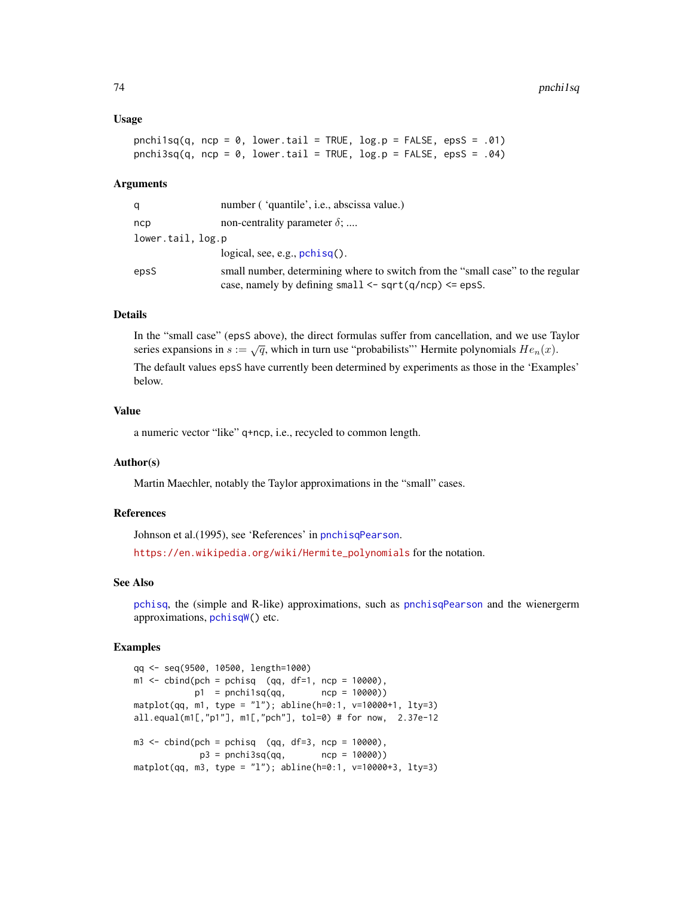### Usage

```
pnchi1sq(q, ncp = 0, lower.tail = TRUE, log.p = FALSE, epsS = .01)
pnchi3sq(q, ncp = 0, lower.tail = TRUE, log.p = FALSE, epsS = .04)
```

### Arguments

| | |
|---|---|
| `q` | number ( 'quantile', i.e., abscissa value.) |
| `ncp` | non-centrality parameter $\delta$; .... |
| `lower.tail, log.p` | logical, see, e.g., `pchisq()`. |
| `epsS` | small number, determining where to switch from the "small case" to the regular case, namely by defining `small <- sqrt(q/ncp) <= epsS`. |

### Details

In the "small case" (`epsS` above), the direct formulas suffer from cancellation, and we use Taylor series expansions in $s := \sqrt{q}$, which in turn use "probabilists"' Hermite polynomials $He_n(x)$.

The default values `epsS` have currently been determined by experiments as those in the 'Examples' below.

### Value

a numeric vector "like" `q+ncp`, i.e., recycled to common length.

### Author(s)

Martin Maechler, notably the Taylor approximations in the "small" cases.

### References

Johnson et al.(1995), see 'References' in `pnchisqPearson`.

https://en.wikipedia.org/wiki/Hermite_polynomials for the notation.

### See Also

`pchisq`, the (simple and R-like) approximations, such as `pnchisqPearson` and the wienergerm approximations, `pchisqW()` etc.

### Examples

```
qq <- seq(9500, 10500, length=1000)
m1 <- cbind(pch = pchisq  (qq, df=1, ncp = 10000),
            p1  = pnchi1sq(qq,       ncp = 10000))
matplot(qq, m1, type = "l"); abline(h=0:1, v=10000+1, lty=3)
all.equal(m1[,"p1"], m1[,"pch"], tol=0) # for now,  2.37e-12

m3 <- cbind(pch = pchisq  (qq, df=3, ncp = 10000),
             p3 = pnchi3sq(qq,       ncp = 10000))
matplot(qq, m3, type = "l"); abline(h=0:1, v=10000+3, lty=3)
```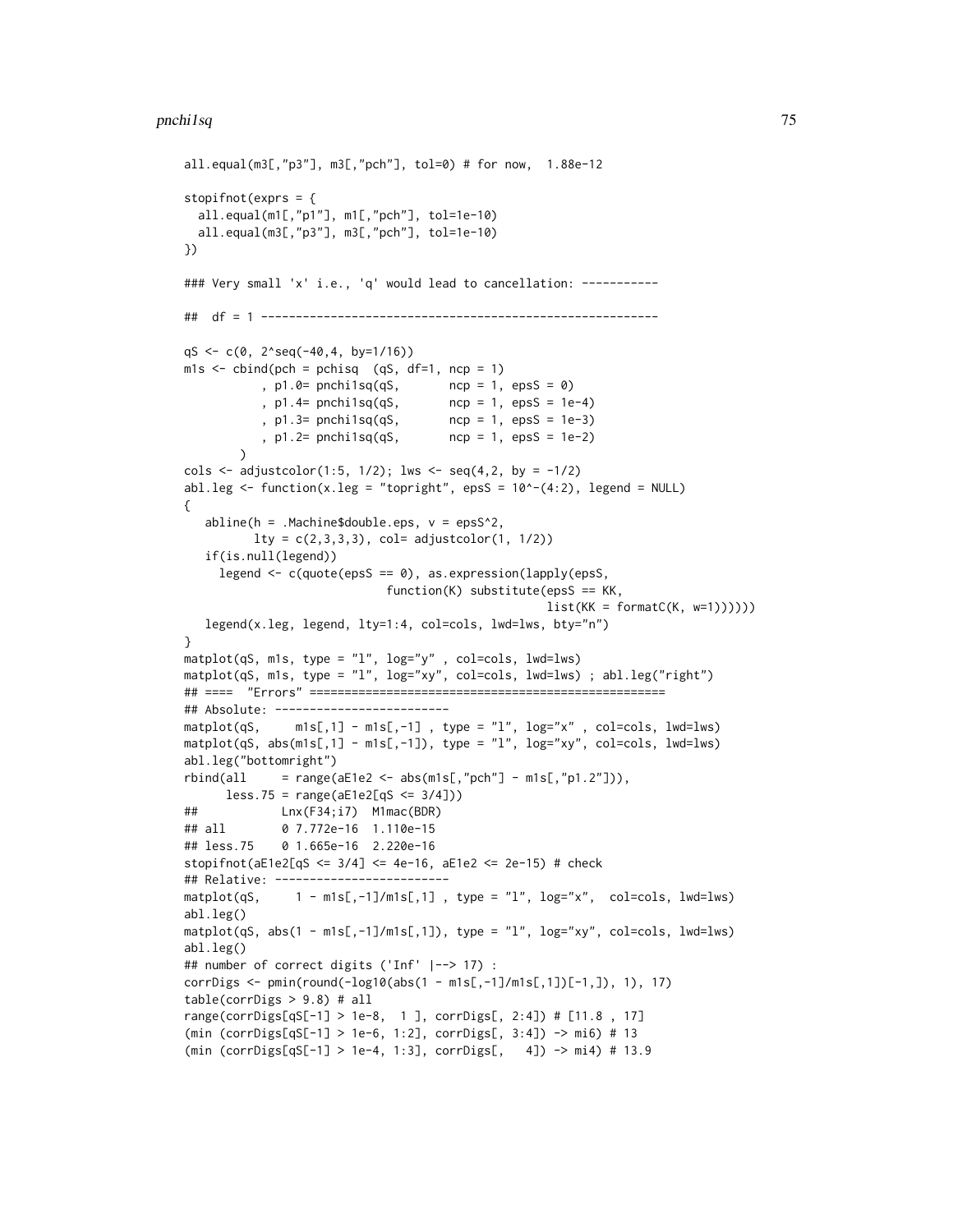```
all.equal(m3[,"p3"], m3[,"pch"], tol=0) # for now,  1.88e-12

stopifnot(exprs = {
  all.equal(m1[,"p1"], m1[,"pch"], tol=1e-10)
  all.equal(m3[,"p3"], m3[,"pch"], tol=1e-10)
})

### Very small 'x' i.e., 'q' would lead to cancellation: -----------

##  df = 1 ---------------------------------------------------------

qS <- c(0, 2^seq(-40,4, by=1/16))
m1s <- cbind(pch = pchisq  (qS, df=1, ncp = 1)
           , p1.0= pnchi1sq(qS,       ncp = 1, epsS = 0)
           , p1.4= pnchi1sq(qS,       ncp = 1, epsS = 1e-4)
           , p1.3= pnchi1sq(qS,       ncp = 1, epsS = 1e-3)
           , p1.2= pnchi1sq(qS,       ncp = 1, epsS = 1e-2)
        )
cols <- adjustcolor(1:5, 1/2); lws <- seq(4,2, by = -1/2)
abl.leg <- function(x.leg = "topright", epsS = 10^-(4:2), legend = NULL)
{
   abline(h = .Machine$double.eps, v = epsS^2,
          lty = c(2,3,3,3), col= adjustcolor(1, 1/2))
   if(is.null(legend))
     legend <- c(quote(epsS == 0), as.expression(lapply(epsS,
                            function(K) substitute(epsS == KK,
                                                   list(KK = formatC(K, w=1))))))
   legend(x.leg, legend, lty=1:4, col=cols, lwd=lws, bty="n")
}
matplot(qS, m1s, type = "l", log="y" , col=cols, lwd=lws)
matplot(qS, m1s, type = "l", log="xy", col=cols, lwd=lws) ; abl.leg("right")
## ====  "Errors" ===================================================
## Absolute: -------------------------
matplot(qS,     m1s[,1] - m1s[,-1] , type = "l", log="x" , col=cols, lwd=lws)
matplot(qS, abs(m1s[,1] - m1s[,-1]), type = "l", log="xy", col=cols, lwd=lws)
abl.leg("bottomright")
rbind(all     = range(aE1e2 <- abs(m1s[,"pch"] - m1s[,"p1.2"])),
      less.75 = range(aE1e2[qS <= 3/4]))
##           Lnx(F34;i7)  M1mac(BDR)
## all        0 7.772e-16  1.110e-15
## less.75    0 1.665e-16  2.220e-16
stopifnot(aE1e2[qS <= 3/4] <= 4e-16, aE1e2 <= 2e-15) # check
## Relative: -------------------------
matplot(qS,     1 - m1s[,-1]/m1s[,1] , type = "l", log="x",  col=cols, lwd=lws)
abl.leg()
matplot(qS, abs(1 - m1s[,-1]/m1s[,1]), type = "l", log="xy", col=cols, lwd=lws)
abl.leg()
## number of correct digits ('Inf' |--> 17) :
corrDigs <- pmin(round(-log10(abs(1 - m1s[,-1]/m1s[,1])[-1,]), 1), 17)
table(corrDigs > 9.8) # all
range(corrDigs[qS[-1] > 1e-8,  1 ], corrDigs[, 2:4]) # [11.8 , 17]
(min (corrDigs[qS[-1] > 1e-6, 1:2], corrDigs[, 3:4]) -> mi6) # 13
(min (corrDigs[qS[-1] > 1e-4, 1:3], corrDigs[,   4]) -> mi4) # 13.9
```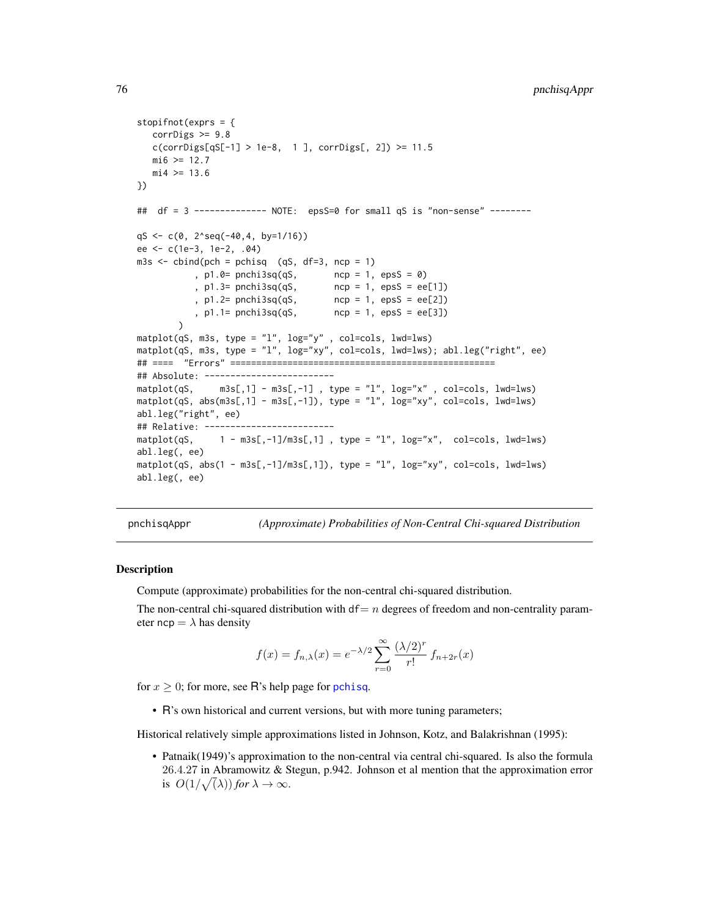```
stopifnot(exprs = {
   corrDigs >= 9.8
   c(corrDigs[qS[-1] > 1e-8,  1 ], corrDigs[, 2]) >= 11.5
   mi6 >= 12.7
   mi4 >= 13.6
})

##  df = 3 ------------- NOTE:  epsS=0 for small qS is "non-sense" --------

qS <- c(0, 2^seq(-40,4, by=1/16))
ee <- c(1e-3, 1e-2, .04)
m3s <- cbind(pch = pchisq  (qS, df=3, ncp = 1)
           , p1.0= pnchi3sq(qS,       ncp = 1, epsS = 0)
           , p1.3= pnchi3sq(qS,       ncp = 1, epsS = ee[1])
           , p1.2= pnchi3sq(qS,       ncp = 1, epsS = ee[2])
           , p1.1= pnchi3sq(qS,       ncp = 1, epsS = ee[3])
        )
matplot(qS, m3s, type = "l", log="y" , col=cols, lwd=lws)
matplot(qS, m3s, type = "l", log="xy", col=cols, lwd=lws); abl.leg("right", ee)
## ====  "Errors" ===================================================
## Absolute: -------------------------
matplot(qS,     m3s[,1] - m3s[,-1] , type = "l", log="x" , col=cols, lwd=lws)
matplot(qS, abs(m3s[,1] - m3s[,-1]), type = "l", log="xy", col=cols, lwd=lws)
abl.leg("right", ee)
## Relative: -------------------------
matplot(qS,     1 - m3s[,-1]/m3s[,1] , type = "l", log="x",  col=cols, lwd=lws)
abl.leg(, ee)
matplot(qS, abs(1 - m3s[,-1]/m3s[,1]), type = "l", log="xy", col=cols, lwd=lws)
abl.leg(, ee)
```

---

## pnchisqAppr — *(Approximate) Probabilities of Non-Central Chi-squared Distribution*

### Description

Compute (approximate) probabilities for the non-central chi-squared distribution.

The non-central chi-squared distribution with df$= n$ degrees of freedom and non-centrality parameter ncp $= \lambda$ has density

$$f(x) = f_{n,\lambda}(x) = e^{-\lambda/2} \sum_{r=0}^{\infty} \frac{(\lambda/2)^r}{r!} \, f_{n+2r}(x)$$

for $x \geq 0$; for more, see R's help page for pchisq.

- R's own historical and current versions, but with more tuning parameters;

Historical relatively simple approximations listed in Johnson, Kotz, and Balakrishnan (1995):

- Patnaik(1949)'s approximation to the non-central via central chi-squared. Is also the formula 26.4.27 in Abramowitz & Stegun, p.942. Johnson et al mention that the approximation error is $O(1/\sqrt(\lambda))$ *for* $\lambda \to \infty$.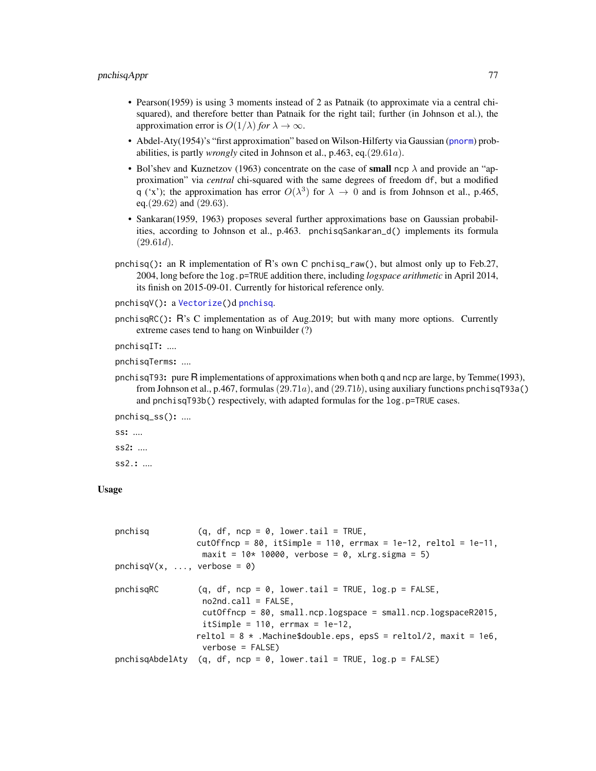- Pearson(1959) is using 3 moments instead of 2 as Patnaik (to approximate via a central chi-squared), and therefore better than Patnaik for the right tail; further (in Johnson et al.), the approximation error is $O(1/\lambda)$ *for* $\lambda \to \infty$.
- Abdel-Aty(1954)'s "first approximation" based on Wilson-Hilferty via Gaussian (pnorm) probabilities, is partly *wrongly* cited in Johnson et al., p.463, eq.$(29.61a)$.
- Bol'shev and Kuznetzov (1963) concentrate on the case of **small** ncp $\lambda$ and provide an "approximation" via *central* chi-squared with the same degrees of freedom df, but a modified q ('x'); the approximation has error $O(\lambda^3)$ for $\lambda \to 0$ and is from Johnson et al., p.465, eq.$(29.62)$ and $(29.63)$.
- Sankaran(1959, 1963) proposes several further approximations base on Gaussian probabilities, according to Johnson et al., p.463. pnchisqSankaran_d() implements its formula $(29.61d)$.

pnchisq(): an R implementation of R's own C pnchisq_raw(), but almost only up to Feb.27, 2004, long before the log.p=TRUE addition there, including *logspace arithmetic* in April 2014, its finish on 2015-09-01. Currently for historical reference only.

pnchisqV(): a Vectorize()d pnchisq.

pnchisqRC(): R's C implementation as of Aug.2019; but with many more options. Currently extreme cases tend to hang on Winbuilder (?)

pnchisqIT: ....

pnchisqTerms: ....

pnchisqT93: pure R implementations of approximations when both q and ncp are large, by Temme(1993), from Johnson et al., p.467, formulas $(29.71a)$, and $(29.71b)$, using auxiliary functions pnchisqT93a() and pnchisqT93b() respectively, with adapted formulas for the log.p=TRUE cases.

pnchisq_ss(): ....

ss: ....

ss2: ....

ss2.: ....

## Usage

```
pnchisq          (q, df, ncp = 0, lower.tail = TRUE,
                 cutOffncp = 80, itSimple = 110, errmax = 1e-12, reltol = 1e-11,
                  maxit = 10* 10000, verbose = 0, xLrg.sigma = 5)
pnchisqV(x, ..., verbose = 0)

pnchisqRC        (q, df, ncp = 0, lower.tail = TRUE, log.p = FALSE,
                  no2nd.call = FALSE,
                  cutOffncp = 80, small.ncp.logspace = small.ncp.logspaceR2015,
                  itSimple = 110, errmax = 1e-12,
                 reltol = 8 * .Machine$double.eps, epsS = reltol/2, maxit = 1e6,
                  verbose = FALSE)
pnchisqAbdelAty  (q, df, ncp = 0, lower.tail = TRUE, log.p = FALSE)
```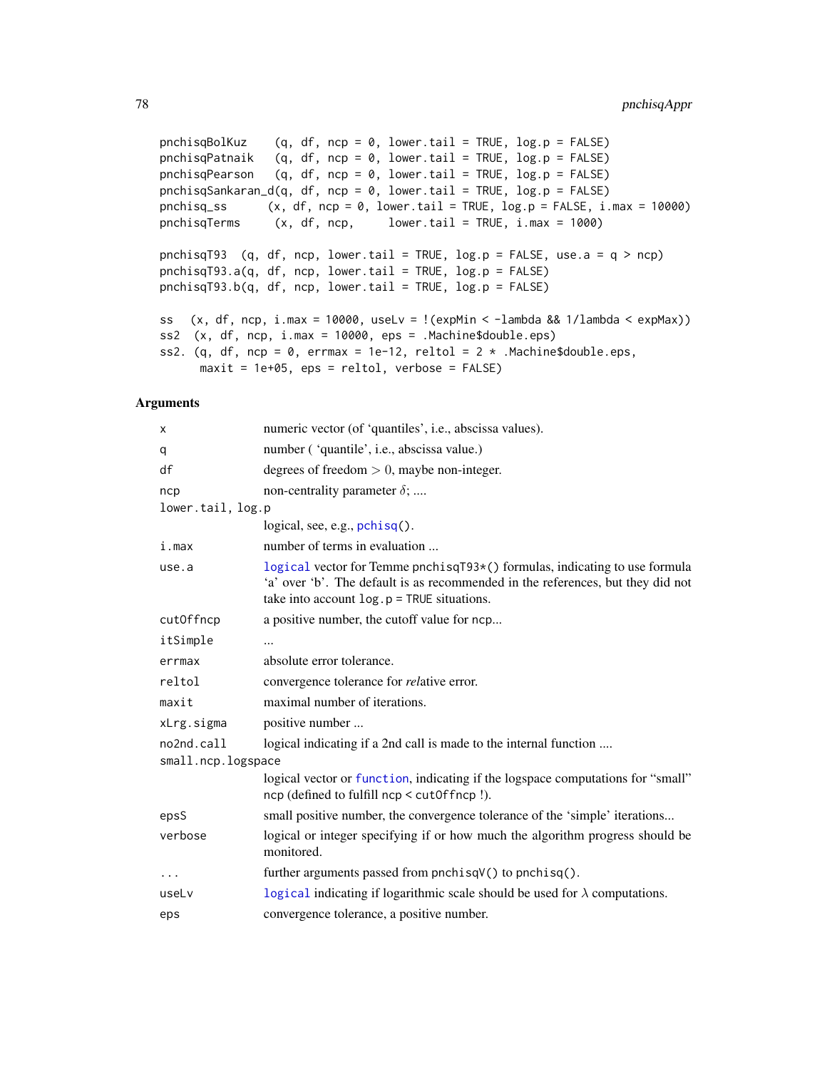```
pnchisqBolKuz    (q, df, ncp = 0, lower.tail = TRUE, log.p = FALSE)
pnchisqPatnaik   (q, df, ncp = 0, lower.tail = TRUE, log.p = FALSE)
pnchisqPearson   (q, df, ncp = 0, lower.tail = TRUE, log.p = FALSE)
pnchisqSankaran_d(q, df, ncp = 0, lower.tail = TRUE, log.p = FALSE)
pnchisq_ss      (x, df, ncp = 0, lower.tail = TRUE, log.p = FALSE, i.max = 10000)
pnchisqTerms     (x, df, ncp,     lower.tail = TRUE, i.max = 1000)

pnchisqT93  (q, df, ncp, lower.tail = TRUE, log.p = FALSE, use.a = q > ncp)
pnchisqT93.a(q, df, ncp, lower.tail = TRUE, log.p = FALSE)
pnchisqT93.b(q, df, ncp, lower.tail = TRUE, log.p = FALSE)

ss   (x, df, ncp, i.max = 10000, useLv = !(expMin < -lambda && 1/lambda < expMax))
ss2  (x, df, ncp, i.max = 10000, eps = .Machine$double.eps)
ss2. (q, df, ncp = 0, errmax = 1e-12, reltol = 2 * .Machine$double.eps,
      maxit = 1e+05, eps = reltol, verbose = FALSE)
```

## Arguments

| | |
|---|---|
| `x` | numeric vector (of 'quantiles', i.e., abscissa values). |
| `q` | number ( 'quantile', i.e., abscissa value.) |
| `df` | degrees of freedom $> 0$, maybe non-integer. |
| `ncp` | non-centrality parameter $\delta$; .... |
| `lower.tail, log.p` | logical, see, e.g., `pchisq()`. |
| `i.max` | number of terms in evaluation ... |
| `use.a` | `logical` vector for Temme `pnchisqT93*()` formulas, indicating to use formula 'a' over 'b'. The default is as recommended in the references, but they did not take into account `log.p = TRUE` situations. |
| `cutOffncp` | a positive number, the cutoff value for ncp... |
| `itSimple` | ... |
| `errmax` | absolute error tolerance. |
| `reltol` | convergence tolerance for *rel*ative error. |
| `maxit` | maximal number of iterations. |
| `xLrg.sigma` | positive number ... |
| `no2nd.call` | logical indicating if a 2nd call is made to the internal function .... |
| `small.ncp.logspace` | logical vector or `function`, indicating if the logspace computations for "small" ncp (defined to fulfill `ncp < cutOffncp` !). |
| `epsS` | small positive number, the convergence tolerance of the 'simple' iterations... |
| `verbose` | logical or integer specifying if or how much the algorithm progress should be monitored. |
| `...` | further arguments passed from `pnchisqV()` to `pnchisq()`. |
| `useLv` | `logical` indicating if logarithmic scale should be used for $\lambda$ computations. |
| `eps` | convergence tolerance, a positive number. |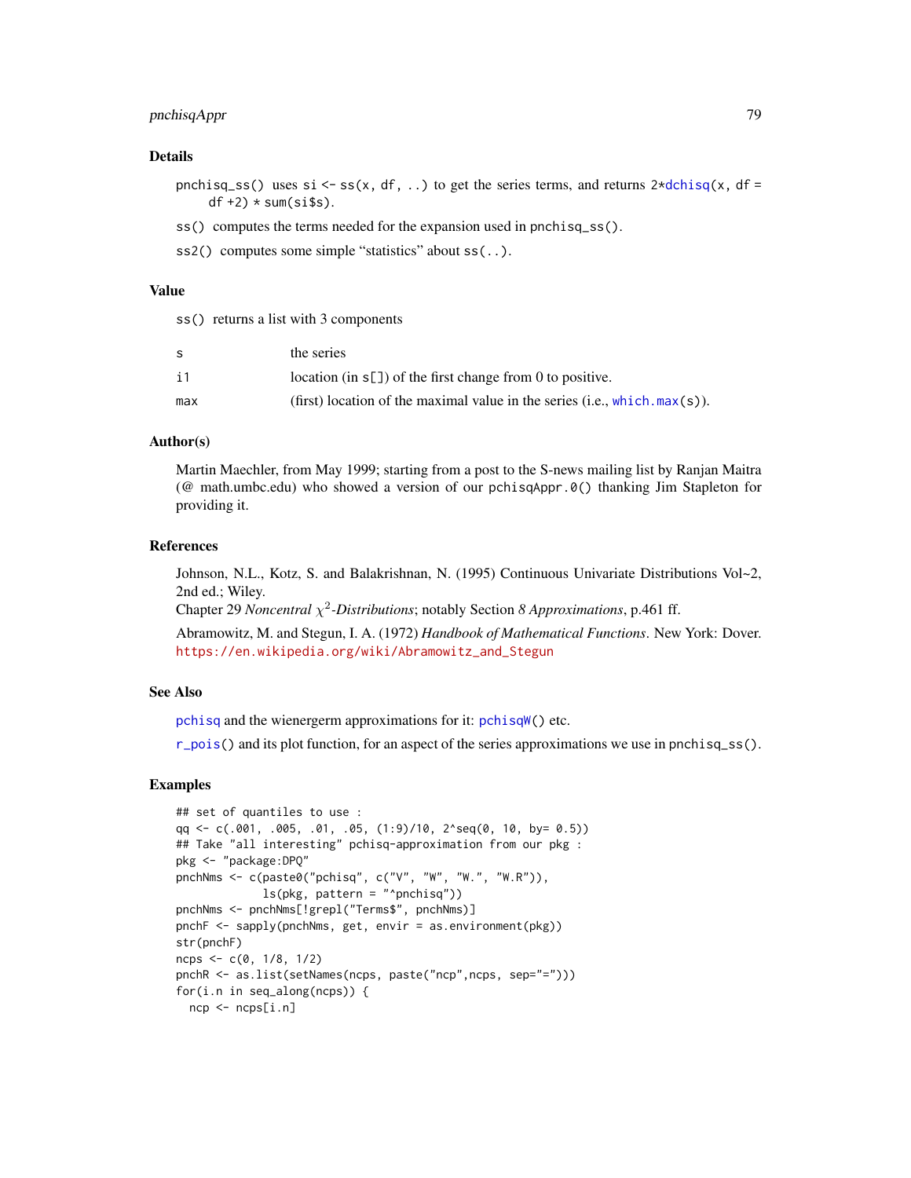## Details

`pnchisq_ss()` uses `si <- ss(x, df, ..)` to get the series terms, and returns `2*dchisq(x, df = df +2) * sum(si$s)`.

`ss()` computes the terms needed for the expansion used in `pnchisq_ss()`.

`ss2()` computes some simple "statistics" about `ss(..)`.

## Value

`ss()` returns a list with 3 components

| | |
|---|---|
| `s` | the series |
| `i1` | location (in `s[]`) of the first change from 0 to positive. |
| `max` | (first) location of the maximal value in the series (i.e., `which.max(s)`). |

## Author(s)

Martin Maechler, from May 1999; starting from a post to the S-news mailing list by Ranjan Maitra (@ math.umbc.edu) who showed a version of our `pchisqAppr.0()` thanking Jim Stapleton for providing it.

## References

Johnson, N.L., Kotz, S. and Balakrishnan, N. (1995) Continuous Univariate Distributions Vol~2, 2nd ed.; Wiley.
Chapter 29 *Noncentral $\chi^2$-Distributions*; notably Section *8 Approximations*, p.461 ff.

Abramowitz, M. and Stegun, I. A. (1972) *Handbook of Mathematical Functions*. New York: Dover. https://en.wikipedia.org/wiki/Abramowitz_and_Stegun

## See Also

`pchisq` and the wienergerm approximations for it: `pchisqW()` etc.

`r_pois()` and its plot function, for an aspect of the series approximations we use in `pnchisq_ss()`.

## Examples

```
## set of quantiles to use :
qq <- c(.001, .005, .01, .05, (1:9)/10, 2^seq(0, 10, by= 0.5))
## Take "all interesting" pchisq-approximation from our pkg :
pkg <- "package:DPQ"
pnchNms <- c(paste0("pchisq", c("V", "W", "W.", "W.R")),
             ls(pkg, pattern = "^pnchisq"))
pnchNms <- pnchNms[!grepl("Terms$", pnchNms)]
pnchF <- sapply(pnchNms, get, envir = as.environment(pkg))
str(pnchF)
ncps <- c(0, 1/8, 1/2)
pnchR <- as.list(setNames(ncps, paste("ncp",ncps, sep="=")))
for(i.n in seq_along(ncps)) {
  ncp <- ncps[i.n]
```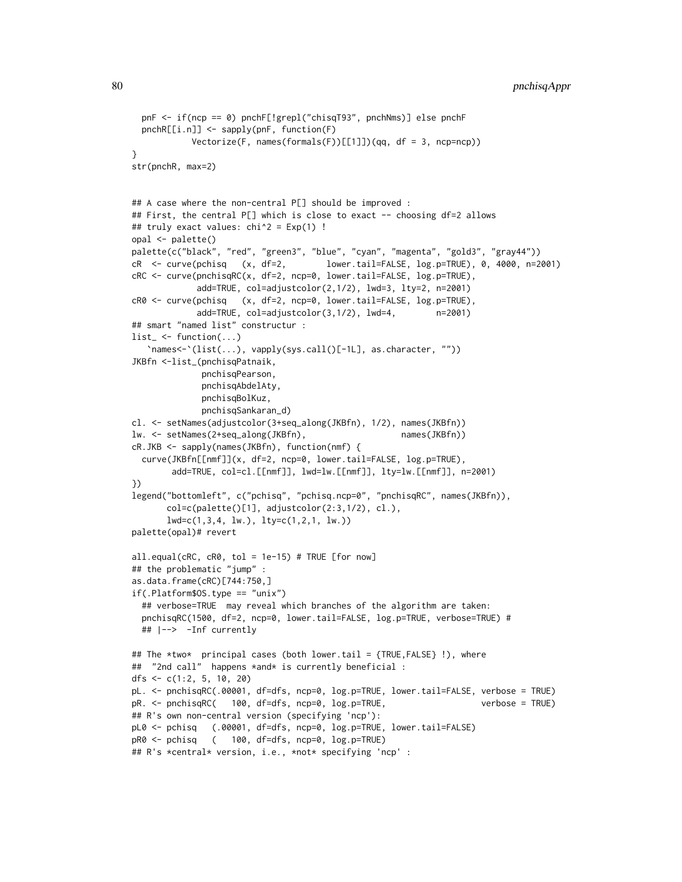```
  pnF <- if(ncp == 0) pnchF[!grepl("chisqT93", pnchNms)] else pnchF
  pnchR[[i.n]] <- sapply(pnF, function(F)
            Vectorize(F, names(formals(F))[[1]])(qq, df = 3, ncp=ncp))
}
str(pnchR, max=2)


## A case where the non-central P[] should be improved :
## First, the central P[] which is close to exact -- choosing df=2 allows
## truly exact values: chi^2 = Exp(1) !
opal <- palette()
palette(c("black", "red", "green3", "blue", "cyan", "magenta", "gold3", "gray44"))
cR  <- curve(pchisq   (x, df=2,        lower.tail=FALSE, log.p=TRUE), 0, 4000, n=2001)
cRC <- curve(pnchisqRC(x, df=2, ncp=0, lower.tail=FALSE, log.p=TRUE),
             add=TRUE, col=adjustcolor(2,1/2), lwd=3, lty=2, n=2001)
cR0 <- curve(pchisq   (x, df=2, ncp=0, lower.tail=FALSE, log.p=TRUE),
             add=TRUE, col=adjustcolor(3,1/2), lwd=4,        n=2001)
## smart "named list" constructur :
list_ <- function(...)
   `names<-`(list(...), vapply(sys.call()[-1L], as.character, ""))
JKBfn <-list_(pnchisqPatnaik,
              pnchisqPearson,
              pnchisqAbdelAty,
              pnchisqBolKuz,
              pnchisqSankaran_d)
cl. <- setNames(adjustcolor(3+seq_along(JKBfn), 1/2), names(JKBfn))
lw. <- setNames(2+seq_along(JKBfn),                   names(JKBfn))
cR.JKB <- sapply(names(JKBfn), function(nmf) {
  curve(JKBfn[[nmf]](x, df=2, ncp=0, lower.tail=FALSE, log.p=TRUE),
        add=TRUE, col=cl.[[nmf]], lwd=lw.[[nmf]], lty=lw.[[nmf]], n=2001)
})
legend("bottomleft", c("pchisq", "pchisq.ncp=0", "pnchisqRC", names(JKBfn)),
       col=c(palette()[1], adjustcolor(2:3,1/2), cl.),
       lwd=c(1,3,4, lw.), lty=c(1,2,1, lw.))
palette(opal)# revert

all.equal(cRC, cR0, tol = 1e-15) # TRUE [for now]
## the problematic "jump" :
as.data.frame(cRC)[744:750,]
if(.Platform$OS.type == "unix")
  ## verbose=TRUE  may reveal which branches of the algorithm are taken:
  pnchisqRC(1500, df=2, ncp=0, lower.tail=FALSE, log.p=TRUE, verbose=TRUE) #
  ## |-->  -Inf currently

## The *two*  principal cases (both lower.tail = {TRUE,FALSE} !), where
##  "2nd call"  happens *and* is currently beneficial :
dfs <- c(1:2, 5, 10, 20)
pL. <- pnchisqRC(.00001, df=dfs, ncp=0, log.p=TRUE, lower.tail=FALSE, verbose = TRUE)
pR. <- pnchisqRC(   100, df=dfs, ncp=0, log.p=TRUE,                   verbose = TRUE)
## R's own non-central version (specifying 'ncp'):
pL0 <- pchisq   (.00001, df=dfs, ncp=0, log.p=TRUE, lower.tail=FALSE)
pR0 <- pchisq   (   100, df=dfs, ncp=0, log.p=TRUE)
## R's *central* version, i.e., *not* specifying 'ncp' :
```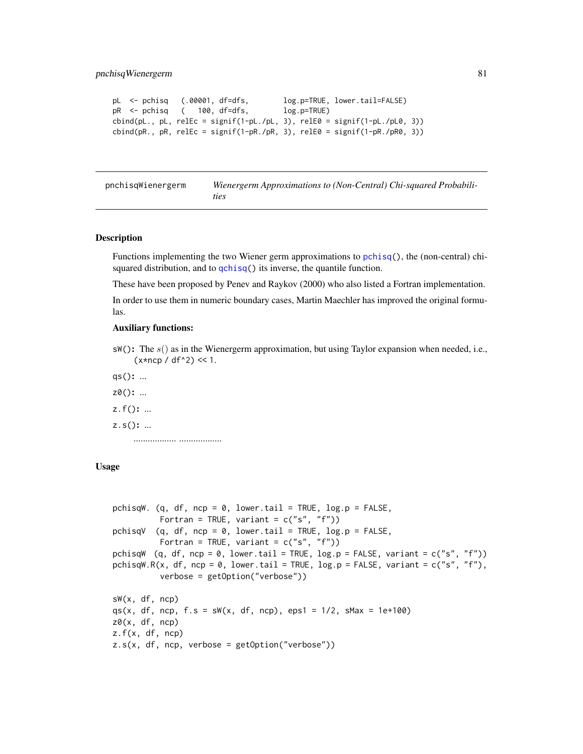```
pL  <- pchisq   (.00001, df=dfs,        log.p=TRUE, lower.tail=FALSE)
pR  <- pchisq   (   100, df=dfs,        log.p=TRUE)
cbind(pL., pL, relEc = signif(1-pL./pL, 3), relE0 = signif(1-pL./pL0, 3))
cbind(pR., pR, relEc = signif(1-pR./pR, 3), relE0 = signif(1-pR./pR0, 3))
```

---

pnchisqWienergerm — *Wienergerm Approximations to (Non-Central) Chi-squared Probabilities*

---

## Description

Functions implementing the two Wiener germ approximations to `pchisq()`, the (non-central) chi-squared distribution, and to `qchisq()` its inverse, the quantile function.

These have been proposed by Penev and Raykov (2000) who also listed a Fortran implementation.

In order to use them in numeric boundary cases, Martin Maechler has improved the original formulas.

**Auxiliary functions:**

`sW()`: The $s()$ as in the Wienergerm approximation, but using Taylor expansion when needed, i.e., (x*ncp / df^2) << 1.

`qs()`: ...

`z0()`: ...

`z.f()`: ...

`z.s()`: ...

.................. ..................

## Usage

```
pchisqW. (q, df, ncp = 0, lower.tail = TRUE, log.p = FALSE,
          Fortran = TRUE, variant = c("s", "f"))
pchisqV  (q, df, ncp = 0, lower.tail = TRUE, log.p = FALSE,
          Fortran = TRUE, variant = c("s", "f"))
pchisqW  (q, df, ncp = 0, lower.tail = TRUE, log.p = FALSE, variant = c("s", "f"))
pchisqW.R(x, df, ncp = 0, lower.tail = TRUE, log.p = FALSE, variant = c("s", "f"),
          verbose = getOption("verbose"))

sW(x, df, ncp)
qs(x, df, ncp, f.s = sW(x, df, ncp), eps1 = 1/2, sMax = 1e+100)
z0(x, df, ncp)
z.f(x, df, ncp)
z.s(x, df, ncp, verbose = getOption("verbose"))
```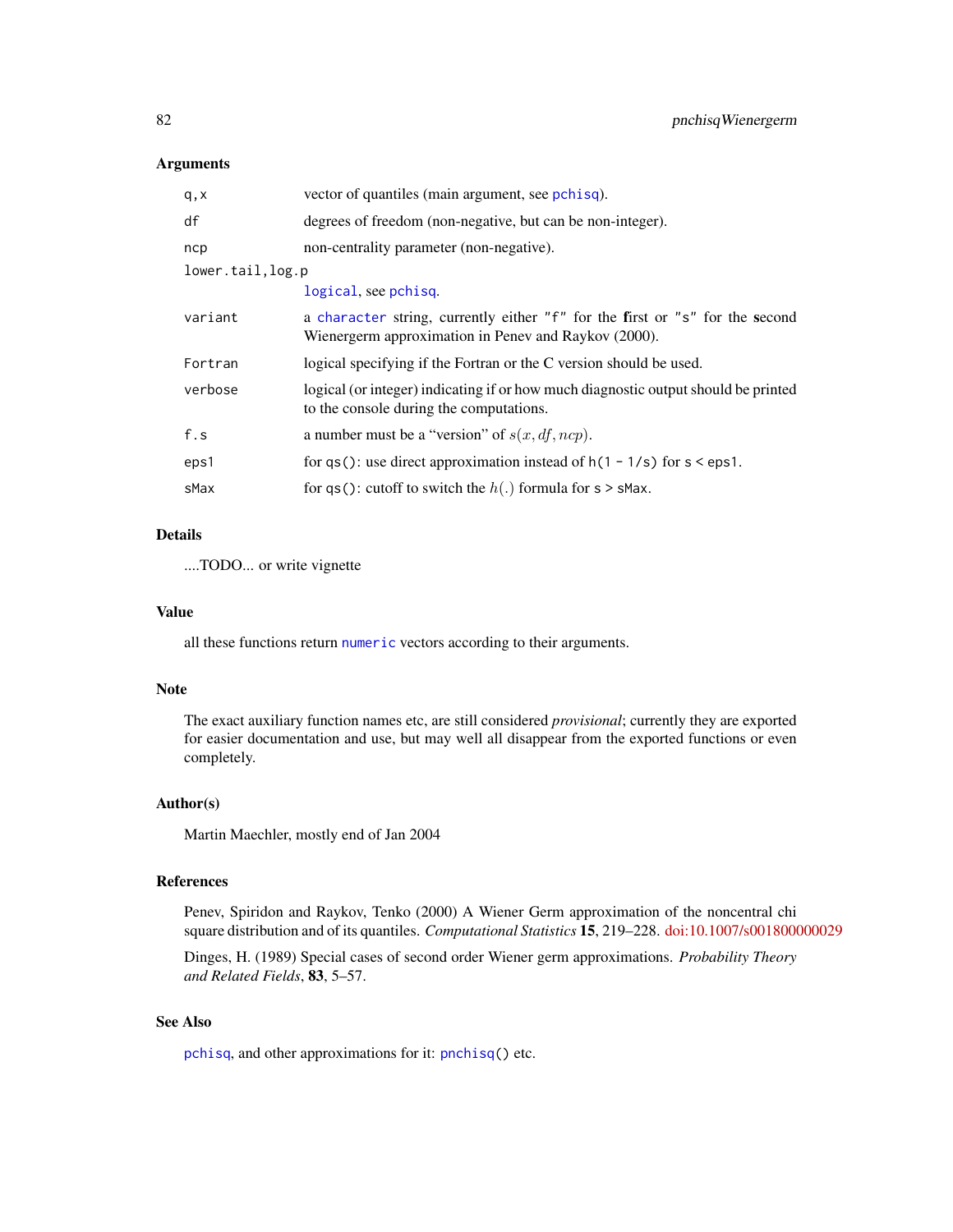### Arguments

| | |
|---|---|
| `q,x` | vector of quantiles (main argument, see `pchisq`). |
| `df` | degrees of freedom (non-negative, but can be non-integer). |
| `ncp` | non-centrality parameter (non-negative). |
| `lower.tail,log.p` | `logical`, see `pchisq`. |
| `variant` | a `character` string, currently either `"f"` for the **f**irst or `"s"` for the **s**econd Wienergerm approximation in Penev and Raykov (2000). |
| `Fortran` | logical specifying if the Fortran or the C version should be used. |
| `verbose` | logical (or integer) indicating if or how much diagnostic output should be printed to the console during the computations. |
| `f.s` | a number must be a "version" of $s(x, df, ncp)$. |
| `eps1` | for `qs()`: use direct approximation instead of `h(1 - 1/s)` for `s < eps1`. |
| `sMax` | for `qs()`: cutoff to switch the $h(.)$ formula for `s > sMax`. |

### Details

....TODO... or write vignette

### Value

all these functions return `numeric` vectors according to their arguments.

### Note

The exact auxiliary function names etc, are still considered *provisional*; currently they are exported for easier documentation and use, but may well all disappear from the exported functions or even completely.

### Author(s)

Martin Maechler, mostly end of Jan 2004

### References

Penev, Spiridon and Raykov, Tenko (2000) A Wiener Germ approximation of the noncentral chi square distribution and of its quantiles. *Computational Statistics* **15**, 219–228. doi:10.1007/s001800000029

Dinges, H. (1989) Special cases of second order Wiener germ approximations. *Probability Theory and Related Fields*, **83**, 5–57.

### See Also

`pchisq`, and other approximations for it: `pnchisq()` etc.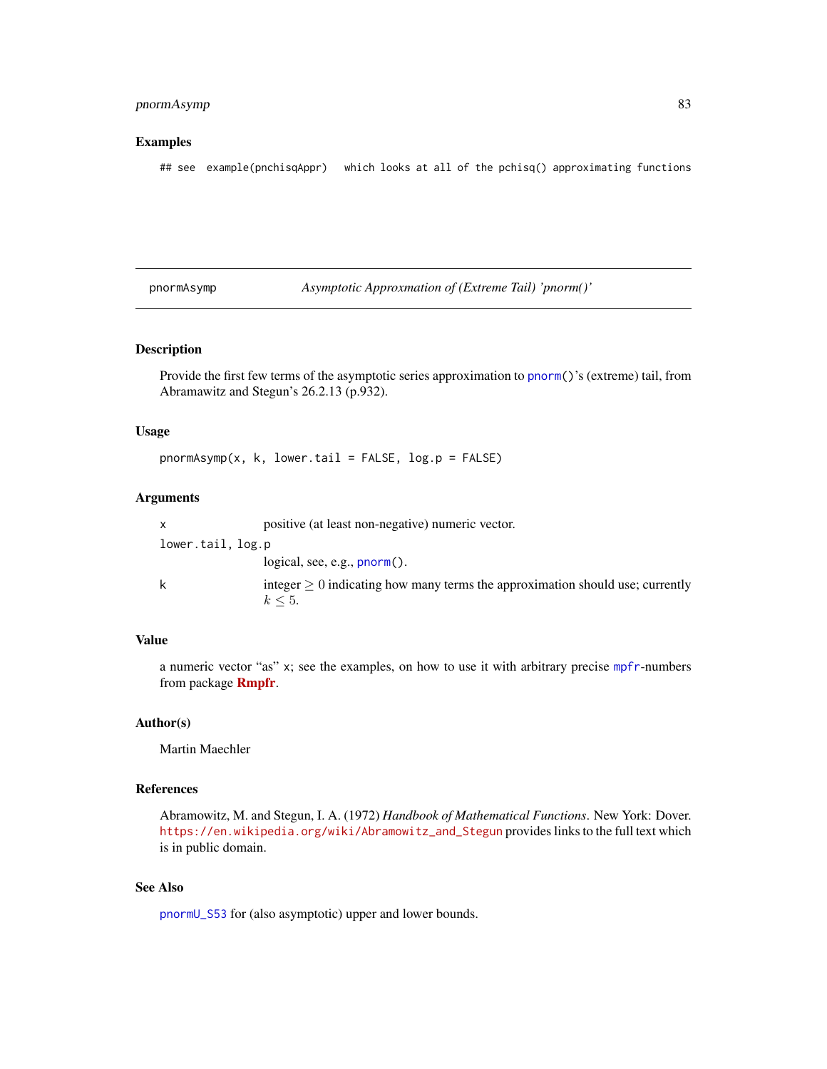### Examples

```
## see  example(pnchisqAppr)   which looks at all of the pchisq() approximating functions
```

---

## pnormAsymp — *Asymptotic Approxmation of (Extreme Tail) 'pnorm()'*

### Description

Provide the first few terms of the asymptotic series approximation to `pnorm()`'s (extreme) tail, from Abramawitz and Stegun's 26.2.13 (p.932).

### Usage

```
pnormAsymp(x, k, lower.tail = FALSE, log.p = FALSE)
```

### Arguments

| | |
|---|---|
| `x` | positive (at least non-negative) numeric vector. |
| `lower.tail, log.p` | logical, see, e.g., `pnorm()`. |
| `k` | integer $\geq 0$ indicating how many terms the approximation should use; currently $k \leq 5$. |

### Value

a numeric vector "as" `x`; see the examples, on how to use it with arbitrary precise `mpfr`-numbers from package **Rmpfr**.

### Author(s)

Martin Maechler

### References

Abramowitz, M. and Stegun, I. A. (1972) *Handbook of Mathematical Functions*. New York: Dover. https://en.wikipedia.org/wiki/Abramowitz_and_Stegun provides links to the full text which is in public domain.

### See Also

`pnormU_S53` for (also asymptotic) upper and lower bounds.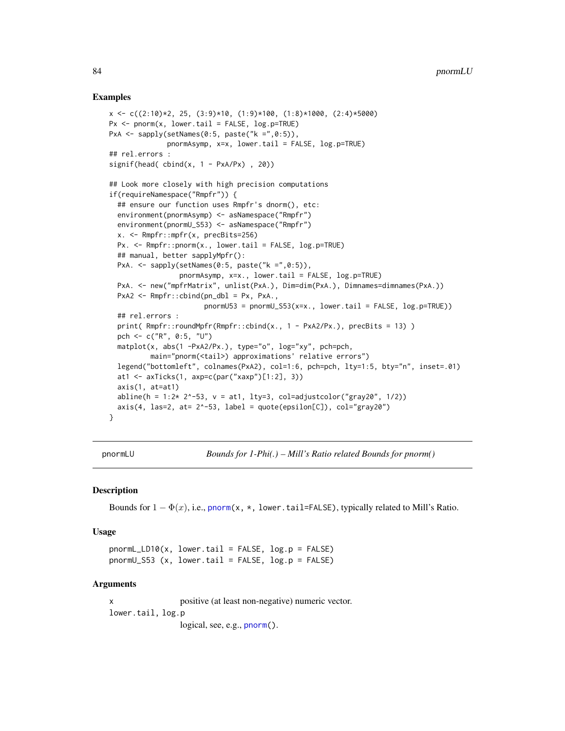## Examples

```
x <- c((2:10)*2, 25, (3:9)*10, (1:9)*100, (1:8)*1000, (2:4)*5000)
Px <- pnorm(x, lower.tail = FALSE, log.p=TRUE)
PxA <- sapply(setNames(0:5, paste("k =",0:5)),
              pnormAsymp, x=x, lower.tail = FALSE, log.p=TRUE)
## rel.errors :
signif(head( cbind(x, 1 - PxA/Px) , 20))

## Look more closely with high precision computations
if(requireNamespace("Rmpfr")) {
  ## ensure our function uses Rmpfr's dnorm(), etc:
  environment(pnormAsymp) <- asNamespace("Rmpfr")
  environment(pnormU_S53) <- asNamespace("Rmpfr")
  x. <- Rmpfr::mpfr(x, precBits=256)
  Px. <- Rmpfr::pnorm(x., lower.tail = FALSE, log.p=TRUE)
  ## manual, better sapplyMpfr():
  PxA. <- sapply(setNames(0:5, paste("k =",0:5)),
                 pnormAsymp, x=x., lower.tail = FALSE, log.p=TRUE)
  PxA. <- new("mpfrMatrix", unlist(PxA.), Dim=dim(PxA.), Dimnames=dimnames(PxA.))
  PxA2 <- Rmpfr::cbind(pn_dbl = Px, PxA.,
                       pnormU53 = pnormU_S53(x=x., lower.tail = FALSE, log.p=TRUE))
  ## rel.errors :
  print( Rmpfr::roundMpfr(Rmpfr::cbind(x., 1 - PxA2/Px.), precBits = 13) )
  pch <- c("R", 0:5, "U")
  matplot(x, abs(1 -PxA2/Px.), type="o", log="xy", pch=pch,
          main="pnorm(<tail>) approximations' relative errors")
  legend("bottomleft", colnames(PxA2), col=1:6, pch=pch, lty=1:5, bty="n", inset=.01)
  at1 <- axTicks(1, axp=c(par("xaxp")[1:2], 3))
  axis(1, at=at1)
  abline(h = 1:2* 2^-53, v = at1, lty=3, col=adjustcolor("gray20", 1/2))
  axis(4, las=2, at= 2^-53, label = quote(epsilon[C]), col="gray20")
}
```

---

## pnormLU — *Bounds for 1-Phi(.) – Mill's Ratio related Bounds for pnorm()*

### Description

Bounds for $1 - \Phi(x)$, i.e., `pnorm(x, *, lower.tail=FALSE)`, typically related to Mill's Ratio.

### Usage

```
pnormL_LD10(x, lower.tail = FALSE, log.p = FALSE)
pnormU_S53 (x, lower.tail = FALSE, log.p = FALSE)
```

### Arguments

| | |
|---|---|
| `x` | positive (at least non-negative) numeric vector. |
| `lower.tail, log.p` | logical, see, e.g., `pnorm()`. |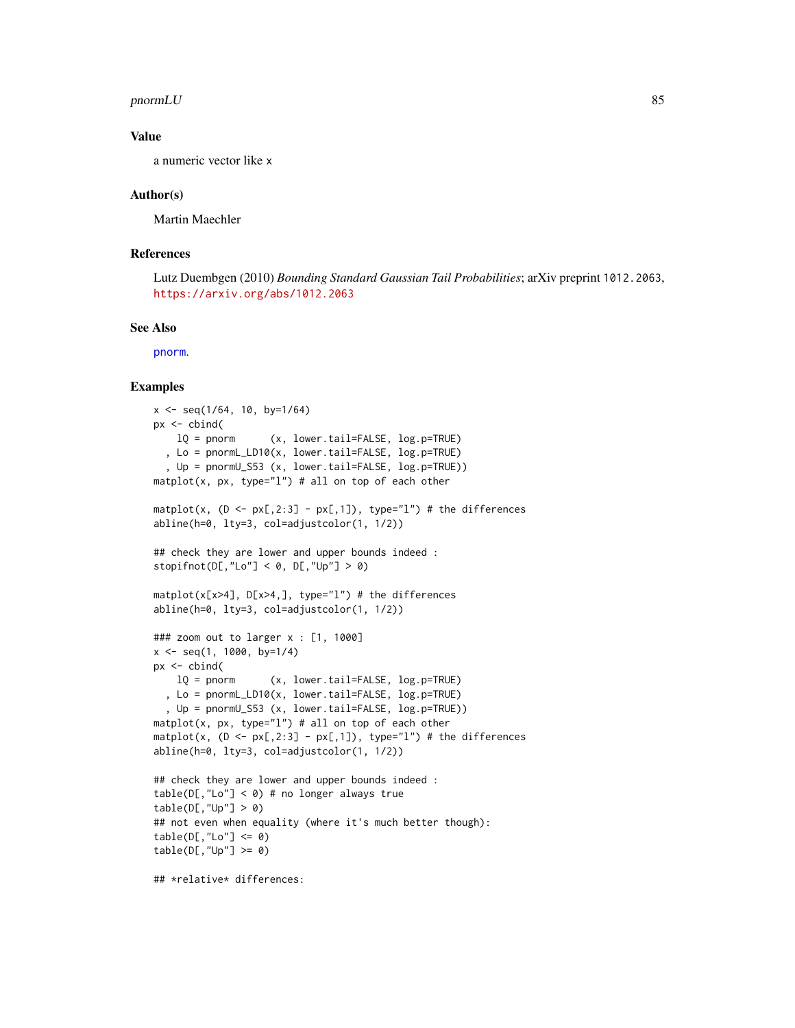## Value

a numeric vector like x

## Author(s)

Martin Maechler

## References

Lutz Duembgen (2010) *Bounding Standard Gaussian Tail Probabilities*; arXiv preprint 1012.2063, https://arxiv.org/abs/1012.2063

## See Also

pnorm.

## Examples

```
x <- seq(1/64, 10, by=1/64)
px <- cbind(
    lQ = pnorm      (x, lower.tail=FALSE, log.p=TRUE)
  , Lo = pnormL_LD10(x, lower.tail=FALSE, log.p=TRUE)
  , Up = pnormU_S53 (x, lower.tail=FALSE, log.p=TRUE))
matplot(x, px, type="l") # all on top of each other

matplot(x, (D <- px[,2:3] - px[,1]), type="l") # the differences
abline(h=0, lty=3, col=adjustcolor(1, 1/2))

## check they are lower and upper bounds indeed :
stopifnot(D[,"Lo"] < 0, D[,"Up"] > 0)

matplot(x[x>4], D[x>4,], type="l") # the differences
abline(h=0, lty=3, col=adjustcolor(1, 1/2))

### zoom out to larger x : [1, 1000]
x <- seq(1, 1000, by=1/4)
px <- cbind(
    lQ = pnorm      (x, lower.tail=FALSE, log.p=TRUE)
  , Lo = pnormL_LD10(x, lower.tail=FALSE, log.p=TRUE)
  , Up = pnormU_S53 (x, lower.tail=FALSE, log.p=TRUE))
matplot(x, px, type="l") # all on top of each other
matplot(x, (D <- px[,2:3] - px[,1]), type="l") # the differences
abline(h=0, lty=3, col=adjustcolor(1, 1/2))

## check they are lower and upper bounds indeed :
table(D[,"Lo"] < 0) # no longer always true
table(D[,"Up"] > 0)
## not even when equality (where it's much better though):
table(D[,"Lo"] <= 0)
table(D[,"Up"] >= 0)

## *relative* differences:
```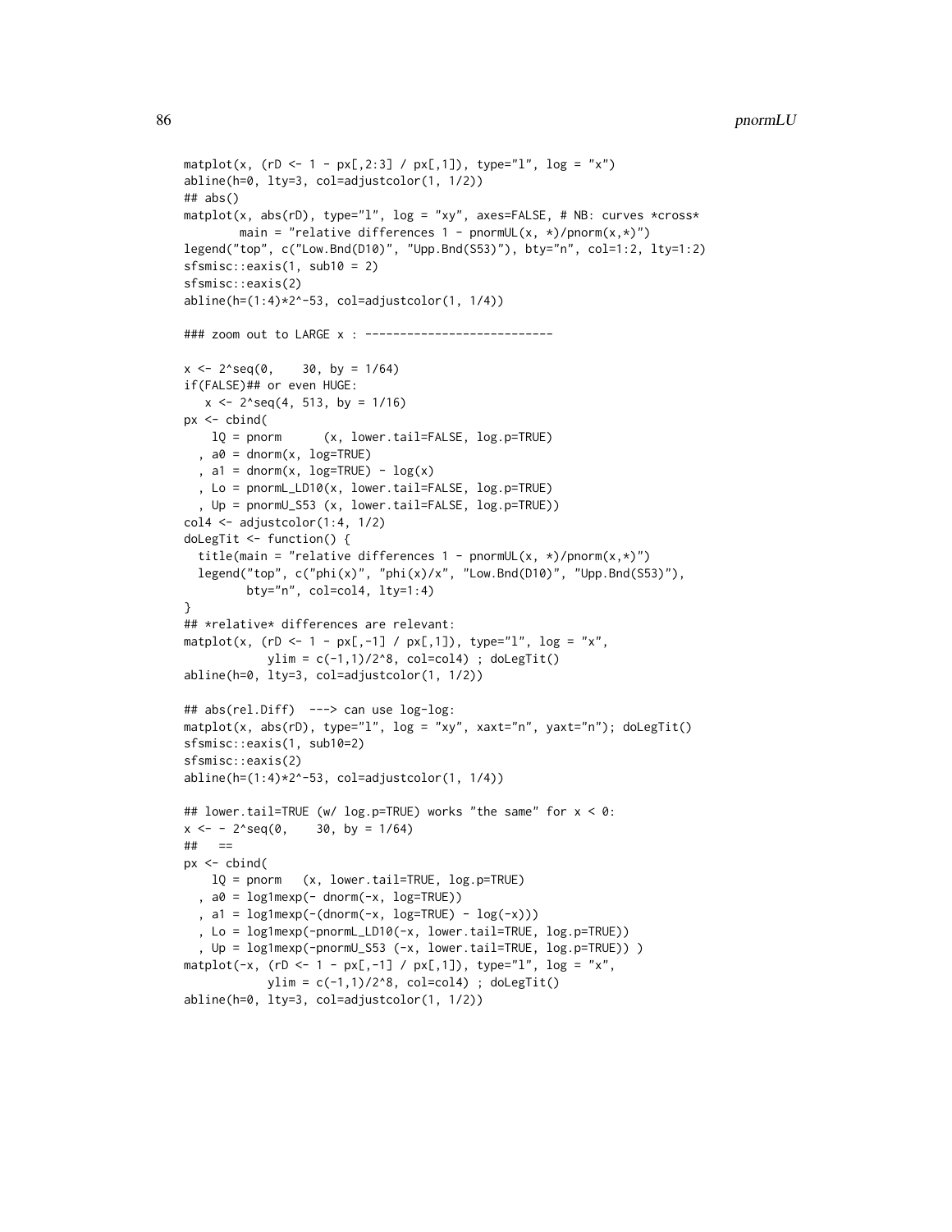```
matplot(x, (rD <- 1 - px[,2:3] / px[,1]), type="l", log = "x")
abline(h=0, lty=3, col=adjustcolor(1, 1/2))
## abs()
matplot(x, abs(rD), type="l", log = "xy", axes=FALSE, # NB: curves *cross*
        main = "relative differences 1 - pnormUL(x, *)/pnorm(x,*)")
legend("top", c("Low.Bnd(D10)", "Upp.Bnd(S53)"), bty="n", col=1:2, lty=1:2)
sfsmisc::eaxis(1, sub10 = 2)
sfsmisc::eaxis(2)
abline(h=(1:4)*2^-53, col=adjustcolor(1, 1/4))

### zoom out to LARGE x : ---------------------------

x <- 2^seq(0,    30, by = 1/64)
if(FALSE)## or even HUGE:
   x <- 2^seq(4, 513, by = 1/16)
px <- cbind(
    lQ = pnorm      (x, lower.tail=FALSE, log.p=TRUE)
  , a0 = dnorm(x, log=TRUE)
  , a1 = dnorm(x, log=TRUE) - log(x)
  , Lo = pnormL_LD10(x, lower.tail=FALSE, log.p=TRUE)
  , Up = pnormU_S53 (x, lower.tail=FALSE, log.p=TRUE))
col4 <- adjustcolor(1:4, 1/2)
doLegTit <- function() {
  title(main = "relative differences 1 - pnormUL(x, *)/pnorm(x,*)")
  legend("top", c("phi(x)", "phi(x)/x", "Low.Bnd(D10)", "Upp.Bnd(S53)"),
         bty="n", col=col4, lty=1:4)
}
## *relative* differences are relevant:
matplot(x, (rD <- 1 - px[,-1] / px[,1]), type="l", log = "x",
            ylim = c(-1,1)/2^8, col=col4) ; doLegTit()
abline(h=0, lty=3, col=adjustcolor(1, 1/2))

## abs(rel.Diff)  ---> can use log-log:
matplot(x, abs(rD), type="l", log = "xy", xaxt="n", yaxt="n"); doLegTit()
sfsmisc::eaxis(1, sub10=2)
sfsmisc::eaxis(2)
abline(h=(1:4)*2^-53, col=adjustcolor(1, 1/4))

## lower.tail=TRUE (w/ log.p=TRUE) works "the same" for x < 0:
x <- - 2^seq(0,    30, by = 1/64)
##   ==
px <- cbind(
    lQ = pnorm   (x, lower.tail=TRUE, log.p=TRUE)
  , a0 = log1mexp(- dnorm(-x, log=TRUE))
  , a1 = log1mexp(-(dnorm(-x, log=TRUE) - log(-x)))
  , Lo = log1mexp(-pnormL_LD10(-x, lower.tail=TRUE, log.p=TRUE))
  , Up = log1mexp(-pnormU_S53 (-x, lower.tail=TRUE, log.p=TRUE)) )
matplot(-x, (rD <- 1 - px[,-1] / px[,1]), type="l", log = "x",
            ylim = c(-1,1)/2^8, col=col4) ; doLegTit()
abline(h=0, lty=3, col=adjustcolor(1, 1/2))
```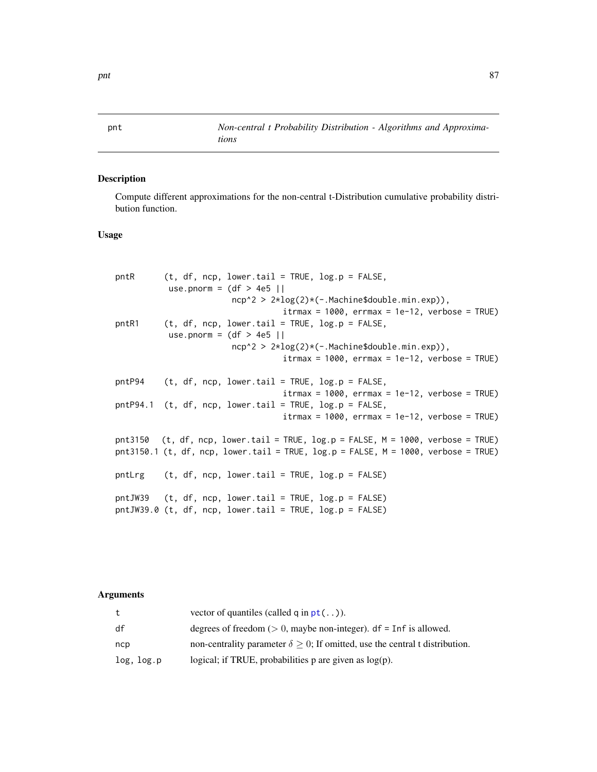pnt *Non-central t Probability Distribution - Algorithms and Approximations*

## Description

Compute different approximations for the non-central t-Distribution cumulative probability distribution function.

## Usage

```
pntR      (t, df, ncp, lower.tail = TRUE, log.p = FALSE,
           use.pnorm = (df > 4e5 ||
                        ncp^2 > 2*log(2)*(-.Machine$double.min.exp)),
                                  itrmax = 1000, errmax = 1e-12, verbose = TRUE)
pntR1     (t, df, ncp, lower.tail = TRUE, log.p = FALSE,
           use.pnorm = (df > 4e5 ||
                        ncp^2 > 2*log(2)*(-.Machine$double.min.exp)),
                                  itrmax = 1000, errmax = 1e-12, verbose = TRUE)

pntP94    (t, df, ncp, lower.tail = TRUE, log.p = FALSE,
                                  itrmax = 1000, errmax = 1e-12, verbose = TRUE)
pntP94.1  (t, df, ncp, lower.tail = TRUE, log.p = FALSE,
                                  itrmax = 1000, errmax = 1e-12, verbose = TRUE)

pnt3150   (t, df, ncp, lower.tail = TRUE, log.p = FALSE, M = 1000, verbose = TRUE)
pnt3150.1 (t, df, ncp, lower.tail = TRUE, log.p = FALSE, M = 1000, verbose = TRUE)

pntLrg    (t, df, ncp, lower.tail = TRUE, log.p = FALSE)

pntJW39   (t, df, ncp, lower.tail = TRUE, log.p = FALSE)
pntJW39.0 (t, df, ncp, lower.tail = TRUE, log.p = FALSE)
```

## Arguments

| | |
|---|---|
| t | vector of quantiles (called q in pt(..)). |
| df | degrees of freedom ($> 0$, maybe non-integer). df = Inf is allowed. |
| ncp | non-centrality parameter $\delta \geq 0$; If omitted, use the central t distribution. |
| log, log.p | logical; if TRUE, probabilities p are given as log(p). |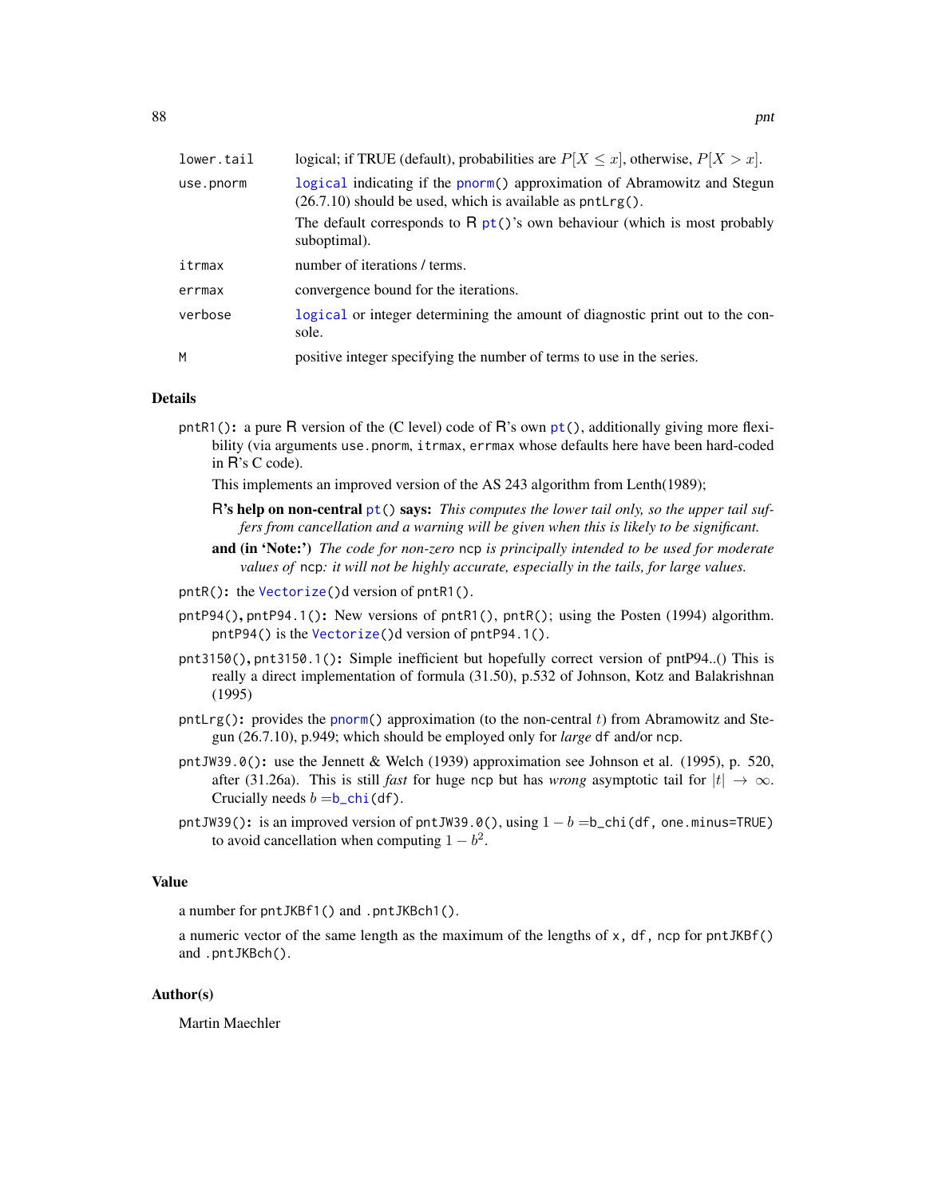| | |
|---|---|
| lower.tail | logical; if TRUE (default), probabilities are $P[X \le x]$, otherwise, $P[X > x]$. |
| use.pnorm | logical indicating if the pnorm() approximation of Abramowitz and Stegun (26.7.10) should be used, which is available as pntLrg().<br>The default corresponds to R pt()'s own behaviour (which is most probably suboptimal). |
| itrmax | number of iterations / terms. |
| errmax | convergence bound for the iterations. |
| verbose | logical or integer determining the amount of diagnostic print out to the console. |
| M | positive integer specifying the number of terms to use in the series. |

## Details

**pntR1():** a pure R version of the (C level) code of R's own pt(), additionally giving more flexibility (via arguments use.pnorm, itrmax, errmax whose defaults here have been hard-coded in R's C code).

This implements an improved version of the AS 243 algorithm from Lenth(1989);

> **R's help on non-central pt() says:** *This computes the lower tail only, so the upper tail suffers from cancellation and a warning will be given when this is likely to be significant.*
>
> **and (in 'Note:')** *The code for non-zero* ncp *is principally intended to be used for moderate values of* ncp*: it will not be highly accurate, especially in the tails, for large values.*

**pntR():** the Vectorize()d version of pntR1().

**pntP94(), pntP94.1():** New versions of pntR1(), pntR(); using the Posten (1994) algorithm. pntP94() is the Vectorize()d version of pntP94.1().

**pnt3150(), pnt3150.1():** Simple inefficient but hopefully correct version of pntP94..() This is really a direct implementation of formula (31.50), p.532 of Johnson, Kotz and Balakrishnan (1995)

**pntLrg():** provides the pnorm() approximation (to the non-central $t$) from Abramowitz and Stegun (26.7.10), p.949; which should be employed only for *large* df and/or ncp.

**pntJW39.0():** use the Jennett & Welch (1939) approximation see Johnson et al. (1995), p. 520, after (31.26a). This is still *fast* for huge ncp but has *wrong* asymptotic tail for $|t| \to \infty$. Crucially needs $b =$b_chi(df).

**pntJW39():** is an improved version of pntJW39.0(), using $1 - b =$b_chi(df, one.minus=TRUE) to avoid cancellation when computing $1 - b^2$.

## Value

a number for pntJKBf1() and .pntJKBch1().

a numeric vector of the same length as the maximum of the lengths of x, df, ncp for pntJKBf() and .pntJKBch().

## Author(s)

Martin Maechler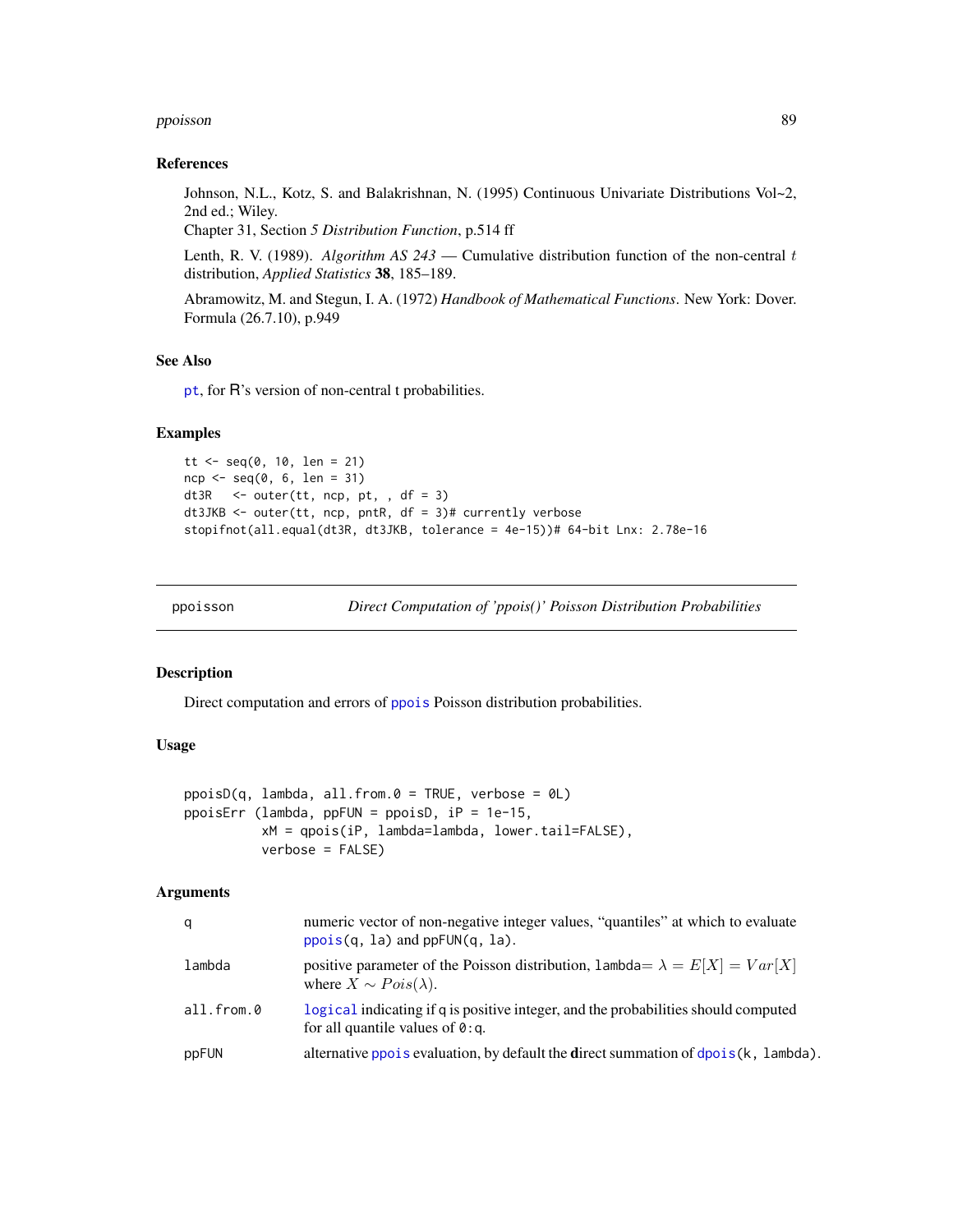### References

Johnson, N.L., Kotz, S. and Balakrishnan, N. (1995) Continuous Univariate Distributions Vol~2, 2nd ed.; Wiley.
Chapter 31, Section *5 Distribution Function*, p.514 ff

Lenth, R. V. (1989). *Algorithm AS 243* — Cumulative distribution function of the non-central $t$ distribution, *Applied Statistics* **38**, 185–189.

Abramowitz, M. and Stegun, I. A. (1972) *Handbook of Mathematical Functions*. New York: Dover. Formula (26.7.10), p.949

### See Also

`pt`, for R's version of non-central t probabilities.

### Examples

```
tt <- seq(0, 10, len = 21)
ncp <- seq(0, 6, len = 31)
dt3R   <- outer(tt, ncp, pt, , df = 3)
dt3JKB <- outer(tt, ncp, pntR, df = 3)# currently verbose
stopifnot(all.equal(dt3R, dt3JKB, tolerance = 4e-15))# 64-bit Lnx: 2.78e-16
```

---

`ppoisson` *Direct Computation of 'ppois()' Poisson Distribution Probabilities*

---

### Description

Direct computation and errors of `ppois` Poisson distribution probabilities.

### Usage

```
ppoisD(q, lambda, all.from.0 = TRUE, verbose = 0L)
ppoisErr (lambda, ppFUN = ppoisD, iP = 1e-15,
          xM = qpois(iP, lambda=lambda, lower.tail=FALSE),
          verbose = FALSE)
```

### Arguments

| | |
|---|---|
| `q` | numeric vector of non-negative integer values, "quantiles" at which to evaluate `ppois(q, la)` and `ppFUN(q, la)`. |
| `lambda` | positive parameter of the Poisson distribution, `lambda`$= \lambda = E[X] = Var[X]$ where $X \sim Pois(\lambda)$. |
| `all.from.0` | `logical` indicating if `q` is positive integer, and the probabilities should computed for all quantile values of `0:q`. |
| `ppFUN` | alternative `ppois` evaluation, by default the **d**irect summation of `dpois(k, lambda)`. |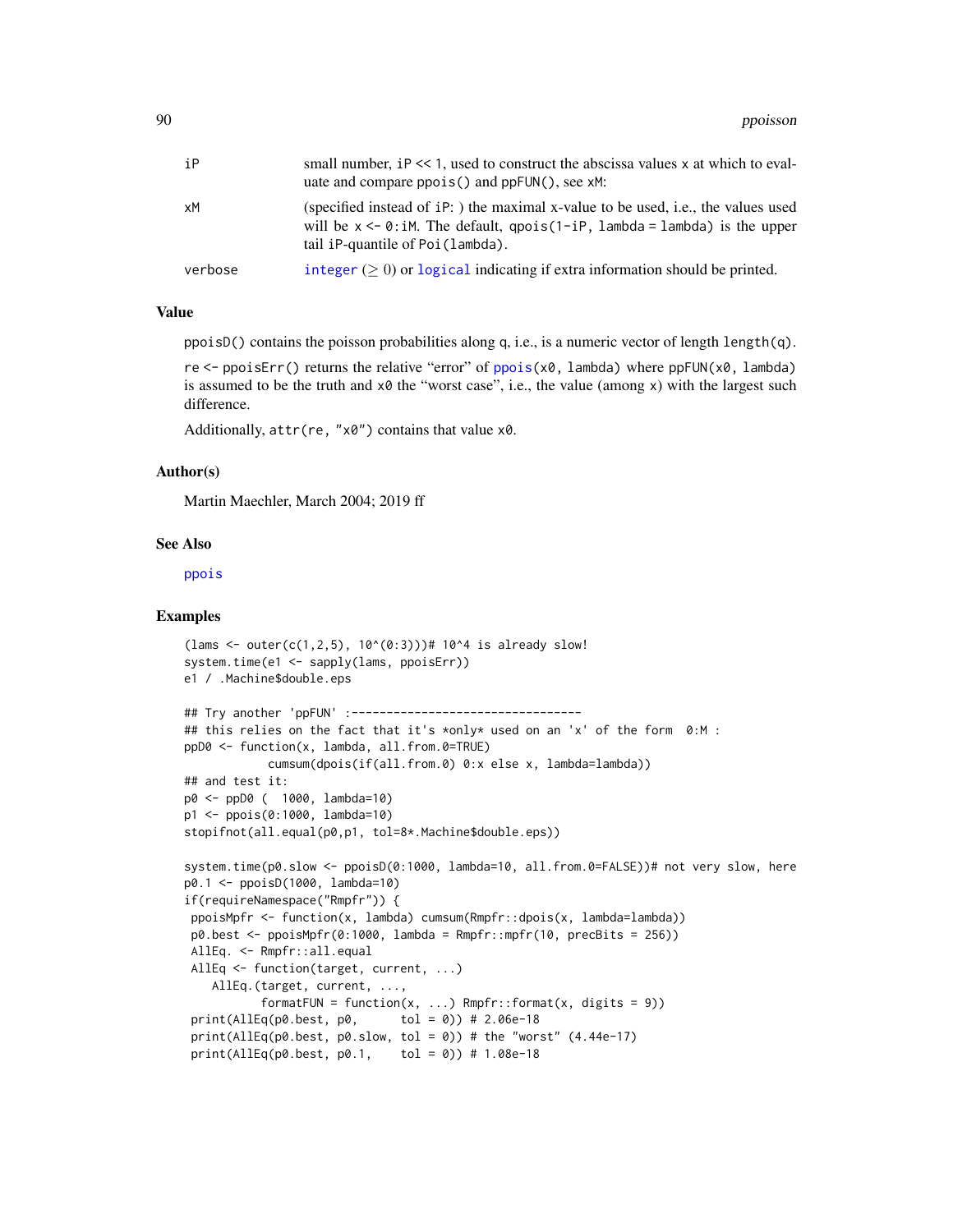| | |
|---|---|
| iP | small number, iP << 1, used to construct the abscissa values x at which to evaluate and compare ppois() and ppFUN(), see xM: |
| xM | (specified instead of iP: ) the maximal x-value to be used, i.e., the values used will be x <- 0:iM. The default, qpois(1-iP, lambda = lambda) is the upper tail iP-quantile of Poi(lambda). |
| verbose | integer ($\geq 0$) or logical indicating if extra information should be printed. |

### Value

ppoisD() contains the poisson probabilities along q, i.e., is a numeric vector of length length(q).

re <- ppoisErr() returns the relative "error" of ppois(x0, lambda) where ppFUN(x0, lambda) is assumed to be the truth and x0 the "worst case", i.e., the value (among x) with the largest such difference.

Additionally, attr(re, "x0") contains that value x0.

### Author(s)

Martin Maechler, March 2004; 2019 ff

### See Also

ppois

### Examples

```
(lams <- outer(c(1,2,5), 10^(0:3)))# 10^4 is already slow!
system.time(e1 <- sapply(lams, ppoisErr))
e1 / .Machine$double.eps

## Try another 'ppFUN' :---------------------------------
## this relies on the fact that it's *only* used on an 'x' of the form  0:M :
ppD0 <- function(x, lambda, all.from.0=TRUE)
            cumsum(dpois(if(all.from.0) 0:x else x, lambda=lambda))
## and test it:
p0 <- ppD0 (  1000, lambda=10)
p1 <- ppois(0:1000, lambda=10)
stopifnot(all.equal(p0,p1, tol=8*.Machine$double.eps))

system.time(p0.slow <- ppoisD(0:1000, lambda=10, all.from.0=FALSE))# not very slow, here
p0.1 <- ppoisD(1000, lambda=10)
if(requireNamespace("Rmpfr")) {
 ppoisMpfr <- function(x, lambda) cumsum(Rmpfr::dpois(x, lambda=lambda))
 p0.best <- ppoisMpfr(0:1000, lambda = Rmpfr::mpfr(10, precBits = 256))
 AllEq. <- Rmpfr::all.equal
 AllEq <- function(target, current, ...)
    AllEq.(target, current, ...,
           formatFUN = function(x, ...) Rmpfr::format(x, digits = 9))
 print(AllEq(p0.best, p0,      tol = 0)) # 2.06e-18
 print(AllEq(p0.best, p0.slow, tol = 0)) # the "worst" (4.44e-17)
 print(AllEq(p0.best, p0.1,    tol = 0)) # 1.08e-18
```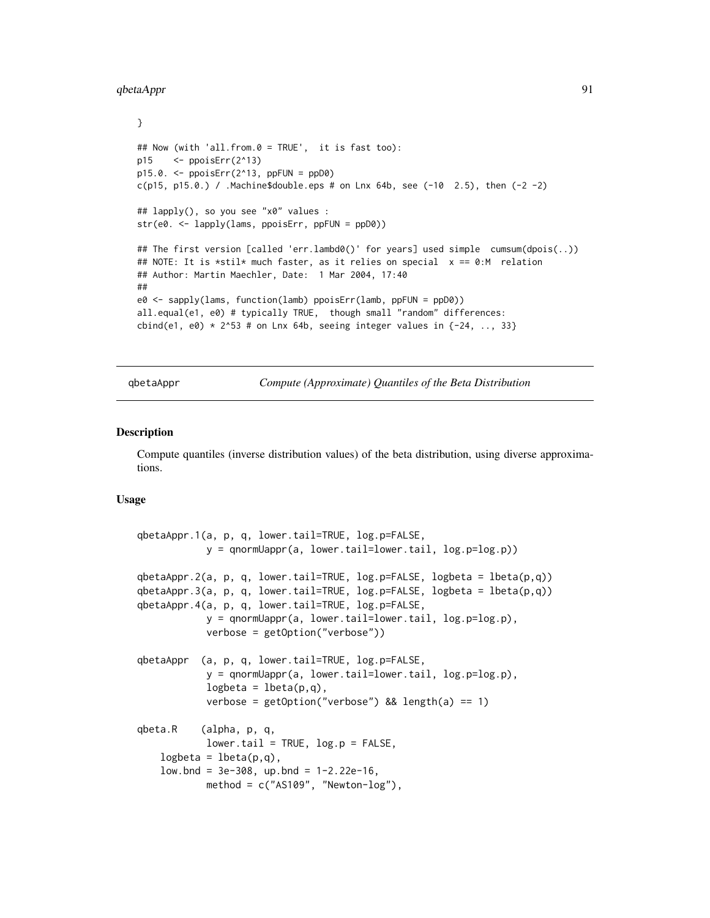```
}

## Now (with 'all.from.0 = TRUE',  it is fast too):
p15    <- ppoisErr(2^13)
p15.0. <- ppoisErr(2^13, ppFUN = ppD0)
c(p15, p15.0.) / .Machine$double.eps # on Lnx 64b, see (-10  2.5), then (-2 -2)

## lapply(), so you see "x0" values :
str(e0. <- lapply(lams, ppoisErr, ppFUN = ppD0))

## The first version [called 'err.lambd0()' for years] used simple  cumsum(dpois(..))
## NOTE: It is *stil* much faster, as it relies on special  x == 0:M  relation
## Author: Martin Maechler, Date:  1 Mar 2004, 17:40
##
e0 <- sapply(lams, function(lamb) ppoisErr(lamb, ppFUN = ppD0))
all.equal(e1, e0) # typically TRUE,  though small "random" differences:
cbind(e1, e0) * 2^53 # on Lnx 64b, seeing integer values in {-24, .., 33}
```

## qbetaAppr — *Compute (Approximate) Quantiles of the Beta Distribution*

### Description

Compute quantiles (inverse distribution values) of the beta distribution, using diverse approximations.

### Usage

```
qbetaAppr.1(a, p, q, lower.tail=TRUE, log.p=FALSE,
            y = qnormUappr(a, lower.tail=lower.tail, log.p=log.p))

qbetaAppr.2(a, p, q, lower.tail=TRUE, log.p=FALSE, logbeta = lbeta(p,q))
qbetaAppr.3(a, p, q, lower.tail=TRUE, log.p=FALSE, logbeta = lbeta(p,q))
qbetaAppr.4(a, p, q, lower.tail=TRUE, log.p=FALSE,
            y = qnormUappr(a, lower.tail=lower.tail, log.p=log.p),
            verbose = getOption("verbose"))

qbetaAppr  (a, p, q, lower.tail=TRUE, log.p=FALSE,
            y = qnormUappr(a, lower.tail=lower.tail, log.p=log.p),
            logbeta = lbeta(p,q),
            verbose = getOption("verbose") && length(a) == 1)

qbeta.R    (alpha, p, q,
            lower.tail = TRUE, log.p = FALSE,
    logbeta = lbeta(p,q),
    low.bnd = 3e-308, up.bnd = 1-2.22e-16,
            method = c("AS109", "Newton-log"),
```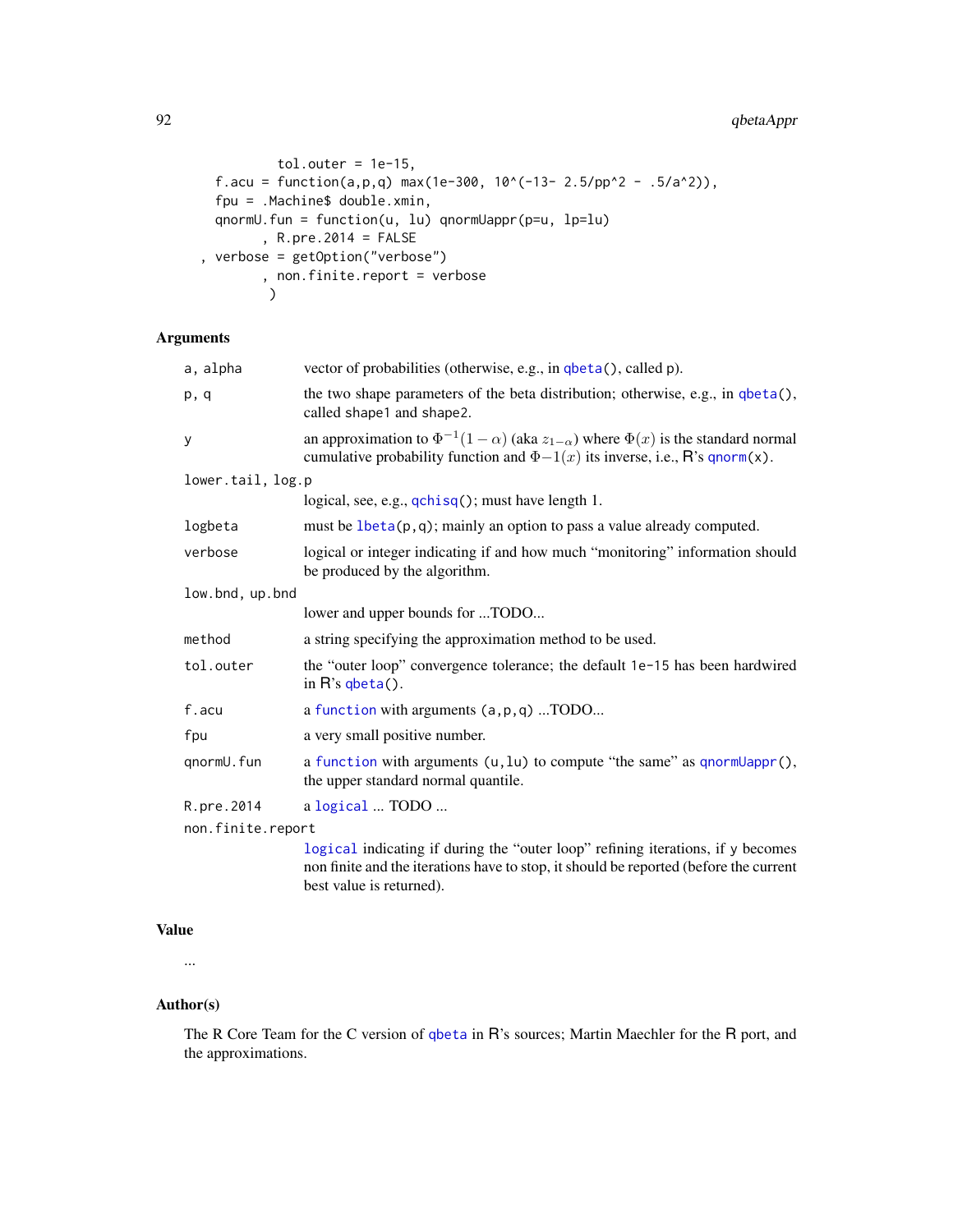```
             tol.outer = 1e-15,
     f.acu = function(a,p,q) max(1e-300, 10^(-13- 2.5/pp^2 - .5/a^2)),
     fpu = .Machine$ double.xmin,
     qnormU.fun = function(u, lu) qnormUappr(p=u, lp=lu)
          , R.pre.2014 = FALSE
   , verbose = getOption("verbose")
          , non.finite.report = verbose
           )
```

## Arguments

- `a, alpha` — vector of probabilities (otherwise, e.g., in `qbeta()`, called `p`).
- `p, q` — the two shape parameters of the beta distribution; otherwise, e.g., in `qbeta()`, called `shape1` and `shape2`.
- `y` — an approximation to $\Phi^{-1}(1-\alpha)$ (aka $z_{1-\alpha}$) where $\Phi(x)$ is the standard normal cumulative probability function and $\Phi-1(x)$ its inverse, i.e., R's `qnorm(x)`.
- `lower.tail, log.p` — logical, see, e.g., `qchisq()`; must have length 1.
- `logbeta` — must be `lbeta(p,q)`; mainly an option to pass a value already computed.
- `verbose` — logical or integer indicating if and how much "monitoring" information should be produced by the algorithm.
- `low.bnd, up.bnd` — lower and upper bounds for ...TODO...
- `method` — a string specifying the approximation method to be used.
- `tol.outer` — the "outer loop" convergence tolerance; the default `1e-15` has been hardwired in R's `qbeta()`.
- `f.acu` — a `function` with arguments `(a,p,q)` ...TODO...
- `fpu` — a very small positive number.
- `qnormU.fun` — a `function` with arguments `(u,lu)` to compute "the same" as `qnormUappr()`, the upper standard normal quantile.
- `R.pre.2014` — a `logical` ... TODO ...
- `non.finite.report` — `logical` indicating if during the "outer loop" refining iterations, if `y` becomes non finite and the iterations have to stop, it should be reported (before the current best value is returned).

## Value

...

## Author(s)

The R Core Team for the C version of `qbeta` in R's sources; Martin Maechler for the R port, and the approximations.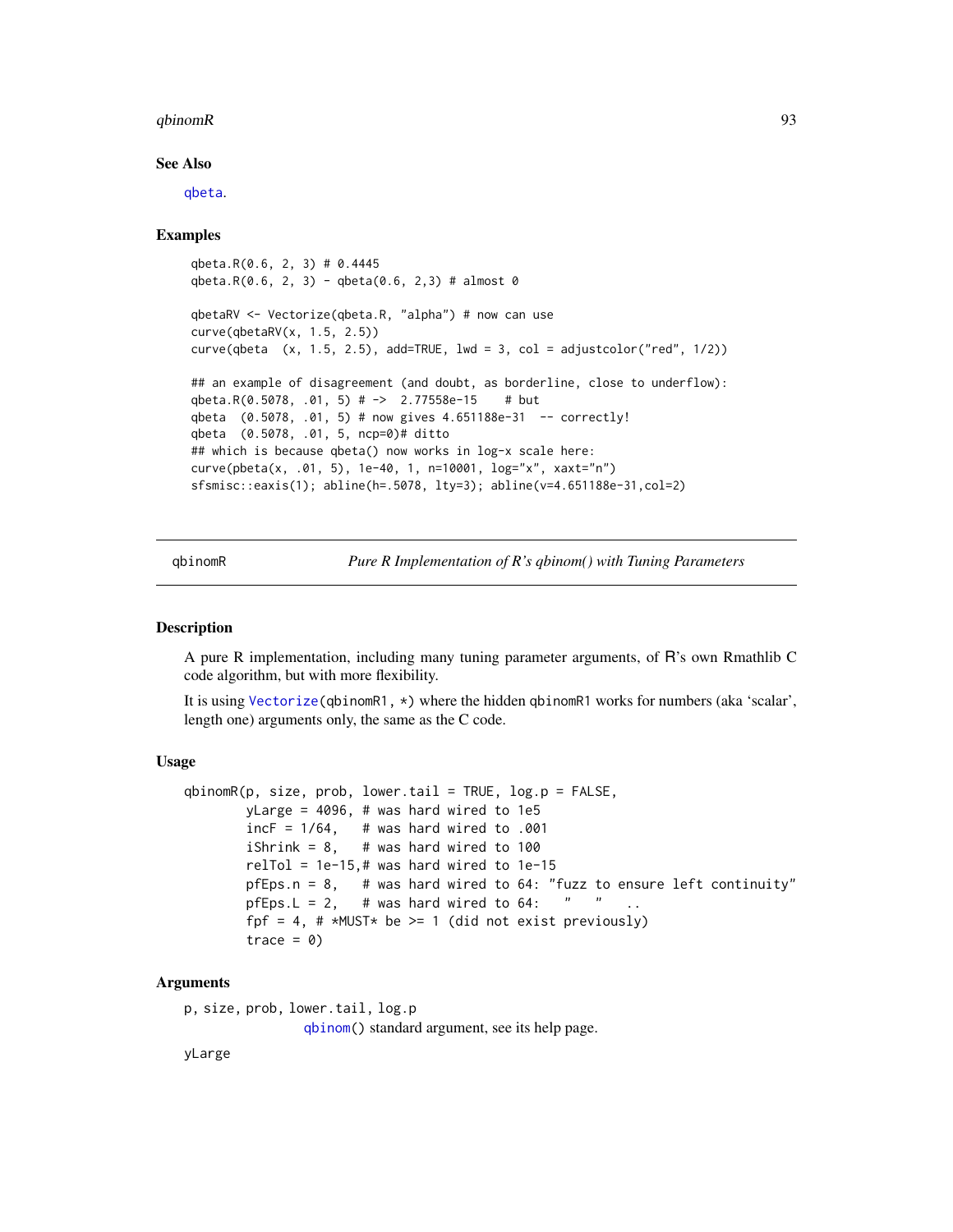### See Also

qbeta.

### Examples

```
qbeta.R(0.6, 2, 3) # 0.4445
qbeta.R(0.6, 2, 3) - qbeta(0.6, 2,3) # almost 0

qbetaRV <- Vectorize(qbeta.R, "alpha") # now can use
curve(qbetaRV(x, 1.5, 2.5))
curve(qbeta  (x, 1.5, 2.5), add=TRUE, lwd = 3, col = adjustcolor("red", 1/2))

## an example of disagreement (and doubt, as borderline, close to underflow):
qbeta.R(0.5078, .01, 5) # ->  2.77558e-15    # but
qbeta  (0.5078, .01, 5) # now gives 4.651188e-31  -- correctly!
qbeta  (0.5078, .01, 5, ncp=0)# ditto
## which is because qbeta() now works in log-x scale here:
curve(pbeta(x, .01, 5), 1e-40, 1, n=10001, log="x", xaxt="n")
sfsmisc::eaxis(1); abline(h=.5078, lty=3); abline(v=4.651188e-31,col=2)
```

---

## qbinomR *Pure R Implementation of R's qbinom() with Tuning Parameters*

### Description

A pure R implementation, including many tuning parameter arguments, of R's own Rmathlib C code algorithm, but with more flexibility.

It is using Vectorize(qbinomR1, *) where the hidden qbinomR1 works for numbers (aka 'scalar', length one) arguments only, the same as the C code.

### Usage

```
qbinomR(p, size, prob, lower.tail = TRUE, log.p = FALSE,
        yLarge = 4096, # was hard wired to 1e5
        incF = 1/64,   # was hard wired to .001
        iShrink = 8,   # was hard wired to 100
        relTol = 1e-15,# was hard wired to 1e-15
        pfEps.n = 8,   # was hard wired to 64: "fuzz to ensure left continuity"
        pfEps.L = 2,   # was hard wired to 64:   "   "    ..
        fpf = 4, # *MUST* be >= 1 (did not exist previously)
        trace = 0)
```

### Arguments

p, size, prob, lower.tail, log.p
: qbinom() standard argument, see its help page.

yLarge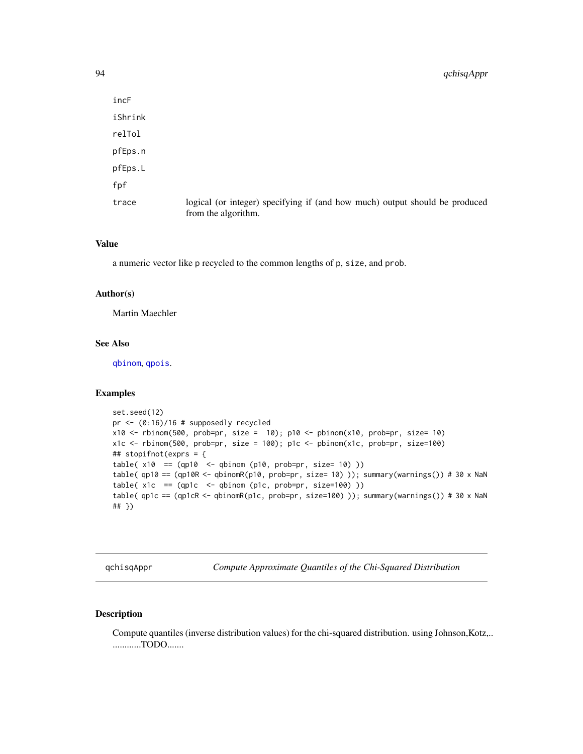| | |
|---|---|
| incF | |
| iShrink | |
| relTol | |
| pfEps.n | |
| pfEps.L | |
| fpf | |
| trace | logical (or integer) specifying if (and how much) output should be produced from the algorithm. |

### Value

a numeric vector like p recycled to the common lengths of p, size, and prob.

### Author(s)

Martin Maechler

### See Also

qbinom, qpois.

### Examples

```
set.seed(12)
pr <- (0:16)/16 # supposedly recycled
x10 <- rbinom(500, prob=pr, size =  10); p10 <- pbinom(x10, prob=pr, size= 10)
x1c <- rbinom(500, prob=pr, size = 100); p1c <- pbinom(x1c, prob=pr, size=100)
## stopifnot(exprs = {
table( x10  == (qp10  <- qbinom (p10, prob=pr, size= 10) ))
table( qp10 == (qp10R <- qbinomR(p10, prob=pr, size= 10) )); summary(warnings()) # 30 x NaN
table( x1c  == (qp1c  <- qbinom (p1c, prob=pr, size=100) ))
table( qp1c == (qp1cR <- qbinomR(p1c, prob=pr, size=100) )); summary(warnings()) # 30 x NaN
## })
```

---

## qchisqAppr — *Compute Approximate Quantiles of the Chi-Squared Distribution*

---

### Description

Compute quantiles (inverse distribution values) for the chi-squared distribution. using Johnson,Kotz,.. ............TODO.......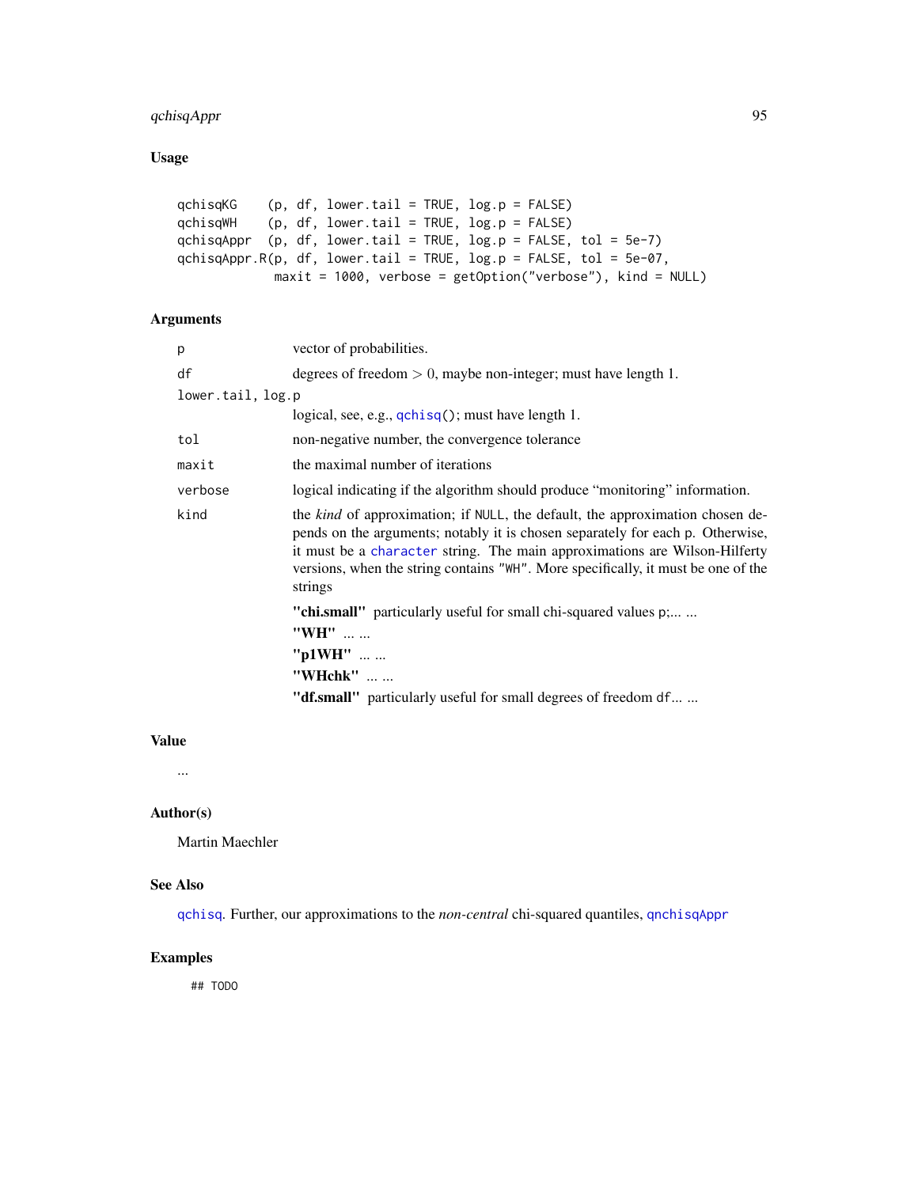## Usage

```
qchisqKG    (p, df, lower.tail = TRUE, log.p = FALSE)
qchisqWH    (p, df, lower.tail = TRUE, log.p = FALSE)
qchisqAppr  (p, df, lower.tail = TRUE, log.p = FALSE, tol = 5e-7)
qchisqAppr.R(p, df, lower.tail = TRUE, log.p = FALSE, tol = 5e-07,
             maxit = 1000, verbose = getOption("verbose"), kind = NULL)
```

## Arguments

`p` vector of probabilities.

`df` degrees of freedom $> 0$, maybe non-integer; must have length 1.

`lower.tail, log.p` logical, see, e.g., `qchisq()`; must have length 1.

`tol` non-negative number, the convergence tolerance

`maxit` the maximal number of iterations

`verbose` logical indicating if the algorithm should produce "monitoring" information.

`kind` the *kind* of approximation; if `NULL`, the default, the approximation chosen depends on the arguments; notably it is chosen separately for each `p`. Otherwise, it must be a `character` string. The main approximations are Wilson-Hilferty versions, when the string contains `"WH"`. More specifically, it must be one of the strings

- **"chi.small"** particularly useful for small chi-squared values p;... ...
- **"WH"** ... ...
- **"p1WH"** ... ...
- **"WHchk"** ... ...
- **"df.small"** particularly useful for small degrees of freedom `df`... ...

## Value

...

## Author(s)

Martin Maechler

## See Also

`qchisq`. Further, our approximations to the *non-central* chi-squared quantiles, `qnchisqAppr`

## Examples

```
## TODO
```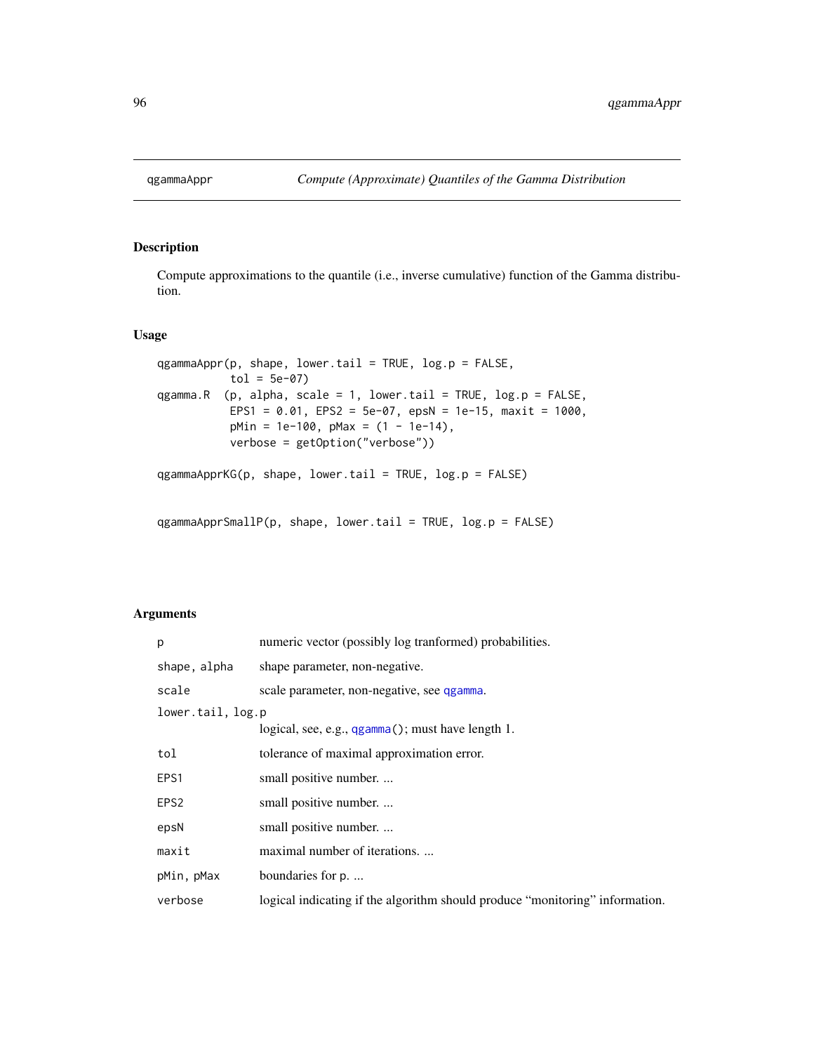qgammaAppr *Compute (Approximate) Quantiles of the Gamma Distribution*

## Description

Compute approximations to the quantile (i.e., inverse cumulative) function of the Gamma distribution.

## Usage

```
qgammaAppr(p, shape, lower.tail = TRUE, log.p = FALSE,
           tol = 5e-07)
qgamma.R  (p, alpha, scale = 1, lower.tail = TRUE, log.p = FALSE,
           EPS1 = 0.01, EPS2 = 5e-07, epsN = 1e-15, maxit = 1000,
           pMin = 1e-100, pMax = (1 - 1e-14),
           verbose = getOption("verbose"))

qgammaApprKG(p, shape, lower.tail = TRUE, log.p = FALSE)


qgammaApprSmallP(p, shape, lower.tail = TRUE, log.p = FALSE)
```

## Arguments

| | |
|---|---|
| p | numeric vector (possibly log tranformed) probabilities. |
| shape, alpha | shape parameter, non-negative. |
| scale | scale parameter, non-negative, see qgamma. |
| lower.tail, log.p | logical, see, e.g., qgamma(); must have length 1. |
| tol | tolerance of maximal approximation error. |
| EPS1 | small positive number. ... |
| EPS2 | small positive number. ... |
| epsN | small positive number. ... |
| maxit | maximal number of iterations. ... |
| pMin, pMax | boundaries for p. ... |
| verbose | logical indicating if the algorithm should produce "monitoring" information. |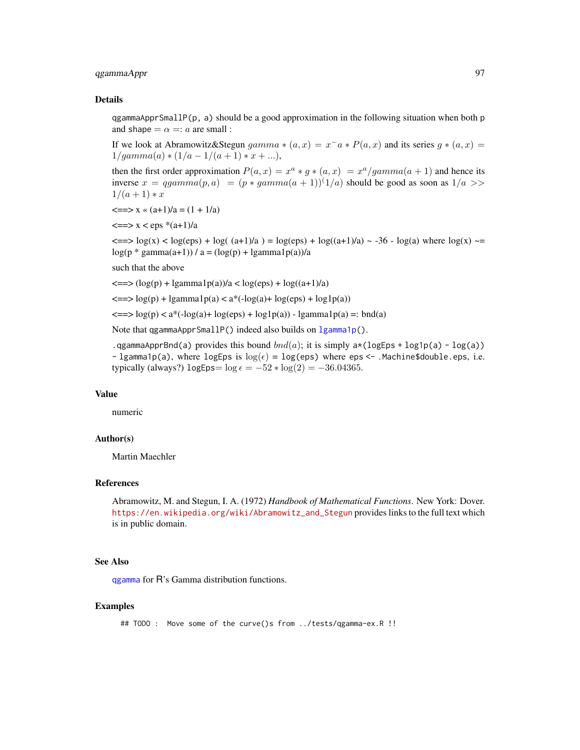## Details

`qgammaApprSmallP(p, a)` should be a good approximation in the following situation when both `p` and `shape` $= \alpha =: a$ are small :

If we look at Abramowitz&Stegun $gamma*(a,x) = x^-a * P(a,x)$ and its series $g*(a,x) = 1/gamma(a)*(1/a - 1/(a+1)*x + ...)$,

then the first order approximation $P(a,x) = x^a * g*(a,x) \ = x^a/gamma(a+1)$ and hence its inverse $x = qgamma(p,a) \ = (p*gamma(a+1))^(1/a)$ should be good as soon as $1/a >> 1/(a+1)*x$

<==> x « (a+1)/a = (1 + 1/a)

<==> x < eps *(a+1)/a

<==> log(x) < log(eps) + log( (a+1)/a ) = log(eps) + log((a+1)/a) ~ -36 - log(a) where log(x) ~= log(p * gamma(a+1)) / a = (log(p) + lgamma1p(a))/a

such that the above

<==> (log(p) + lgamma1p(a))/a < log(eps) + log((a+1)/a)

<==> log(p) + lgamma1p(a) < a*(-log(a)+ log(eps) + log1p(a))

<==> log(p) < a*(-log(a)+ log(eps) + log1p(a)) - lgamma1p(a) =: bnd(a)

Note that `qgammaApprSmallP()` indeed also builds on `lgamma1p()`.

`.qgammaApprBnd(a)` provides this bound $bnd(a)$; it is simply `a*(logEps + log1p(a) - log(a)) - lgamma1p(a)`, where `logEps` is $\log(\epsilon)$ = `log(eps)` where `eps <- .Machine$double.eps`, i.e. typically (always?) `logEps`$= \log\epsilon = -52*\log(2) = -36.04365$.

## Value

numeric

## Author(s)

Martin Maechler

## References

Abramowitz, M. and Stegun, I. A. (1972) *Handbook of Mathematical Functions*. New York: Dover. https://en.wikipedia.org/wiki/Abramowitz_and_Stegun provides links to the full text which is in public domain.

## See Also

`qgamma` for R's Gamma distribution functions.

## Examples

```
## TODO :  Move some of the curve()s from ../tests/qgamma-ex.R !!
```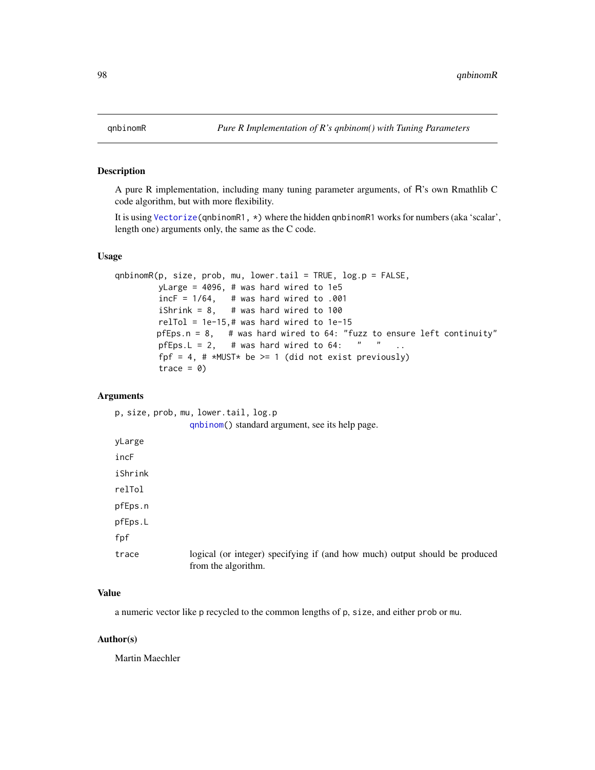# qnbinomR — *Pure R Implementation of R's qnbinom() with Tuning Parameters*

## Description

A pure R implementation, including many tuning parameter arguments, of R's own Rmathlib C code algorithm, but with more flexibility.

It is using `Vectorize(qnbinomR1, *)` where the hidden `qnbinomR1` works for numbers (aka 'scalar', length one) arguments only, the same as the C code.

## Usage

```
qnbinomR(p, size, prob, mu, lower.tail = TRUE, log.p = FALSE,
         yLarge = 4096, # was hard wired to 1e5
         incF = 1/64,   # was hard wired to .001
         iShrink = 8,   # was hard wired to 100
         relTol = 1e-15,# was hard wired to 1e-15
        pfEps.n = 8,   # was hard wired to 64: "fuzz to ensure left continuity"
         pfEps.L = 2,   # was hard wired to 64:   "   "   ..
         fpf = 4, # *MUST* be >= 1 (did not exist previously)
         trace = 0)
```

## Arguments

`p, size, prob, mu, lower.tail, log.p`
: `qnbinom()` standard argument, see its help page.

`yLarge`

`incF`

`iShrink`

`relTol`

`pfEps.n`

`pfEps.L`

`fpf`

`trace`
: logical (or integer) specifying if (and how much) output should be produced from the algorithm.

## Value

a numeric vector like `p` recycled to the common lengths of `p`, `size`, and either `prob` or `mu`.

## Author(s)

Martin Maechler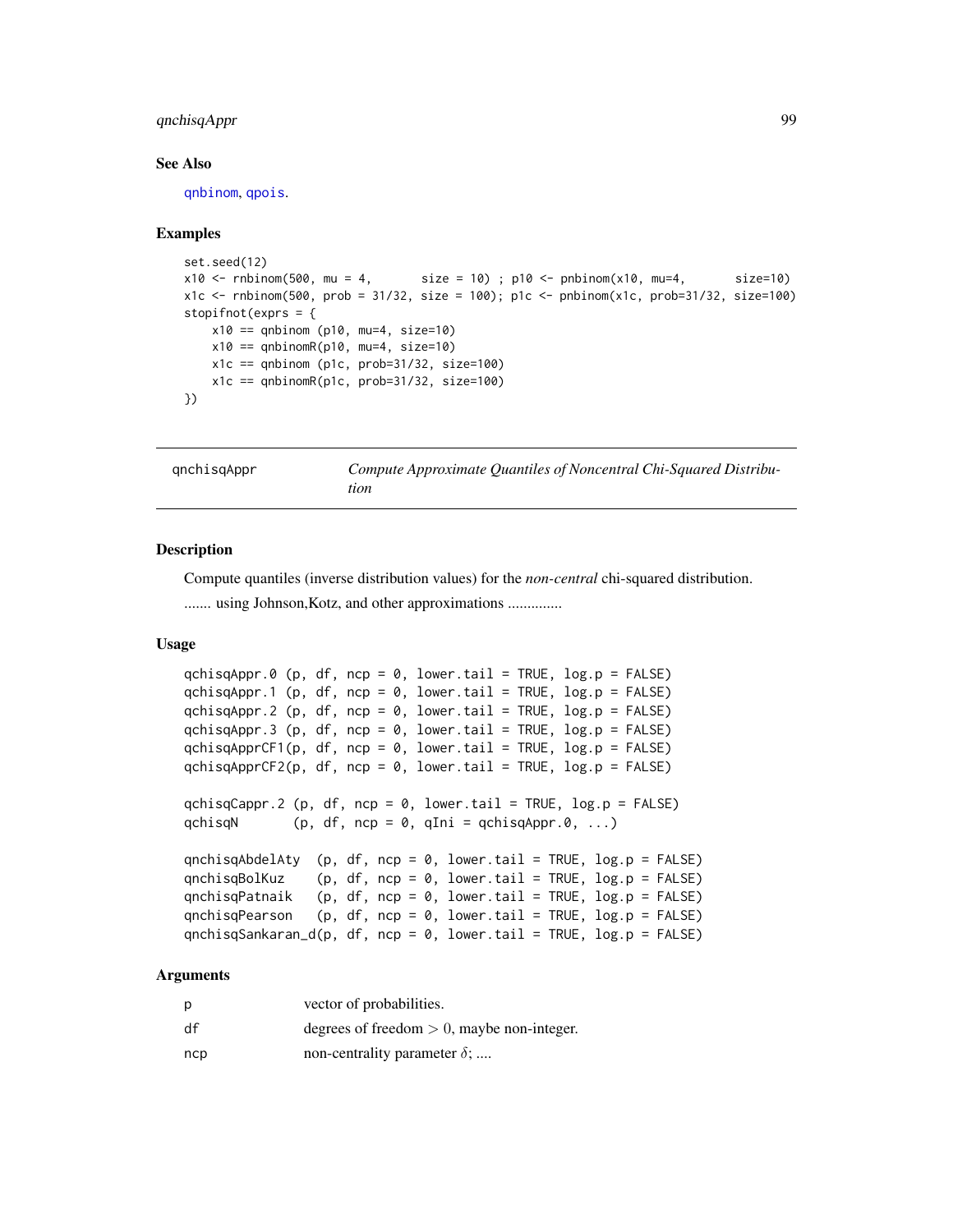## See Also

qnbinom, qpois.

## Examples

```
set.seed(12)
x10 <- rnbinom(500, mu = 4,       size = 10) ; p10 <- pnbinom(x10, mu=4,       size=10)
x1c <- rnbinom(500, prob = 31/32, size = 100); p1c <- pnbinom(x1c, prob=31/32, size=100)
stopifnot(exprs = {
    x10 == qnbinom (p10, mu=4, size=10)
    x10 == qnbinomR(p10, mu=4, size=10)
    x1c == qnbinom (p1c, prob=31/32, size=100)
    x1c == qnbinomR(p1c, prob=31/32, size=100)
})
```

---

qnchisqAppr *Compute Approximate Quantiles of Noncentral Chi-Squared Distribution*

---

## Description

Compute quantiles (inverse distribution values) for the *non-central* chi-squared distribution.

....... using Johnson,Kotz, and other approximations ..............

## Usage

```
qchisqAppr.0 (p, df, ncp = 0, lower.tail = TRUE, log.p = FALSE)
qchisqAppr.1 (p, df, ncp = 0, lower.tail = TRUE, log.p = FALSE)
qchisqAppr.2 (p, df, ncp = 0, lower.tail = TRUE, log.p = FALSE)
qchisqAppr.3 (p, df, ncp = 0, lower.tail = TRUE, log.p = FALSE)
qchisqApprCF1(p, df, ncp = 0, lower.tail = TRUE, log.p = FALSE)
qchisqApprCF2(p, df, ncp = 0, lower.tail = TRUE, log.p = FALSE)

qchisqCappr.2 (p, df, ncp = 0, lower.tail = TRUE, log.p = FALSE)
qchisqN       (p, df, ncp = 0, qIni = qchisqAppr.0, ...)

qnchisqAbdelAty  (p, df, ncp = 0, lower.tail = TRUE, log.p = FALSE)
qnchisqBolKuz    (p, df, ncp = 0, lower.tail = TRUE, log.p = FALSE)
qnchisqPatnaik   (p, df, ncp = 0, lower.tail = TRUE, log.p = FALSE)
qnchisqPearson   (p, df, ncp = 0, lower.tail = TRUE, log.p = FALSE)
qnchisqSankaran_d(p, df, ncp = 0, lower.tail = TRUE, log.p = FALSE)
```

## Arguments

| | |
|---|---|
| p | vector of probabilities. |
| df | degrees of freedom $> 0$, maybe non-integer. |
| ncp | non-centrality parameter $\delta$; .... |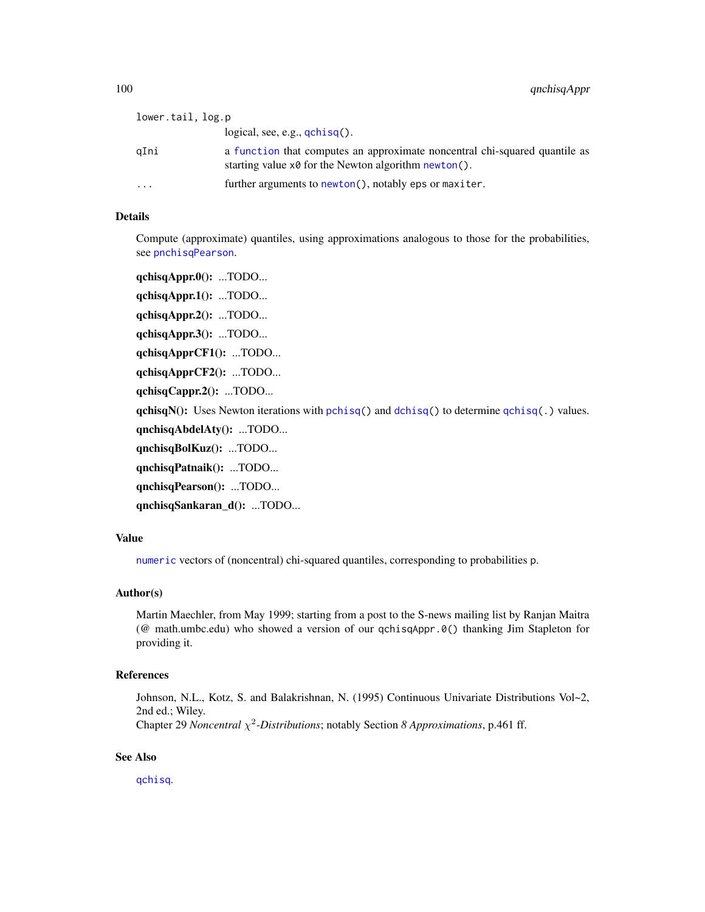`lower.tail, log.p`
: logical, see, e.g., `qchisq()`.

`qIni`
: a `function` that computes an approximate noncentral chi-squared quantile as starting value `x0` for the Newton algorithm `newton()`.

`...`
: further arguments to `newton()`, notably `eps` or `maxiter`.

### Details

Compute (approximate) quantiles, using approximations analogous to those for the probabilities, see `pnchisqPearson`.

**qchisqAppr.0():** ...TODO...

**qchisqAppr.1():** ...TODO...

**qchisqAppr.2():** ...TODO...

**qchisqAppr.3():** ...TODO...

**qchisqApprCF1():** ...TODO...

**qchisqApprCF2():** ...TODO...

**qchisqCappr.2():** ...TODO...

**qchisqN():** Uses Newton iterations with `pchisq()` and `dchisq()` to determine `qchisq(.)` values.

**qnchisqAbdelAty():** ...TODO...

**qnchisqBolKuz():** ...TODO...

**qnchisqPatnaik():** ...TODO...

**qnchisqPearson():** ...TODO...

**qnchisqSankaran_d():** ...TODO...

### Value

`numeric` vectors of (noncentral) chi-squared quantiles, corresponding to probabilities `p`.

### Author(s)

Martin Maechler, from May 1999; starting from a post to the S-news mailing list by Ranjan Maitra (@ math.umbc.edu) who showed a version of our `qchisqAppr.0()` thanking Jim Stapleton for providing it.

### References

Johnson, N.L., Kotz, S. and Balakrishnan, N. (1995) Continuous Univariate Distributions Vol~2, 2nd ed.; Wiley.
Chapter 29 *Noncentral $\chi^2$-Distributions*; notably Section *8 Approximations*, p.461 ff.

### See Also

`qchisq`.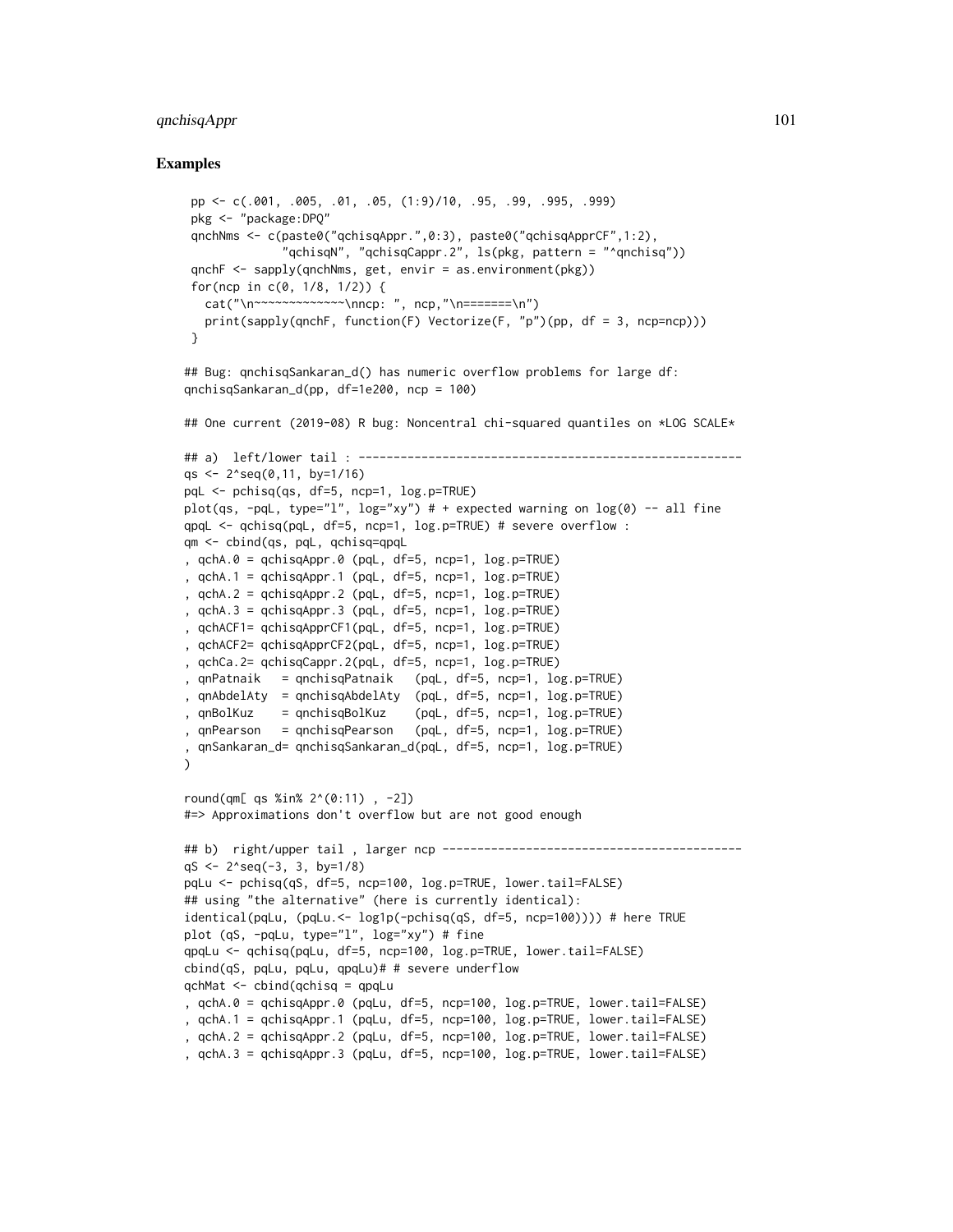## Examples

```
pp <- c(.001, .005, .01, .05, (1:9)/10, .95, .99, .995, .999)
pkg <- "package:DPQ"
qnchNms <- c(paste0("qchisqAppr.",0:3), paste0("qchisqApprCF",1:2),
             "qchisqN", "qchisqCappr.2", ls(pkg, pattern = "^qnchisq"))
qnchF <- sapply(qnchNms, get, envir = as.environment(pkg))
for(ncp in c(0, 1/8, 1/2)) {
  cat("\n~~~~~~~~~~~~~\nncp: ", ncp,"\n=======\n")
  print(sapply(qnchF, function(F) Vectorize(F, "p")(pp, df = 3, ncp=ncp)))
}

## Bug: qnchisqSankaran_d() has numeric overflow problems for large df:
qnchisqSankaran_d(pp, df=1e200, ncp = 100)

## One current (2019-08) R bug: Noncentral chi-squared quantiles on *LOG SCALE*

## a)  left/lower tail : -------------------------------------------------------
qs <- 2^seq(0,11, by=1/16)
pqL <- pchisq(qs, df=5, ncp=1, log.p=TRUE)
plot(qs, -pqL, type="l", log="xy") # + expected warning on log(0) -- all fine
qpqL <- qchisq(pqL, df=5, ncp=1, log.p=TRUE) # severe overflow :
qm <- cbind(qs, pqL, qchisq=qpqL
, qchA.0 = qchisqAppr.0 (pqL, df=5, ncp=1, log.p=TRUE)
, qchA.1 = qchisqAppr.1 (pqL, df=5, ncp=1, log.p=TRUE)
, qchA.2 = qchisqAppr.2 (pqL, df=5, ncp=1, log.p=TRUE)
, qchA.3 = qchisqAppr.3 (pqL, df=5, ncp=1, log.p=TRUE)
, qchACF1= qchisqApprCF1(pqL, df=5, ncp=1, log.p=TRUE)
, qchACF2= qchisqApprCF2(pqL, df=5, ncp=1, log.p=TRUE)
, qchCa.2= qchisqCappr.2(pqL, df=5, ncp=1, log.p=TRUE)
, qnPatnaik   = qnchisqPatnaik   (pqL, df=5, ncp=1, log.p=TRUE)
, qnAbdelAty  = qnchisqAbdelAty  (pqL, df=5, ncp=1, log.p=TRUE)
, qnBolKuz    = qnchisqBolKuz    (pqL, df=5, ncp=1, log.p=TRUE)
, qnPearson   = qnchisqPearson   (pqL, df=5, ncp=1, log.p=TRUE)
, qnSankaran_d= qnchisqSankaran_d(pqL, df=5, ncp=1, log.p=TRUE)
)

round(qm[ qs %in% 2^(0:11) , -2])
#=> Approximations don't overflow but are not good enough

## b)  right/upper tail , larger ncp -------------------------------------------
qS <- 2^seq(-3, 3, by=1/8)
pqLu <- pchisq(qS, df=5, ncp=100, log.p=TRUE, lower.tail=FALSE)
## using "the alternative" (here is currently identical):
identical(pqLu, (pqLu.<- log1p(-pchisq(qS, df=5, ncp=100)))) # here TRUE
plot (qS, -pqLu, type="l", log="xy") # fine
qpqLu <- qchisq(pqLu, df=5, ncp=100, log.p=TRUE, lower.tail=FALSE)
cbind(qS, pqLu, pqLu, qpqLu)# # severe underflow
qchMat <- cbind(qchisq = qpqLu
, qchA.0 = qchisqAppr.0 (pqLu, df=5, ncp=100, log.p=TRUE, lower.tail=FALSE)
, qchA.1 = qchisqAppr.1 (pqLu, df=5, ncp=100, log.p=TRUE, lower.tail=FALSE)
, qchA.2 = qchisqAppr.2 (pqLu, df=5, ncp=100, log.p=TRUE, lower.tail=FALSE)
, qchA.3 = qchisqAppr.3 (pqLu, df=5, ncp=100, log.p=TRUE, lower.tail=FALSE)
```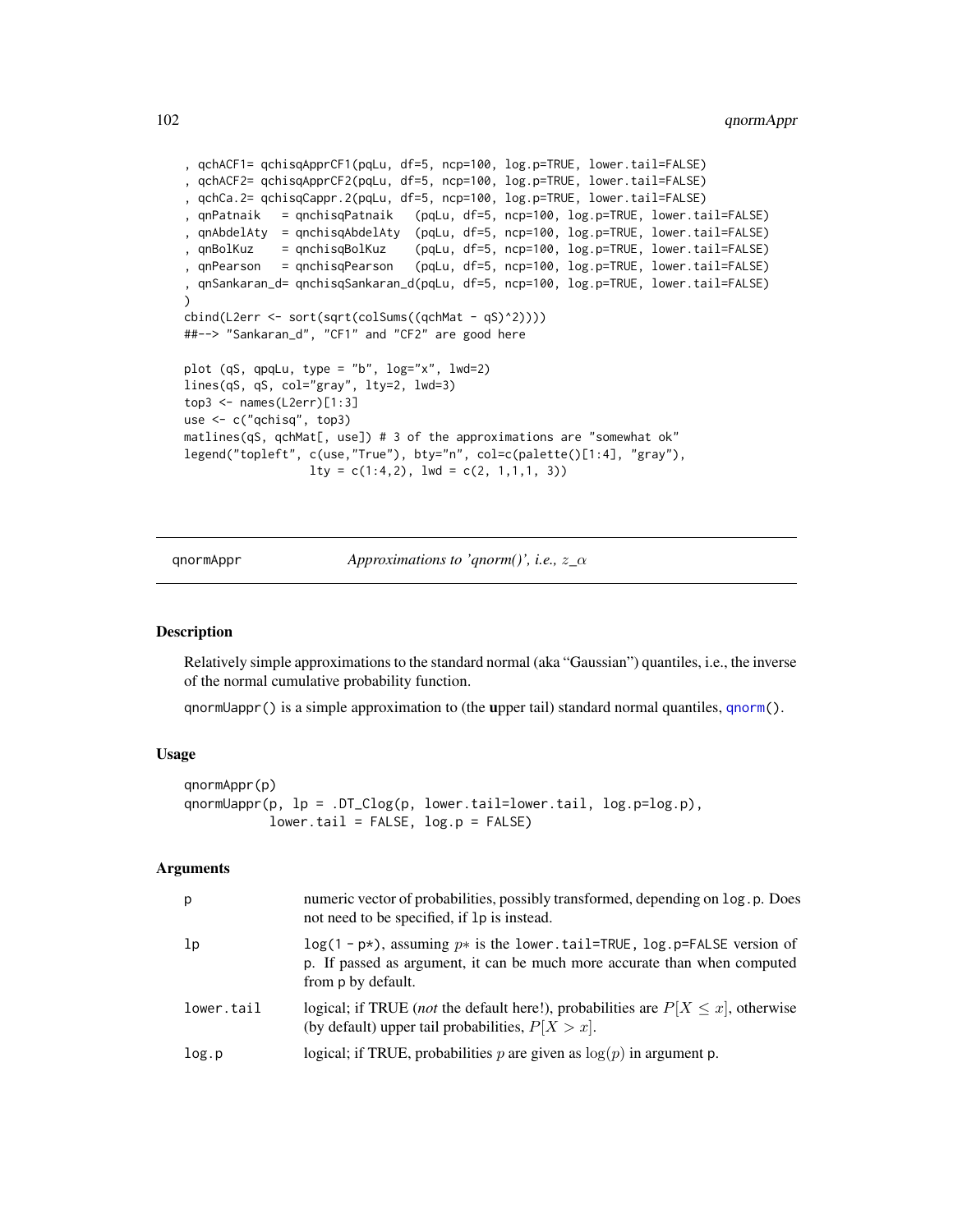```
, qchACF1= qchisqApprCF1(pqLu, df=5, ncp=100, log.p=TRUE, lower.tail=FALSE)
, qchACF2= qchisqApprCF2(pqLu, df=5, ncp=100, log.p=TRUE, lower.tail=FALSE)
, qchCa.2= qchisqCappr.2(pqLu, df=5, ncp=100, log.p=TRUE, lower.tail=FALSE)
, qnPatnaik   = qnchisqPatnaik   (pqLu, df=5, ncp=100, log.p=TRUE, lower.tail=FALSE)
, qnAbdelAty  = qnchisqAbdelAty  (pqLu, df=5, ncp=100, log.p=TRUE, lower.tail=FALSE)
, qnBolKuz    = qnchisqBolKuz    (pqLu, df=5, ncp=100, log.p=TRUE, lower.tail=FALSE)
, qnPearson   = qnchisqPearson   (pqLu, df=5, ncp=100, log.p=TRUE, lower.tail=FALSE)
, qnSankaran_d= qnchisqSankaran_d(pqLu, df=5, ncp=100, log.p=TRUE, lower.tail=FALSE)
)
cbind(L2err <- sort(sqrt(colSums((qchMat - qS)^2))))
##--> "Sankaran_d", "CF1" and "CF2" are good here

plot (qS, qpqLu, type = "b", log="x", lwd=2)
lines(qS, qS, col="gray", lty=2, lwd=3)
top3 <- names(L2err)[1:3]
use <- c("qchisq", top3)
matlines(qS, qchMat[, use]) # 3 of the approximations are "somewhat ok"
legend("topleft", c(use,"True"), bty="n", col=c(palette()[1:4], "gray"),
                  lty = c(1:4,2), lwd = c(2, 1,1,1, 3))
```

## qnormAppr — *Approximations to 'qnorm()', i.e., $z\_\alpha$*

### Description

Relatively simple approximations to the standard normal (aka "Gaussian") quantiles, i.e., the inverse of the normal cumulative probability function.

`qnormUappr()` is a simple approximation to (the **u**pper tail) standard normal quantiles, `qnorm()`.

### Usage

```
qnormAppr(p)
qnormUappr(p, lp = .DT_Clog(p, lower.tail=lower.tail, log.p=log.p),
           lower.tail = FALSE, log.p = FALSE)
```

### Arguments

| | |
|---|---|
| `p` | numeric vector of probabilities, possibly transformed, depending on `log.p`. Does not need to be specified, if `lp` is instead. |
| `lp` | `log(1 - p*)`, assuming $p*$ is the `lower.tail=TRUE, log.p=FALSE` version of `p`. If passed as argument, it can be much more accurate than when computed from `p` by default. |
| `lower.tail` | logical; if TRUE (*not* the default here!), probabilities are $P[X \le x]$, otherwise (by default) upper tail probabilities, $P[X > x]$. |
| `log.p` | logical; if TRUE, probabilities $p$ are given as $\log(p)$ in argument `p`. |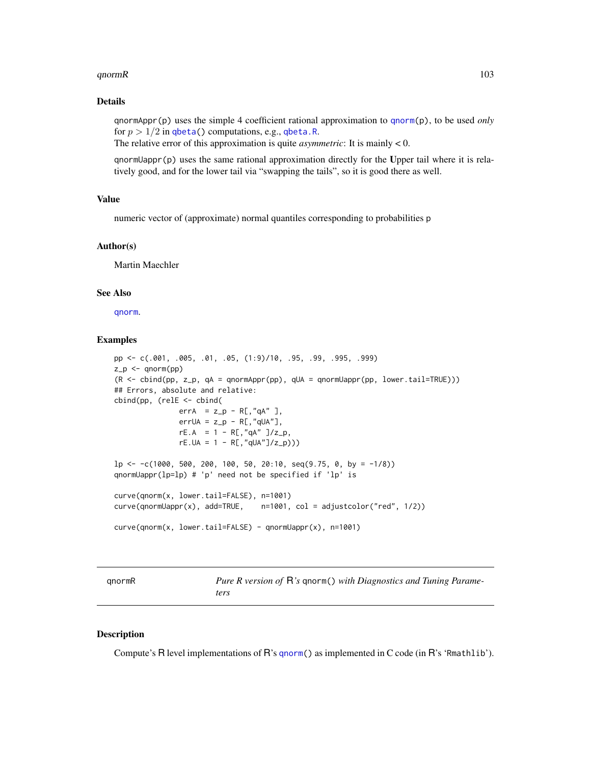## Details

qnormAppr(p) uses the simple 4 coefficient rational approximation to qnorm(p), to be used *only* for $p > 1/2$ in qbeta() computations, e.g., qbeta.R.
The relative error of this approximation is quite *asymmetric*: It is mainly < 0.

qnormUappr(p) uses the same rational approximation directly for the **U**pper tail where it is relatively good, and for the lower tail via "swapping the tails", so it is good there as well.

## Value

numeric vector of (approximate) normal quantiles corresponding to probabilities p

## Author(s)

Martin Maechler

## See Also

qnorm.

## Examples

```
pp <- c(.001, .005, .01, .05, (1:9)/10, .95, .99, .995, .999)
z_p <- qnorm(pp)
(R <- cbind(pp, z_p, qA = qnormAppr(pp), qUA = qnormUappr(pp, lower.tail=TRUE)))
## Errors, absolute and relative:
cbind(pp, (relE <- cbind(
            errA  = z_p - R[,"qA" ],
            errUA = z_p - R[,"qUA"],
            rE.A  = 1 - R[,"qA" ]/z_p,
            rE.UA = 1 - R[,"qUA"]/z_p)))

lp <- -c(1000, 500, 200, 100, 50, 20:10, seq(9.75, 0, by = -1/8))
qnormUappr(lp=lp) # 'p' need not be specified if 'lp' is

curve(qnorm(x, lower.tail=FALSE), n=1001)
curve(qnormUappr(x), add=TRUE,    n=1001, col = adjustcolor("red", 1/2))

curve(qnorm(x, lower.tail=FALSE) - qnormUappr(x), n=1001)
```

---

# qnormR — *Pure R version of R's* qnorm() *with Diagnostics and Tuning Parameters*

## Description

Compute's R level implementations of R's qnorm() as implemented in C code (in R's 'Rmathlib').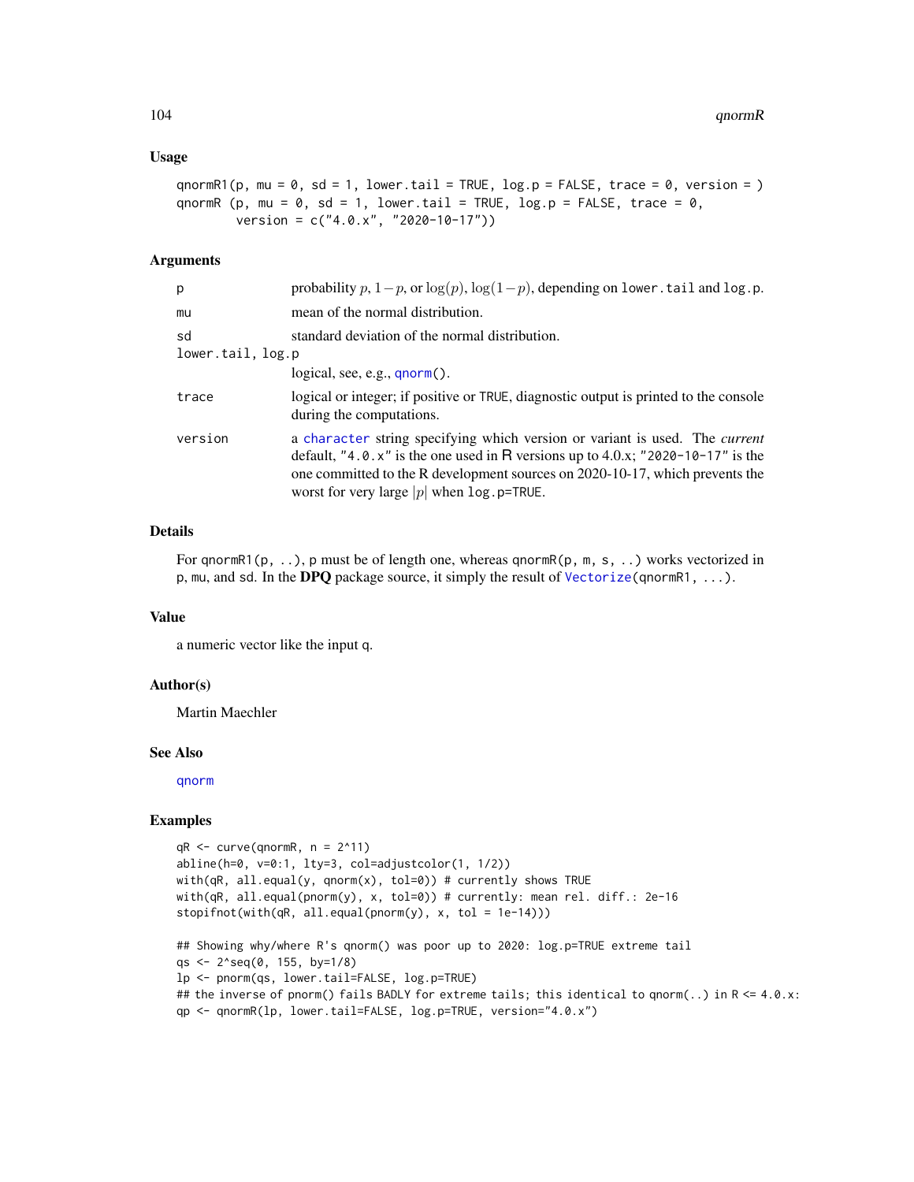### Usage

```
qnormR1(p, mu = 0, sd = 1, lower.tail = TRUE, log.p = FALSE, trace = 0, version = )
qnormR (p, mu = 0, sd = 1, lower.tail = TRUE, log.p = FALSE, trace = 0,
        version = c("4.0.x", "2020-10-17"))
```

### Arguments

| | |
|---|---|
| `p` | probability $p$, $1-p$, or $\log(p)$, $\log(1-p)$, depending on `lower.tail` and `log.p`. |
| `mu` | mean of the normal distribution. |
| `sd` | standard deviation of the normal distribution. |
| `lower.tail, log.p` | logical, see, e.g., `qnorm()`. |
| `trace` | logical or integer; if positive or `TRUE`, diagnostic output is printed to the console during the computations. |
| `version` | a `character` string specifying which version or variant is used. The *current* default, `"4.0.x"` is the one used in R versions up to 4.0.x; `"2020-10-17"` is the one committed to the R development sources on 2020-10-17, which prevents the worst for very large $\lvert p \rvert$ when `log.p=TRUE`. |

### Details

For `qnormR1(p, ..)`, `p` must be of length one, whereas `qnormR(p, m, s, ..)` works vectorized in `p`, `mu`, and `sd`. In the **DPQ** package source, it simply the result of `Vectorize(qnormR1, ...)`.

### Value

a numeric vector like the input `q`.

### Author(s)

Martin Maechler

### See Also

`qnorm`

### Examples

```
qR <- curve(qnormR, n = 2^11)
abline(h=0, v=0:1, lty=3, col=adjustcolor(1, 1/2))
with(qR, all.equal(y, qnorm(x), tol=0)) # currently shows TRUE
with(qR, all.equal(pnorm(y), x, tol=0)) # currently: mean rel. diff.: 2e-16
stopifnot(with(qR, all.equal(pnorm(y), x, tol = 1e-14)))

## Showing why/where R's qnorm() was poor up to 2020: log.p=TRUE extreme tail
qs <- 2^seq(0, 155, by=1/8)
lp <- pnorm(qs, lower.tail=FALSE, log.p=TRUE)
## the inverse of pnorm() fails BADLY for extreme tails; this identical to qnorm(..) in R <= 4.0.x:
qp <- qnormR(lp, lower.tail=FALSE, log.p=TRUE, version="4.0.x")
```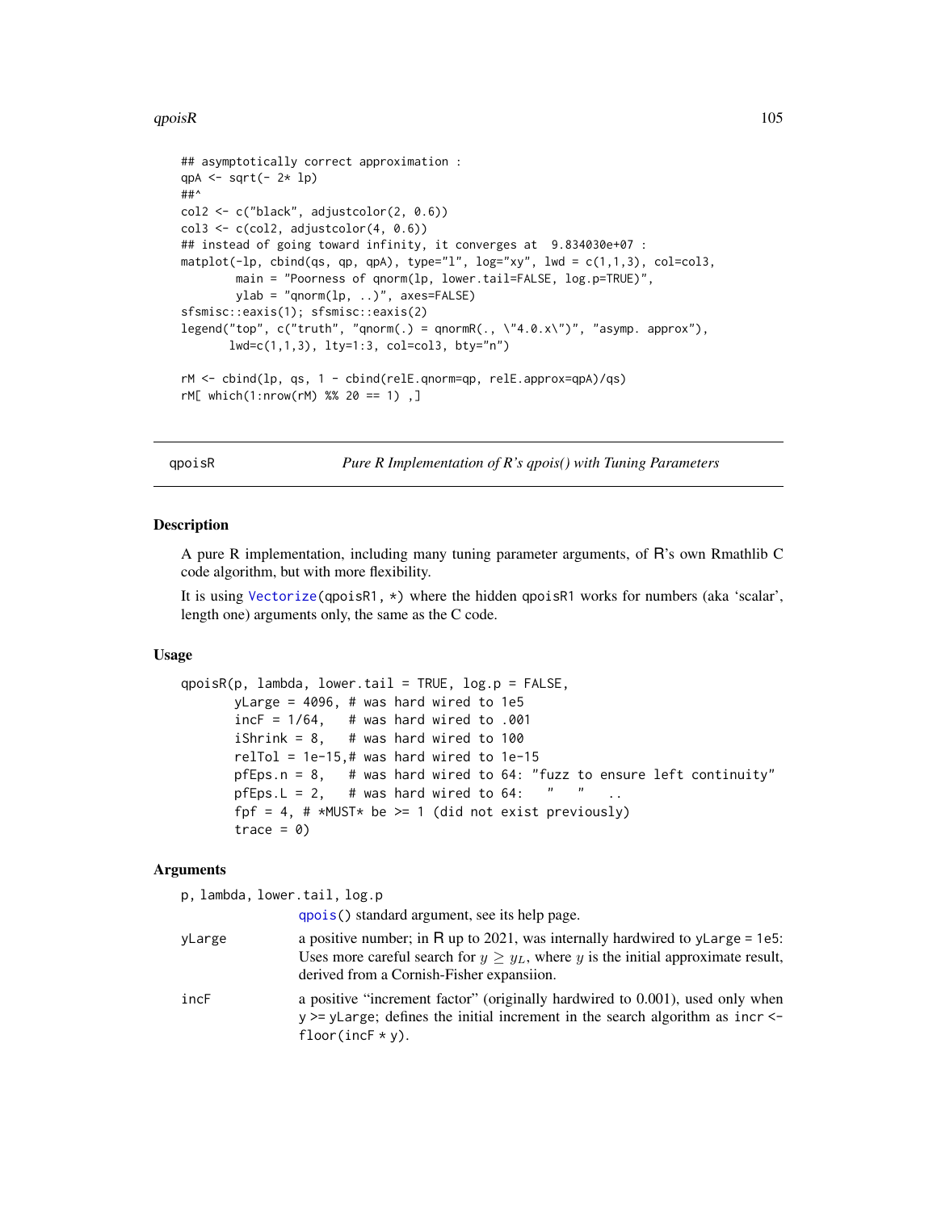```
## asymptotically correct approximation :
qpA <- sqrt(- 2* lp)
##^
col2 <- c("black", adjustcolor(2, 0.6))
col3 <- c(col2, adjustcolor(4, 0.6))
## instead of going toward infinity, it converges at  9.834030e+07 :
matplot(-lp, cbind(qs, qp, qpA), type="l", log="xy", lwd = c(1,1,3), col=col3,
        main = "Poorness of qnorm(lp, lower.tail=FALSE, log.p=TRUE)",
        ylab = "qnorm(lp, ..)", axes=FALSE)
sfsmisc::eaxis(1); sfsmisc::eaxis(2)
legend("top", c("truth", "qnorm(.) = qnormR(., \"4.0.x\")", "asymp. approx"),
       lwd=c(1,1,3), lty=1:3, col=col3, bty="n")

rM <- cbind(lp, qs, 1 - cbind(relE.qnorm=qp, relE.approx=qpA)/qs)
rM[ which(1:nrow(rM) %% 20 == 1) ,]
```

---

## qpoisR — *Pure R Implementation of R's qpois() with Tuning Parameters*

### Description

A pure R implementation, including many tuning parameter arguments, of R's own Rmathlib C code algorithm, but with more flexibility.

It is using `Vectorize(qpoisR1, *)` where the hidden `qpoisR1` works for numbers (aka 'scalar', length one) arguments only, the same as the C code.

### Usage

```
qpoisR(p, lambda, lower.tail = TRUE, log.p = FALSE,
       yLarge = 4096, # was hard wired to 1e5
       incF = 1/64,   # was hard wired to .001
       iShrink = 8,   # was hard wired to 100
       relTol = 1e-15,# was hard wired to 1e-15
       pfEps.n = 8,   # was hard wired to 64: "fuzz to ensure left continuity"
       pfEps.L = 2,   # was hard wired to 64:   "   "    ..
       fpf = 4, # *MUST* be >= 1 (did not exist previously)
       trace = 0)
```

### Arguments

`p, lambda, lower.tail, log.p`
: `qpois()` standard argument, see its help page.

`yLarge`
: a positive number; in R up to 2021, was internally hardwired to `yLarge = 1e5`: Uses more careful search for $y \geq y_L$, where $y$ is the initial approximate result, derived from a Cornish-Fisher expansiion.

`incF`
: a positive "increment factor" (originally hardwired to 0.001), used only when `y >= yLarge`; defines the initial increment in the search algorithm as `incr <- floor(incF * y)`.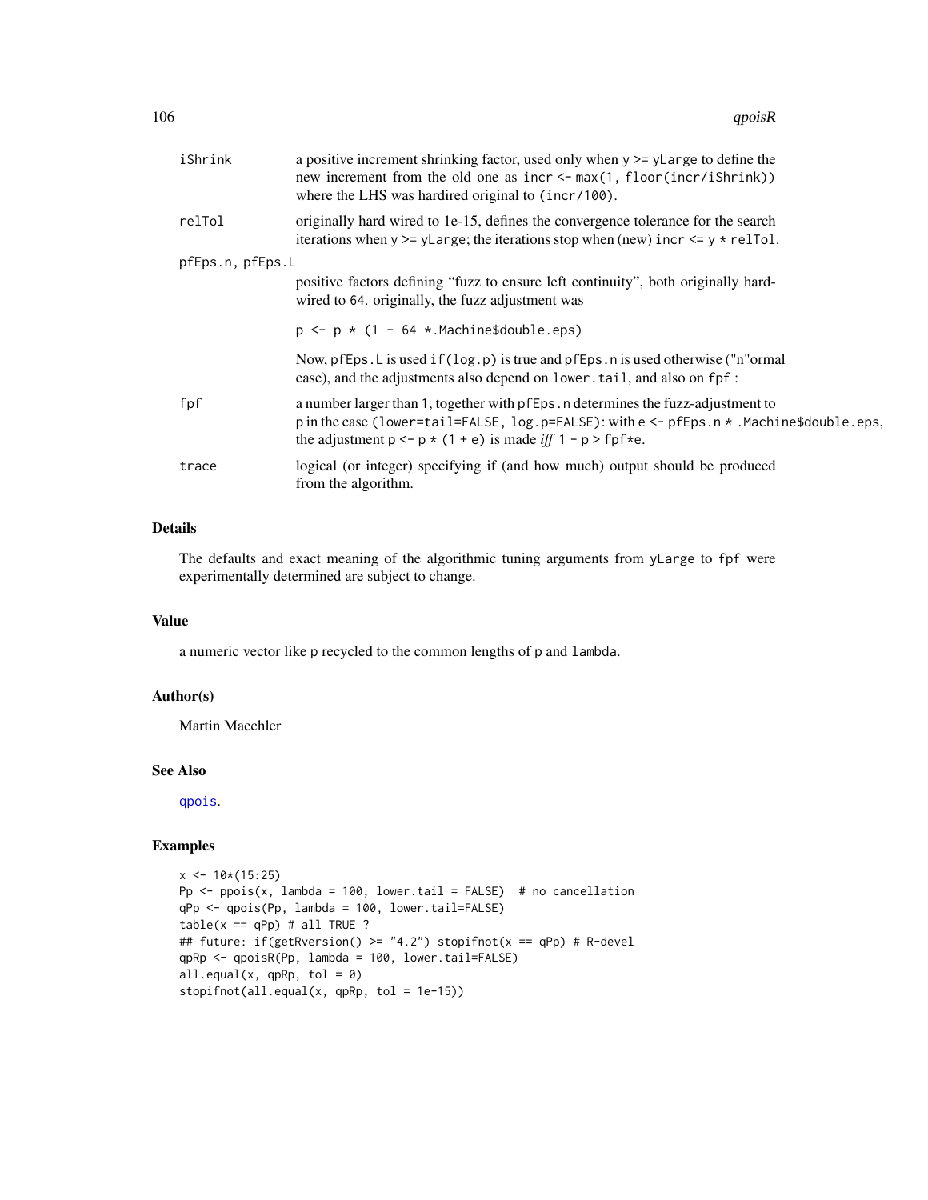iShrink
: a positive increment shrinking factor, used only when `y >= yLarge` to define the new increment from the old one as `incr <- max(1, floor(incr/iShrink))` where the LHS was hardired original to `(incr/100)`.

relTol
: originally hard wired to 1e-15, defines the convergence tolerance for the search iterations when `y >= yLarge`; the iterations stop when (new) `incr <= y * relTol`.

pfEps.n, pfEps.L
: positive factors defining "fuzz to ensure left continuity", both originally hardwired to 64. originally, the fuzz adjustment was

  `p <- p * (1 - 64 *.Machine$double.eps)`

  Now, `pfEps.L` is used `if(log.p)` is true and `pfEps.n` is used otherwise ("n"ormal case), and the adjustments also depend on `lower.tail`, and also on `fpf` :

fpf
: a number larger than 1, together with `pfEps.n` determines the fuzz-adjustment to p in the case `(lower=tail=FALSE, log.p=FALSE)`: with `e <- pfEps.n * .Machine$double.eps`, the adjustment `p <- p * (1 + e)` is made *iff* `1 - p > fpf*e`.

trace
: logical (or integer) specifying if (and how much) output should be produced from the algorithm.

## Details

The defaults and exact meaning of the algorithmic tuning arguments from `yLarge` to `fpf` were experimentally determined are subject to change.

## Value

a numeric vector like `p` recycled to the common lengths of `p` and `lambda`.

## Author(s)

Martin Maechler

## See Also

`qpois`.

## Examples

```
x <- 10*(15:25)
Pp <- ppois(x, lambda = 100, lower.tail = FALSE)  # no cancellation
qPp <- qpois(Pp, lambda = 100, lower.tail=FALSE)
table(x == qPp) # all TRUE ?
## future: if(getRversion() >= "4.2") stopifnot(x == qPp) # R-devel
qpRp <- qpoisR(Pp, lambda = 100, lower.tail=FALSE)
all.equal(x, qpRp, tol = 0)
stopifnot(all.equal(x, qpRp, tol = 1e-15))
```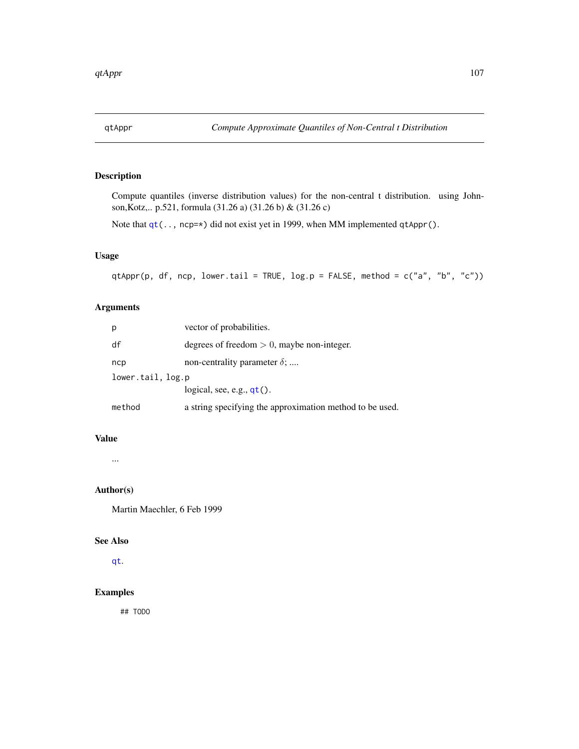## qtAppr — *Compute Approximate Quantiles of Non-Central t Distribution*

### Description

Compute quantiles (inverse distribution values) for the non-central t distribution. using Johnson,Kotz,.. p.521, formula (31.26 a) (31.26 b) & (31.26 c)

Note that `qt(.., ncp=*)` did not exist yet in 1999, when MM implemented `qtAppr()`.

### Usage

```
qtAppr(p, df, ncp, lower.tail = TRUE, log.p = FALSE, method = c("a", "b", "c"))
```

### Arguments

| | |
|---|---|
| `p` | vector of probabilities. |
| `df` | degrees of freedom $> 0$, maybe non-integer. |
| `ncp` | non-centrality parameter $\delta$; .... |
| `lower.tail, log.p` | logical, see, e.g., `qt()`. |
| `method` | a string specifying the approximation method to be used. |

### Value

...

### Author(s)

Martin Maechler, 6 Feb 1999

### See Also

`qt`.

### Examples

```
## TODO
```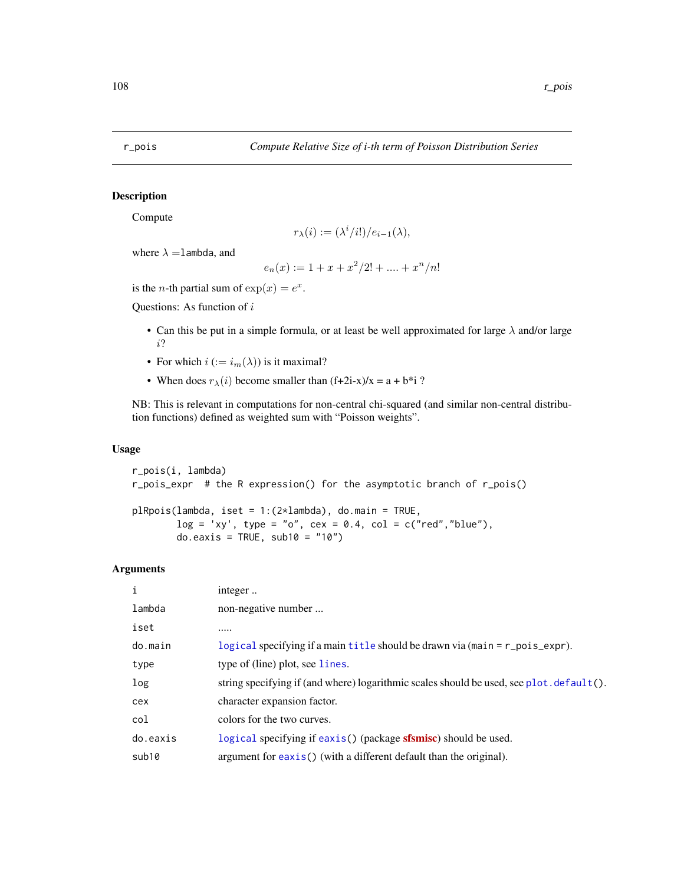# r_pois — *Compute Relative Size of i-th term of Poisson Distribution Series*

## Description

Compute

$$r_\lambda(i) := (\lambda^i/i!)/e_{i-1}(\lambda),$$

where $\lambda =$lambda, and

$$e_n(x) := 1 + x + x^2/2! + .... + x^n/n!$$

is the $n$-th partial sum of $\exp(x) = e^x$.

Questions: As function of $i$

- Can this be put in a simple formula, or at least be well approximated for large $\lambda$ and/or large $i$?
- For which $i$ $(:= i_m(\lambda))$ is it maximal?
- When does $r_\lambda(i)$ become smaller than (f+2i-x)/x = a + b*i ?

NB: This is relevant in computations for non-central chi-squared (and similar non-central distribution functions) defined as weighted sum with "Poisson weights".

## Usage

```
r_pois(i, lambda)
r_pois_expr  # the R expression() for the asymptotic branch of r_pois()

plRpois(lambda, iset = 1:(2*lambda), do.main = TRUE,
        log = 'xy', type = "o", cex = 0.4, col = c("red","blue"),
        do.eaxis = TRUE, sub10 = "10")
```

## Arguments

| | |
|---|---|
| i | integer .. |
| lambda | non-negative number ... |
| iset | ..... |
| do.main | logical specifying if a main title should be drawn via (main = r_pois_expr). |
| type | type of (line) plot, see lines. |
| log | string specifying if (and where) logarithmic scales should be used, see plot.default(). |
| cex | character expansion factor. |
| col | colors for the two curves. |
| do.eaxis | logical specifying if eaxis() (package **sfsmisc**) should be used. |
| sub10 | argument for eaxis() (with a different default than the original). |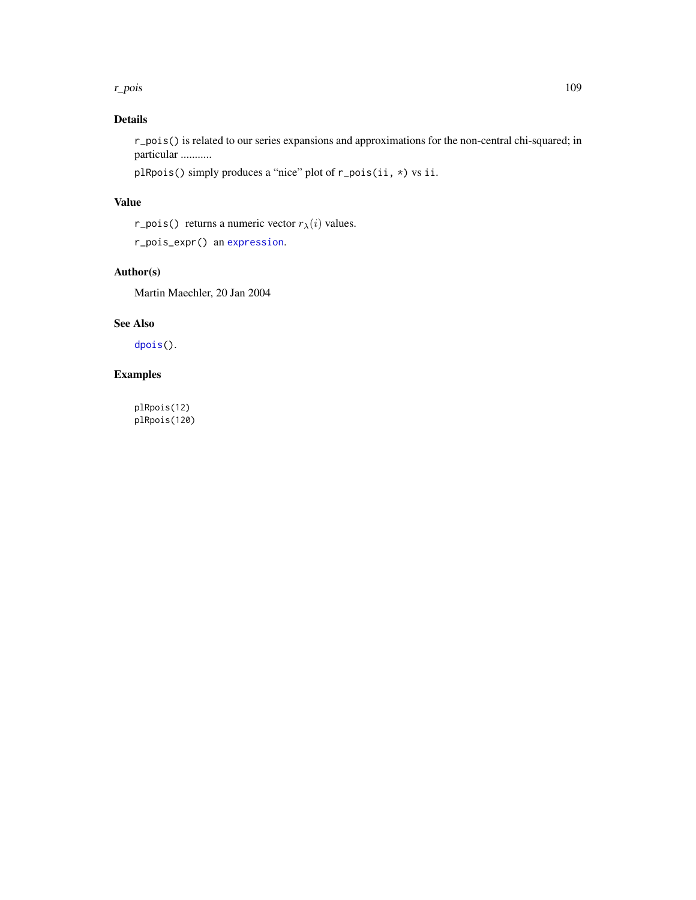## Details

`r_pois()` is related to our series expansions and approximations for the non-central chi-squared; in particular ...........

`plRpois()` simply produces a "nice" plot of `r_pois(ii, *)` vs `ii`.

## Value

`r_pois()` returns a numeric vector $r_\lambda(i)$ values.

`r_pois_expr()` an `expression`.

## Author(s)

Martin Maechler, 20 Jan 2004

## See Also

`dpois()`.

## Examples

```
plRpois(12)
plRpois(120)
```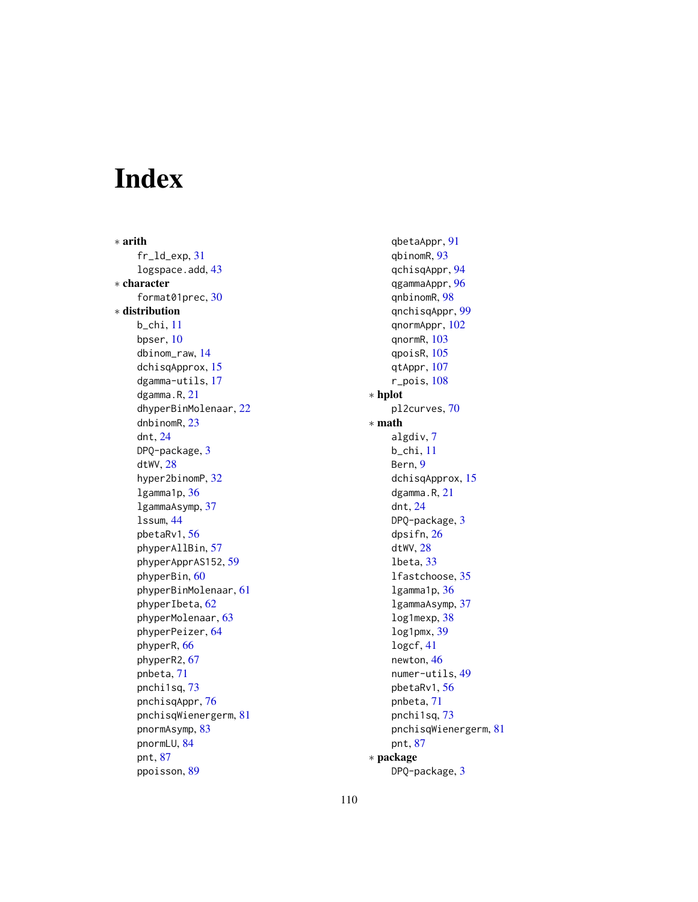# Index

* **arith**
    fr_ld_exp, 31
    logspace.add, 43
* **character**
    format01prec, 30
* **distribution**
    b_chi, 11
    bpser, 10
    dbinom_raw, 14
    dchisqApprox, 15
    dgamma-utils, 17
    dgamma.R, 21
    dhyperBinMolenaar, 22
    dnbinomR, 23
    dnt, 24
    DPQ-package, 3
    dtWV, 28
    hyper2binomP, 32
    lgamma1p, 36
    lgammaAsymp, 37
    lssum, 44
    pbetaRv1, 56
    phyperAllBin, 57
    phyperApprAS152, 59
    phyperBin, 60
    phyperBinMolenaar, 61
    phyperIbeta, 62
    phyperMolenaar, 63
    phyperPeizer, 64
    phyperR, 66
    phyperR2, 67
    pnbeta, 71
    pnchi1sq, 73
    pnchisqAppr, 76
    pnchisqWienergerm, 81
    pnormAsymp, 83
    pnormLU, 84
    pnt, 87
    ppoisson, 89
    qbetaAppr, 91
    qbinomR, 93
    qchisqAppr, 94
    qgammaAppr, 96
    qnbinomR, 98
    qnchisqAppr, 99
    qnormAppr, 102
    qnormR, 103
    qpoisR, 105
    qtAppr, 107
    r_pois, 108
* **hplot**
    pl2curves, 70
* **math**
    algdiv, 7
    b_chi, 11
    Bern, 9
    dchisqApprox, 15
    dgamma.R, 21
    dnt, 24
    DPQ-package, 3
    dpsifn, 26
    dtWV, 28
    lbeta, 33
    lfastchoose, 35
    lgamma1p, 36
    lgammaAsymp, 37
    log1mexp, 38
    log1pmx, 39
    logcf, 41
    newton, 46
    numer-utils, 49
    pbetaRv1, 56
    pnbeta, 71
    pnchi1sq, 73
    pnchisqWienergerm, 81
    pnt, 87
* **package**
    DPQ-package, 3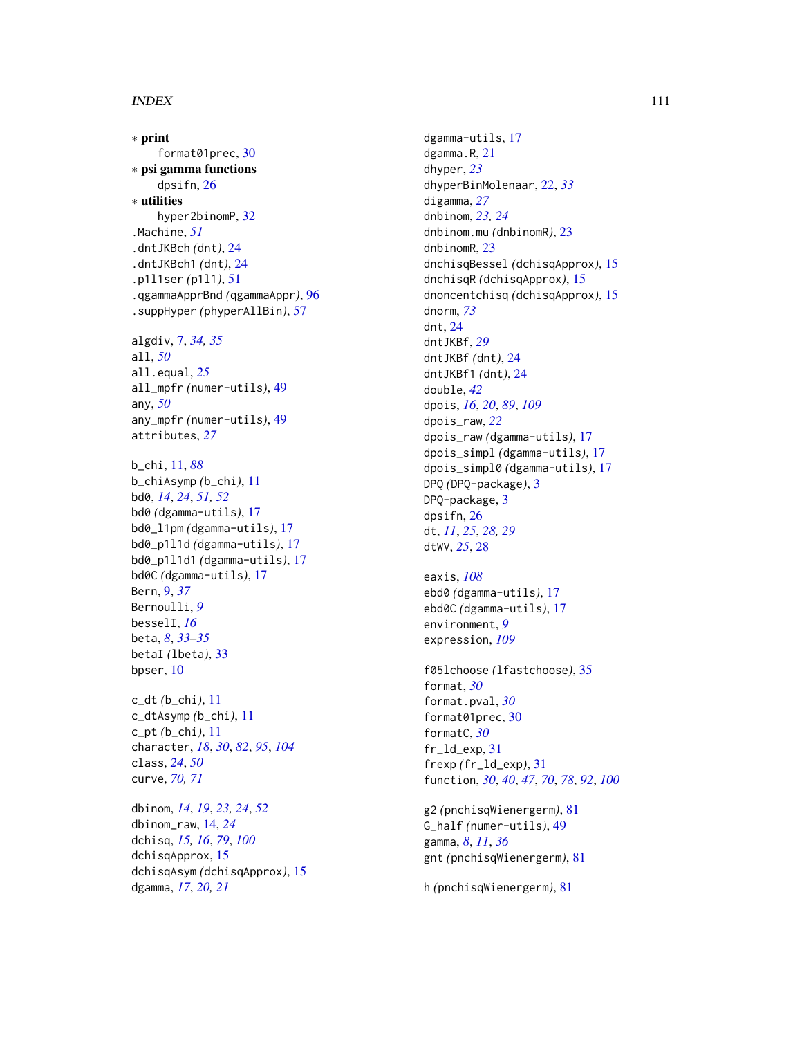∗ **print**
  format01prec, 30
∗ **psi gamma functions**
  dpsifn, 26
∗ **utilities**
  hyper2binomP, 32
.Machine, *51*
.dntJKBch *(*dnt*)*, 24
.dntJKBch1 *(*dnt*)*, 24
.p1l1ser *(*p1l1*)*, 51
.qgammaApprBnd *(*qgammaAppr*)*, 96
.suppHyper *(*phyperAllBin*)*, 57

algdiv, 7, *34, 35*
all, *50*
all.equal, *25*
all_mpfr *(*numer-utils*)*, 49
any, *50*
any_mpfr *(*numer-utils*)*, 49
attributes, *27*

b_chi, 11, *88*
b_chiAsymp *(*b_chi*)*, 11
bd0, *14*, *24*, *51, 52*
bd0 *(*dgamma-utils*)*, 17
bd0_l1pm *(*dgamma-utils*)*, 17
bd0_p1l1d *(*dgamma-utils*)*, 17
bd0_p1l1d1 *(*dgamma-utils*)*, 17
bd0C *(*dgamma-utils*)*, 17
Bern, 9, *37*
Bernoulli, *9*
besselI, *16*
beta, *8*, *33–35*
betaI *(*lbeta*)*, 33
bpser, 10

c_dt *(*b_chi*)*, 11
c_dtAsymp *(*b_chi*)*, 11
c_pt *(*b_chi*)*, 11
character, *18*, *30*, *82*, *95*, *104*
class, *24*, *50*
curve, *70, 71*

dbinom, *14*, *19*, *23, 24*, *52*
dbinom_raw, 14, *24*
dchisq, *15, 16*, *79*, *100*
dchisqApprox, 15
dchisqAsym *(*dchisqApprox*)*, 15
dgamma, *17*, *20, 21*
dgamma-utils, 17
dgamma.R, 21
dhyper, *23*
dhyperBinMolenaar, 22, *33*
digamma, *27*
dnbinom, *23, 24*
dnbinom.mu *(*dnbinomR*)*, 23
dnbinomR, 23
dnchisqBessel *(*dchisqApprox*)*, 15
dnchisqR *(*dchisqApprox*)*, 15
dnoncentchisq *(*dchisqApprox*)*, 15
dnorm, *73*
dnt, 24
dntJKBf, *29*
dntJKBf *(*dnt*)*, 24
dntJKBf1 *(*dnt*)*, 24
double, *42*
dpois, *16*, *20*, *89*, *109*
dpois_raw, *22*
dpois_raw *(*dgamma-utils*)*, 17
dpois_simpl *(*dgamma-utils*)*, 17
dpois_simpl0 *(*dgamma-utils*)*, 17
DPQ *(*DPQ-package*)*, 3
DPQ-package, 3
dpsifn, 26
dt, *11*, *25*, *28, 29*
dtWV, *25*, 28

eaxis, *108*
ebd0 *(*dgamma-utils*)*, 17
ebd0C *(*dgamma-utils*)*, 17
environment, *9*
expression, *109*

f05lchoose *(*lfastchoose*)*, 35
format, *30*
format.pval, *30*
format01prec, 30
formatC, *30*
fr_ld_exp, 31
frexp *(*fr_ld_exp*)*, 31
function, *30*, *40*, *47*, *70*, *78*, *92*, *100*

g2 *(*pnchisqWienergerm*)*, 81
G_half *(*numer-utils*)*, 49
gamma, *8*, *11*, *36*
gnt *(*pnchisqWienergerm*)*, 81

h *(*pnchisqWienergerm*)*, 81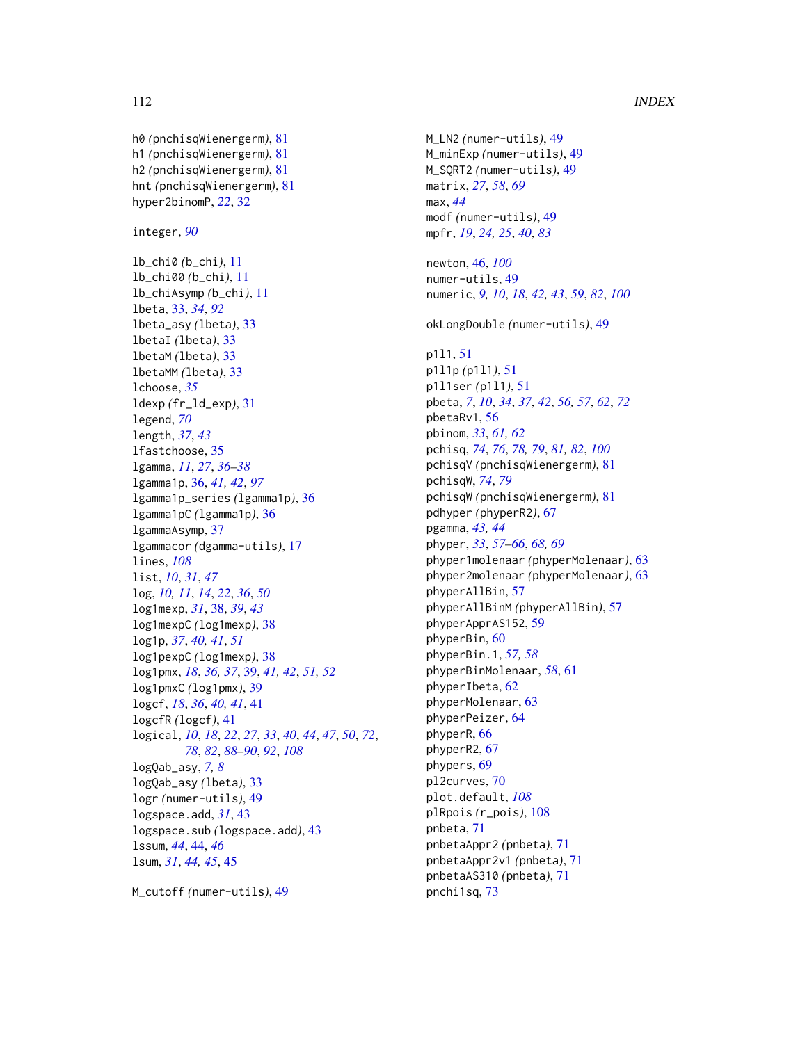h0 *(pnchisqWienergerm)*, 81
h1 *(pnchisqWienergerm)*, 81
h2 *(pnchisqWienergerm)*, 81
hnt *(pnchisqWienergerm)*, 81
hyper2binomP, *22*, 32

integer, *90*

lb_chi0 *(b_chi)*, 11
lb_chi00 *(b_chi)*, 11
lb_chiAsymp *(b_chi)*, 11
lbeta, 33, *34*, *92*
lbeta_asy *(lbeta)*, 33
lbetaI *(lbeta)*, 33
lbetaM *(lbeta)*, 33
lbetaMM *(lbeta)*, 33
lchoose, *35*
ldexp *(fr_ld_exp)*, 31
legend, *70*
length, *37*, *43*
lfastchoose, 35
lgamma, *11*, *27*, *36–38*
lgamma1p, 36, *41, 42*, *97*
lgamma1p_series *(lgamma1p)*, 36
lgamma1pC *(lgamma1p)*, 36
lgammaAsymp, 37
lgammacor *(dgamma-utils)*, 17
lines, *108*
list, *10*, *31*, *47*
log, *10, 11*, *14*, *22*, *36*, *50*
log1mexp, *31*, 38, *39*, *43*
log1mexpC *(log1mexp)*, 38
log1p, *37*, *40, 41*, *51*
log1pexpC *(log1mexp)*, 38
log1pmx, *18*, *36, 37*, 39, *41, 42*, *51, 52*
log1pmxC *(log1pmx)*, 39
logcf, *18*, *36*, *40, 41*, 41
logcfR *(logcf)*, 41
logical, *10*, *18*, *22*, *27*, *33*, *40*, *44*, *47*, *50*, *72*, *78*, *82*, *88–90*, *92*, *108*
logQab_asy, *7, 8*
logQab_asy *(lbeta)*, 33
logr *(numer-utils)*, 49
logspace.add, *31*, 43
logspace.sub *(logspace.add)*, 43
lssum, *44*, 44, *46*
lsum, *31*, *44, 45*, 45

M_cutoff *(numer-utils)*, 49
M_LN2 *(numer-utils)*, 49
M_minExp *(numer-utils)*, 49
M_SQRT2 *(numer-utils)*, 49
matrix, *27*, *58*, *69*
max, *44*
modf *(numer-utils)*, 49
mpfr, *19*, *24, 25*, *40*, *83*

newton, 46, *100*
numer-utils, 49
numeric, *9, 10*, *18*, *42, 43*, *59*, *82*, *100*

okLongDouble *(numer-utils)*, 49

p1l1, 51
p1l1p *(p1l1)*, 51
p1l1ser *(p1l1)*, 51
pbeta, *7*, *10*, *34*, *37*, *42*, *56, 57*, *62*, *72*
pbetaRv1, 56
pbinom, *33*, *61, 62*
pchisq, *74*, *76*, *78, 79*, *81, 82*, *100*
pchisqV *(pnchisqWienergerm)*, 81
pchisqW, *74*, *79*
pchisqW *(pnchisqWienergerm)*, 81
pdhyper *(phyperR2)*, 67
pgamma, *43, 44*
phyper, *33*, *57–66*, *68, 69*
phyper1molenaar *(phyperMolenaar)*, 63
phyper2molenaar *(phyperMolenaar)*, 63
phyperAllBin, 57
phyperAllBinM *(phyperAllBin)*, 57
phyperApprAS152, 59
phyperBin, 60
phyperBin.1, *57, 58*
phyperBinMolenaar, *58*, 61
phyperIbeta, 62
phyperMolenaar, 63
phyperPeizer, 64
phyperR, 66
phyperR2, 67
phypers, 69
pl2curves, 70
plot.default, *108*
plRpois *(r_pois)*, 108
pnbeta, 71
pnbetaAppr2 *(pnbeta)*, 71
pnbetaAppr2v1 *(pnbeta)*, 71
pnbetaAS310 *(pnbeta)*, 71
pnchi1sq, 73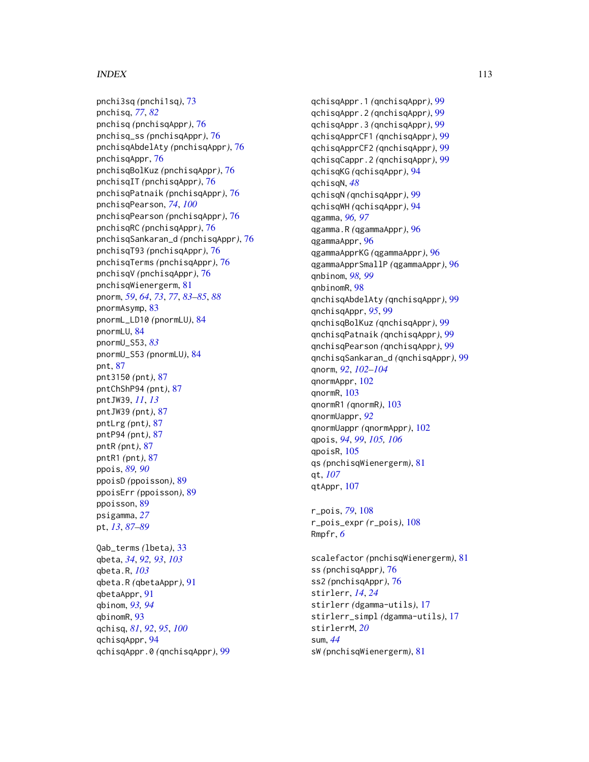pnchi3sq *(pnchi1sq)*, 73
pnchisq, *77*, *82*
pnchisq *(pnchisqAppr)*, 76
pnchisq_ss *(pnchisqAppr)*, 76
pnchisqAbdelAty *(pnchisqAppr)*, 76
pnchisqAppr, 76
pnchisqBolKuz *(pnchisqAppr)*, 76
pnchisqIT *(pnchisqAppr)*, 76
pnchisqPatnaik *(pnchisqAppr)*, 76
pnchisqPearson, *74*, *100*
pnchisqPearson *(pnchisqAppr)*, 76
pnchisqRC *(pnchisqAppr)*, 76
pnchisqSankaran_d *(pnchisqAppr)*, 76
pnchisqT93 *(pnchisqAppr)*, 76
pnchisqTerms *(pnchisqAppr)*, 76
pnchisqV *(pnchisqAppr)*, 76
pnchisqWienergerm, 81
pnorm, *59*, *64*, *73*, *77*, *83–85*, *88*
pnormAsymp, 83
pnormL_LD10 *(pnormLU)*, 84
pnormLU, 84
pnormU_S53, *83*
pnormU_S53 *(pnormLU)*, 84
pnt, 87
pnt3150 *(pnt)*, 87
pntChShP94 *(pnt)*, 87
pntJW39, *11*, *13*
pntJW39 *(pnt)*, 87
pntLrg *(pnt)*, 87
pntP94 *(pnt)*, 87
pntR *(pnt)*, 87
pntR1 *(pnt)*, 87
ppois, *89*, *90*
ppoisD *(ppoisson)*, 89
ppoisErr *(ppoisson)*, 89
ppoisson, 89
psigamma, *27*
pt, *13*, *87–89*

Qab_terms *(lbeta)*, 33
qbeta, *34*, *92*, *93*, *103*
qbeta.R, *103*
qbeta.R *(qbetaAppr)*, 91
qbetaAppr, 91
qbinom, *93*, *94*
qbinomR, 93
qchisq, *81*, *92*, *95*, *100*
qchisqAppr, 94
qchisqAppr.0 *(qnchisqAppr)*, 99
qchisqAppr.1 *(qnchisqAppr)*, 99
qchisqAppr.2 *(qnchisqAppr)*, 99
qchisqAppr.3 *(qnchisqAppr)*, 99
qchisqApprCF1 *(qnchisqAppr)*, 99
qchisqApprCF2 *(qnchisqAppr)*, 99
qchisqCappr.2 *(qnchisqAppr)*, 99
qchisqKG *(qchisqAppr)*, 94
qchisqN, *48*
qchisqN *(qnchisqAppr)*, 99
qchisqWH *(qchisqAppr)*, 94
qgamma, *96*, *97*
qgamma.R *(qgammaAppr)*, 96
qgammaAppr, 96
qgammaApprKG *(qgammaAppr)*, 96
qgammaApprSmallP *(qgammaAppr)*, 96
qnbinom, *98*, *99*
qnbinomR, 98
qnchisqAbdelAty *(qnchisqAppr)*, 99
qnchisqAppr, *95*, 99
qnchisqBolKuz *(qnchisqAppr)*, 99
qnchisqPatnaik *(qnchisqAppr)*, 99
qnchisqPearson *(qnchisqAppr)*, 99
qnchisqSankaran_d *(qnchisqAppr)*, 99
qnorm, *92*, *102–104*
qnormAppr, 102
qnormR, 103
qnormR1 *(qnormR)*, 103
qnormUappr, *92*
qnormUappr *(qnormAppr)*, 102
qpois, *94*, *99*, *105*, *106*
qpoisR, 105
qs *(pnchisqWienergerm)*, 81
qt, *107*
qtAppr, 107

r_pois, *79*, 108
r_pois_expr *(r_pois)*, 108
Rmpfr, *6*

scalefactor *(pnchisqWienergerm)*, 81
ss *(pnchisqAppr)*, 76
ss2 *(pnchisqAppr)*, 76
stirlerr, *14*, *24*
stirlerr *(dgamma-utils)*, 17
stirlerr_simpl *(dgamma-utils)*, 17
stirlerrM, *20*
sum, *44*
sW *(pnchisqWienergerm)*, 81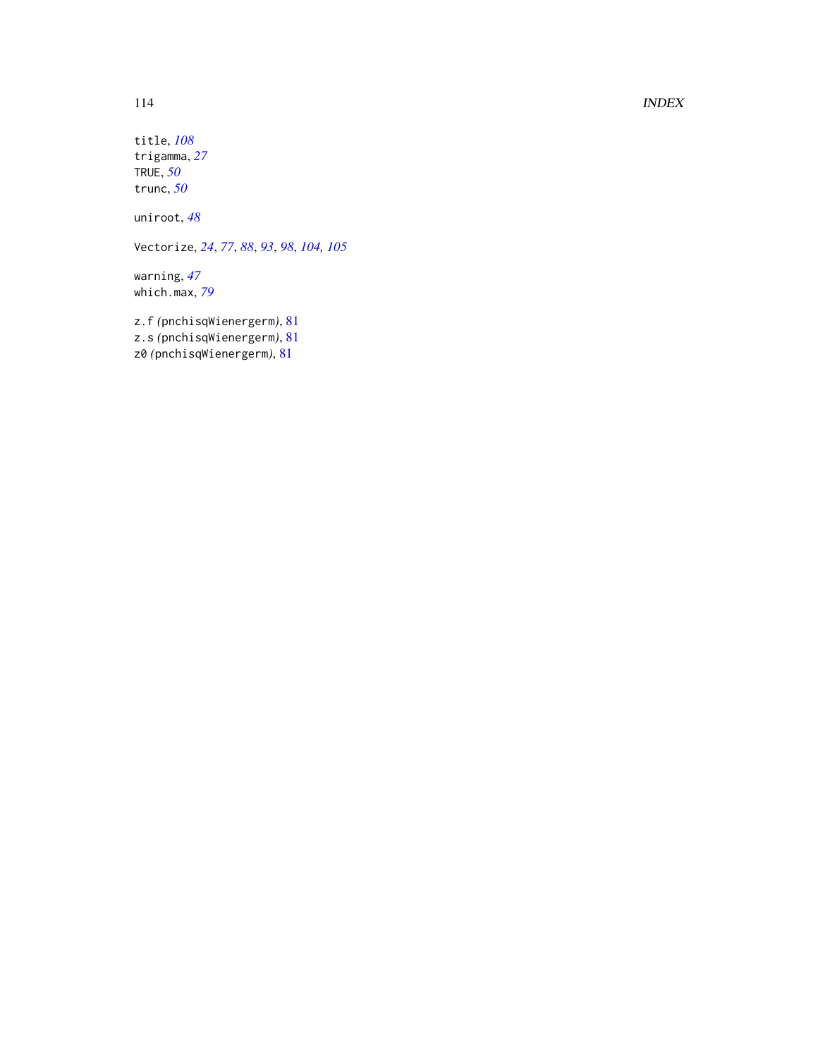title, *108*
trigamma, *27*
TRUE, *50*
trunc, *50*

uniroot, *48*

Vectorize, *24*, *77*, *88*, *93*, *98*, *104, 105*

warning, *47*
which.max, *79*

z.f *(*pnchisqWienergerm*)*, 81
z.s *(*pnchisqWienergerm*)*, 81
z0 *(*pnchisqWienergerm*)*, 81